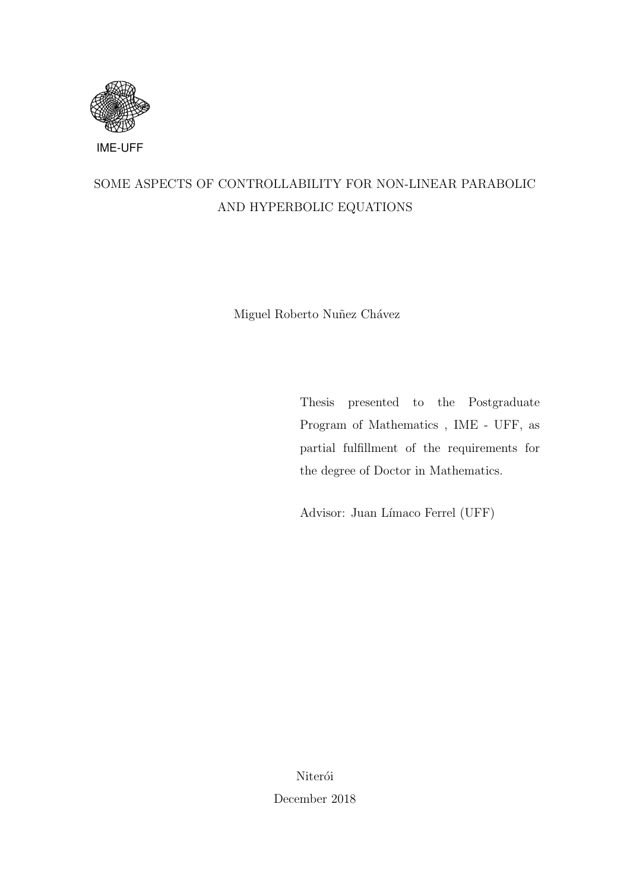IME-UFF

# SOME ASPECTS OF CONTROLLABILITY FOR NON-LINEAR PARABOLIC AND HYPERBOLIC EQUATIONS

Miguel Roberto Nuñez Chávez

Thesis presented to the Postgraduate Program of Mathematics , IME - UFF, as partial fulfillment of the requirements for the degree of Doctor in Mathematics.

Advisor: Juan Límaco Ferrel (UFF)

Niterói

December 2018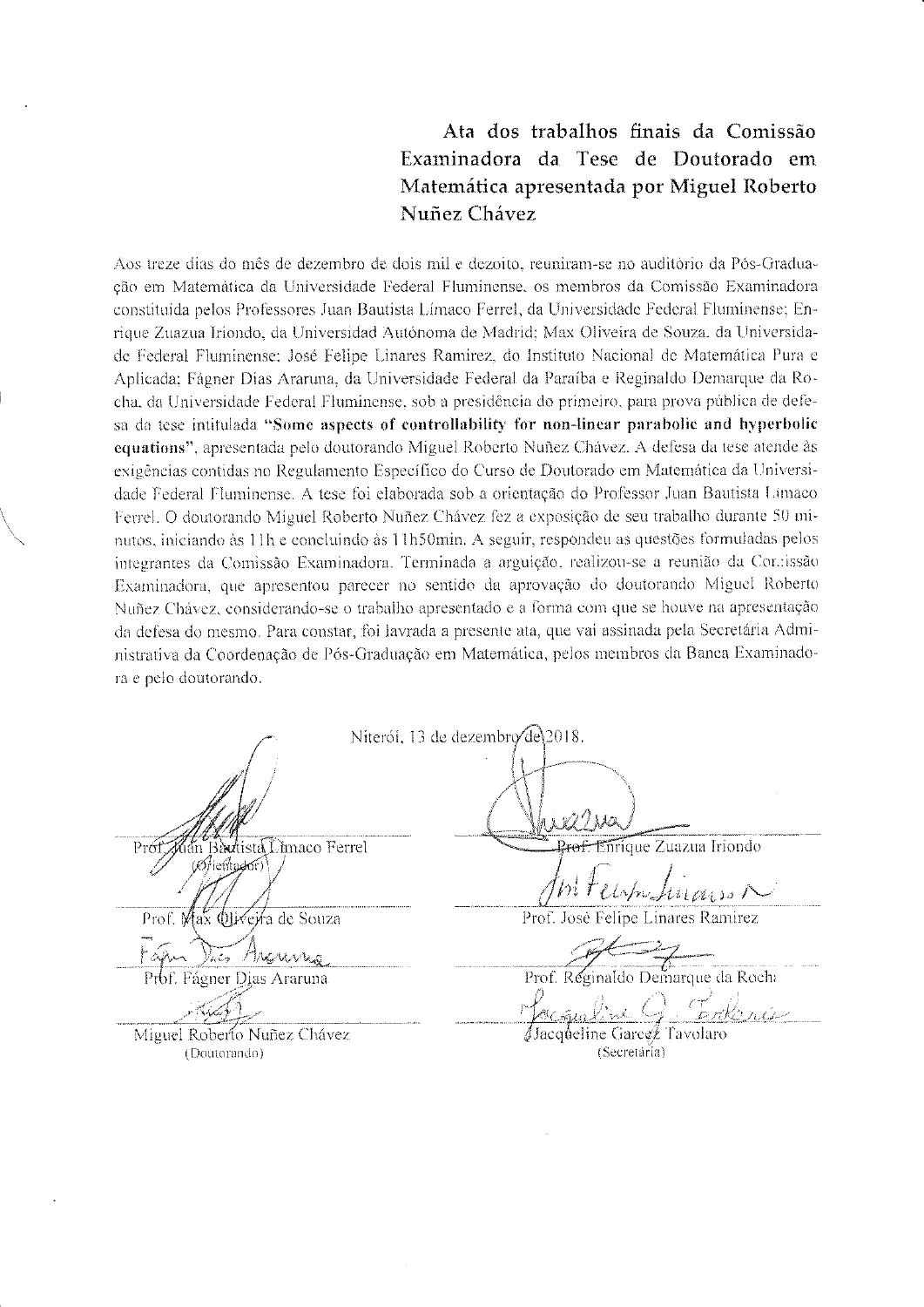# Ata dos trabalhos finais da Comissão Examinadora da Tese de Doutorado em Matemática apresentada por Miguel Roberto Nuñez Chávez

Aos treze dias do mês de dezembro de dois mil e dezoito, reuniram-se no auditório da Pós-Graduação em Matemática da Universidade Federal Fluminense, os membros da Comissão Examinadora constituída pelos Professores Juan Bautista Límaco Ferrel, da Universidade Federal Fluminense; Enrique Zuazua Iriondo, da Universidad Autónoma de Madrid; Max Oliveira de Souza, da Universidade Federal Fluminense; José Felipe Linares Ramirez, do Instituto Nacional de Matemática Pura e Aplicada; Fágner Dias Araruna, da Universidade Federal da Paraíba e Reginaldo Demarque da Rocha, da Universidade Federal Fluminense, sob a presidência do primeiro, para prova pública de defesa da tese intitulada **"Some aspects of controllability for non-linear parabolic and hyperbolic equations"**, apresentada pelo doutorando Miguel Roberto Nuñez Chávez. A defesa da tese atende às exigências contidas no Regulamento Específico do Curso de Doutorado em Matemática da Universidade Federal Fluminense. A tese foi elaborada sob a orientação do Professor Juan Bautista Límaco Ferrel. O doutorando Miguel Roberto Nuñez Chávez fez a exposição de seu trabalho durante 50 minutos, iniciando às 11h e concluindo às 11h50min. A seguir, respondeu as questões formuladas pelos integrantes da Comissão Examinadora. Terminada a arguição, realizou-se a reunião da Comissão Examinadora, que apresentou parecer no sentido da aprovação do doutorando Miguel Roberto Nuñez Chávez, considerando-se o trabalho apresentado e a forma com que se houve na apresentação da defesa do mesmo. Para constar, foi lavrada a presente ata, que vai assinada pela Secretária Administrativa da Coordenação de Pós-Graduação em Matemática, pelos membros da Banca Examinadora e pelo doutorando.

Niterói, 13 de dezembro de 2018.

Prof. Juan Bautista Límaco Ferrel
(Orientador)

Prof. Enrique Zuazua Iriondo

Prof. Max Oliveira de Souza

Prof. José Felipe Linares Ramirez

Prof. Fágner Dias Araruna

Prof. Réginaldo Demarque da Rocha

Miguel Roberto Nuñez Chávez
(Doutorando)

Jacqueline Garcez Tavolaro
(Secretária)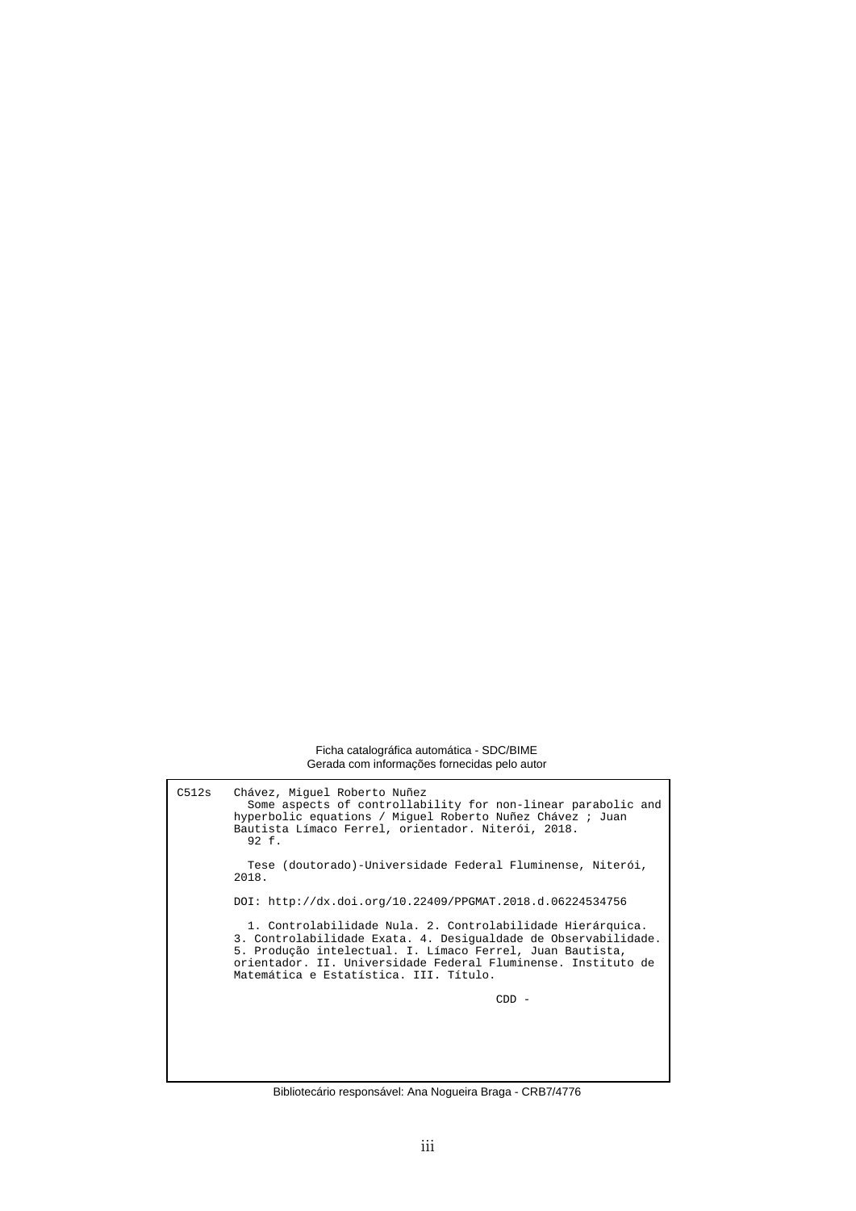Ficha catalográfica automática - SDC/BIME
Gerada com informações fornecidas pelo autor

C512s Chávez, Miguel Roberto Nuñez
Some aspects of controllability for non-linear parabolic and hyperbolic equations / Miguel Roberto Nuñez Chávez ; Juan Bautista Límaco Ferrel, orientador. Niterói, 2018.
92 f.

Tese (doutorado)-Universidade Federal Fluminense, Niterói, 2018.

DOI: http://dx.doi.org/10.22409/PPGMAT.2018.d.06224534756

1. Controlabilidade Nula. 2. Controlabilidade Hierárquica. 3. Controlabilidade Exata. 4. Desigualdade de Observabilidade. 5. Produção intelectual. I. Límaco Ferrel, Juan Bautista, orientador. II. Universidade Federal Fluminense. Instituto de Matemática e Estatística. III. Título.

CDD -

Bibliotecário responsável: Ana Nogueira Braga - CRB7/4776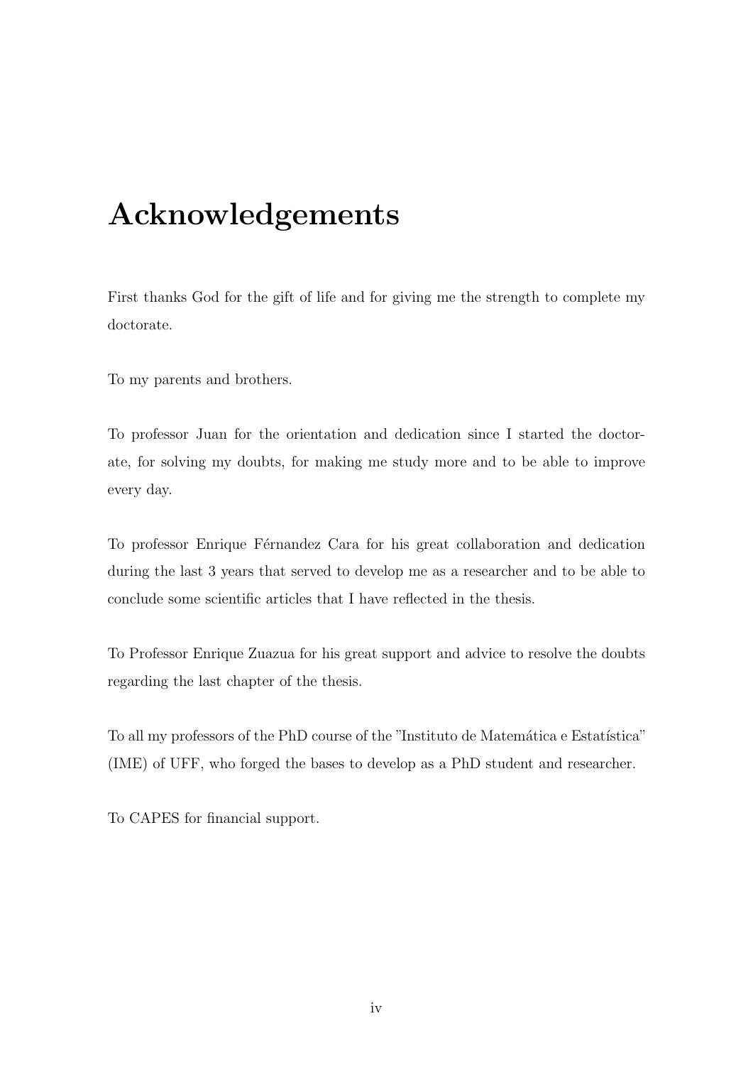# Acknowledgements

First thanks God for the gift of life and for giving me the strength to complete my doctorate.

To my parents and brothers.

To professor Juan for the orientation and dedication since I started the doctorate, for solving my doubts, for making me study more and to be able to improve every day.

To professor Enrique Férnandez Cara for his great collaboration and dedication during the last 3 years that served to develop me as a researcher and to be able to conclude some scientific articles that I have reflected in the thesis.

To Professor Enrique Zuazua for his great support and advice to resolve the doubts regarding the last chapter of the thesis.

To all my professors of the PhD course of the "Instituto de Matemática e Estatística" (IME) of UFF, who forged the bases to develop as a PhD student and researcher.

To CAPES for financial support.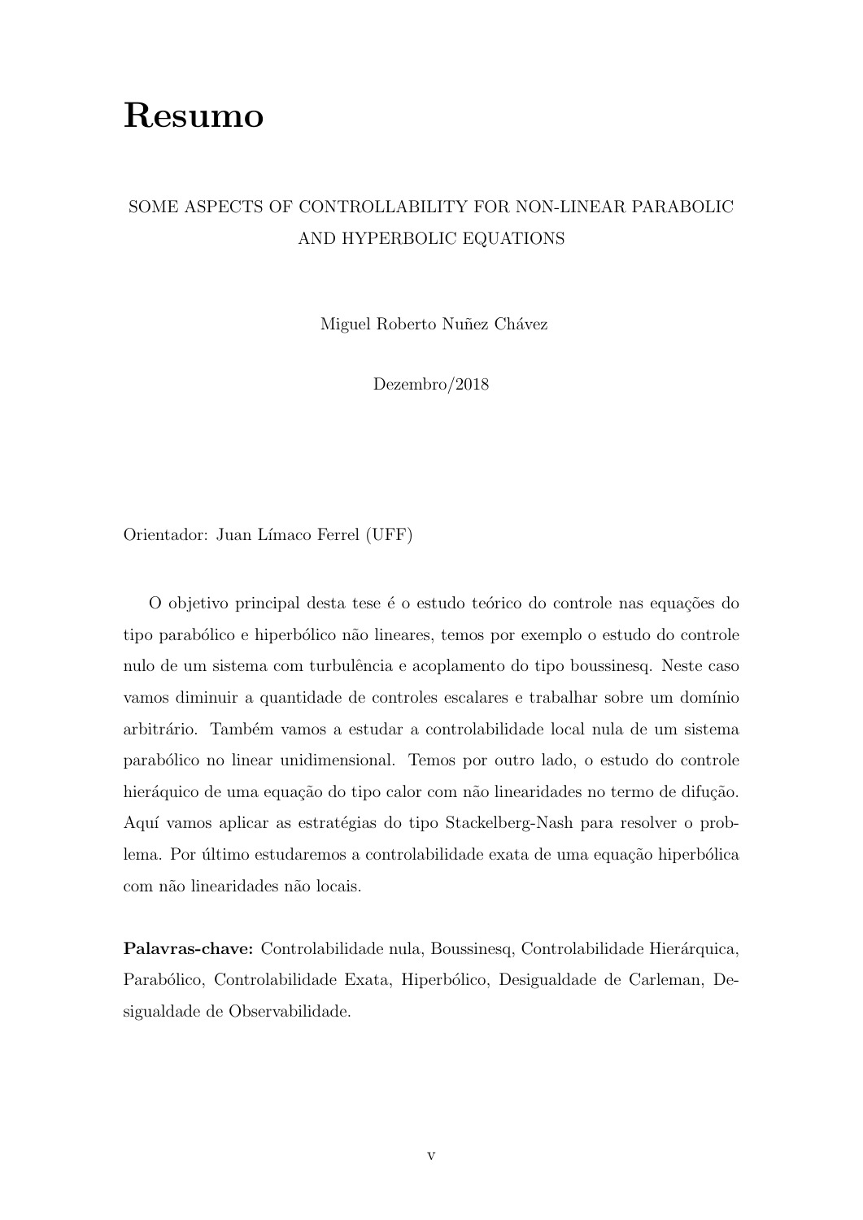# Resumo

SOME ASPECTS OF CONTROLLABILITY FOR NON-LINEAR PARABOLIC AND HYPERBOLIC EQUATIONS

Miguel Roberto Nuñez Chávez

Dezembro/2018

Orientador: Juan Límaco Ferrel (UFF)

O objetivo principal desta tese é o estudo teórico do controle nas equações do tipo parabólico e hiperbólico não lineares, temos por exemplo o estudo do controle nulo de um sistema com turbulência e acoplamento do tipo boussinesq. Neste caso vamos diminuir a quantidade de controles escalares e trabalhar sobre um domínio arbitrário. Também vamos a estudar a controlabilidade local nula de um sistema parabólico no linear unidimensional. Temos por outro lado, o estudo do controle hieráquico de uma equação do tipo calor com não linearidades no termo de difução. Aquí vamos aplicar as estratégias do tipo Stackelberg-Nash para resolver o problema. Por último estudaremos a controlabilidade exata de uma equação hiperbólica com não linearidades não locais.

**Palavras-chave:** Controlabilidade nula, Boussinesq, Controlabilidade Hierárquica, Parabólico, Controlabilidade Exata, Hiperbólico, Desigualdade de Carleman, Desigualdade de Observabilidade.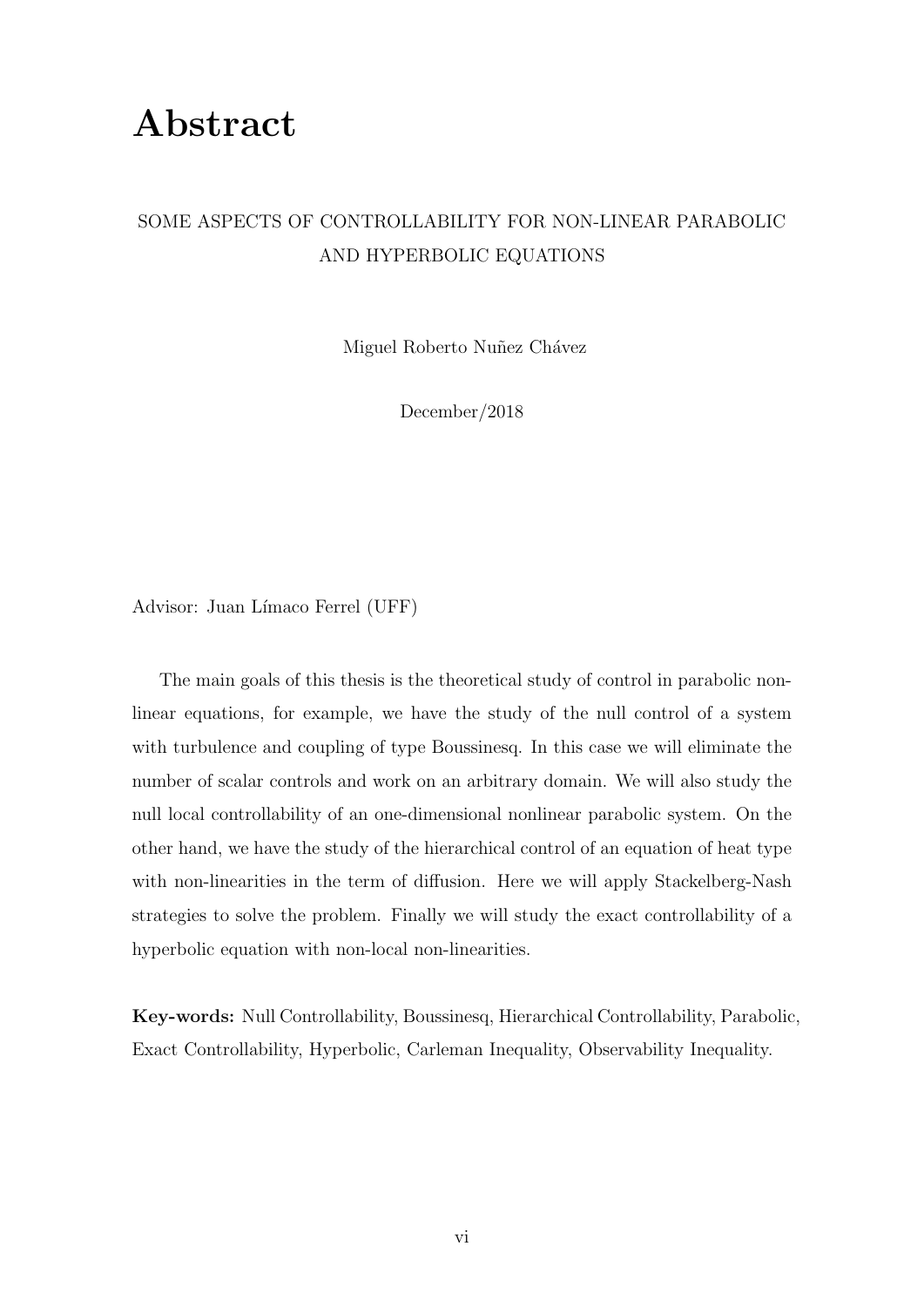# Abstract

SOME ASPECTS OF CONTROLLABILITY FOR NON-LINEAR PARABOLIC AND HYPERBOLIC EQUATIONS

Miguel Roberto Nuñez Chávez

December/2018

Advisor: Juan Límaco Ferrel (UFF)

The main goals of this thesis is the theoretical study of control in parabolic nonlinear equations, for example, we have the study of the null control of a system with turbulence and coupling of type Boussinesq. In this case we will eliminate the number of scalar controls and work on an arbitrary domain. We will also study the null local controllability of an one-dimensional nonlinear parabolic system. On the other hand, we have the study of the hierarchical control of an equation of heat type with non-linearities in the term of diffusion. Here we will apply Stackelberg-Nash strategies to solve the problem. Finally we will study the exact controllability of a hyperbolic equation with non-local non-linearities.

**Key-words:** Null Controllability, Boussinesq, Hierarchical Controllability, Parabolic, Exact Controllability, Hyperbolic, Carleman Inequality, Observability Inequality.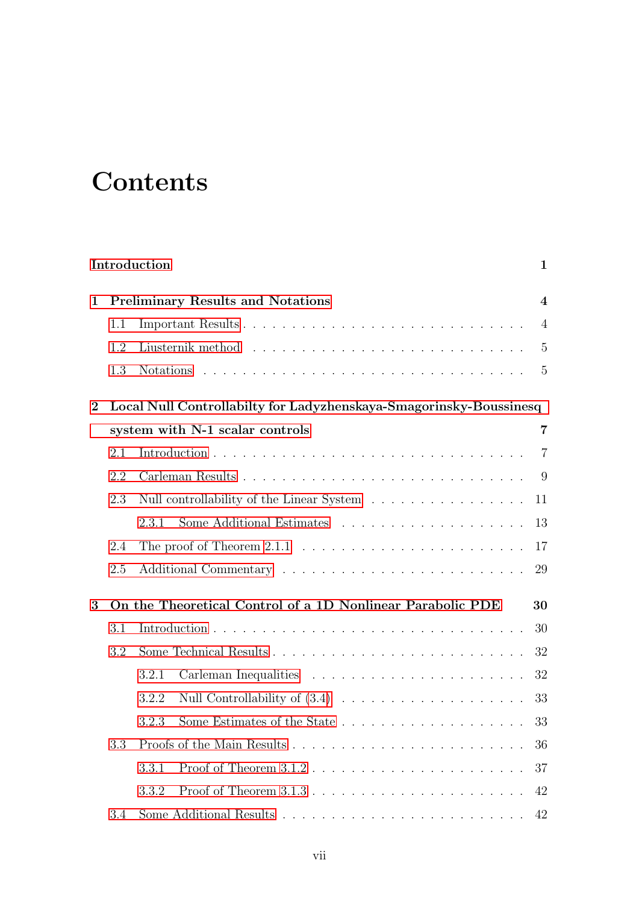# Contents

**Introduction** **1**

**1 Preliminary Results and Notations** **4**

- 1.1 Important Results . . . . . . . . . . . . . . . . . . . . . . . . . . . . 4
- 1.2 Liusternik method . . . . . . . . . . . . . . . . . . . . . . . . . . . . 5
- 1.3 Notations . . . . . . . . . . . . . . . . . . . . . . . . . . . . . . . . 5

**2 Local Null Controllabilty for Ladyzhenskaya-Smagorinsky-Boussinesq system with N-1 scalar controls** **7**

- 2.1 Introduction . . . . . . . . . . . . . . . . . . . . . . . . . . . . . . . 7
- 2.2 Carleman Results . . . . . . . . . . . . . . . . . . . . . . . . . . . . 9
- 2.3 Null controllability of the Linear System . . . . . . . . . . . . . . . . 11
  - 2.3.1 Some Additional Estimates . . . . . . . . . . . . . . . . . . . . 13
- 2.4 The proof of Theorem 2.1.1 . . . . . . . . . . . . . . . . . . . . . . . 17
- 2.5 Additional Commentary . . . . . . . . . . . . . . . . . . . . . . . . . 29

**3 On the Theoretical Control of a 1D Nonlinear Parabolic PDE** **30**

- 3.1 Introduction . . . . . . . . . . . . . . . . . . . . . . . . . . . . . . . 30
- 3.2 Some Technical Results . . . . . . . . . . . . . . . . . . . . . . . . . 32
  - 3.2.1 Carleman Inequalities . . . . . . . . . . . . . . . . . . . . . . 32
  - 3.2.2 Null Controllability of (3.4) . . . . . . . . . . . . . . . . . . . 33
  - 3.2.3 Some Estimates of the State . . . . . . . . . . . . . . . . . . . 33
- 3.3 Proofs of the Main Results . . . . . . . . . . . . . . . . . . . . . . . 36
  - 3.3.1 Proof of Theorem 3.1.2 . . . . . . . . . . . . . . . . . . . . . . 37
  - 3.3.2 Proof of Theorem 3.1.3 . . . . . . . . . . . . . . . . . . . . . . 42
- 3.4 Some Additional Results . . . . . . . . . . . . . . . . . . . . . . . . 42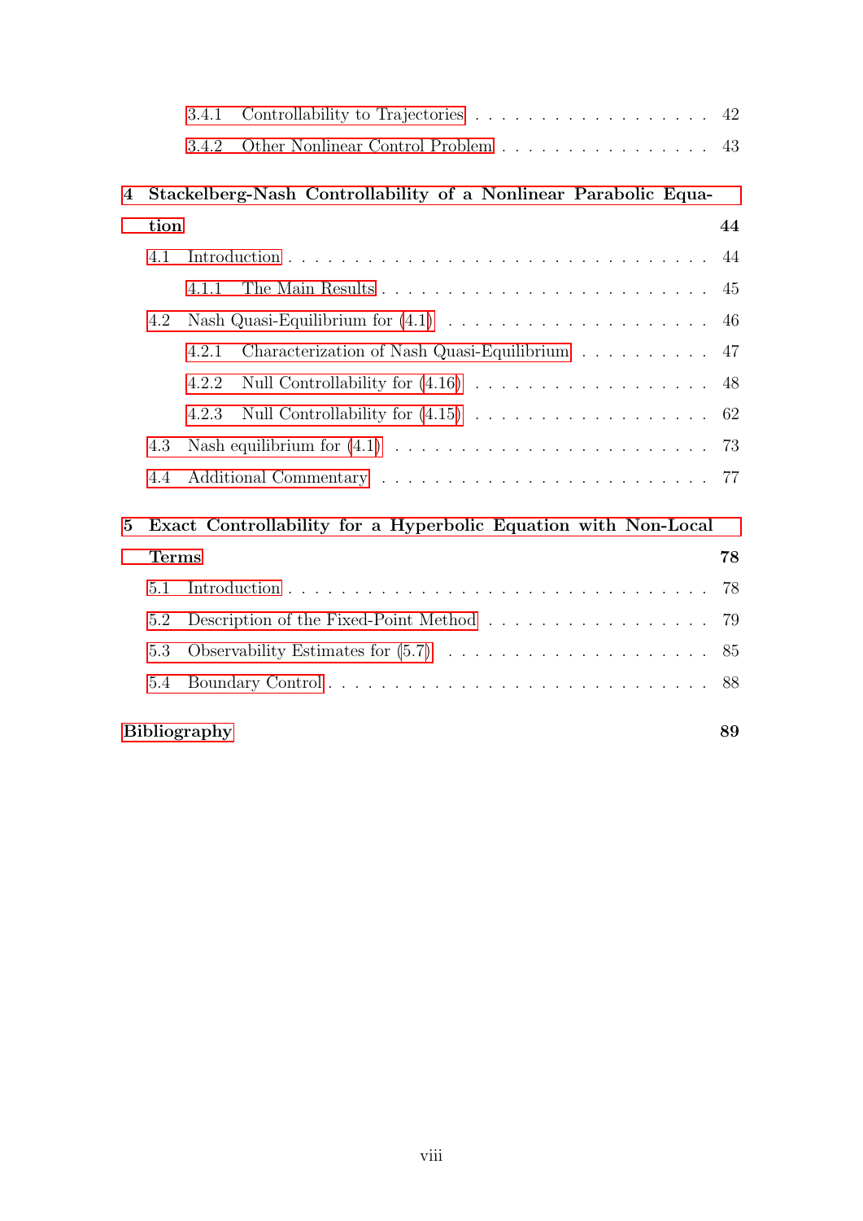- 3.4.1 Controllability to Trajectories . . . . . 42
- 3.4.2 Other Nonlinear Control Problem . . . . . 43

**4 Stackelberg-Nash Controllability of a Nonlinear Parabolic Equation** **44**

- 4.1 Introduction . . . . . 44
  - 4.1.1 The Main Results . . . . . 45
- 4.2 Nash Quasi-Equilibrium for (4.1) . . . . . 46
  - 4.2.1 Characterization of Nash Quasi-Equilibrium . . . . . 47
  - 4.2.2 Null Controllability for (4.16) . . . . . 48
  - 4.2.3 Null Controllability for (4.15) . . . . . 62
- 4.3 Nash equilibrium for (4.1) . . . . . 73
- 4.4 Additional Commentary . . . . . 77

**5 Exact Controllability for a Hyperbolic Equation with Non-Local Terms** **78**

- 5.1 Introduction . . . . . 78
- 5.2 Description of the Fixed-Point Method . . . . . 79
- 5.3 Observability Estimates for (5.7) . . . . . 85
- 5.4 Boundary Control . . . . . 88

**Bibliography** **89**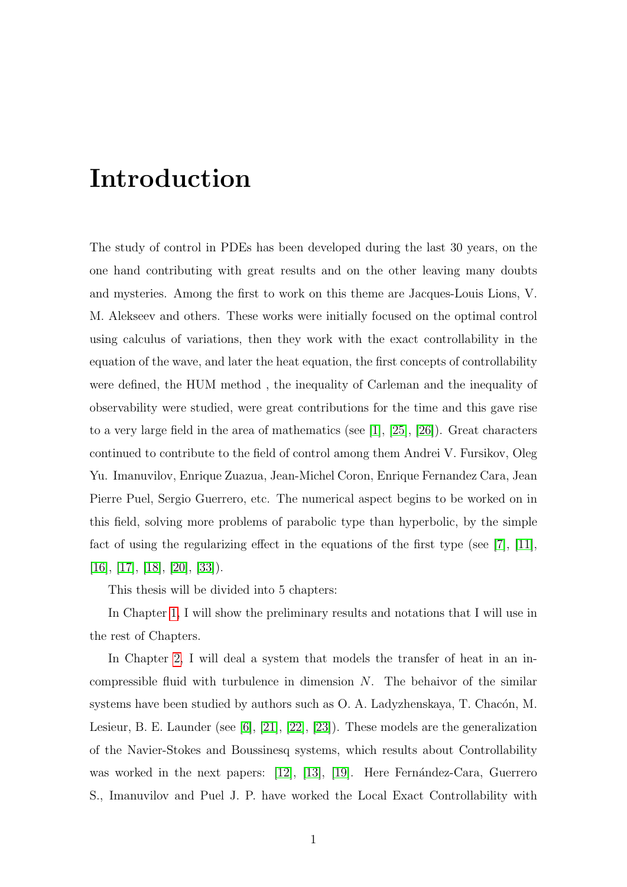# Introduction

The study of control in PDEs has been developed during the last 30 years, on the one hand contributing with great results and on the other leaving many doubts and mysteries. Among the first to work on this theme are Jacques-Louis Lions, V. M. Alekseev and others. These works were initially focused on the optimal control using calculus of variations, then they work with the exact controllability in the equation of the wave, and later the heat equation, the first concepts of controllability were defined, the HUM method , the inequality of Carleman and the inequality of observability were studied, were great contributions for the time and this gave rise to a very large field in the area of mathematics (see [1], [25], [26]). Great characters continued to contribute to the field of control among them Andrei V. Fursikov, Oleg Yu. Imanuvilov, Enrique Zuazua, Jean-Michel Coron, Enrique Fernandez Cara, Jean Pierre Puel, Sergio Guerrero, etc. The numerical aspect begins to be worked on in this field, solving more problems of parabolic type than hyperbolic, by the simple fact of using the regularizing effect in the equations of the first type (see [7], [11], [16], [17], [18], [20], [33]).

This thesis will be divided into 5 chapters:

In Chapter 1, I will show the preliminary results and notations that I will use in the rest of Chapters.

In Chapter 2, I will deal a system that models the transfer of heat in an incompressible fluid with turbulence in dimension $N$. The behaivor of the similar systems have been studied by authors such as O. A. Ladyzhenskaya, T. Chacón, M. Lesieur, B. E. Launder (see [6], [21], [22], [23]). These models are the generalization of the Navier-Stokes and Boussinesq systems, which results about Controllability was worked in the next papers: [12], [13], [19]. Here Fernández-Cara, Guerrero S., Imanuvilov and Puel J. P. have worked the Local Exact Controllability with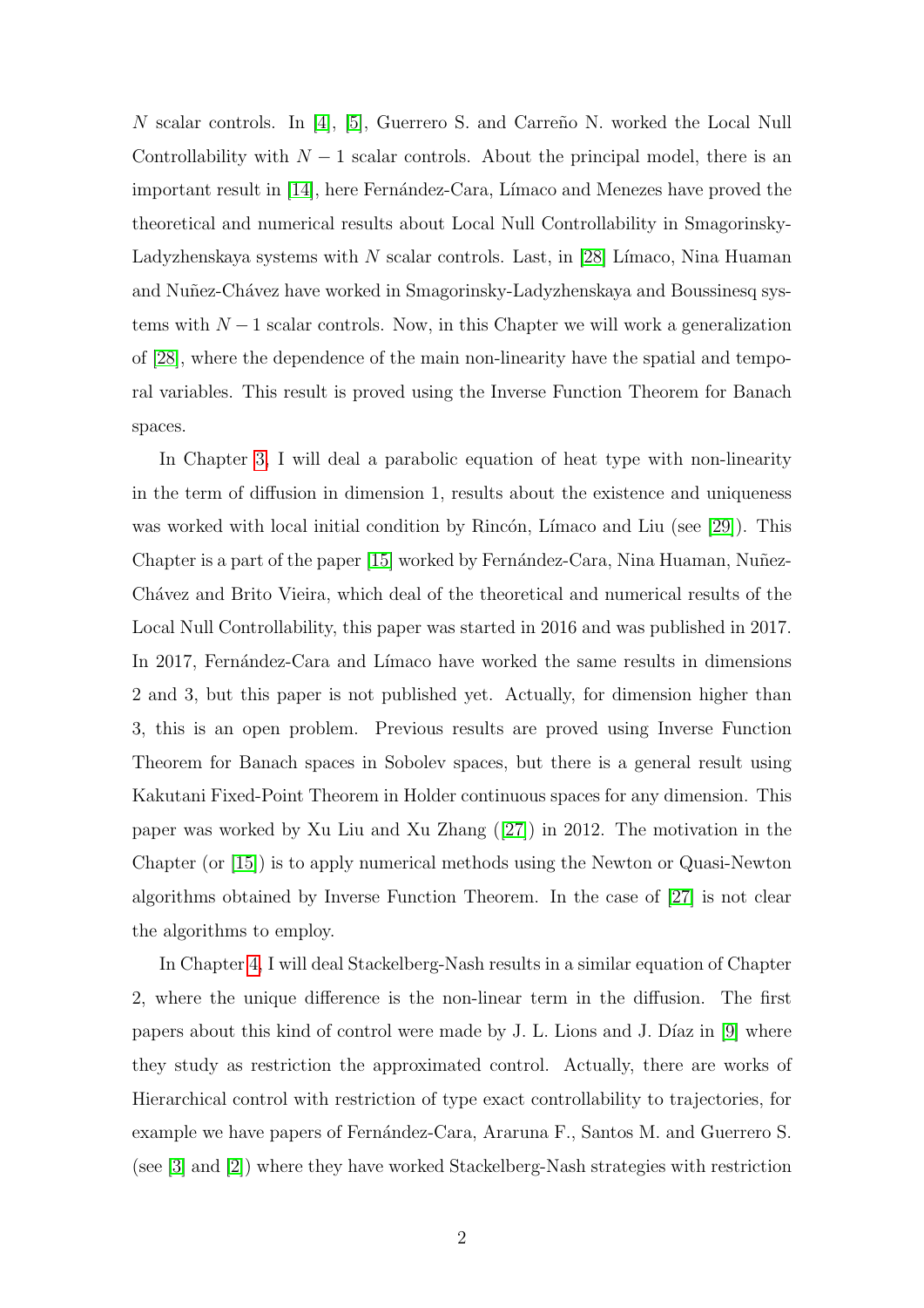$N$ scalar controls. In [4], [5], Guerrero S. and Carreño N. worked the Local Null Controllability with $N-1$ scalar controls. About the principal model, there is an important result in [14], here Fernández-Cara, Límaco and Menezes have proved the theoretical and numerical results about Local Null Controllability in Smagorinsky-Ladyzhenskaya systems with $N$ scalar controls. Last, in [28] Límaco, Nina Huaman and Nuñez-Chávez have worked in Smagorinsky-Ladyzhenskaya and Boussinesq systems with $N-1$ scalar controls. Now, in this Chapter we will work a generalization of [28], where the dependence of the main non-linearity have the spatial and temporal variables. This result is proved using the Inverse Function Theorem for Banach spaces.

In Chapter 3, I will deal a parabolic equation of heat type with non-linearity in the term of diffusion in dimension 1, results about the existence and uniqueness was worked with local initial condition by Rincón, Límaco and Liu (see [29]). This Chapter is a part of the paper [15] worked by Fernández-Cara, Nina Huaman, Nuñez-Chávez and Brito Vieira, which deal of the theoretical and numerical results of the Local Null Controllability, this paper was started in 2016 and was published in 2017. In 2017, Fernández-Cara and Límaco have worked the same results in dimensions 2 and 3, but this paper is not published yet. Actually, for dimension higher than 3, this is an open problem. Previous results are proved using Inverse Function Theorem for Banach spaces in Sobolev spaces, but there is a general result using Kakutani Fixed-Point Theorem in Holder continuous spaces for any dimension. This paper was worked by Xu Liu and Xu Zhang ([27]) in 2012. The motivation in the Chapter (or [15]) is to apply numerical methods using the Newton or Quasi-Newton algorithms obtained by Inverse Function Theorem. In the case of [27] is not clear the algorithms to employ.

In Chapter 4, I will deal Stackelberg-Nash results in a similar equation of Chapter 2, where the unique difference is the non-linear term in the diffusion. The first papers about this kind of control were made by J. L. Lions and J. Díaz in [9] where they study as restriction the approximated control. Actually, there are works of Hierarchical control with restriction of type exact controllability to trajectories, for example we have papers of Fernández-Cara, Araruna F., Santos M. and Guerrero S. (see [3] and [2]) where they have worked Stackelberg-Nash strategies with restriction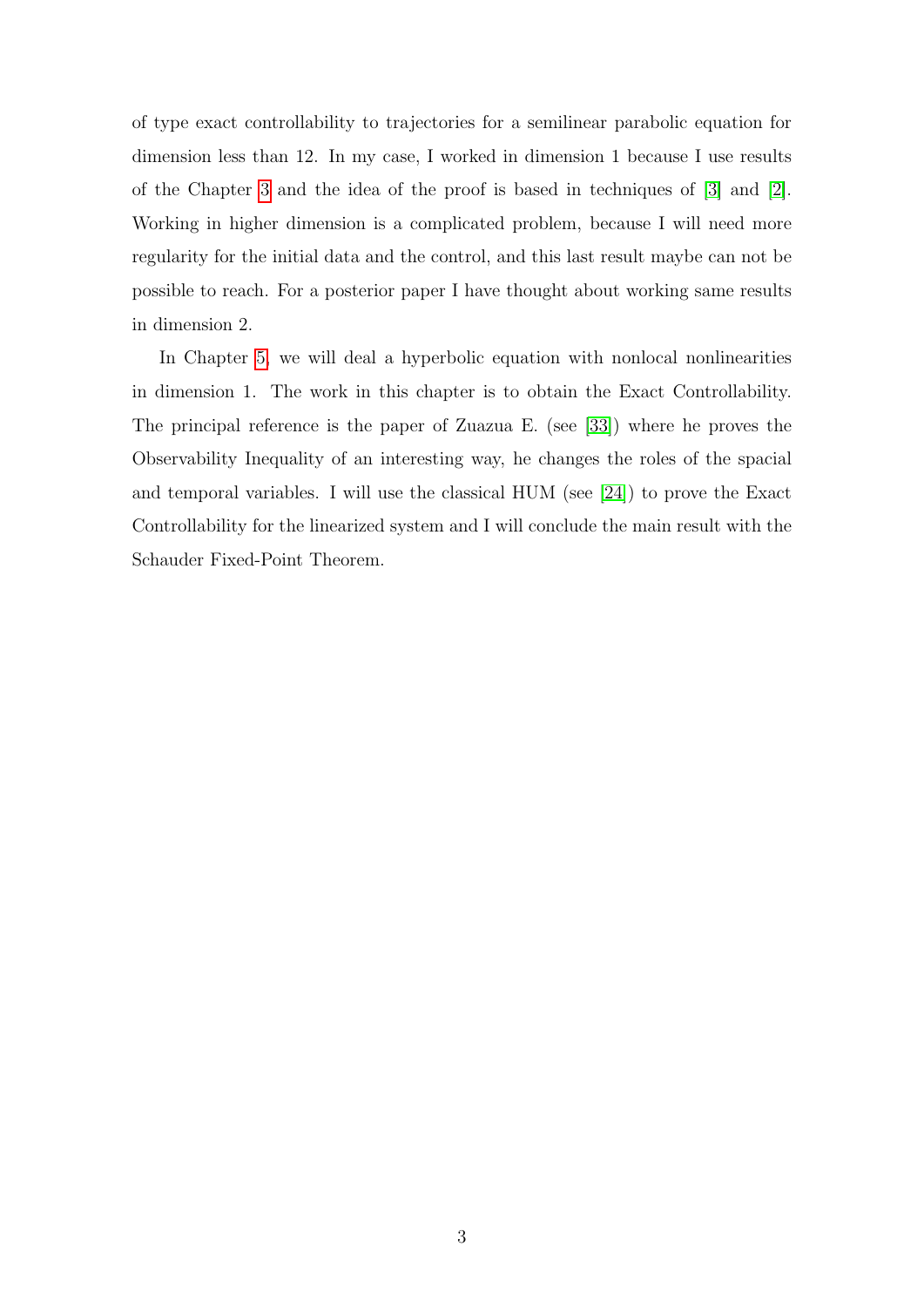of type exact controllability to trajectories for a semilinear parabolic equation for dimension less than 12. In my case, I worked in dimension 1 because I use results of the Chapter 3 and the idea of the proof is based in techniques of [3] and [2]. Working in higher dimension is a complicated problem, because I will need more regularity for the initial data and the control, and this last result maybe can not be possible to reach. For a posterior paper I have thought about working same results in dimension 2.

In Chapter 5, we will deal a hyperbolic equation with nonlocal nonlinearities in dimension 1. The work in this chapter is to obtain the Exact Controllability. The principal reference is the paper of Zuazua E. (see [33]) where he proves the Observability Inequality of an interesting way, he changes the roles of the spacial and temporal variables. I will use the classical HUM (see [24]) to prove the Exact Controllability for the linearized system and I will conclude the main result with the Schauder Fixed-Point Theorem.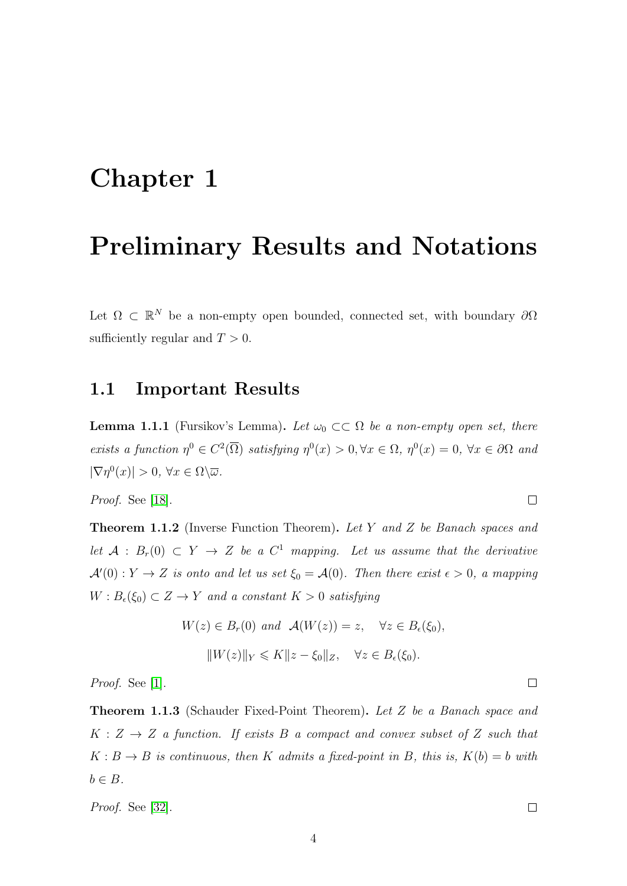# Chapter 1

# Preliminary Results and Notations

Let $\Omega \subset \mathbb{R}^N$ be a non-empty open bounded, connected set, with boundary $\partial\Omega$ sufficiently regular and $T > 0$.

## 1.1 Important Results

**Lemma 1.1.1** (Fursikov's Lemma)**.** *Let $\omega_0 \subset\subset \Omega$ be a non-empty open set, there exists a function $\eta^0 \in C^2(\overline{\Omega})$ satisfying $\eta^0(x) > 0, \forall x \in \Omega$, $\eta^0(x) = 0$, $\forall x \in \partial\Omega$ and $|\nabla \eta^0(x)| > 0$, $\forall x \in \Omega \backslash \overline{\omega}$.*

*Proof.* See [18]. □

**Theorem 1.1.2** (Inverse Function Theorem)**.** *Let $Y$ and $Z$ be Banach spaces and let $\mathcal{A} : B_r(0) \subset Y \to Z$ be a $C^1$ mapping. Let us assume that the derivative $\mathcal{A}'(0) : Y \to Z$ is onto and let us set $\xi_0 = \mathcal{A}(0)$. Then there exist $\epsilon > 0$, a mapping $W : B_\epsilon(\xi_0) \subset Z \to Y$ and a constant $K > 0$ satisfying*

$$W(z) \in B_r(0) \text{ and } \mathcal{A}(W(z)) = z, \quad \forall z \in B_\epsilon(\xi_0),$$

$$\|W(z)\|_Y \leqslant K\|z - \xi_0\|_Z, \quad \forall z \in B_\epsilon(\xi_0).$$

*Proof.* See [1]. □

**Theorem 1.1.3** (Schauder Fixed-Point Theorem)**.** *Let $Z$ be a Banach space and $K : Z \to Z$ a function. If exists $B$ a compact and convex subset of $Z$ such that $K : B \to B$ is continuous, then $K$ admits a fixed-point in $B$, this is, $K(b) = b$ with $b \in B$.*

*Proof.* See [32]. □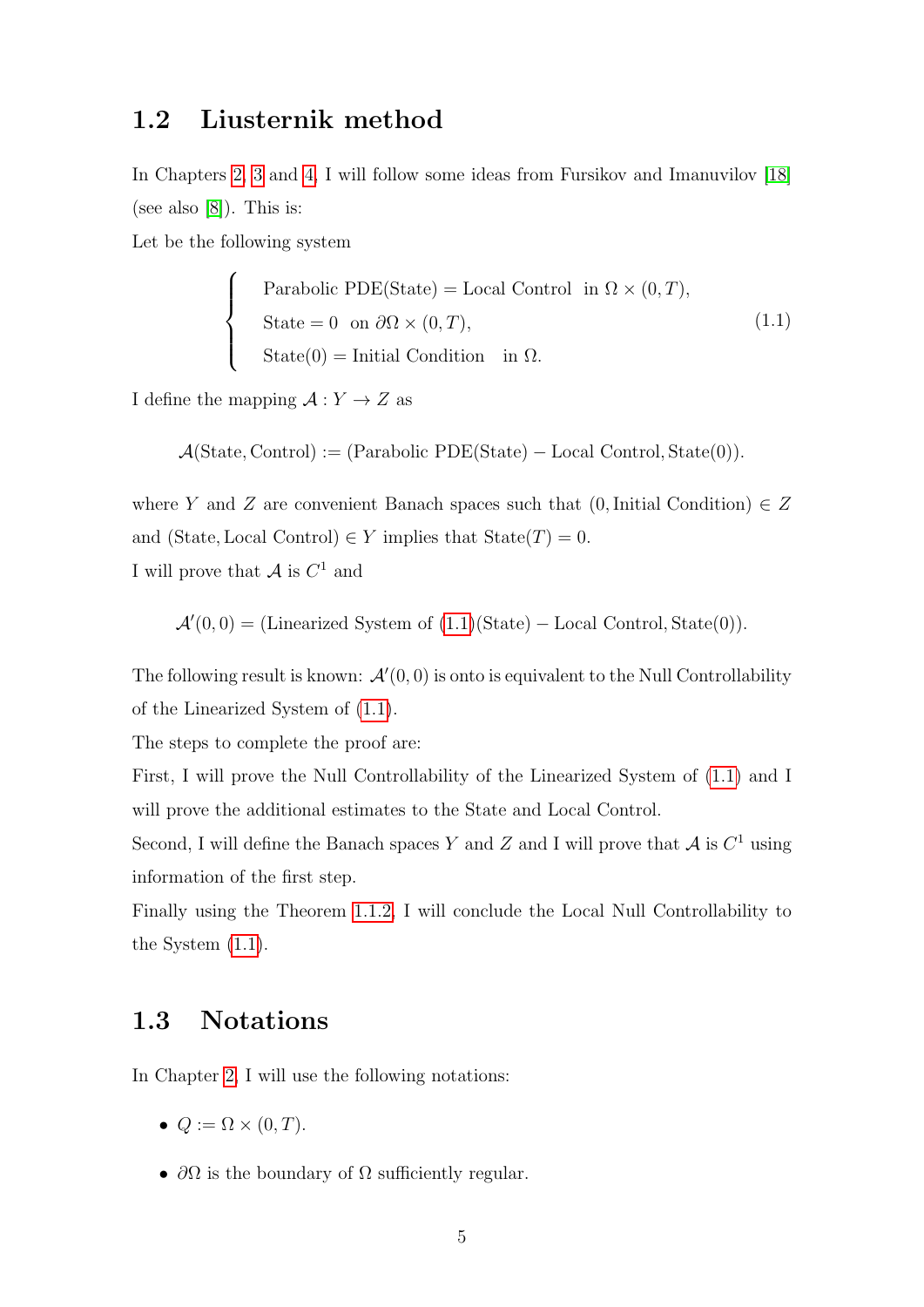## 1.2 Liusternik method

In Chapters 2, 3 and 4, I will follow some ideas from Fursikov and Imanuvilov [18] (see also [8]). This is:

Let be the following system

$$
\begin{cases}
\text{Parabolic PDE(State)} = \text{Local Control} \quad \text{in } \Omega \times (0,T), \\
\text{State} = 0 \quad \text{on } \partial\Omega \times (0,T), \\
\text{State}(0) = \text{Initial Condition} \quad \text{in } \Omega.
\end{cases}
\tag{1.1}
$$

I define the mapping $\mathcal{A} : Y \to Z$ as

$$
\mathcal{A}(\text{State}, \text{Control}) := (\text{Parabolic PDE(State)} - \text{Local Control}, \text{State}(0)).
$$

where $Y$ and $Z$ are convenient Banach spaces such that $(0, \text{Initial Condition}) \in Z$ and $(\text{State}, \text{Local Control}) \in Y$ implies that $\text{State}(T) = 0$.

I will prove that $\mathcal{A}$ is $C^1$ and

$$
\mathcal{A}'(0,0) = (\text{Linearized System of (1.1)(State)} - \text{Local Control}, \text{State}(0)).
$$

The following result is known: $\mathcal{A}'(0,0)$ is onto is equivalent to the Null Controllability of the Linearized System of (1.1).

The steps to complete the proof are:

First, I will prove the Null Controllability of the Linearized System of (1.1) and I will prove the additional estimates to the State and Local Control.

Second, I will define the Banach spaces $Y$ and $Z$ and I will prove that $\mathcal{A}$ is $C^1$ using information of the first step.

Finally using the Theorem 1.1.2, I will conclude the Local Null Controllability to the System (1.1).

## 1.3 Notations

In Chapter 2, I will use the following notations:

- $Q := \Omega \times (0,T)$.
- $\partial\Omega$ is the boundary of $\Omega$ sufficiently regular.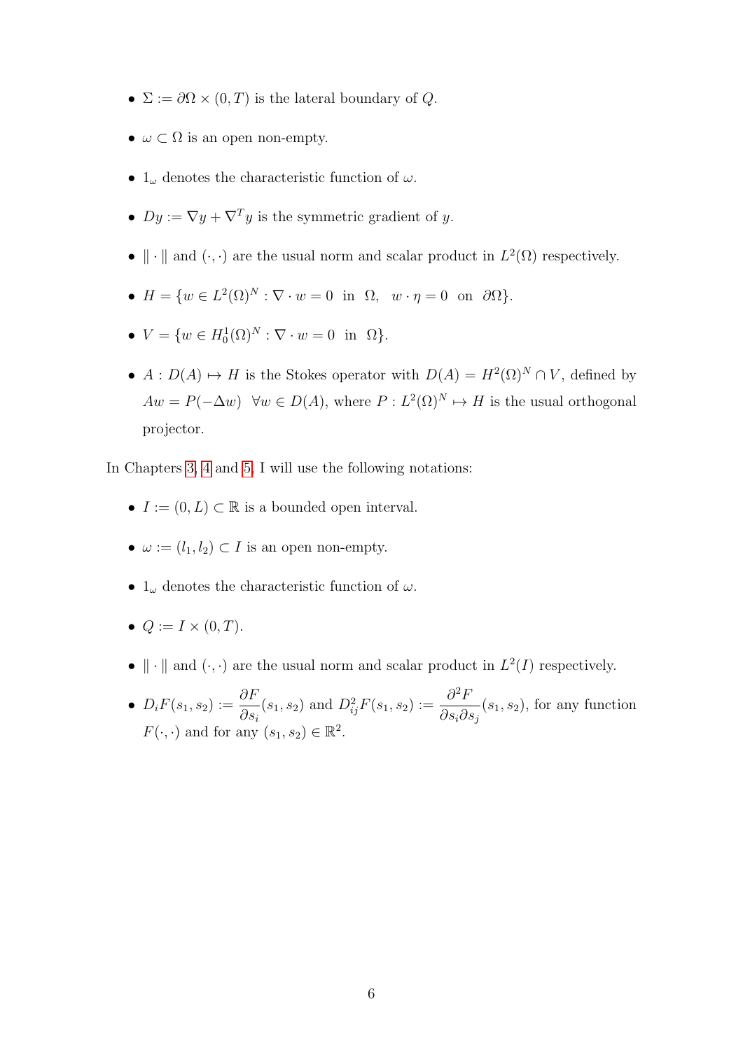- $\Sigma := \partial\Omega \times (0,T)$ is the lateral boundary of $Q$.
- $\omega \subset \Omega$ is an open non-empty.
- $1_\omega$ denotes the characteristic function of $\omega$.
- $Dy := \nabla y + \nabla^T y$ is the symmetric gradient of $y$.
- $\| \cdot \|$ and $(\cdot,\cdot)$ are the usual norm and scalar product in $L^2(\Omega)$ respectively.
- $H = \{w \in L^2(\Omega)^N : \nabla \cdot w = 0 \text{ in } \Omega, \;\; w \cdot \eta = 0 \text{ on } \partial\Omega\}$.
- $V = \{w \in H_0^1(\Omega)^N : \nabla \cdot w = 0 \text{ in } \Omega\}$.
- $A : D(A) \mapsto H$ is the Stokes operator with $D(A) = H^2(\Omega)^N \cap V$, defined by $Aw = P(-\Delta w) \;\; \forall w \in D(A)$, where $P : L^2(\Omega)^N \mapsto H$ is the usual orthogonal projector.

In Chapters 3, 4 and 5, I will use the following notations:

- $I := (0,L) \subset \mathbb{R}$ is a bounded open interval.
- $\omega := (l_1, l_2) \subset I$ is an open non-empty.
- $1_\omega$ denotes the characteristic function of $\omega$.
- $Q := I \times (0,T)$.
- $\| \cdot \|$ and $(\cdot,\cdot)$ are the usual norm and scalar product in $L^2(I)$ respectively.
- $D_i F(s_1, s_2) := \dfrac{\partial F}{\partial s_i}(s_1, s_2)$ and $D_{ij}^2 F(s_1, s_2) := \dfrac{\partial^2 F}{\partial s_i \partial s_j}(s_1, s_2)$, for any function $F(\cdot,\cdot)$ and for any $(s_1, s_2) \in \mathbb{R}^2$.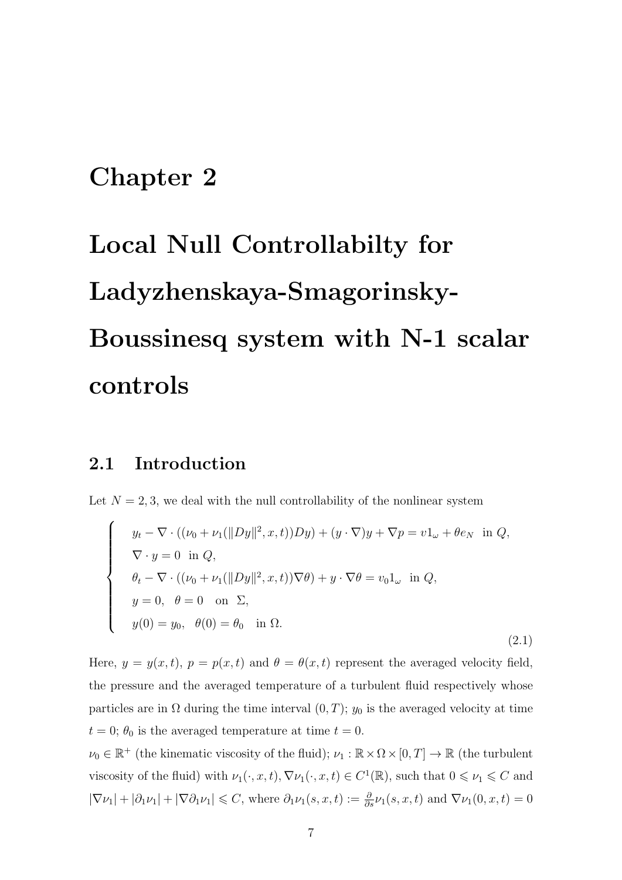# Chapter 2

# Local Null Controllabilty for Ladyzhenskaya-Smagorinsky-Boussinesq system with N-1 scalar controls

## 2.1 Introduction

Let $N = 2, 3$, we deal with the null controllability of the nonlinear system

$$
\begin{cases}
y_t - \nabla \cdot ((\nu_0 + \nu_1(\|Dy\|^2, x, t))Dy) + (y \cdot \nabla)y + \nabla p = v 1_\omega + \theta e_N \ \text{ in } Q, \\
\nabla \cdot y = 0 \ \text{ in } Q, \\
\theta_t - \nabla \cdot ((\nu_0 + \nu_1(\|Dy\|^2, x, t))\nabla \theta) + y \cdot \nabla \theta = v_0 1_\omega \ \text{ in } Q, \\
y = 0, \quad \theta = 0 \quad \text{on } \Sigma, \\
y(0) = y_0, \quad \theta(0) = \theta_0 \quad \text{in } \Omega.
\end{cases}
\tag{2.1}
$$

Here, $y = y(x,t)$, $p = p(x,t)$ and $\theta = \theta(x,t)$ represent the averaged velocity field, the pressure and the averaged temperature of a turbulent fluid respectively whose particles are in $\Omega$ during the time interval $(0,T)$; $y_0$ is the averaged velocity at time $t = 0$; $\theta_0$ is the averaged temperature at time $t = 0$.

$\nu_0 \in \mathbb{R}^+$ (the kinematic viscosity of the fluid); $\nu_1 : \mathbb{R} \times \Omega \times [0,T] \to \mathbb{R}$ (the turbulent viscosity of the fluid) with $\nu_1(\cdot, x, t), \nabla \nu_1(\cdot, x, t) \in C^1(\mathbb{R})$, such that $0 \leqslant \nu_1 \leqslant C$ and $|\nabla \nu_1| + |\partial_1 \nu_1| + |\nabla \partial_1 \nu_1| \leqslant C$, where $\partial_1 \nu_1(s, x, t) := \frac{\partial}{\partial s} \nu_1(s, x, t)$ and $\nabla \nu_1(0, x, t) = 0$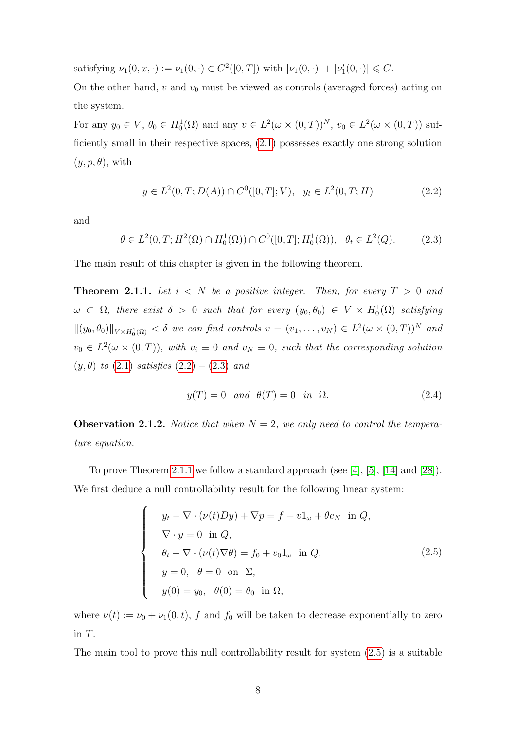satisfying $\nu_1(0, x, \cdot) := \nu_1(0, \cdot) \in C^2([0, T])$ with $|\nu_1(0, \cdot)| + |\nu_1'(0, \cdot)| \leqslant C$.

On the other hand, $v$ and $v_0$ must be viewed as controls (averaged forces) acting on the system.

For any $y_0 \in V$, $\theta_0 \in H_0^1(\Omega)$ and any $v \in L^2(\omega \times (0, T))^N$, $v_0 \in L^2(\omega \times (0, T))$ sufficiently small in their respective spaces, (2.1) possesses exactly one strong solution $(y, p, \theta)$, with

$$y \in L^2(0, T; D(A)) \cap C^0([0, T]; V), \quad y_t \in L^2(0, T; H) \tag{2.2}$$

and

$$\theta \in L^2(0, T; H^2(\Omega) \cap H_0^1(\Omega)) \cap C^0([0, T]; H_0^1(\Omega)), \quad \theta_t \in L^2(Q). \tag{2.3}$$

The main result of this chapter is given in the following theorem.

**Theorem 2.1.1.** *Let $i < N$ be a positive integer. Then, for every $T > 0$ and $\omega \subset \Omega$, there exist $\delta > 0$ such that for every $(y_0, \theta_0) \in V \times H_0^1(\Omega)$ satisfying $\|(y_0, \theta_0)\|_{V \times H_0^1(\Omega)} < \delta$ we can find controls $v = (v_1, \ldots, v_N) \in L^2(\omega \times (0, T))^N$ and $v_0 \in L^2(\omega \times (0, T))$, with $v_i \equiv 0$ and $v_N \equiv 0$, such that the corresponding solution $(y, \theta)$ to (2.1) satisfies (2.2) $-$ (2.3) and*

$$y(T) = 0 \quad \text{and} \quad \theta(T) = 0 \quad \text{in} \quad \Omega. \tag{2.4}$$

**Observation 2.1.2.** *Notice that when $N = 2$, we only need to control the temperature equation.*

To prove Theorem 2.1.1 we follow a standard approach (see [4], [5], [14] and [28]). We first deduce a null controllability result for the following linear system:

$$\begin{cases} y_t - \nabla \cdot (\nu(t) D y) + \nabla p = f + v 1_\omega + \theta e_N \ \text{ in } Q, \\ \nabla \cdot y = 0 \ \text{ in } Q, \\ \theta_t - \nabla \cdot (\nu(t) \nabla \theta) = f_0 + v_0 1_\omega \ \text{ in } Q, \\ y = 0, \ \ \theta = 0 \ \text{ on } \Sigma, \\ y(0) = y_0, \ \ \theta(0) = \theta_0 \ \text{ in } \Omega, \end{cases} \tag{2.5}$$

where $\nu(t) := \nu_0 + \nu_1(0, t)$, $f$ and $f_0$ will be taken to decrease exponentially to zero in $T$.

The main tool to prove this null controllability result for system (2.5) is a suitable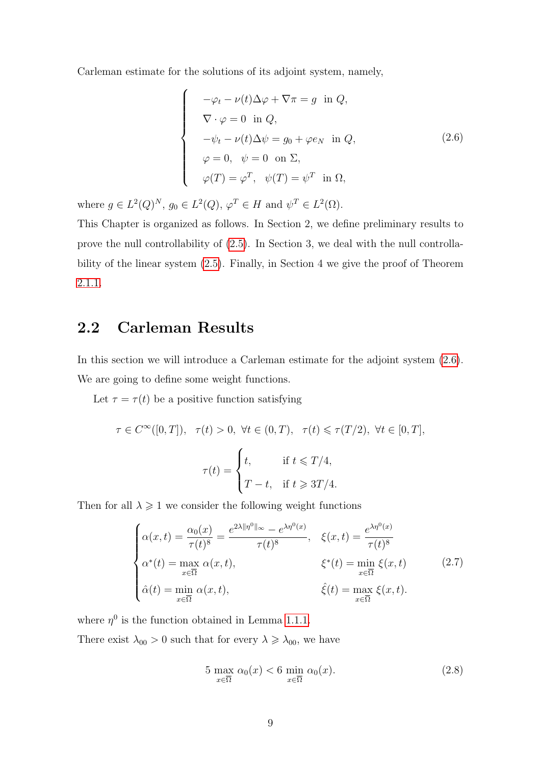Carleman estimate for the solutions of its adjoint system, namely,

$$
\begin{cases}
-\varphi_t - \nu(t)\Delta\varphi + \nabla\pi = g \ \text{ in } Q,\\
\nabla\cdot\varphi = 0 \ \text{ in } Q,\\
-\psi_t - \nu(t)\Delta\psi = g_0 + \varphi e_N \ \text{ in } Q,\\
\varphi = 0, \quad \psi = 0 \ \text{ on } \Sigma,\\
\varphi(T) = \varphi^T, \quad \psi(T) = \psi^T \ \text{ in } \Omega,
\end{cases}
\tag{2.6}
$$

where $g \in L^2(Q)^N$, $g_0 \in L^2(Q)$, $\varphi^T \in H$ and $\psi^T \in L^2(\Omega)$.

This Chapter is organized as follows. In Section 2, we define preliminary results to prove the null controllability of (2.5). In Section 3, we deal with the null controllability of the linear system (2.5). Finally, in Section 4 we give the proof of Theorem 2.1.1.

## 2.2 Carleman Results

In this section we will introduce a Carleman estimate for the adjoint system (2.6). We are going to define some weight functions.

Let $\tau = \tau(t)$ be a positive function satisfying

$$
\tau \in C^\infty([0,T]), \ \ \tau(t) > 0, \ \forall t \in (0,T), \ \ \tau(t) \leqslant \tau(T/2), \ \forall t \in [0,T],
$$

$$
\tau(t) = \begin{cases} t, & \text{if } t \leqslant T/4,\\ T - t, & \text{if } t \geqslant 3T/4. \end{cases}
$$

Then for all $\lambda \geqslant 1$ we consider the following weight functions

$$
\begin{cases}
\alpha(x,t) = \dfrac{\alpha_0(x)}{\tau(t)^8} = \dfrac{e^{2\lambda\|\eta^0\|_\infty} - e^{\lambda\eta^0(x)}}{\tau(t)^8}, & \xi(x,t) = \dfrac{e^{\lambda\eta^0(x)}}{\tau(t)^8}\\
\alpha^*(t) = \max\limits_{x\in\overline{\Omega}} \alpha(x,t), & \xi^*(t) = \min\limits_{x\in\overline{\Omega}} \xi(x,t)\\
\hat{\alpha}(t) = \min\limits_{x\in\overline{\Omega}} \alpha(x,t), & \hat{\xi}(t) = \max\limits_{x\in\overline{\Omega}} \xi(x,t).
\end{cases}
\tag{2.7}
$$

where $\eta^0$ is the function obtained in Lemma 1.1.1.

There exist $\lambda_{00} > 0$ such that for every $\lambda \geqslant \lambda_{00}$, we have

$$
5 \max_{x\in\overline{\Omega}} \alpha_0(x) < 6 \min_{x\in\overline{\Omega}} \alpha_0(x). \tag{2.8}
$$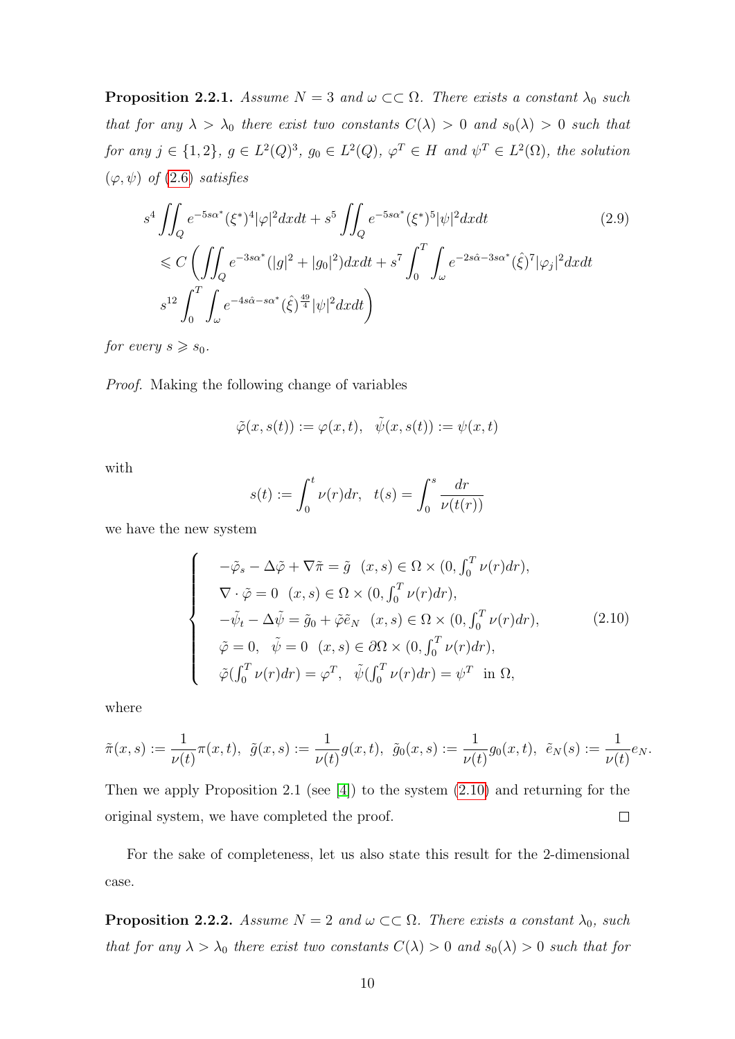**Proposition 2.2.1.** *Assume $N = 3$ and $\omega \subset\subset \Omega$. There exists a constant $\lambda_0$ such that for any $\lambda > \lambda_0$ there exist two constants $C(\lambda) > 0$ and $s_0(\lambda) > 0$ such that for any $j \in \{1, 2\}$, $g \in L^2(Q)^3$, $g_0 \in L^2(Q)$, $\varphi^T \in H$ and $\psi^T \in L^2(\Omega)$, the solution $(\varphi, \psi)$ of (2.6) satisfies*

$$
\begin{aligned}
&s^4 \iint_Q e^{-5s\alpha^*}(\xi^*)^4 |\varphi|^2 dxdt + s^5 \iint_Q e^{-5s\alpha^*}(\xi^*)^5 |\psi|^2 dxdt \\
&\leqslant C \left( \iint_Q e^{-3s\alpha^*}(|g|^2 + |g_0|^2) dxdt + s^7 \int_0^T \int_\omega e^{-2s\hat{\alpha} - 3s\alpha^*} (\hat{\xi})^7 |\varphi_j|^2 dxdt \right. \\
&\left. s^{12} \int_0^T \int_\omega e^{-4s\hat{\alpha} - s\alpha^*} (\hat{\xi})^{\frac{49}{4}} |\psi|^2 dxdt \right)
\end{aligned}
\tag{2.9}
$$

*for every $s \geqslant s_0$.*

*Proof.* Making the following change of variables

$$
\tilde{\varphi}(x, s(t)) := \varphi(x, t), \quad \tilde{\psi}(x, s(t)) := \psi(x, t)
$$

with

$$
s(t) := \int_0^t \nu(r) dr, \quad t(s) = \int_0^s \frac{dr}{\nu(t(r))}
$$

we have the new system

$$
\begin{cases}
-\tilde{\varphi}_s - \Delta \tilde{\varphi} + \nabla \tilde{\pi} = \tilde{g} \quad (x, s) \in \Omega \times (0, \int_0^T \nu(r) dr), \\
\nabla \cdot \tilde{\varphi} = 0 \quad (x, s) \in \Omega \times (0, \int_0^T \nu(r) dr), \\
-\tilde{\psi}_t - \Delta \tilde{\psi} = \tilde{g}_0 + \tilde{\varphi} \tilde{e}_N \quad (x, s) \in \Omega \times (0, \int_0^T \nu(r) dr), \\
\tilde{\varphi} = 0, \quad \tilde{\psi} = 0 \quad (x, s) \in \partial\Omega \times (0, \int_0^T \nu(r) dr), \\
\tilde{\varphi}(\int_0^T \nu(r) dr) = \varphi^T, \quad \tilde{\psi}(\int_0^T \nu(r) dr) = \psi^T \quad \text{in } \Omega,
\end{cases}
\tag{2.10}
$$

where

$$
\tilde{\pi}(x, s) := \frac{1}{\nu(t)} \pi(x, t), \;\; \tilde{g}(x, s) := \frac{1}{\nu(t)} g(x, t), \;\; \tilde{g}_0(x, s) := \frac{1}{\nu(t)} g_0(x, t), \;\; \tilde{e}_N(s) := \frac{1}{\nu(t)} e_N.
$$

Then we apply Proposition 2.1 (see [4]) to the system (2.10) and returning for the original system, we have completed the proof. $\square$

For the sake of completeness, let us also state this result for the 2-dimensional case.

**Proposition 2.2.2.** *Assume $N = 2$ and $\omega \subset\subset \Omega$. There exists a constant $\lambda_0$, such that for any $\lambda > \lambda_0$ there exist two constants $C(\lambda) > 0$ and $s_0(\lambda) > 0$ such that for*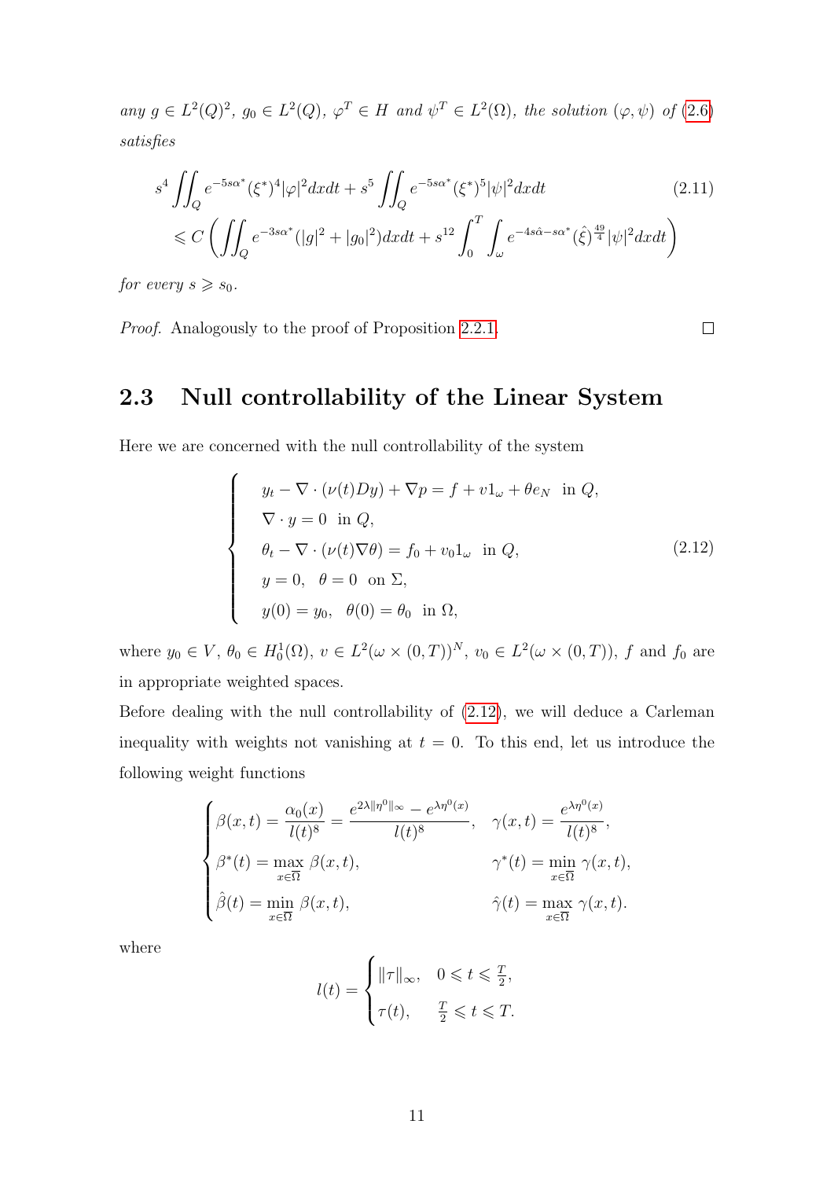*any* $g \in L^2(Q)^2$*,* $g_0 \in L^2(Q)$*,* $\varphi^T \in H$ *and* $\psi^T \in L^2(\Omega)$*, the solution* $(\varphi, \psi)$ *of* (2.6) *satisfies*

$$
\begin{aligned}
&s^4 \iint_Q e^{-5s\alpha^*}(\xi^*)^4 |\varphi|^2 dxdt + s^5 \iint_Q e^{-5s\alpha^*}(\xi^*)^5 |\psi|^2 dxdt \\
&\leqslant C \left( \iint_Q e^{-3s\alpha^*}(|g|^2 + |g_0|^2) dxdt + s^{12} \int_0^T \int_\omega e^{-4s\hat{\alpha} - s\alpha^*} (\hat{\xi})^{\frac{49}{4}} |\psi|^2 dxdt \right)
\end{aligned}
\tag{2.11}
$$

*for every* $s \geqslant s_0$*.*

*Proof.* Analogously to the proof of Proposition 2.2.1. $\square$

## 2.3 Null controllability of the Linear System

Here we are concerned with the null controllability of the system

$$
\begin{cases}
y_t - \nabla \cdot (\nu(t) Dy) + \nabla p = f + v 1_\omega + \theta e_N & \text{in } Q, \\
\nabla \cdot y = 0 & \text{in } Q, \\
\theta_t - \nabla \cdot (\nu(t) \nabla \theta) = f_0 + v_0 1_\omega & \text{in } Q, \\
y = 0, \quad \theta = 0 & \text{on } \Sigma, \\
y(0) = y_0, \quad \theta(0) = \theta_0 & \text{in } \Omega,
\end{cases}
\tag{2.12}
$$

where $y_0 \in V$, $\theta_0 \in H_0^1(\Omega)$, $v \in L^2(\omega \times (0,T))^N$, $v_0 \in L^2(\omega \times (0,T))$, $f$ and $f_0$ are in appropriate weighted spaces.

Before dealing with the null controllability of (2.12), we will deduce a Carleman inequality with weights not vanishing at $t = 0$. To this end, let us introduce the following weight functions

$$
\begin{cases}
\beta(x,t) = \dfrac{\alpha_0(x)}{l(t)^8} = \dfrac{e^{2\lambda\|\eta^0\|_\infty} - e^{\lambda\eta^0(x)}}{l(t)^8}, & \gamma(x,t) = \dfrac{e^{\lambda\eta^0(x)}}{l(t)^8}, \\
\beta^*(t) = \max\limits_{x \in \overline{\Omega}} \beta(x,t), & \gamma^*(t) = \min\limits_{x \in \overline{\Omega}} \gamma(x,t), \\
\hat{\beta}(t) = \min\limits_{x \in \overline{\Omega}} \beta(x,t), & \hat{\gamma}(t) = \max\limits_{x \in \overline{\Omega}} \gamma(x,t).
\end{cases}
$$

where

$$
l(t) = \begin{cases}
\|\tau\|_\infty, & 0 \leqslant t \leqslant \frac{T}{2}, \\
\tau(t), & \frac{T}{2} \leqslant t \leqslant T.
\end{cases}
$$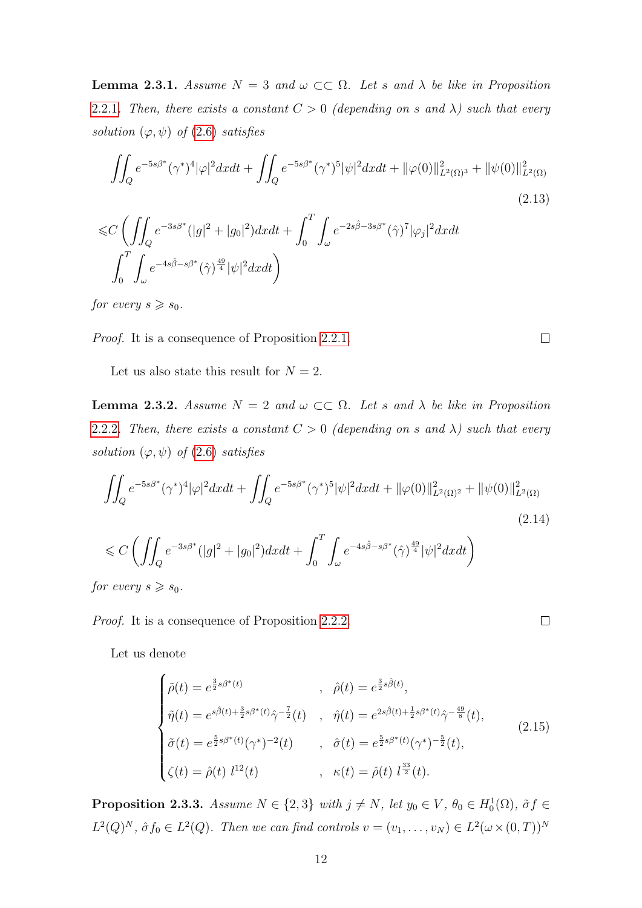**Lemma 2.3.1.** *Assume $N = 3$ and $\omega \subset\subset \Omega$. Let $s$ and $\lambda$ be like in Proposition 2.2.1. Then, there exists a constant $C > 0$ (depending on $s$ and $\lambda$) such that every solution $(\varphi, \psi)$ of (2.6) satisfies*

$$\iint_Q e^{-5s\beta^*}(\gamma^*)^4|\varphi|^2dxdt + \iint_Q e^{-5s\beta^*}(\gamma^*)^5|\psi|^2dxdt + \|\varphi(0)\|^2_{L^2(\Omega)^3} + \|\psi(0)\|^2_{L^2(\Omega)} \tag{2.13}$$

$$\leqslant C\left(\iint_Q e^{-3s\beta^*}(|g|^2 + |g_0|^2)dxdt + \int_0^T\int_\omega e^{-2s\hat{\beta}-3s\beta^*}(\hat{\gamma})^7|\varphi_j|^2dxdt \right.$$
$$\left. \int_0^T\int_\omega e^{-4s\hat{\beta}-s\beta^*}(\hat{\gamma})^{\frac{49}{4}}|\psi|^2dxdt\right)$$

*for every $s \geqslant s_0$.*

*Proof.* It is a consequence of Proposition 2.2.1. □

Let us also state this result for $N = 2$.

**Lemma 2.3.2.** *Assume $N = 2$ and $\omega \subset\subset \Omega$. Let $s$ and $\lambda$ be like in Proposition 2.2.2. Then, there exists a constant $C > 0$ (depending on $s$ and $\lambda$) such that every solution $(\varphi, \psi)$ of (2.6) satisfies*

$$\iint_Q e^{-5s\beta^*}(\gamma^*)^4|\varphi|^2dxdt + \iint_Q e^{-5s\beta^*}(\gamma^*)^5|\psi|^2dxdt + \|\varphi(0)\|^2_{L^2(\Omega)^2} + \|\psi(0)\|^2_{L^2(\Omega)} \tag{2.14}$$

$$\leqslant C\left(\iint_Q e^{-3s\beta^*}(|g|^2 + |g_0|^2)dxdt + \int_0^T\int_\omega e^{-4s\hat{\beta}-s\beta^*}(\hat{\gamma})^{\frac{49}{4}}|\psi|^2dxdt\right)$$

*for every $s \geqslant s_0$.*

*Proof.* It is a consequence of Proposition 2.2.2. □

Let us denote

$$\begin{cases} \tilde{\rho}(t) = e^{\frac{3}{2}s\beta^*(t)} & , \quad \hat{\rho}(t) = e^{\frac{3}{2}s\hat{\beta}(t)}, \\ \tilde{\eta}(t) = e^{s\hat{\beta}(t)+\frac{3}{2}s\beta^*(t)}\hat{\gamma}^{-\frac{7}{2}}(t) & , \quad \hat{\eta}(t) = e^{2s\hat{\beta}(t)+\frac{1}{2}s\beta^*(t)}\hat{\gamma}^{-\frac{49}{8}}(t), \\ \tilde{\sigma}(t) = e^{\frac{5}{2}s\beta^*(t)}(\gamma^*)^{-2}(t) & , \quad \hat{\sigma}(t) = e^{\frac{5}{2}s\beta^*(t)}(\gamma^*)^{-\frac{5}{2}}(t), \\ \zeta(t) = \hat{\rho}(t)\ l^{12}(t) & , \quad \kappa(t) = \hat{\rho}(t)\ l^{\frac{33}{2}}(t). \end{cases} \tag{2.15}$$

**Proposition 2.3.3.** *Assume $N \in \{2, 3\}$ with $j \neq N$, let $y_0 \in V$, $\theta_0 \in H^1_0(\Omega)$, $\tilde{\sigma}f \in L^2(Q)^N$, $\hat{\sigma}f_0 \in L^2(Q)$. Then we can find controls $v = (v_1, \ldots, v_N) \in L^2(\omega \times (0, T))^N$*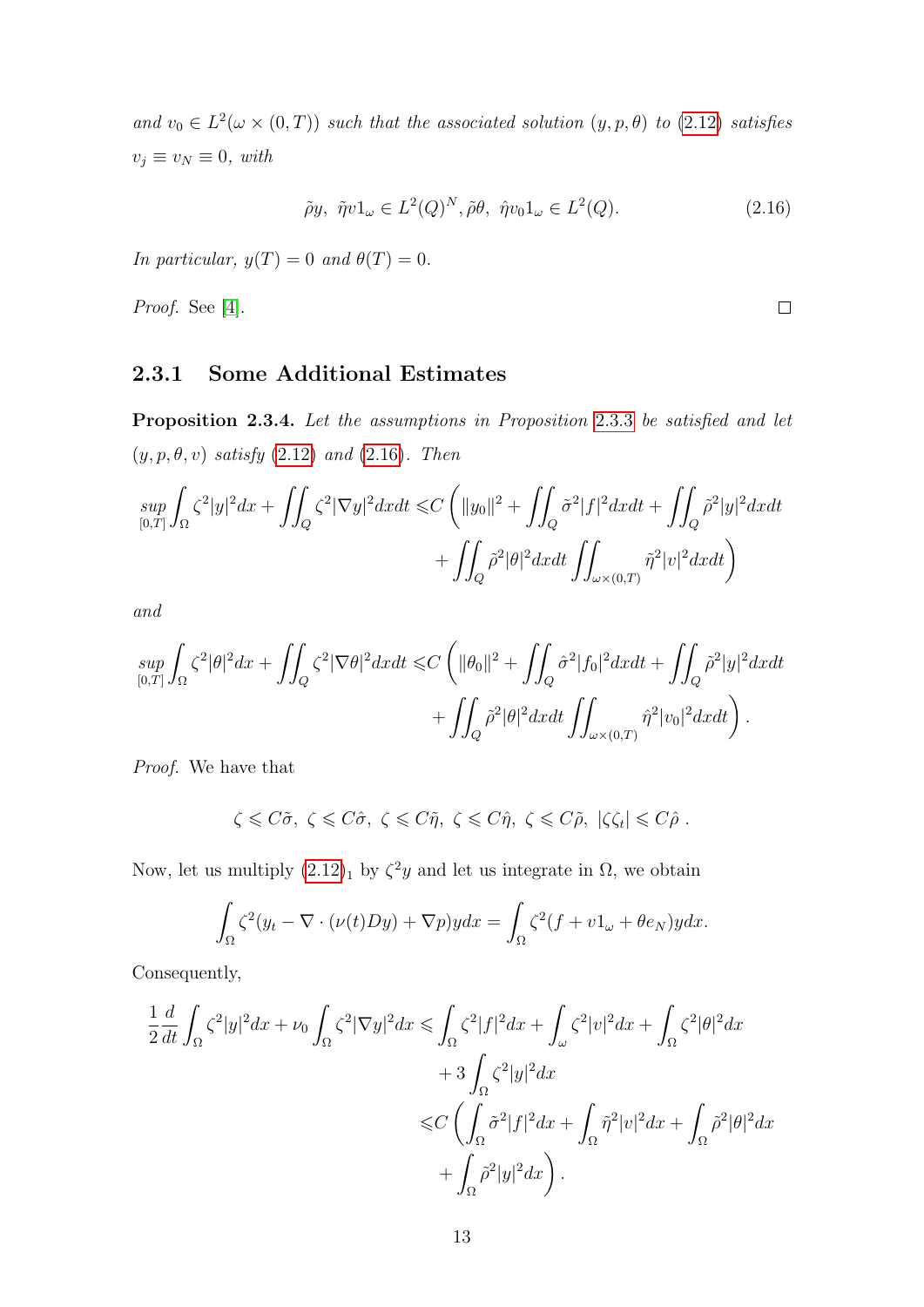*and* $v_0 \in L^2(\omega \times (0,T))$ *such that the associated solution* $(y,p,\theta)$ *to* (2.12) *satisfies* $v_j \equiv v_N \equiv 0$*, with*

$$\tilde{\rho} y,\ \tilde{\eta} v 1_\omega \in L^2(Q)^N, \tilde{\rho}\theta,\ \hat{\eta} v_0 1_\omega \in L^2(Q). \tag{2.16}$$

*In particular,* $y(T) = 0$ *and* $\theta(T) = 0$*.*

*Proof.* See [4]. $\square$

### 2.3.1 Some Additional Estimates

**Proposition 2.3.4.** *Let the assumptions in Proposition* 2.3.3 *be satisfied and let* $(y, p, \theta, v)$ *satisfy* (2.12) *and* (2.16)*. Then*

$$\sup_{[0,T]} \int_\Omega \zeta^2 |y|^2 dx + \iint_Q \zeta^2 |\nabla y|^2 dx dt \leqslant C \left( \|y_0\|^2 + \iint_Q \tilde{\sigma}^2 |f|^2 dx dt + \iint_Q \tilde{\rho}^2 |y|^2 dx dt \right.$$
$$\left. + \iint_Q \tilde{\rho}^2 |\theta|^2 dx dt \iint_{\omega \times (0,T)} \tilde{\eta}^2 |v|^2 dx dt \right)$$

*and*

$$\sup_{[0,T]} \int_\Omega \zeta^2 |\theta|^2 dx + \iint_Q \zeta^2 |\nabla \theta|^2 dx dt \leqslant C \left( \|\theta_0\|^2 + \iint_Q \hat{\sigma}^2 |f_0|^2 dx dt + \iint_Q \tilde{\rho}^2 |y|^2 dx dt \right.$$
$$\left. + \iint_Q \tilde{\rho}^2 |\theta|^2 dx dt \iint_{\omega \times (0,T)} \hat{\eta}^2 |v_0|^2 dx dt \right).$$

*Proof.* We have that

$$\zeta \leqslant C\tilde{\sigma},\ \zeta \leqslant C\hat{\sigma},\ \zeta \leqslant C\tilde{\eta},\ \zeta \leqslant C\hat{\eta},\ \zeta \leqslant C\tilde{\rho},\ |\zeta\zeta_t| \leqslant C\hat{\rho}\ .$$

Now, let us multiply $(2.12)_1$ by $\zeta^2 y$ and let us integrate in $\Omega$, we obtain

$$\int_\Omega \zeta^2 (y_t - \nabla \cdot (\nu(t) D y) + \nabla p) y dx = \int_\Omega \zeta^2 (f + v 1_\omega + \theta e_N) y dx.$$

Consequently,

$$\begin{aligned}
\frac{1}{2}\frac{d}{dt} \int_\Omega \zeta^2 |y|^2 dx + \nu_0 \int_\Omega \zeta^2 |\nabla y|^2 dx \leqslant & \int_\Omega \zeta^2 |f|^2 dx + \int_\omega \zeta^2 |v|^2 dx + \int_\Omega \zeta^2 |\theta|^2 dx \\
& + 3 \int_\Omega \zeta^2 |y|^2 dx \\
\leqslant & C \left( \int_\Omega \tilde{\sigma}^2 |f|^2 dx + \int_\Omega \tilde{\eta}^2 |v|^2 dx + \int_\Omega \tilde{\rho}^2 |\theta|^2 dx \right. \\
& \left. + \int_\Omega \tilde{\rho}^2 |y|^2 dx \right).
\end{aligned}$$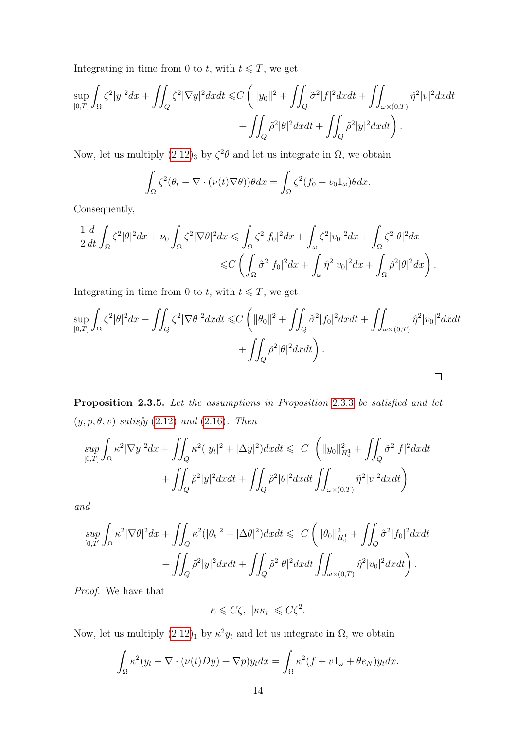Integrating in time from 0 to $t$, with $t \leqslant T$, we get

$$\sup_{[0,T]} \int_\Omega \zeta^2 |y|^2 dx + \iint_Q \zeta^2 |\nabla y|^2 dxdt \leqslant C \left( \|y_0\|^2 + \iint_Q \tilde{\sigma}^2 |f|^2 dxdt + \iint_{\omega\times(0,T)} \tilde{\eta}^2 |v|^2 dxdt \right.$$
$$\left. + \iint_Q \tilde{\rho}^2 |\theta|^2 dxdt + \iint_Q \tilde{\rho}^2 |y|^2 dxdt \right).$$

Now, let us multiply (2.12)$_3$ by $\zeta^2\theta$ and let us integrate in $\Omega$, we obtain

$$\int_\Omega \zeta^2 (\theta_t - \nabla\cdot(\nu(t)\nabla\theta))\theta dx = \int_\Omega \zeta^2 (f_0 + v_0 1_\omega)\theta dx.$$

Consequently,

$$\frac{1}{2}\frac{d}{dt}\int_\Omega \zeta^2|\theta|^2 dx + \nu_0 \int_\Omega \zeta^2 |\nabla\theta|^2 dx \leqslant \int_\Omega \zeta^2 |f_0|^2 dx + \int_\omega \zeta^2 |v_0|^2 dx + \int_\Omega \zeta^2 |\theta|^2 dx$$
$$\leqslant C \left( \int_\Omega \hat{\sigma}^2 |f_0|^2 dx + \int_\omega \hat{\eta}^2 |v_0|^2 dx + \int_\Omega \tilde{\rho}^2 |\theta|^2 dx \right).$$

Integrating in time from 0 to $t$, with $t \leqslant T$, we get

$$\sup_{[0,T]} \int_\Omega \zeta^2 |\theta|^2 dx + \iint_Q \zeta^2 |\nabla \theta|^2 dxdt \leqslant C \left( \|\theta_0\|^2 + \iint_Q \hat{\sigma}^2 |f_0|^2 dxdt + \iint_{\omega\times(0,T)} \hat{\eta}^2 |v_0|^2 dxdt \right.$$
$$\left. + \iint_Q \tilde{\rho}^2 |\theta|^2 dxdt \right).$$

□

**Proposition 2.3.5.** *Let the assumptions in Proposition 2.3.3 be satisfied and let $(y, p, \theta, v)$ satisfy (2.12) and (2.16). Then*

$$\sup_{[0,T]} \int_\Omega \kappa^2 |\nabla y|^2 dx + \iint_Q \kappa^2 (|y_t|^2 + |\Delta y|^2) dxdt \leqslant C \left( \|y_0\|^2_{H^1_0} + \iint_Q \tilde{\sigma}^2 |f|^2 dxdt \right.$$
$$\left. + \iint_Q \tilde{\rho}^2 |y|^2 dxdt + \iint_Q \tilde{\rho}^2 |\theta|^2 dxdt \iint_{\omega\times(0,T)} \tilde{\eta}^2 |v|^2 dxdt \right)$$

*and*

$$\sup_{[0,T]} \int_\Omega \kappa^2 |\nabla \theta|^2 dx + \iint_Q \kappa^2 (|\theta_t|^2 + |\Delta \theta|^2) dxdt \leqslant C \left( \|\theta_0\|^2_{H^1_0} + \iint_Q \hat{\sigma}^2 |f_0|^2 dxdt \right.$$
$$\left. + \iint_Q \tilde{\rho}^2 |y|^2 dxdt + \iint_Q \tilde{\rho}^2 |\theta|^2 dxdt \iint_{\omega\times(0,T)} \hat{\eta}^2 |v_0|^2 dxdt \right).$$

*Proof.* We have that

$$\kappa \leqslant C\zeta, \ \ |\kappa\kappa_t| \leqslant C\zeta^2.$$

Now, let us multiply (2.12)$_1$ by $\kappa^2 y_t$ and let us integrate in $\Omega$, we obtain

$$\int_\Omega \kappa^2 (y_t - \nabla\cdot(\nu(t)Dy) + \nabla p) y_t dx = \int_\Omega \kappa^2 (f + v1_\omega + \theta e_N) y_t dx.$$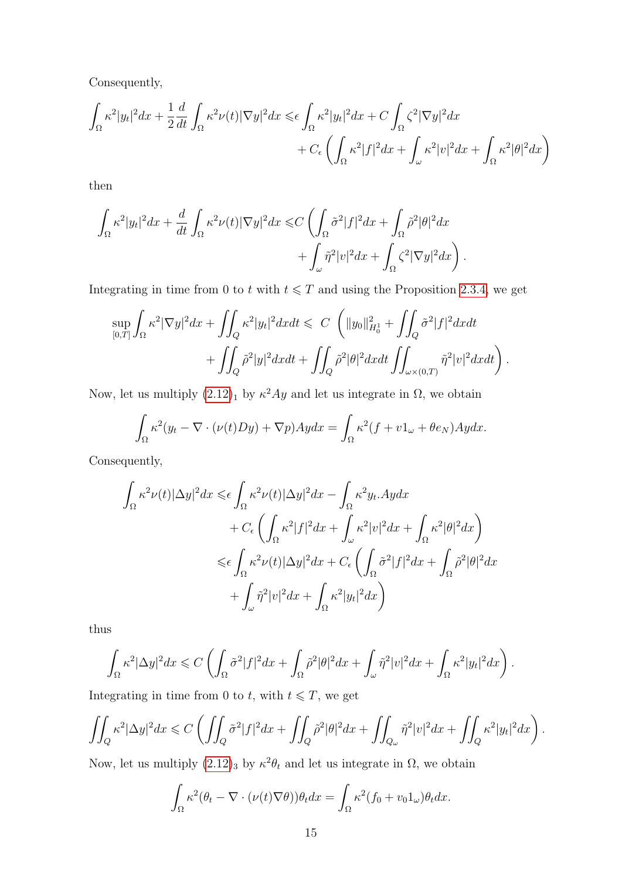Consequently,

$$\int_\Omega \kappa^2|y_t|^2dx + \frac{1}{2}\frac{d}{dt}\int_\Omega \kappa^2\nu(t)|\nabla y|^2dx \leqslant \epsilon\int_\Omega \kappa^2|y_t|^2dx + C\int_\Omega \zeta^2|\nabla y|^2dx + C_\epsilon\left(\int_\Omega \kappa^2|f|^2dx + \int_\omega \kappa^2|v|^2dx + \int_\Omega \kappa^2|\theta|^2dx\right)$$

then

$$\int_\Omega \kappa^2|y_t|^2dx + \frac{d}{dt}\int_\Omega \kappa^2\nu(t)|\nabla y|^2dx \leqslant C\left(\int_\Omega \tilde{\sigma}^2|f|^2dx + \int_\Omega \tilde{\rho}^2|\theta|^2dx + \int_\omega \tilde{\eta}^2|v|^2dx + \int_\Omega \zeta^2|\nabla y|^2dx\right).$$

Integrating in time from 0 to $t$ with $t \leqslant T$ and using the Proposition 2.3.4, we get

$$\sup_{[0,T]}\int_\Omega \kappa^2|\nabla y|^2dx + \iint_Q \kappa^2|y_t|^2dxdt \leqslant\ C\ \left(\|y_0\|^2_{H_0^1} + \iint_Q \tilde{\sigma}^2|f|^2dxdt + \iint_Q \tilde{\rho}^2|y|^2dxdt + \iint_Q \tilde{\rho}^2|\theta|^2dxdt \iint_{\omega\times(0,T)} \tilde{\eta}^2|v|^2dxdt\right).$$

Now, let us multiply (2.12)$_1$ by $\kappa^2 Ay$ and let us integrate in $\Omega$, we obtain

$$\int_\Omega \kappa^2(y_t - \nabla\cdot(\nu(t)Dy) + \nabla p)Aydx = \int_\Omega \kappa^2(f + v1_\omega + \theta e_N)Aydx.$$

Consequently,

$$\begin{aligned}\int_\Omega \kappa^2\nu(t)|\Delta y|^2dx \leqslant& \epsilon\int_\Omega \kappa^2\nu(t)|\Delta y|^2dx - \int_\Omega \kappa^2 y_t.Aydx \\ &+ C_\epsilon\left(\int_\Omega \kappa^2|f|^2dx + \int_\omega \kappa^2|v|^2dx + \int_\Omega \kappa^2|\theta|^2dx\right) \\ \leqslant& \epsilon\int_\Omega \kappa^2\nu(t)|\Delta y|^2dx + C_\epsilon\left(\int_\Omega \tilde{\sigma}^2|f|^2dx + \int_\Omega \tilde{\rho}^2|\theta|^2dx \right.\\ &\left.+ \int_\omega \tilde{\eta}^2|v|^2dx + \int_\Omega \kappa^2|y_t|^2dx\right)\end{aligned}$$

thus

$$\int_\Omega \kappa^2|\Delta y|^2dx \leqslant C\left(\int_\Omega \tilde{\sigma}^2|f|^2dx + \int_\Omega \tilde{\rho}^2|\theta|^2dx + \int_\omega \tilde{\eta}^2|v|^2dx + \int_\Omega \kappa^2|y_t|^2dx\right).$$

Integrating in time from 0 to $t$, with $t \leqslant T$, we get

$$\iint_Q \kappa^2|\Delta y|^2dx \leqslant C\left(\iint_Q \tilde{\sigma}^2|f|^2dx + \iint_Q \tilde{\rho}^2|\theta|^2dx + \iint_{Q_\omega} \tilde{\eta}^2|v|^2dx + \iint_Q \kappa^2|y_t|^2dx\right).$$

Now, let us multiply (2.12)$_3$ by $\kappa^2\theta_t$ and let us integrate in $\Omega$, we obtain

$$\int_\Omega \kappa^2(\theta_t - \nabla\cdot(\nu(t)\nabla\theta))\theta_tdx = \int_\Omega \kappa^2(f_0 + v_0 1_\omega)\theta_tdx.$$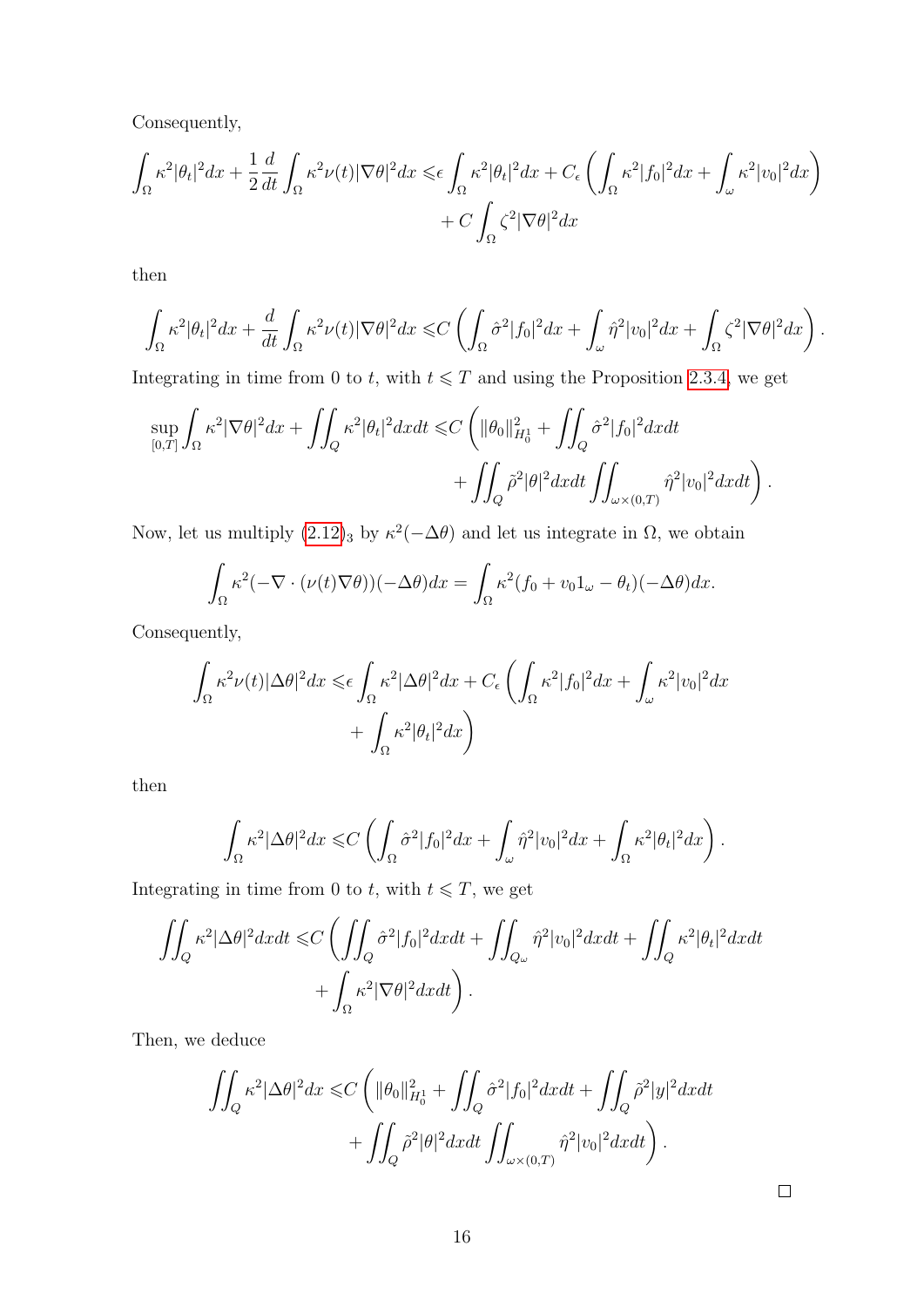Consequently,

$$
\begin{aligned}
\int_\Omega \kappa^2|\theta_t|^2dx + \frac{1}{2}\frac{d}{dt}\int_\Omega \kappa^2\nu(t)|\nabla\theta|^2dx \leqslant & \epsilon\int_\Omega \kappa^2|\theta_t|^2dx + C_\epsilon\left(\int_\Omega \kappa^2|f_0|^2dx + \int_\omega \kappa^2|v_0|^2dx\right)\\
&+ C\int_\Omega \zeta^2|\nabla\theta|^2dx
\end{aligned}
$$

then

$$
\int_\Omega \kappa^2|\theta_t|^2dx + \frac{d}{dt}\int_\Omega \kappa^2\nu(t)|\nabla\theta|^2dx \leqslant C\left(\int_\Omega \hat{\sigma}^2|f_0|^2dx + \int_\omega \hat{\eta}^2|v_0|^2dx + \int_\Omega \zeta^2|\nabla\theta|^2dx\right).
$$

Integrating in time from 0 to $t$, with $t \leqslant T$ and using the Proposition 2.3.4, we get

$$
\begin{aligned}
\sup_{[0,T]}\int_\Omega \kappa^2|\nabla\theta|^2dx + \iint_Q \kappa^2|\theta_t|^2dxdt \leqslant & C\left(\|\theta_0\|^2_{H^1_0} + \iint_Q \hat{\sigma}^2|f_0|^2dxdt\right.\\
&\left.+ \iint_Q \tilde{\rho}^2|\theta|^2dxdt\iint_{\omega\times(0,T)} \hat{\eta}^2|v_0|^2dxdt\right).
\end{aligned}
$$

Now, let us multiply $(2.12)_3$ by $\kappa^2(-\Delta\theta)$ and let us integrate in $\Omega$, we obtain

$$
\int_\Omega \kappa^2(-\nabla\cdot(\nu(t)\nabla\theta))(-\Delta\theta)dx = \int_\Omega \kappa^2(f_0 + v_0 1_\omega - \theta_t)(-\Delta\theta)dx.
$$

Consequently,

$$
\begin{aligned}
\int_\Omega \kappa^2\nu(t)|\Delta\theta|^2dx \leqslant & \epsilon\int_\Omega \kappa^2|\Delta\theta|^2dx + C_\epsilon\left(\int_\Omega \kappa^2|f_0|^2dx + \int_\omega \kappa^2|v_0|^2dx\right.\\
&\left.+ \int_\Omega \kappa^2|\theta_t|^2dx\right)
\end{aligned}
$$

then

$$
\int_\Omega \kappa^2|\Delta\theta|^2dx \leqslant C\left(\int_\Omega \hat{\sigma}^2|f_0|^2dx + \int_\omega \hat{\eta}^2|v_0|^2dx + \int_\Omega \kappa^2|\theta_t|^2dx\right).
$$

Integrating in time from 0 to $t$, with $t \leqslant T$, we get

$$
\begin{aligned}
\iint_Q \kappa^2|\Delta\theta|^2dxdt \leqslant & C\left(\iint_Q \hat{\sigma}^2|f_0|^2dxdt + \iint_{Q_\omega} \hat{\eta}^2|v_0|^2dxdt + \iint_Q \kappa^2|\theta_t|^2dxdt\right.\\
&\left.+ \int_\Omega \kappa^2|\nabla\theta|^2dxdt\right).
\end{aligned}
$$

Then, we deduce

$$
\begin{aligned}
\iint_Q \kappa^2|\Delta\theta|^2dx \leqslant & C\left(\|\theta_0\|^2_{H^1_0} + \iint_Q \hat{\sigma}^2|f_0|^2dxdt + \iint_Q \tilde{\rho}^2|y|^2dxdt\right.\\
&\left.+ \iint_Q \tilde{\rho}^2|\theta|^2dxdt\iint_{\omega\times(0,T)} \hat{\eta}^2|v_0|^2dxdt\right).
\end{aligned}
$$

□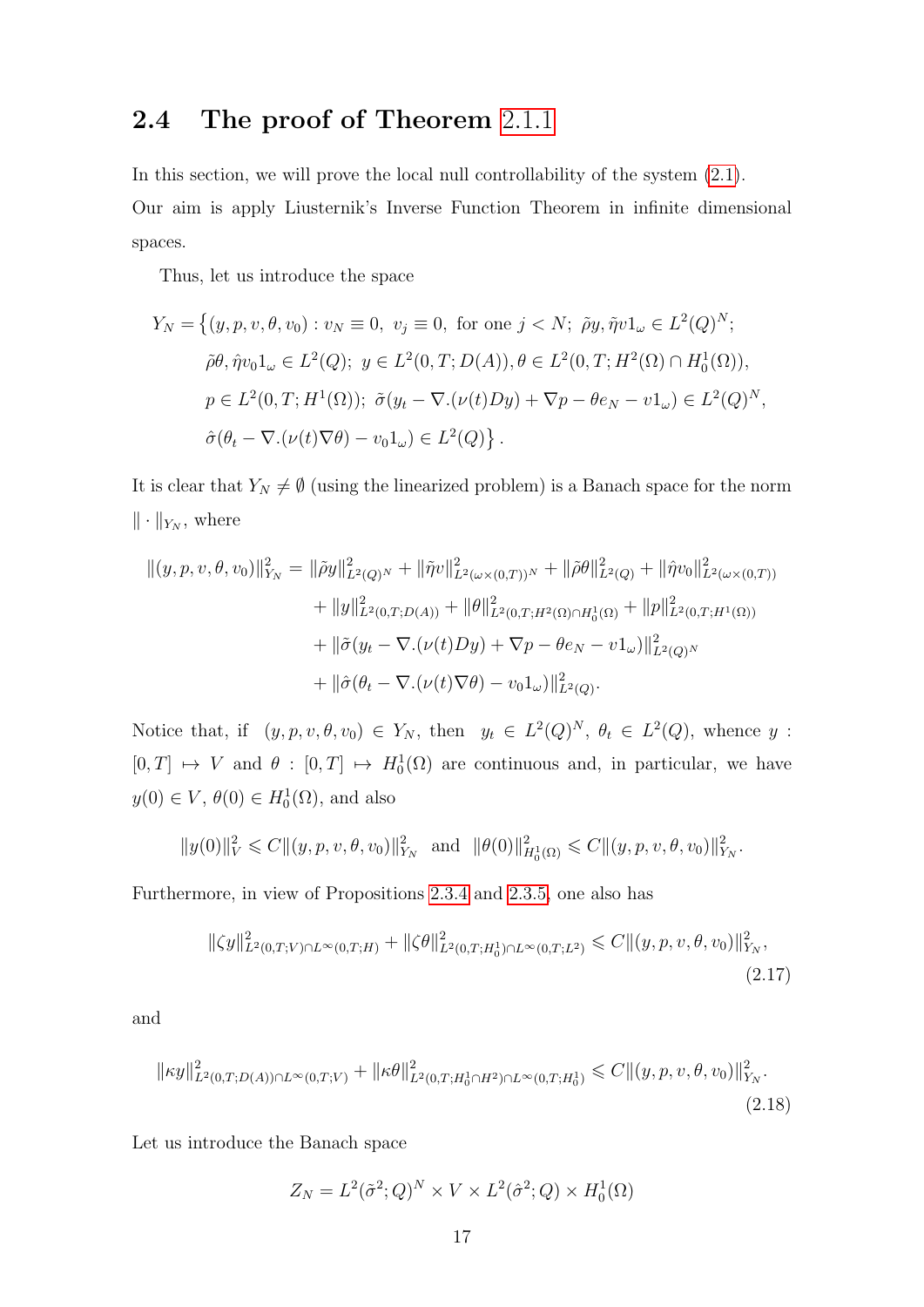## 2.4 The proof of Theorem 2.1.1

In this section, we will prove the local null controllability of the system (2.1). Our aim is apply Liusternik's Inverse Function Theorem in infinite dimensional spaces.

Thus, let us introduce the space

$$
\begin{aligned}
Y_N = \big\{&(y,p,v,\theta,v_0) : v_N \equiv 0,\ v_j \equiv 0,\ \text{for one } j<N;\ \tilde{\rho}y, \tilde{\eta}v1_\omega \in L^2(Q)^N;\\
&\tilde{\rho}\theta, \hat{\eta}v_0 1_\omega \in L^2(Q);\ y \in L^2(0,T;D(A)), \theta \in L^2(0,T;H^2(\Omega)\cap H^1_0(\Omega)),\\
&p \in L^2(0,T;H^1(\Omega));\ \tilde{\sigma}(y_t - \nabla.(\nu(t)Dy) + \nabla p - \theta e_N - v1_\omega) \in L^2(Q)^N,\\
&\hat{\sigma}(\theta_t - \nabla.(\nu(t)\nabla\theta) - v_0 1_\omega) \in L^2(Q)\big\}.
\end{aligned}
$$

It is clear that $Y_N \neq \emptyset$ (using the linearized problem) is a Banach space for the norm $\|\cdot\|_{Y_N}$, where

$$
\begin{aligned}
\|(y,p,v,\theta,v_0)\|^2_{Y_N} = {} & \|\tilde{\rho}y\|^2_{L^2(Q)^N} + \|\tilde{\eta}v\|^2_{L^2(\omega\times(0,T))^N} + \|\tilde{\rho}\theta\|^2_{L^2(Q)} + \|\hat{\eta}v_0\|^2_{L^2(\omega\times(0,T))}\\
&+ \|y\|^2_{L^2(0,T;D(A))} + \|\theta\|^2_{L^2(0,T;H^2(\Omega)\cap H^1_0(\Omega))} + \|p\|^2_{L^2(0,T;H^1(\Omega))}\\
&+ \|\tilde{\sigma}(y_t - \nabla.(\nu(t)Dy) + \nabla p - \theta e_N - v1_\omega)\|^2_{L^2(Q)^N}\\
&+ \|\hat{\sigma}(\theta_t - \nabla.(\nu(t)\nabla\theta) - v_0 1_\omega)\|^2_{L^2(Q)}.
\end{aligned}
$$

Notice that, if $(y,p,v,\theta,v_0) \in Y_N$, then $y_t \in L^2(Q)^N$, $\theta_t \in L^2(Q)$, whence $y : [0,T] \mapsto V$ and $\theta : [0,T] \mapsto H^1_0(\Omega)$ are continuous and, in particular, we have $y(0) \in V$, $\theta(0) \in H^1_0(\Omega)$, and also

$$
\|y(0)\|^2_V \leqslant C\|(y,p,v,\theta,v_0)\|^2_{Y_N} \quad \text{and} \quad \|\theta(0)\|^2_{H^1_0(\Omega)} \leqslant C\|(y,p,v,\theta,v_0)\|^2_{Y_N}.
$$

Furthermore, in view of Propositions 2.3.4 and 2.3.5, one also has

$$
\|\zeta y\|^2_{L^2(0,T;V)\cap L^\infty(0,T;H)} + \|\zeta\theta\|^2_{L^2(0,T;H^1_0)\cap L^\infty(0,T;L^2)} \leqslant C\|(y,p,v,\theta,v_0)\|^2_{Y_N}, \tag{2.17}
$$

and

$$
\|\kappa y\|^2_{L^2(0,T;D(A))\cap L^\infty(0,T;V)} + \|\kappa\theta\|^2_{L^2(0,T;H^1_0\cap H^2)\cap L^\infty(0,T;H^1_0)} \leqslant C\|(y,p,v,\theta,v_0)\|^2_{Y_N}. \tag{2.18}
$$

Let us introduce the Banach space

$$
Z_N = L^2(\tilde{\sigma}^2;Q)^N \times V \times L^2(\hat{\sigma}^2;Q) \times H^1_0(\Omega)
$$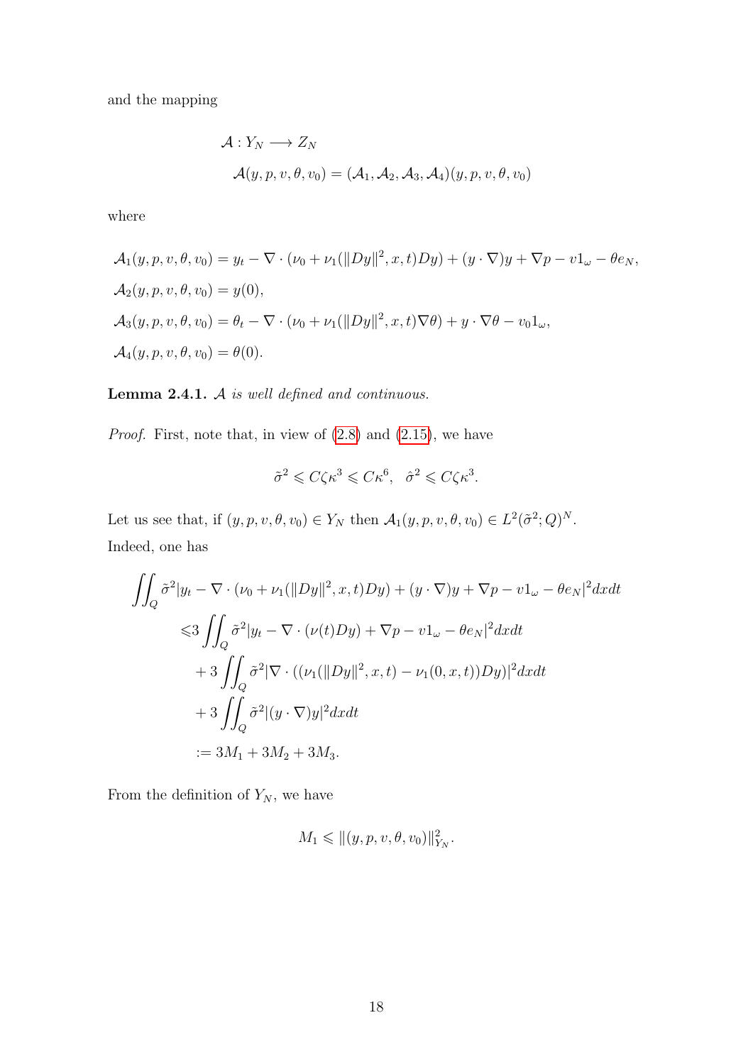and the mapping

$$
\mathcal{A} : Y_N \longrightarrow Z_N
$$

$$
\mathcal{A}(y, p, v, \theta, v_0) = (\mathcal{A}_1, \mathcal{A}_2, \mathcal{A}_3, \mathcal{A}_4)(y, p, v, \theta, v_0)
$$

where

$$
\begin{aligned}
&\mathcal{A}_1(y, p, v, \theta, v_0) = y_t - \nabla \cdot (\nu_0 + \nu_1(\|Dy\|^2, x, t)Dy) + (y \cdot \nabla)y + \nabla p - v1_\omega - \theta e_N, \\
&\mathcal{A}_2(y, p, v, \theta, v_0) = y(0), \\
&\mathcal{A}_3(y, p, v, \theta, v_0) = \theta_t - \nabla \cdot (\nu_0 + \nu_1(\|Dy\|^2, x, t)\nabla\theta) + y \cdot \nabla\theta - v_0 1_\omega, \\
&\mathcal{A}_4(y, p, v, \theta, v_0) = \theta(0).
\end{aligned}
$$

**Lemma 2.4.1.** *$\mathcal{A}$ is well defined and continuous.*

*Proof.* First, note that, in view of (2.8) and (2.15), we have

$$
\tilde{\sigma}^2 \leqslant C\zeta\kappa^3 \leqslant C\kappa^6, \quad \hat{\sigma}^2 \leqslant C\zeta\kappa^3.
$$

Let us see that, if $(y, p, v, \theta, v_0) \in Y_N$ then $\mathcal{A}_1(y, p, v, \theta, v_0) \in L^2(\tilde{\sigma}^2; Q)^N$. Indeed, one has

$$
\begin{aligned}
\iint_Q \tilde{\sigma}^2 |y_t - \nabla \cdot (\nu_0 + \nu_1(\|Dy\|^2, x, t)Dy) + (y \cdot \nabla)y + \nabla p - v1_\omega - \theta e_N|^2 dxdt& \\
\leqslant 3 \iint_Q \tilde{\sigma}^2 |y_t - \nabla \cdot (\nu(t)Dy) + \nabla p - v1_\omega - \theta e_N|^2 dxdt& \\
+ 3 \iint_Q \tilde{\sigma}^2 |\nabla \cdot ((\nu_1(\|Dy\|^2, x, t) - \nu_1(0, x, t))Dy)|^2 dxdt& \\
+ 3 \iint_Q \tilde{\sigma}^2 |(y \cdot \nabla)y|^2 dxdt& \\
:= 3M_1 + 3M_2 + 3M_3.&
\end{aligned}
$$

From the definition of $Y_N$, we have

$$
M_1 \leqslant \|(y, p, v, \theta, v_0)\|_{Y_N}^2.
$$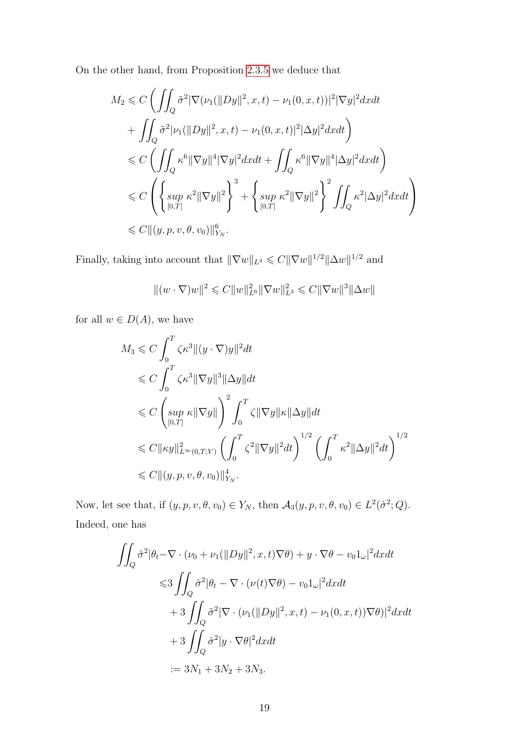On the other hand, from Proposition 2.3.5 we deduce that

$$
\begin{aligned}
M_2 &\leqslant C\left(\iint_Q \tilde{\sigma}^2 |\nabla(\nu_1(\|Dy\|^2,x,t) - \nu_1(0,x,t))|^2 |\nabla y|^2 dxdt \right.\\
&\quad \left. + \iint_Q \tilde{\sigma}^2 |\nu_1(\|Dy\|^2,x,t) - \nu_1(0,x,t)|^2 |\Delta y|^2 dxdt\right)\\
&\leqslant C\left(\iint_Q \kappa^6 \|\nabla y\|^4 |\nabla y|^2 dxdt + \iint_Q \kappa^6 \|\nabla y\|^4 |\Delta y|^2 dxdt\right)\\
&\leqslant C\left(\left\{\sup_{[0,T]} \kappa^2 \|\nabla y\|^2\right\}^3 + \left\{\sup_{[0,T]} \kappa^2 \|\nabla y\|^2\right\}^2 \iint_Q \kappa^2 |\Delta y|^2 dxdt\right)\\
&\leqslant C\|(y,p,v,\theta,v_0)\|_{Y_N}^6.
\end{aligned}
$$

Finally, taking into account that $\|\nabla w\|_{L^3} \leqslant C\|\nabla w\|^{1/2}\|\Delta w\|^{1/2}$ and

$$
\|(w\cdot\nabla)w\|^2 \leqslant C\|w\|_{L^6}^2\|\nabla w\|_{L^3}^2 \leqslant C\|\nabla w\|^3\|\Delta w\|
$$

for all $w \in D(A)$, we have

$$
\begin{aligned}
M_3 &\leqslant C\int_0^T \zeta\kappa^3 \|(y\cdot\nabla)y\|^2 dt\\
&\leqslant C\int_0^T \zeta\kappa^3 \|\nabla y\|^3 \|\Delta y\| dt\\
&\leqslant C\left(\sup_{[0,T]} \kappa\|\nabla y\|\right)^2 \int_0^T \zeta\|\nabla y\|\kappa\|\Delta y\| dt\\
&\leqslant C\|\kappa y\|_{L^\infty(0,T;V)}^2 \left(\int_0^T \zeta^2 \|\nabla y\|^2 dt\right)^{1/2} \left(\int_0^T \kappa^2\|\Delta y\|^2 dt\right)^{1/2}\\
&\leqslant C\|(y,p,v,\theta,v_0)\|_{Y_N}^4.
\end{aligned}
$$

Now, let see that, if $(y,p,v,\theta,v_0) \in Y_N$, then $\mathcal{A}_3(y,p,v,\theta,v_0) \in L^2(\hat{\sigma}^2;Q)$. Indeed, one has

$$
\begin{aligned}
\iint_Q \hat{\sigma}^2 |\theta_t - &\nabla\cdot(\nu_0 + \nu_1(\|Dy\|^2,x,t)\nabla\theta) + y\cdot\nabla\theta - v_0 1_\omega|^2 dxdt\\
&\leqslant 3\iint_Q \hat{\sigma}^2 |\theta_t - \nabla\cdot(\nu(t)\nabla\theta) - v_0 1_\omega|^2 dxdt\\
&\quad + 3\iint_Q \tilde{\sigma}^2 |\nabla\cdot(\nu_1(\|Dy\|^2,x,t) - \nu_1(0,x,t))\nabla\theta)|^2 dxdt\\
&\quad + 3\iint_Q \hat{\sigma}^2 |y\cdot\nabla\theta|^2 dxdt\\
&:= 3N_1 + 3N_2 + 3N_3.
\end{aligned}
$$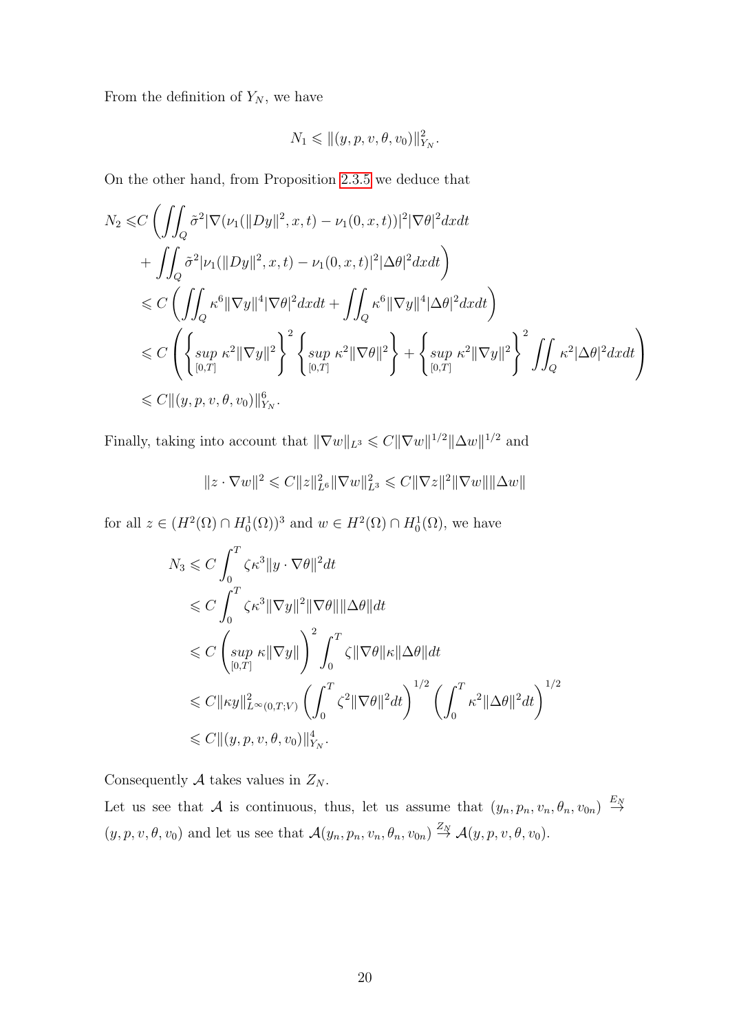From the definition of $Y_N$, we have

$$N_1 \leqslant \|(y, p, v, \theta, v_0)\|_{Y_N}^2.$$

On the other hand, from Proposition 2.3.5 we deduce that

$$\begin{aligned}
N_2 \leqslant & C \left( \iint_Q \tilde{\sigma}^2 |\nabla(\nu_1(\|Dy\|^2, x, t) - \nu_1(0, x, t))|^2 |\nabla\theta|^2 dxdt \right. \\
& \left. + \iint_Q \tilde{\sigma}^2 |\nu_1(\|Dy\|^2, x, t) - \nu_1(0, x, t)|^2 |\Delta\theta|^2 dxdt \right) \\
\leqslant & \, C \left( \iint_Q \kappa^6 \|\nabla y\|^4 |\nabla\theta|^2 dxdt + \iint_Q \kappa^6 \|\nabla y\|^4 |\Delta\theta|^2 dxdt \right) \\
\leqslant & \, C \left( \left\{ \sup_{[0,T]} \kappa^2 \|\nabla y\|^2 \right\}^2 \left\{ \sup_{[0,T]} \kappa^2 \|\nabla\theta\|^2 \right\} + \left\{ \sup_{[0,T]} \kappa^2 \|\nabla y\|^2 \right\}^2 \iint_Q \kappa^2 |\Delta\theta|^2 dxdt \right) \\
\leqslant & \, C \|(y, p, v, \theta, v_0)\|_{Y_N}^6.
\end{aligned}$$

Finally, taking into account that $\|\nabla w\|_{L^3} \leqslant C \|\nabla w\|^{1/2} \|\Delta w\|^{1/2}$ and

$$\|z \cdot \nabla w\|^2 \leqslant C \|z\|_{L^6}^2 \|\nabla w\|_{L^3}^2 \leqslant C \|\nabla z\|^2 \|\nabla w\| \|\Delta w\|$$

for all $z \in (H^2(\Omega) \cap H_0^1(\Omega))^3$ and $w \in H^2(\Omega) \cap H_0^1(\Omega)$, we have

$$\begin{aligned}
N_3 & \leqslant C \int_0^T \zeta \kappa^3 \|y \cdot \nabla\theta\|^2 dt \\
& \leqslant C \int_0^T \zeta \kappa^3 \|\nabla y\|^2 \|\nabla\theta\| \|\Delta\theta\| dt \\
& \leqslant C \left( \sup_{[0,T]} \kappa \|\nabla y\| \right)^2 \int_0^T \zeta \|\nabla\theta\| \kappa \|\Delta\theta\| dt \\
& \leqslant C \|\kappa y\|_{L^\infty(0,T;V)}^2 \left( \int_0^T \zeta^2 \|\nabla\theta\|^2 dt \right)^{1/2} \left( \int_0^T \kappa^2 \|\Delta\theta\|^2 dt \right)^{1/2} \\
& \leqslant C \|(y, p, v, \theta, v_0)\|_{Y_N}^4.
\end{aligned}$$

Consequently $\mathcal{A}$ takes values in $Z_N$.

Let us see that $\mathcal{A}$ is continuous, thus, let us assume that $(y_n, p_n, v_n, \theta_n, v_{0n}) \stackrel{E_N}{\to} (y, p, v, \theta, v_0)$ and let us see that $\mathcal{A}(y_n, p_n, v_n, \theta_n, v_{0n}) \stackrel{Z_N}{\to} \mathcal{A}(y, p, v, \theta, v_0)$.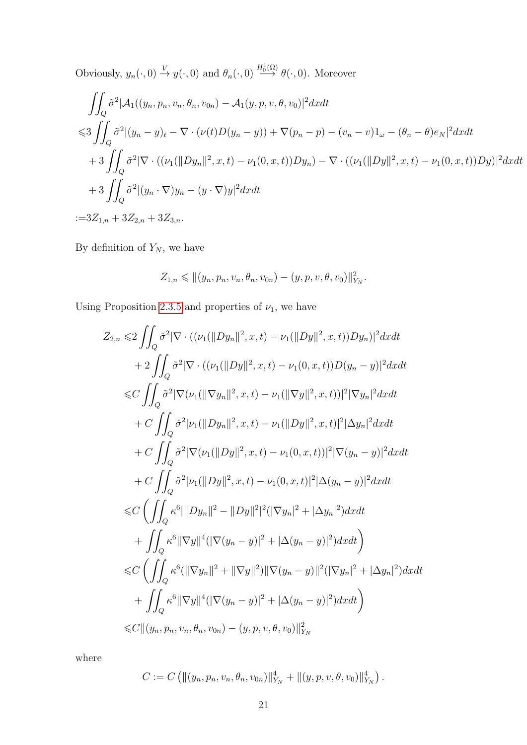Obviously, $y_n(\cdot,0) \overset{V}{\to} y(\cdot,0)$ and $\theta_n(\cdot,0) \overset{H_0^1(\Omega)}{\longrightarrow} \theta(\cdot,0)$. Moreover

$$
\begin{aligned}
&\iint_Q \tilde{\sigma}^2 |\mathcal{A}_1((y_n,p_n,v_n,\theta_n,v_{0n}) - \mathcal{A}_1(y,p,v,\theta,v_0)|^2 dxdt \\
\leqslant & 3\iint_Q \tilde{\sigma}^2 |(y_n-y)_t - \nabla\cdot(\nu(t)D(y_n-y)) + \nabla(p_n-p) - (v_n-v)1_\omega - (\theta_n-\theta)e_N|^2 dxdt \\
&+ 3\iint_Q \tilde{\sigma}^2 |\nabla\cdot((\nu_1(\|Dy_n\|^2,x,t) - \nu_1(0,x,t))Dy_n) - \nabla\cdot((\nu_1(\|Dy\|^2,x,t)-\nu_1(0,x,t))Dy)|^2 dxdt \\
&+ 3\iint_Q \tilde{\sigma}^2 |(y_n\cdot\nabla)y_n - (y\cdot\nabla)y|^2 dxdt \\
:=& 3Z_{1,n} + 3Z_{2,n} + 3Z_{3,n}.
\end{aligned}
$$

By definition of $Y_N$, we have

$$
Z_{1,n} \leqslant \|(y_n,p_n,v_n,\theta_n,v_{0n}) - (y,p,v,\theta,v_0)\|_{Y_N}^2.
$$

Using Proposition 2.3.5 and properties of $\nu_1$, we have

$$
\begin{aligned}
Z_{2,n} \leqslant & 2\iint_Q \tilde{\sigma}^2 |\nabla\cdot((\nu_1(\|Dy_n\|^2,x,t) - \nu_1(\|Dy\|^2,x,t))Dy_n)|^2 dxdt \\
&+ 2\iint_Q \tilde{\sigma}^2 |\nabla\cdot((\nu_1(\|Dy\|^2,x,t) - \nu_1(0,x,t))D(y_n-y)|^2 dxdt \\
\leqslant & C\iint_Q \tilde{\sigma}^2 |\nabla(\nu_1(\|\nabla y_n\|^2,x,t) - \nu_1(\|\nabla y\|^2,x,t))|^2 |\nabla y_n|^2 dxdt \\
&+ C\iint_Q \tilde{\sigma}^2 |\nu_1(\|Dy_n\|^2,x,t) - \nu_1(\|Dy\|^2,x,t)|^2 |\Delta y_n|^2 dxdt \\
&+ C\iint_Q \tilde{\sigma}^2 |\nabla(\nu_1(\|Dy\|^2,x,t) - \nu_1(0,x,t))|^2 |\nabla(y_n-y)|^2 dxdt \\
&+ C\iint_Q \tilde{\sigma}^2 |\nu_1(\|Dy\|^2,x,t) - \nu_1(0,x,t)|^2 |\Delta(y_n-y)|^2 dxdt \\
\leqslant & C\left(\iint_Q \kappa^6 |\|Dy_n\|^2 - \|Dy\|^2|^2 (|\nabla y_n|^2 + |\Delta y_n|^2) dxdt \right.\\
&\left. + \iint_Q \kappa^6 \|\nabla y\|^4 (|\nabla(y_n-y)|^2 + |\Delta(y_n-y)|^2) dxdt\right) \\
\leqslant & C\left(\iint_Q \kappa^6 (\|\nabla y_n\|^2 + \|\nabla y\|^2)\|\nabla(y_n-y)\|^2 (|\nabla y_n|^2 + |\Delta y_n|^2) dxdt \right.\\
&\left. + \iint_Q \kappa^6 \|\nabla y\|^4 (|\nabla(y_n-y)|^2 + |\Delta(y_n-y)|^2) dxdt\right) \\
\leqslant & C\|(y_n,p_n,v_n,\theta_n,v_{0n}) - (y,p,v,\theta,v_0)\|_{Y_N}^2
\end{aligned}
$$

where

$$
C := C\left(\|(y_n,p_n,v_n,\theta_n,v_{0n})\|_{Y_N}^4 + \|(y,p,v,\theta,v_0)\|_{Y_N}^4\right).
$$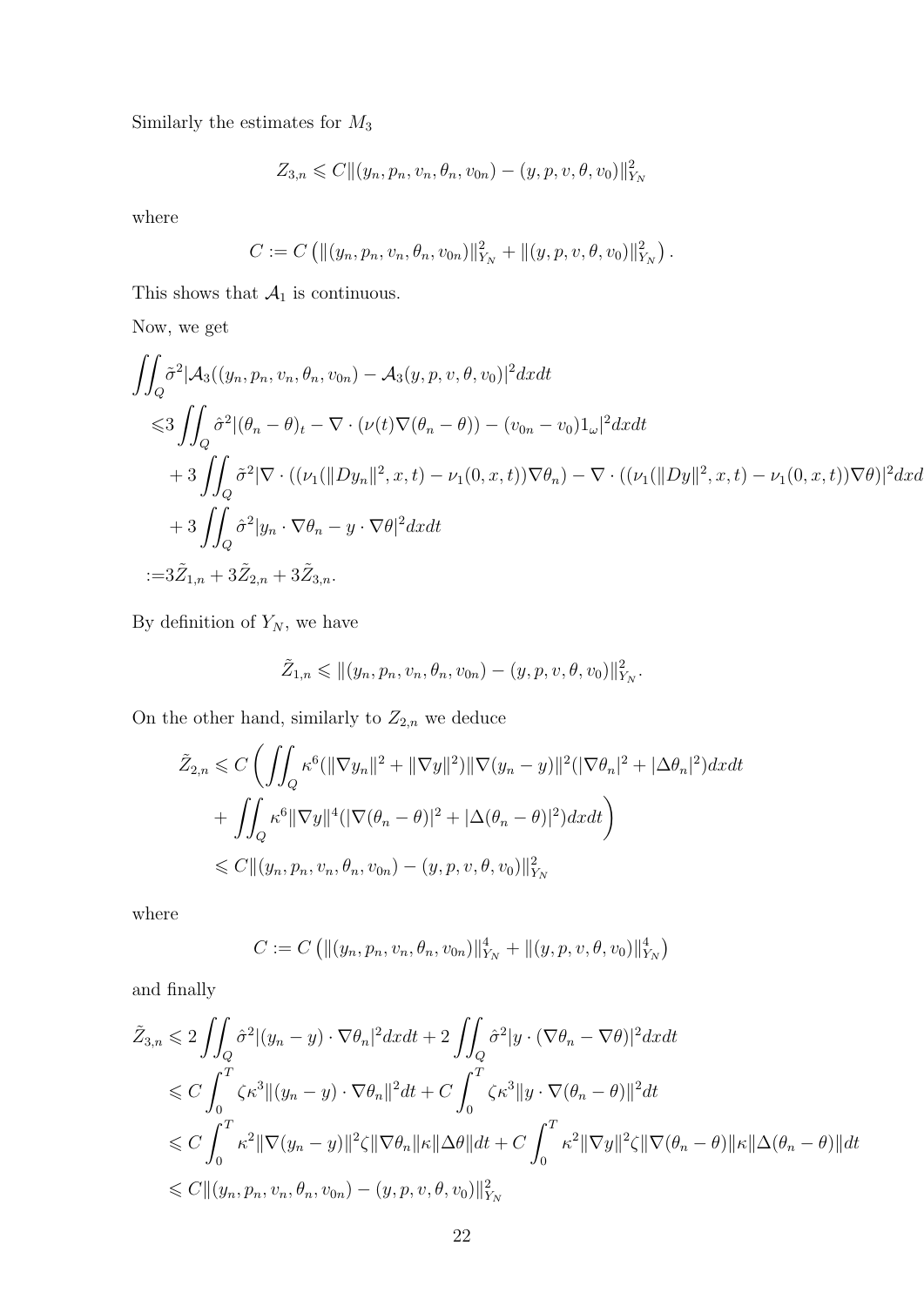Similarly the estimates for $M_3$

$$Z_{3,n} \leqslant C\|(y_n, p_n, v_n, \theta_n, v_{0n}) - (y, p, v, \theta, v_0)\|^2_{Y_N}$$

where

$$C := C\left(\|(y_n, p_n, v_n, \theta_n, v_{0n})\|^2_{Y_N} + \|(y, p, v, \theta, v_0)\|^2_{Y_N}\right).$$

This shows that $\mathcal{A}_1$ is continuous.

Now, we get

$$\begin{aligned}
&\iint_Q \tilde{\sigma}^2|\mathcal{A}_3((y_n, p_n, v_n, \theta_n, v_{0n}) - \mathcal{A}_3(y, p, v, \theta, v_0)|^2 dxdt \\
&\leqslant 3\iint_Q \hat{\sigma}^2|(\theta_n - \theta)_t - \nabla\cdot(\nu(t)\nabla(\theta_n - \theta)) - (v_{0n} - v_0)1_\omega|^2 dxdt \\
&\quad + 3\iint_Q \tilde{\sigma}^2|\nabla\cdot((\nu_1(\|Dy_n\|^2, x, t) - \nu_1(0, x, t))\nabla\theta_n) - \nabla\cdot((\nu_1(\|Dy\|^2, x, t) - \nu_1(0, x, t))\nabla\theta)|^2 dxdt \\
&\quad + 3\iint_Q \hat{\sigma}^2|y_n\cdot\nabla\theta_n - y\cdot\nabla\theta|^2 dxdt \\
&:= 3\tilde{Z}_{1,n} + 3\tilde{Z}_{2,n} + 3\tilde{Z}_{3,n}.
\end{aligned}$$

By definition of $Y_N$, we have

$$\tilde{Z}_{1,n} \leqslant \|(y_n, p_n, v_n, \theta_n, v_{0n}) - (y, p, v, \theta, v_0)\|^2_{Y_N}.$$

On the other hand, similarly to $Z_{2,n}$ we deduce

$$\begin{aligned}
\tilde{Z}_{2,n} &\leqslant C\left(\iint_Q \kappa^6(\|\nabla y_n\|^2 + \|\nabla y\|^2)\|\nabla(y_n - y)\|^2(|\nabla\theta_n|^2 + |\Delta\theta_n|^2)dxdt\right. \\
&\quad \left. + \iint_Q \kappa^6\|\nabla y\|^4(|\nabla(\theta_n - \theta)|^2 + |\Delta(\theta_n - \theta)|^2)dxdt\right) \\
&\leqslant C\|(y_n, p_n, v_n, \theta_n, v_{0n}) - (y, p, v, \theta, v_0)\|^2_{Y_N}
\end{aligned}$$

where

$$C := C\left(\|(y_n, p_n, v_n, \theta_n, v_{0n})\|^4_{Y_N} + \|(y, p, v, \theta, v_0)\|^4_{Y_N}\right)$$

and finally

$$\begin{aligned}
\tilde{Z}_{3,n} &\leqslant 2\iint_Q \hat{\sigma}^2|(y_n - y)\cdot\nabla\theta_n|^2 dxdt + 2\iint_Q \hat{\sigma}^2|y\cdot(\nabla\theta_n - \nabla\theta)|^2 dxdt \\
&\leqslant C\int_0^T \zeta\kappa^3\|(y_n - y)\cdot\nabla\theta_n\|^2 dt + C\int_0^T \zeta\kappa^3\|y\cdot\nabla(\theta_n - \theta)\|^2 dt \\
&\leqslant C\int_0^T \kappa^2\|\nabla(y_n - y)\|^2\zeta\|\nabla\theta_n\|\kappa\|\Delta\theta\|dt + C\int_0^T \kappa^2\|\nabla y\|^2\zeta\|\nabla(\theta_n - \theta)\|\kappa\|\Delta(\theta_n - \theta)\|dt \\
&\leqslant C\|(y_n, p_n, v_n, \theta_n, v_{0n}) - (y, p, v, \theta, v_0)\|^2_{Y_N}
\end{aligned}$$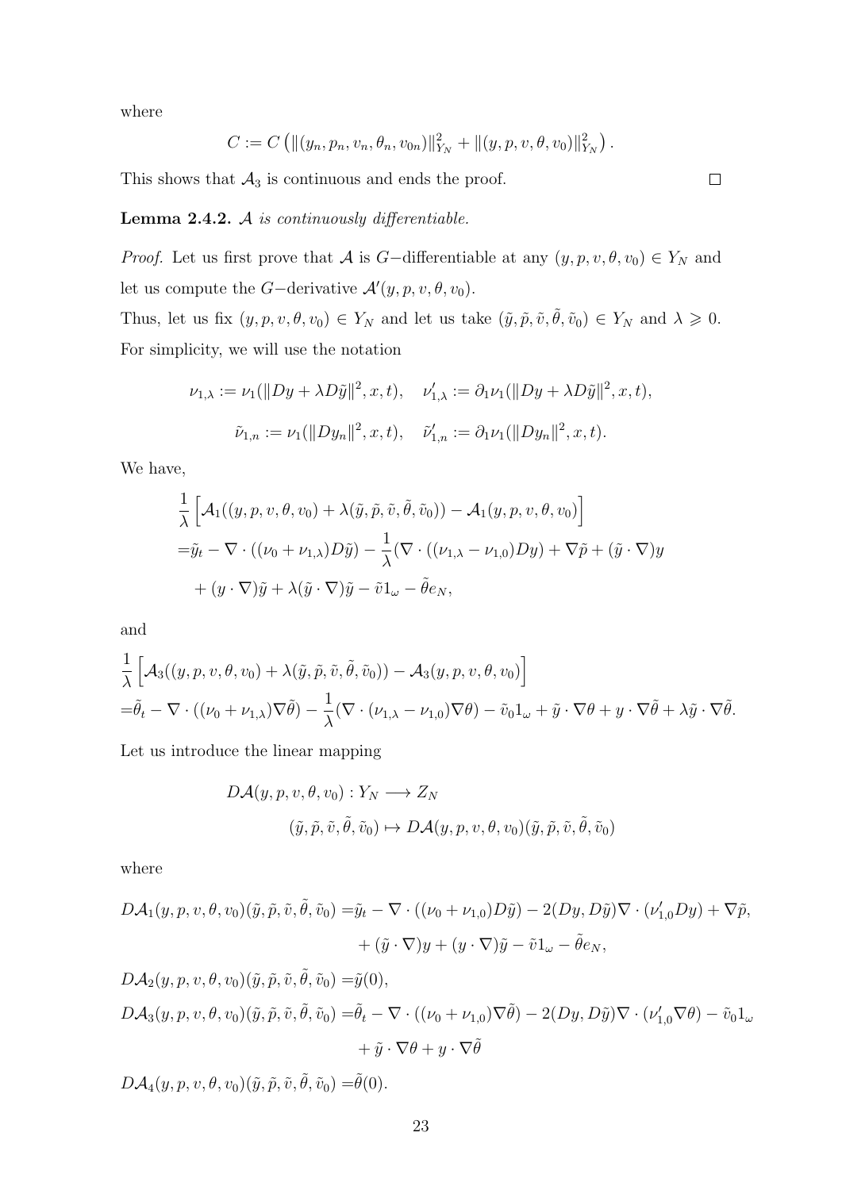where

$$C := C\left(\|(y_n, p_n, v_n, \theta_n, v_{0n})\|_{Y_N}^2 + \|(y, p, v, \theta, v_0)\|_{Y_N}^2\right).$$

This shows that $\mathcal{A}_3$ is continuous and ends the proof. $\square$

**Lemma 2.4.2.** *$\mathcal{A}$ is continuously differentiable.*

*Proof.* Let us first prove that $\mathcal{A}$ is $G-$differentiable at any $(y, p, v, \theta, v_0) \in Y_N$ and let us compute the $G-$derivative $\mathcal{A}'(y, p, v, \theta, v_0)$.

Thus, let us fix $(y, p, v, \theta, v_0) \in Y_N$ and let us take $(\tilde{y}, \tilde{p}, \tilde{v}, \tilde{\theta}, \tilde{v}_0) \in Y_N$ and $\lambda \geqslant 0$. For simplicity, we will use the notation

$$\nu_{1,\lambda} := \nu_1(\|Dy + \lambda D\tilde{y}\|^2, x, t), \quad \nu'_{1,\lambda} := \partial_1\nu_1(\|Dy + \lambda D\tilde{y}\|^2, x, t),$$

$$\tilde{\nu}_{1,n} := \nu_1(\|Dy_n\|^2, x, t), \quad \tilde{\nu}'_{1,n} := \partial_1\nu_1(\|Dy_n\|^2, x, t).$$

We have,

$$\begin{aligned}
&\frac{1}{\lambda}\left[\mathcal{A}_1((y, p, v, \theta, v_0) + \lambda(\tilde{y}, \tilde{p}, \tilde{v}, \tilde{\theta}, \tilde{v}_0)) - \mathcal{A}_1(y, p, v, \theta, v_0)\right] \\
=&\tilde{y}_t - \nabla \cdot ((\nu_0 + \nu_{1,\lambda})D\tilde{y}) - \frac{1}{\lambda}(\nabla \cdot ((\nu_{1,\lambda} - \nu_{1,0})Dy) + \nabla\tilde{p} + (\tilde{y} \cdot \nabla)y \\
&+ (y \cdot \nabla)\tilde{y} + \lambda(\tilde{y} \cdot \nabla)\tilde{y} - \tilde{v}1_\omega - \tilde{\theta}e_N,
\end{aligned}$$

and

$$\begin{aligned}
&\frac{1}{\lambda}\left[\mathcal{A}_3((y, p, v, \theta, v_0) + \lambda(\tilde{y}, \tilde{p}, \tilde{v}, \tilde{\theta}, \tilde{v}_0)) - \mathcal{A}_3(y, p, v, \theta, v_0)\right] \\
=&\tilde{\theta}_t - \nabla \cdot ((\nu_0 + \nu_{1,\lambda})\nabla\tilde{\theta}) - \frac{1}{\lambda}(\nabla \cdot (\nu_{1,\lambda} - \nu_{1,0})\nabla\theta) - \tilde{v}_0 1_\omega + \tilde{y} \cdot \nabla\theta + y \cdot \nabla\tilde{\theta} + \lambda\tilde{y} \cdot \nabla\tilde{\theta}.
\end{aligned}$$

Let us introduce the linear mapping

$$\begin{aligned}
D\mathcal{A}(y, p, v, \theta, v_0) : Y_N &\longrightarrow Z_N \\
(\tilde{y}, \tilde{p}, \tilde{v}, \tilde{\theta}, \tilde{v}_0) &\mapsto D\mathcal{A}(y, p, v, \theta, v_0)(\tilde{y}, \tilde{p}, \tilde{v}, \tilde{\theta}, \tilde{v}_0)
\end{aligned}$$

where

$$\begin{aligned}
D\mathcal{A}_1(y, p, v, \theta, v_0)(\tilde{y}, \tilde{p}, \tilde{v}, \tilde{\theta}, \tilde{v}_0) =&\tilde{y}_t - \nabla \cdot ((\nu_0 + \nu_{1,0})D\tilde{y}) - 2(Dy, D\tilde{y})\nabla \cdot (\nu'_{1,0}Dy) + \nabla\tilde{p}, \\
&+ (\tilde{y} \cdot \nabla)y + (y \cdot \nabla)\tilde{y} - \tilde{v}1_\omega - \tilde{\theta}e_N, \\
D\mathcal{A}_2(y, p, v, \theta, v_0)(\tilde{y}, \tilde{p}, \tilde{v}, \tilde{\theta}, \tilde{v}_0) =&\tilde{y}(0), \\
D\mathcal{A}_3(y, p, v, \theta, v_0)(\tilde{y}, \tilde{p}, \tilde{v}, \tilde{\theta}, \tilde{v}_0) =&\tilde{\theta}_t - \nabla \cdot ((\nu_0 + \nu_{1,0})\nabla\tilde{\theta}) - 2(Dy, D\tilde{y})\nabla \cdot (\nu'_{1,0}\nabla\theta) - \tilde{v}_0 1_\omega \\
&+ \tilde{y} \cdot \nabla\theta + y \cdot \nabla\tilde{\theta} \\
D\mathcal{A}_4(y, p, v, \theta, v_0)(\tilde{y}, \tilde{p}, \tilde{v}, \tilde{\theta}, \tilde{v}_0) =&\tilde{\theta}(0).
\end{aligned}$$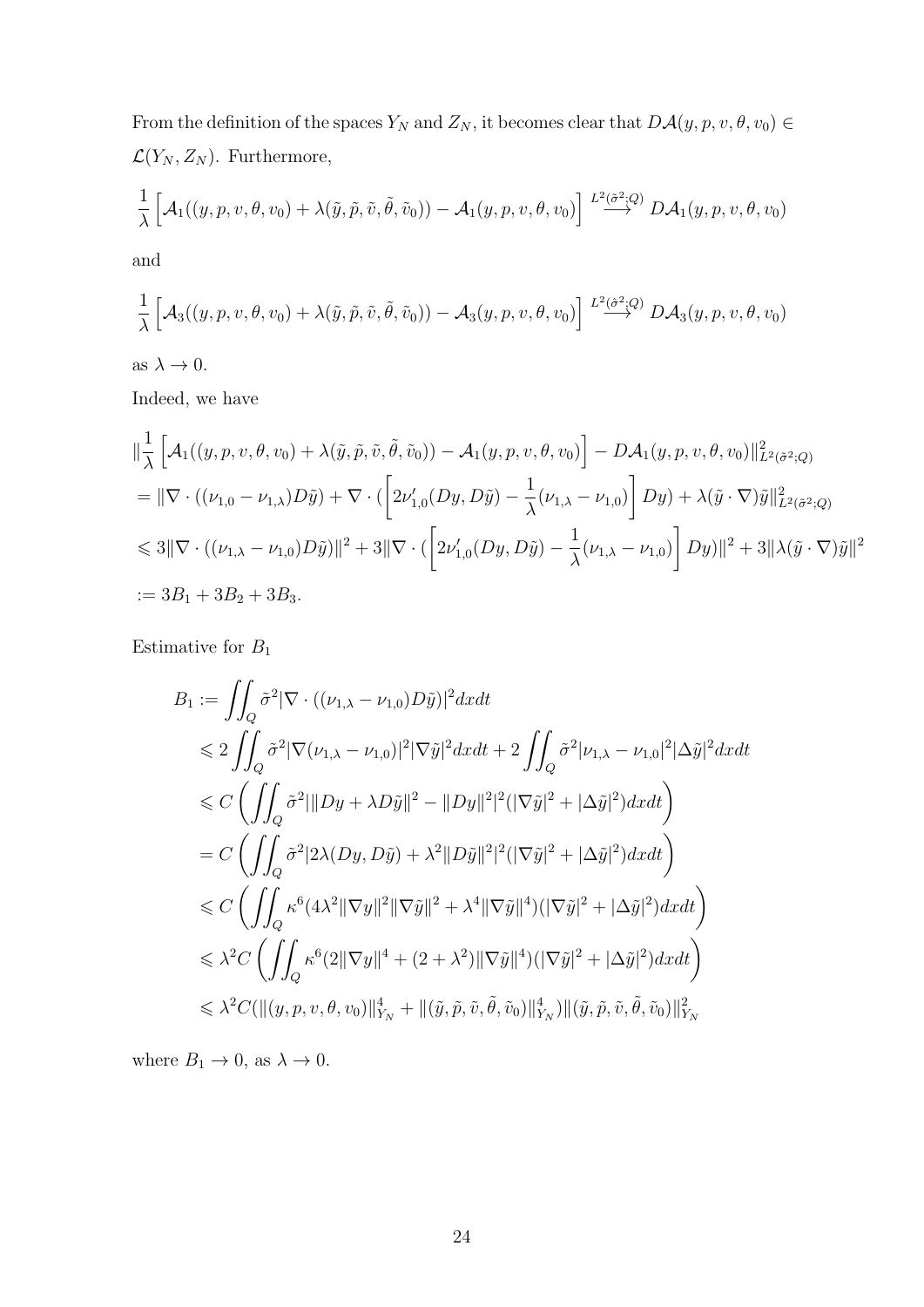From the definition of the spaces $Y_N$ and $Z_N$, it becomes clear that $D\mathcal{A}(y,p,v,\theta,v_0) \in \mathcal{L}(Y_N, Z_N)$. Furthermore,

$$\frac{1}{\lambda}\left[\mathcal{A}_1((y,p,v,\theta,v_0)+\lambda(\tilde{y},\tilde{p},\tilde{v},\tilde{\theta},\tilde{v}_0)) - \mathcal{A}_1(y,p,v,\theta,v_0)\right] \overset{L^2(\tilde{\sigma}^2;Q)}{\longrightarrow} D\mathcal{A}_1(y,p,v,\theta,v_0)$$

and

$$\frac{1}{\lambda}\left[\mathcal{A}_3((y,p,v,\theta,v_0)+\lambda(\tilde{y},\tilde{p},\tilde{v},\tilde{\theta},\tilde{v}_0)) - \mathcal{A}_3(y,p,v,\theta,v_0)\right] \overset{L^2(\hat{\sigma}^2;Q)}{\longrightarrow} D\mathcal{A}_3(y,p,v,\theta,v_0)$$

as $\lambda \to 0$.

Indeed, we have

$$\begin{aligned}
&\|\frac{1}{\lambda}\left[\mathcal{A}_1((y,p,v,\theta,v_0)+\lambda(\tilde{y},\tilde{p},\tilde{v},\tilde{\theta},\tilde{v}_0)) - \mathcal{A}_1(y,p,v,\theta,v_0)\right] - D\mathcal{A}_1(y,p,v,\theta,v_0)\|^2_{L^2(\tilde{\sigma}^2;Q)} \\
&= \|\nabla\cdot((\nu_{1,0}-\nu_{1,\lambda})D\tilde{y}) + \nabla\cdot(\left[2\nu_{1,0}'(Dy,D\tilde{y}) - \frac{1}{\lambda}(\nu_{1,\lambda}-\nu_{1,0})\right]Dy) + \lambda(\tilde{y}\cdot\nabla)\tilde{y}\|^2_{L^2(\tilde{\sigma}^2;Q)} \\
&\leqslant 3\|\nabla\cdot((\nu_{1,\lambda}-\nu_{1,0})D\tilde{y})\|^2 + 3\|\nabla\cdot(\left[2\nu_{1,0}'(Dy,D\tilde{y}) - \frac{1}{\lambda}(\nu_{1,\lambda}-\nu_{1,0})\right]Dy)\|^2 + 3\|\lambda(\tilde{y}\cdot\nabla)\tilde{y}\|^2 \\
&:= 3B_1 + 3B_2 + 3B_3.
\end{aligned}$$

Estimative for $B_1$

$$\begin{aligned}
B_1 &:= \iint_Q \tilde{\sigma}^2|\nabla\cdot((\nu_{1,\lambda}-\nu_{1,0})D\tilde{y})|^2dxdt \\
&\leqslant 2\iint_Q \tilde{\sigma}^2|\nabla(\nu_{1,\lambda}-\nu_{1,0})|^2|\nabla\tilde{y}|^2dxdt + 2\iint_Q \tilde{\sigma}^2|\nu_{1,\lambda}-\nu_{1,0}|^2|\Delta\tilde{y}|^2dxdt \\
&\leqslant C\left(\iint_Q \tilde{\sigma}^2|\|Dy+\lambda D\tilde{y}\|^2 - \|Dy\|^2|^2(|\nabla\tilde{y}|^2+|\Delta\tilde{y}|^2)dxdt\right) \\
&= C\left(\iint_Q \tilde{\sigma}^2|2\lambda(Dy,D\tilde{y}) + \lambda^2\|D\tilde{y}\|^2|^2(|\nabla\tilde{y}|^2+|\Delta\tilde{y}|^2)dxdt\right) \\
&\leqslant C\left(\iint_Q \kappa^6(4\lambda^2\|\nabla y\|^2\|\nabla\tilde{y}\|^2 + \lambda^4\|\nabla\tilde{y}\|^4)(|\nabla\tilde{y}|^2+|\Delta\tilde{y}|^2)dxdt\right) \\
&\leqslant \lambda^2C\left(\iint_Q \kappa^6(2\|\nabla y\|^4 + (2+\lambda^2)\|\nabla\tilde{y}\|^4)(|\nabla\tilde{y}|^2+|\Delta\tilde{y}|^2)dxdt\right) \\
&\leqslant \lambda^2C(\|(y,p,v,\theta,v_0)\|^4_{Y_N} + \|(\tilde{y},\tilde{p},\tilde{v},\tilde{\theta},\tilde{v}_0)\|^4_{Y_N})\|(\tilde{y},\tilde{p},\tilde{v},\tilde{\theta},\tilde{v}_0)\|^2_{Y_N}
\end{aligned}$$

where $B_1 \to 0$, as $\lambda \to 0$.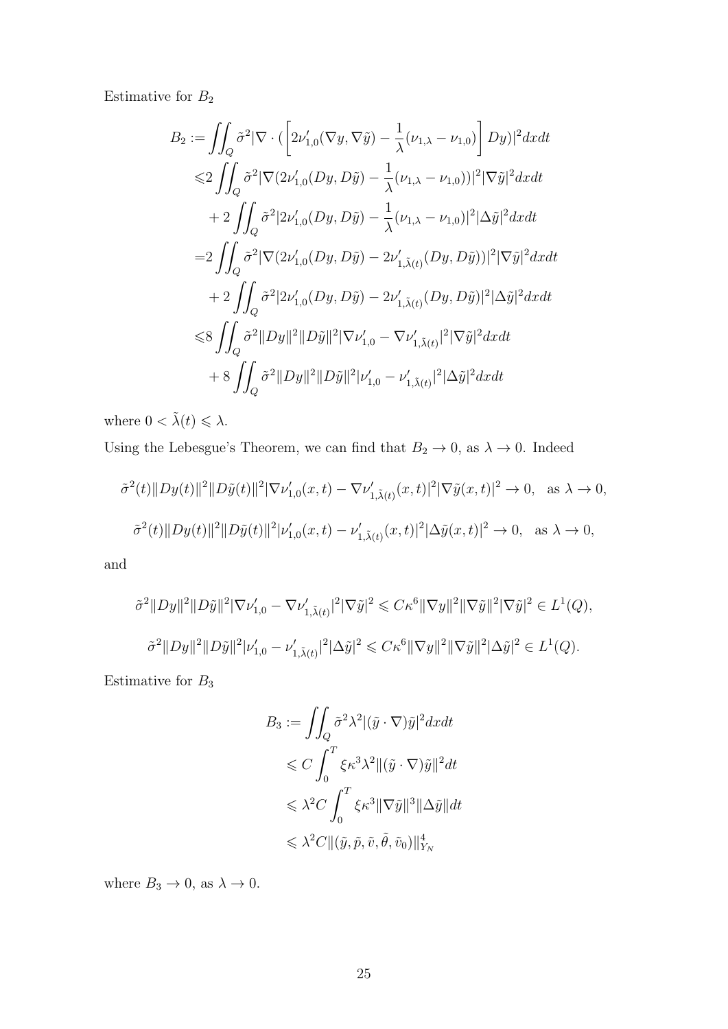Estimative for $B_2$

$$
\begin{aligned}
B_2 :=& \iint_Q \tilde{\sigma}^2 |\nabla \cdot (\left[2\nu'_{1,0}(\nabla y, \nabla \tilde{y}) - \frac{1}{\lambda}(\nu_{1,\lambda} - \nu_{1,0})\right] Dy)|^2 dxdt \\
\leqslant& 2 \iint_Q \tilde{\sigma}^2 |\nabla (2\nu'_{1,0}(Dy, D\tilde{y}) - \frac{1}{\lambda}(\nu_{1,\lambda} - \nu_{1,0}))|^2 |\nabla \tilde{y}|^2 dxdt \\
&+ 2 \iint_Q \tilde{\sigma}^2 |2\nu'_{1,0}(Dy, D\tilde{y}) - \frac{1}{\lambda}(\nu_{1,\lambda} - \nu_{1,0})|^2 |\Delta \tilde{y}|^2 dxdt \\
=& 2 \iint_Q \tilde{\sigma}^2 |\nabla (2\nu'_{1,0}(Dy, D\tilde{y}) - 2\nu'_{1,\tilde{\lambda}(t)}(Dy, D\tilde{y}))|^2 |\nabla \tilde{y}|^2 dxdt \\
&+ 2 \iint_Q \tilde{\sigma}^2 |2\nu'_{1,0}(Dy, D\tilde{y}) - 2\nu'_{1,\tilde{\lambda}(t)}(Dy, D\tilde{y})|^2 |\Delta \tilde{y}|^2 dxdt \\
\leqslant& 8 \iint_Q \tilde{\sigma}^2 \|Dy\|^2 \|D\tilde{y}\|^2 |\nabla \nu'_{1,0} - \nabla \nu'_{1,\tilde{\lambda}(t)}|^2 |\nabla \tilde{y}|^2 dxdt \\
&+ 8 \iint_Q \tilde{\sigma}^2 \|Dy\|^2 \|D\tilde{y}\|^2 |\nu'_{1,0} - \nu'_{1,\tilde{\lambda}(t)}|^2 |\Delta \tilde{y}|^2 dxdt
\end{aligned}
$$

where $0 < \tilde{\lambda}(t) \leqslant \lambda$.

Using the Lebesgue's Theorem, we can find that $B_2 \to 0$, as $\lambda \to 0$. Indeed

$$
\tilde{\sigma}^2(t) \|Dy(t)\|^2 \|D\tilde{y}(t)\|^2 |\nabla \nu'_{1,0}(x,t) - \nabla \nu'_{1,\tilde{\lambda}(t)}(x,t)|^2 |\nabla \tilde{y}(x,t)|^2 \to 0, \quad \text{as } \lambda \to 0,
$$

$$
\tilde{\sigma}^2(t) \|Dy(t)\|^2 \|D\tilde{y}(t)\|^2 |\nu'_{1,0}(x,t) - \nu'_{1,\tilde{\lambda}(t)}(x,t)|^2 |\Delta \tilde{y}(x,t)|^2 \to 0, \quad \text{as } \lambda \to 0,
$$

and

$$
\tilde{\sigma}^2 \|Dy\|^2 \|D\tilde{y}\|^2 |\nabla \nu'_{1,0} - \nabla \nu'_{1,\tilde{\lambda}(t)}|^2 |\nabla \tilde{y}|^2 \leqslant C\kappa^6 \|\nabla y\|^2 \|\nabla \tilde{y}\|^2 |\nabla \tilde{y}|^2 \in L^1(Q),
$$

$$
\tilde{\sigma}^2 \|Dy\|^2 \|D\tilde{y}\|^2 |\nu'_{1,0} - \nu'_{1,\tilde{\lambda}(t)}|^2 |\Delta \tilde{y}|^2 \leqslant C\kappa^6 \|\nabla y\|^2 \|\nabla \tilde{y}\|^2 |\Delta \tilde{y}|^2 \in L^1(Q).
$$

Estimative for $B_3$

$$
\begin{aligned}
B_3 :=& \iint_Q \tilde{\sigma}^2 \lambda^2 |(\tilde{y} \cdot \nabla)\tilde{y}|^2 dxdt \\
\leqslant& C \int_0^T \xi \kappa^3 \lambda^2 \|(\tilde{y} \cdot \nabla)\tilde{y}\|^2 dt \\
\leqslant& \lambda^2 C \int_0^T \xi \kappa^3 \|\nabla \tilde{y}\|^3 \|\Delta \tilde{y}\| dt \\
\leqslant& \lambda^2 C \|(\tilde{y}, \tilde{p}, \tilde{v}, \tilde{\theta}, \tilde{v}_0)\|^4_{Y_N}
\end{aligned}
$$

where $B_3 \to 0$, as $\lambda \to 0$.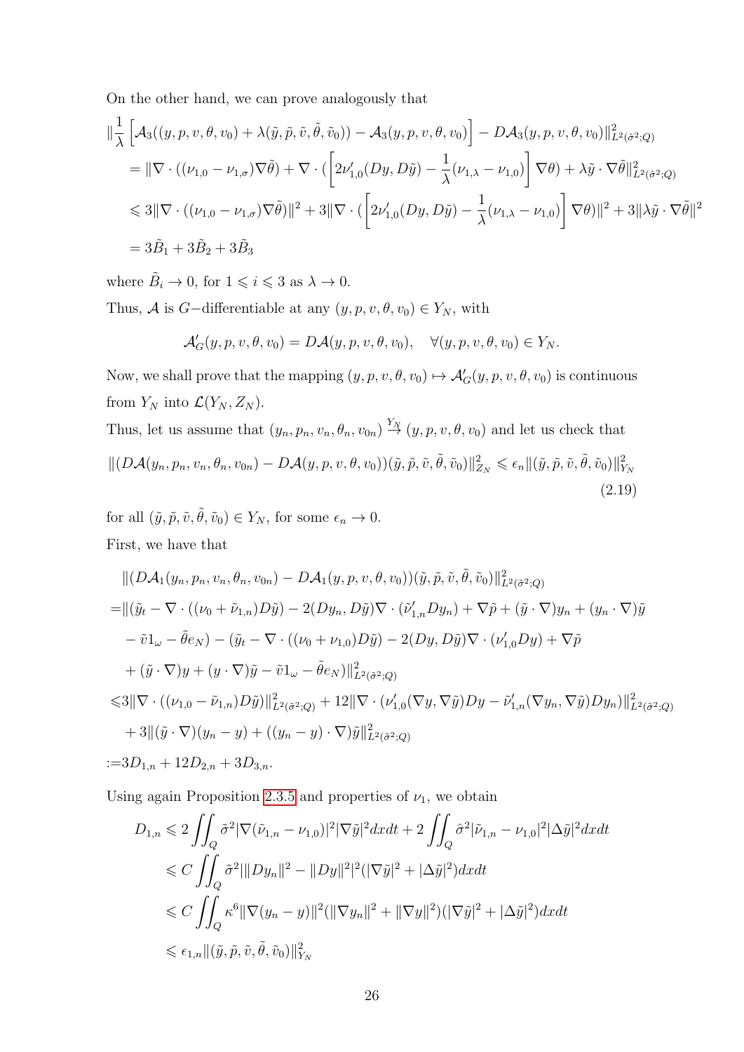On the other hand, we can prove analogously that

$$
\begin{aligned}
&\|\frac{1}{\lambda}\left[\mathcal{A}_3((y,p,v,\theta,v_0)+\lambda(\tilde{y},\tilde{p},\tilde{v},\tilde{\theta},\tilde{v}_0)) - \mathcal{A}_3(y,p,v,\theta,v_0)\right] - D\mathcal{A}_3(y,p,v,\theta,v_0)\|^2_{L^2(\tilde{\sigma}^2;Q)} \\
&\quad = \|\nabla\cdot((\nu_{1,0}-\nu_{1,\sigma})\nabla\tilde{\theta}) + \nabla\cdot(\left[2\nu_{1,0}'(Dy,D\tilde{y}) - \frac{1}{\lambda}(\nu_{1,\lambda}-\nu_{1,0})\right]\nabla\theta) + \lambda\tilde{y}\cdot\nabla\tilde{\theta}\|^2_{L^2(\tilde{\sigma}^2;Q)} \\
&\quad \leqslant 3\|\nabla\cdot((\nu_{1,0}-\nu_{1,\sigma})\nabla\tilde{\theta})\|^2 + 3\|\nabla\cdot(\left[2\nu_{1,0}'(Dy,D\tilde{y}) - \frac{1}{\lambda}(\nu_{1,\lambda}-\nu_{1,0})\right]\nabla\theta)\|^2 + 3\|\lambda\tilde{y}\cdot\nabla\tilde{\theta}\|^2 \\
&\quad = 3\tilde{B}_1 + 3\tilde{B}_2 + 3\tilde{B}_3
\end{aligned}
$$

where $\tilde{B}_i \to 0$, for $1 \leqslant i \leqslant 3$ as $\lambda \to 0$.

Thus, $\mathcal{A}$ is $G-$differentiable at any $(y,p,v,\theta,v_0) \in Y_N$, with

$$
\mathcal{A}_G'(y,p,v,\theta,v_0) = D\mathcal{A}(y,p,v,\theta,v_0), \quad \forall (y,p,v,\theta,v_0) \in Y_N.
$$

Now, we shall prove that the mapping $(y,p,v,\theta,v_0) \mapsto \mathcal{A}_G'(y,p,v,\theta,v_0)$ is continuous from $Y_N$ into $\mathcal{L}(Y_N,Z_N)$.

Thus, let us assume that $(y_n,p_n,v_n,\theta_n,v_{0n}) \xrightarrow{Y_N} (y,p,v,\theta,v_0)$ and let us check that

$$
\|(D\mathcal{A}(y_n,p_n,v_n,\theta_n,v_{0n}) - D\mathcal{A}(y,p,v,\theta,v_0))(\tilde{y},\tilde{p},\tilde{v},\tilde{\theta},\tilde{v}_0)\|^2_{Z_N} \leqslant \epsilon_n\|(\tilde{y},\tilde{p},\tilde{v},\tilde{\theta},\tilde{v}_0)\|^2_{Y_N} \tag{2.19}
$$

for all $(\tilde{y},\tilde{p},\tilde{v},\tilde{\theta},\tilde{v}_0) \in Y_N$, for some $\epsilon_n \to 0$.

First, we have that

$$
\begin{aligned}
&\|(D\mathcal{A}_1(y_n,p_n,v_n,\theta_n,v_{0n}) - D\mathcal{A}_1(y,p,v,\theta,v_0))(\tilde{y},\tilde{p},\tilde{v},\tilde{\theta},\tilde{v}_0)\|^2_{L^2(\tilde{\sigma}^2;Q)} \\
=&\|(\tilde{y}_t - \nabla\cdot((\nu_0+\tilde{\nu}_{1,n})D\tilde{y}) - 2(Dy_n,D\tilde{y})\nabla\cdot(\tilde{\nu}_{1,n}'Dy_n) + \nabla\tilde{p} + (\tilde{y}\cdot\nabla)y_n + (y_n\cdot\nabla)\tilde{y} \\
&- \tilde{v}1_\omega - \tilde{\theta}e_N) - (\tilde{y}_t - \nabla\cdot((\nu_0+\nu_{1,0})D\tilde{y}) - 2(Dy,D\tilde{y})\nabla\cdot(\nu_{1,0}'Dy) + \nabla\tilde{p} \\
&+ (\tilde{y}\cdot\nabla)y + (y\cdot\nabla)\tilde{y} - \tilde{v}1_\omega - \tilde{\theta}e_N)\|^2_{L^2(\tilde{\sigma}^2;Q)} \\
\leqslant&3\|\nabla\cdot((\nu_{1,0}-\tilde{\nu}_{1,n})D\tilde{y})\|^2_{L^2(\tilde{\sigma}^2;Q)} + 12\|\nabla\cdot(\nu_{1,0}'(\nabla y,\nabla\tilde{y})Dy - \tilde{\nu}_{1,n}'(\nabla y_n,\nabla\tilde{y})Dy_n)\|^2_{L^2(\tilde{\sigma}^2;Q)} \\
&+ 3\|(\tilde{y}\cdot\nabla)(y_n-y) + ((y_n-y)\cdot\nabla)\tilde{y}\|^2_{L^2(\tilde{\sigma}^2;Q)} \\
:=&3D_{1,n} + 12D_{2,n} + 3D_{3,n}.
\end{aligned}
$$

Using again Proposition 2.3.5 and properties of $\nu_1$, we obtain

$$
\begin{aligned}
D_{1,n} &\leqslant 2\iint_Q \tilde{\sigma}^2|\nabla(\tilde{\nu}_{1,n}-\nu_{1,0})|^2|\nabla\tilde{y}|^2dxdt + 2\iint_Q \tilde{\sigma}^2|\tilde{\nu}_{1,n}-\nu_{1,0}|^2|\Delta\tilde{y}|^2dxdt \\
&\leqslant C\iint_Q \tilde{\sigma}^2|\|Dy_n\|^2 - \|Dy\|^2|^2(|\nabla\tilde{y}|^2 + |\Delta\tilde{y}|^2)dxdt \\
&\leqslant C\iint_Q \kappa^6\|\nabla(y_n-y)\|^2(\|\nabla y_n\|^2 + \|\nabla y\|^2)(|\nabla\tilde{y}|^2 + |\Delta\tilde{y}|^2)dxdt \\
&\leqslant \epsilon_{1,n}\|(\tilde{y},\tilde{p},\tilde{v},\tilde{\theta},\tilde{v}_0)\|^2_{Y_N}
\end{aligned}
$$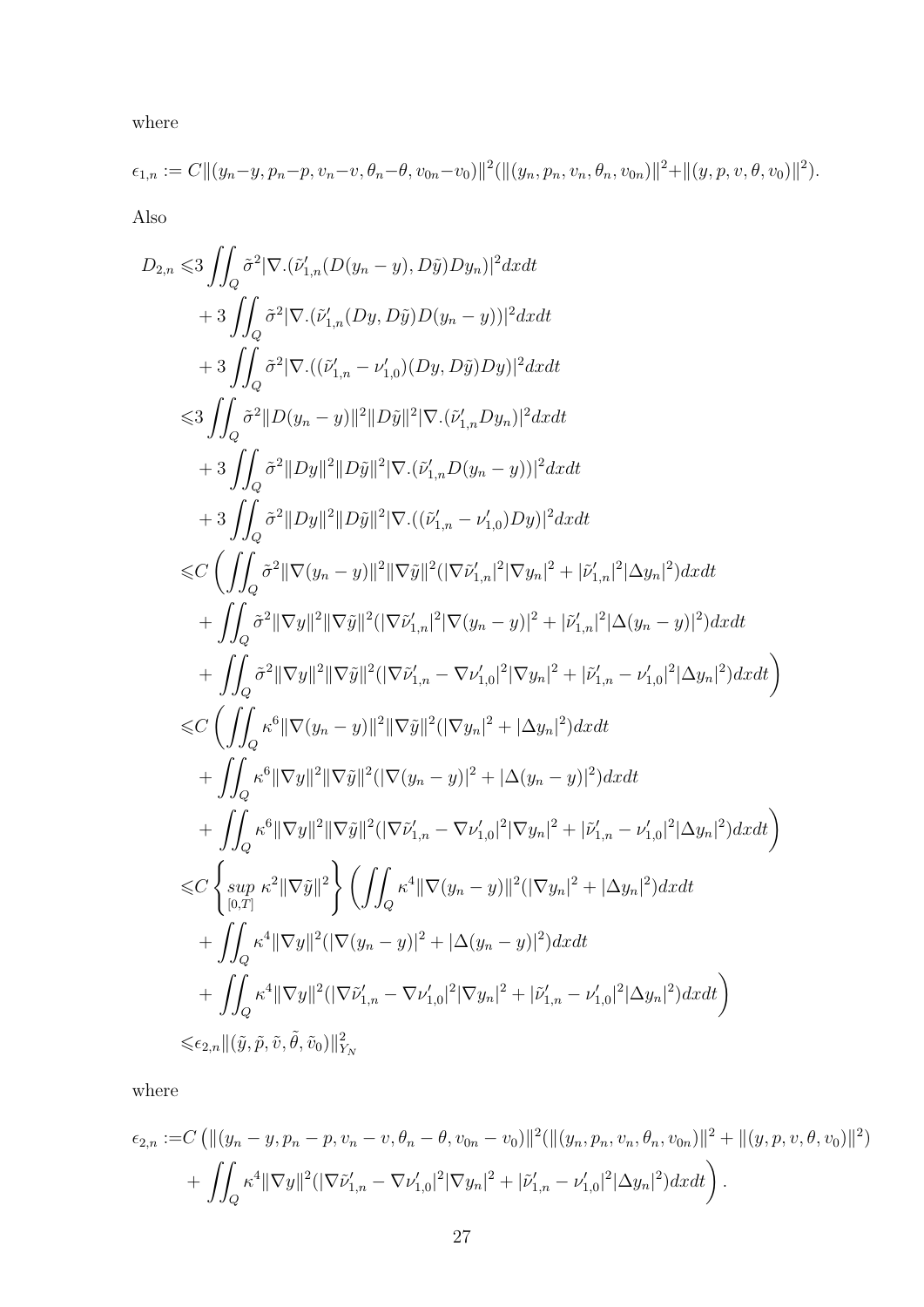where

$$\epsilon_{1,n} := C\|(y_n - y, p_n - p, v_n - v, \theta_n - \theta, v_{0n} - v_0)\|^2(\|(y_n, p_n, v_n, \theta_n, v_{0n})\|^2 + \|(y, p, v, \theta, v_0)\|^2).$$

Also

$$\begin{aligned}
D_{2,n} \leqslant & 3 \iint_Q \tilde{\sigma}^2 |\nabla.(\tilde{\nu}'_{1,n}(D(y_n - y), D\tilde{y})Dy_n)|^2 dxdt \\
& + 3 \iint_Q \tilde{\sigma}^2 |\nabla.(\tilde{\nu}'_{1,n}(Dy, D\tilde{y})D(y_n - y))|^2 dxdt \\
& + 3 \iint_Q \tilde{\sigma}^2 |\nabla.((\tilde{\nu}'_{1,n} - \nu'_{1,0})(Dy, D\tilde{y})Dy)|^2 dxdt \\
\leqslant & 3 \iint_Q \tilde{\sigma}^2 \|D(y_n - y)\|^2 \|D\tilde{y}\|^2 |\nabla.(\tilde{\nu}'_{1,n} Dy_n)|^2 dxdt \\
& + 3 \iint_Q \tilde{\sigma}^2 \|Dy\|^2 \|D\tilde{y}\|^2 |\nabla.(\tilde{\nu}'_{1,n} D(y_n - y))|^2 dxdt \\
& + 3 \iint_Q \tilde{\sigma}^2 \|Dy\|^2 \|D\tilde{y}\|^2 |\nabla.((\tilde{\nu}'_{1,n} - \nu'_{1,0}) Dy)|^2 dxdt \\
\leqslant & C \left( \iint_Q \tilde{\sigma}^2 \|\nabla(y_n - y)\|^2 \|\nabla\tilde{y}\|^2 (|\nabla\tilde{\nu}'_{1,n}|^2 |\nabla y_n|^2 + |\tilde{\nu}'_{1,n}|^2 |\Delta y_n|^2) dxdt \right. \\
& + \iint_Q \tilde{\sigma}^2 \|\nabla y\|^2 \|\nabla\tilde{y}\|^2 (|\nabla\tilde{\nu}'_{1,n}|^2 |\nabla(y_n - y)|^2 + |\tilde{\nu}'_{1,n}|^2 |\Delta(y_n - y)|^2) dxdt \\
& \left. + \iint_Q \tilde{\sigma}^2 \|\nabla y\|^2 \|\nabla\tilde{y}\|^2 (|\nabla\tilde{\nu}'_{1,n} - \nabla\nu'_{1,0}|^2 |\nabla y_n|^2 + |\tilde{\nu}'_{1,n} - \nu'_{1,0}|^2 |\Delta y_n|^2) dxdt \right) \\
\leqslant & C \left( \iint_Q \kappa^6 \|\nabla(y_n - y)\|^2 \|\nabla\tilde{y}\|^2 (|\nabla y_n|^2 + |\Delta y_n|^2) dxdt \right. \\
& + \iint_Q \kappa^6 \|\nabla y\|^2 \|\nabla\tilde{y}\|^2 (|\nabla(y_n - y)|^2 + |\Delta(y_n - y)|^2) dxdt \\
& \left. + \iint_Q \kappa^6 \|\nabla y\|^2 \|\nabla\tilde{y}\|^2 (|\nabla\tilde{\nu}'_{1,n} - \nabla\nu'_{1,0}|^2 |\nabla y_n|^2 + |\tilde{\nu}'_{1,n} - \nu'_{1,0}|^2 |\Delta y_n|^2) dxdt \right) \\
\leqslant & C \left\{ \sup_{[0,T]} \kappa^2 \|\nabla\tilde{y}\|^2 \right\} \left( \iint_Q \kappa^4 \|\nabla(y_n - y)\|^2 (|\nabla y_n|^2 + |\Delta y_n|^2) dxdt \right. \\
& + \iint_Q \kappa^4 \|\nabla y\|^2 (|\nabla(y_n - y)|^2 + |\Delta(y_n - y)|^2) dxdt \\
& \left. + \iint_Q \kappa^4 \|\nabla y\|^2 (|\nabla\tilde{\nu}'_{1,n} - \nabla\nu'_{1,0}|^2 |\nabla y_n|^2 + |\tilde{\nu}'_{1,n} - \nu'_{1,0}|^2 |\Delta y_n|^2) dxdt \right) \\
\leqslant & \epsilon_{2,n} \|(\tilde{y}, \tilde{p}, \tilde{v}, \tilde{\theta}, \tilde{v}_0)\|^2_{Y_N}
\end{aligned}$$

where

$$\begin{aligned}
\epsilon_{2,n} := & C \left( \|(y_n - y, p_n - p, v_n - v, \theta_n - \theta, v_{0n} - v_0)\|^2 (\|(y_n, p_n, v_n, \theta_n, v_{0n})\|^2 + \|(y, p, v, \theta, v_0)\|^2) \right. \\
& \left. + \iint_Q \kappa^4 \|\nabla y\|^2 (|\nabla\tilde{\nu}'_{1,n} - \nabla\nu'_{1,0}|^2 |\nabla y_n|^2 + |\tilde{\nu}'_{1,n} - \nu'_{1,0}|^2 |\Delta y_n|^2) dxdt \right).
\end{aligned}$$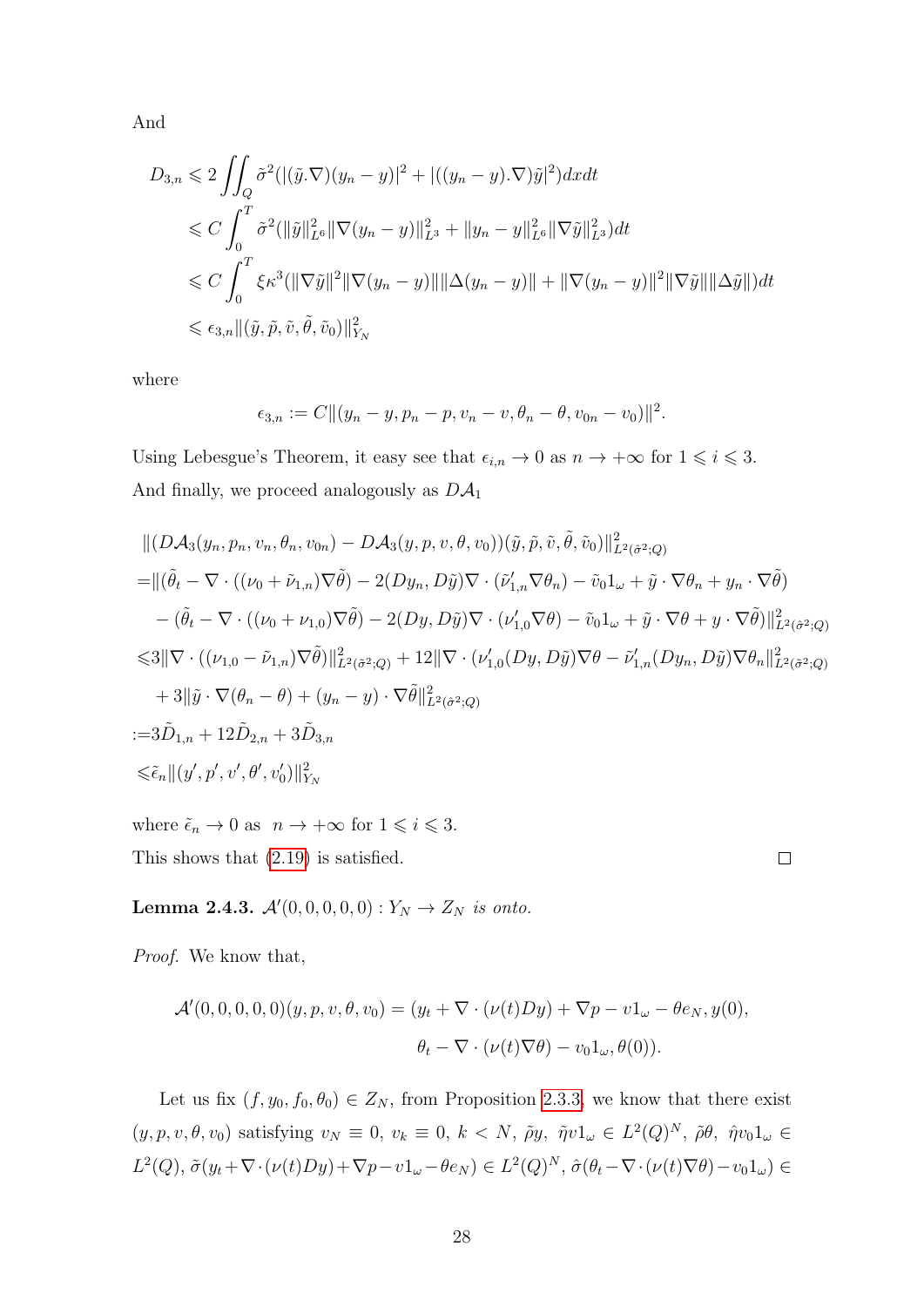And

$$
\begin{aligned}
D_{3,n} &\leqslant 2\iint_Q \tilde{\sigma}^2(|(\tilde{y}.\nabla)(y_n-y)|^2+|((y_n-y).\nabla)\tilde{y}|^2)dxdt\\
&\leqslant C\int_0^T \tilde{\sigma}^2(\|\tilde{y}\|_{L^6}^2\|\nabla(y_n-y)\|_{L^3}^2+\|y_n-y\|_{L^6}^2\|\nabla\tilde{y}\|_{L^3}^2)dt\\
&\leqslant C\int_0^T \xi\kappa^3(\|\nabla\tilde{y}\|^2\|\nabla(y_n-y)\|\|\Delta(y_n-y)\|+\|\nabla(y_n-y)\|^2\|\nabla\tilde{y}\|\|\Delta\tilde{y}\|)dt\\
&\leqslant \epsilon_{3,n}\|(\tilde{y},\tilde{p},\tilde{v},\tilde{\theta},\tilde{v}_0)\|_{Y_N}^2
\end{aligned}
$$

where

$$
\epsilon_{3,n}:=C\|(y_n-y,p_n-p,v_n-v,\theta_n-\theta,v_{0n}-v_0)\|^2.
$$

Using Lebesgue's Theorem, it easy see that $\epsilon_{i,n}\to 0$ as $n\to+\infty$ for $1\leqslant i\leqslant 3$.
And finally, we proceed analogously as $D\mathcal{A}_1$

$$
\begin{aligned}
&\|(D\mathcal{A}_3(y_n,p_n,v_n,\theta_n,v_{0n})-D\mathcal{A}_3(y,p,v,\theta,v_0))(\tilde{y},\tilde{p},\tilde{v},\tilde{\theta},\tilde{v}_0)\|_{L^2(\hat{\sigma}^2;Q)}^2\\
=&\|(\tilde{\theta}_t-\nabla\cdot((\nu_0+\tilde{\nu}_{1,n})\nabla\tilde{\theta})-2(Dy_n,D\tilde{y})\nabla\cdot(\tilde{\nu}_{1,n}'\nabla\theta_n)-\tilde{v}_0 1_\omega+\tilde{y}\cdot\nabla\theta_n+y_n\cdot\nabla\tilde{\theta})\\
&-(\tilde{\theta}_t-\nabla\cdot((\nu_0+\nu_{1,0})\nabla\tilde{\theta})-2(Dy,D\tilde{y})\nabla\cdot(\nu_{1,0}'\nabla\theta)-\tilde{v}_0 1_\omega+\tilde{y}\cdot\nabla\theta+y\cdot\nabla\tilde{\theta})\|_{L^2(\hat{\sigma}^2;Q)}^2\\
\leqslant&3\|\nabla\cdot((\nu_{1,0}-\tilde{\nu}_{1,n})\nabla\tilde{\theta})\|_{L^2(\hat{\sigma}^2;Q)}^2+12\|\nabla\cdot(\nu_{1,0}'(Dy,D\tilde{y})\nabla\theta-\tilde{\nu}_{1,n}'(Dy_n,D\tilde{y})\nabla\theta_n\|_{L^2(\hat{\sigma}^2;Q)}^2\\
&+3\|\tilde{y}\cdot\nabla(\theta_n-\theta)+(y_n-y)\cdot\nabla\tilde{\theta}\|_{L^2(\hat{\sigma}^2;Q)}^2\\
:=&3\tilde{D}_{1,n}+12\tilde{D}_{2,n}+3\tilde{D}_{3,n}\\
\leqslant&\tilde{\epsilon}_n\|(y',p',v',\theta',v_0')\|_{Y_N}^2
\end{aligned}
$$

where $\tilde{\epsilon}_n\to 0$ as $n\to+\infty$ for $1\leqslant i\leqslant 3$.
This shows that (2.19) is satisfied. $\square$

**Lemma 2.4.3.** *$\mathcal{A}'(0,0,0,0,0):Y_N\to Z_N$ is onto.*

*Proof.* We know that,

$$
\begin{aligned}
\mathcal{A}'(0,0,0,0,0)(y,p,v,\theta,v_0)=(&y_t+\nabla\cdot(\nu(t)Dy)+\nabla p-v1_\omega-\theta e_N,y(0),\\
&\theta_t-\nabla\cdot(\nu(t)\nabla\theta)-v_0 1_\omega,\theta(0)).
\end{aligned}
$$

Let us fix $(f,y_0,f_0,\theta_0)\in Z_N$, from Proposition 2.3.3, we know that there exist $(y,p,v,\theta,v_0)$ satisfying $v_N\equiv 0$, $v_k\equiv 0$, $k<N$, $\tilde{\rho}y$, $\tilde{\eta}v1_\omega\in L^2(Q)^N$, $\tilde{\rho}\theta$, $\hat{\eta}v_0 1_\omega\in L^2(Q)$, $\tilde{\sigma}(y_t+\nabla\cdot(\nu(t)Dy)+\nabla p-v1_\omega-\theta e_N)\in L^2(Q)^N$, $\hat{\sigma}(\theta_t-\nabla\cdot(\nu(t)\nabla\theta)-v_0 1_\omega)\in$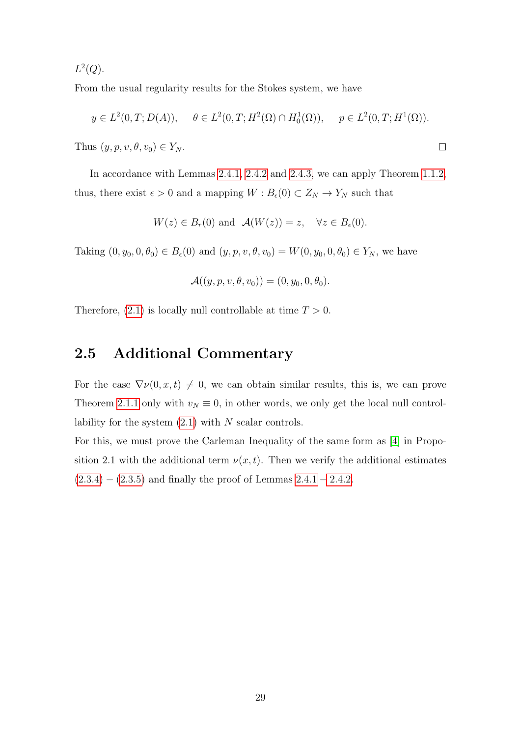$L^2(Q)$.

From the usual regularity results for the Stokes system, we have

$$y \in L^2(0,T;D(A)), \quad \theta \in L^2(0,T;H^2(\Omega)\cap H_0^1(\Omega)), \quad p \in L^2(0,T;H^1(\Omega)).$$

Thus $(y,p,v,\theta,v_0) \in Y_N$. □

In accordance with Lemmas 2.4.1, 2.4.2 and 2.4.3, we can apply Theorem 1.1.2, thus, there exist $\epsilon > 0$ and a mapping $W : B_\epsilon(0) \subset Z_N \to Y_N$ such that

$$W(z) \in B_r(0) \text{ and } \mathcal{A}(W(z)) = z, \quad \forall z \in B_\epsilon(0).$$

Taking $(0, y_0, 0, \theta_0) \in B_\epsilon(0)$ and $(y,p,v,\theta,v_0) = W(0,y_0,0,\theta_0) \in Y_N$, we have

$$\mathcal{A}((y,p,v,\theta,v_0)) = (0, y_0, 0, \theta_0).$$

Therefore, (2.1) is locally null controllable at time $T > 0$.

## 2.5 Additional Commentary

For the case $\nabla\nu(0,x,t) \neq 0$, we can obtain similar results, this is, we can prove Theorem 2.1.1 only with $v_N \equiv 0$, in other words, we only get the local null controllability for the system (2.1) with $N$ scalar controls.

For this, we must prove the Carleman Inequality of the same form as [4] in Proposition 2.1 with the additional term $\nu(x,t)$. Then we verify the additional estimates (2.3.4) − (2.3.5) and finally the proof of Lemmas 2.4.1 − 2.4.2.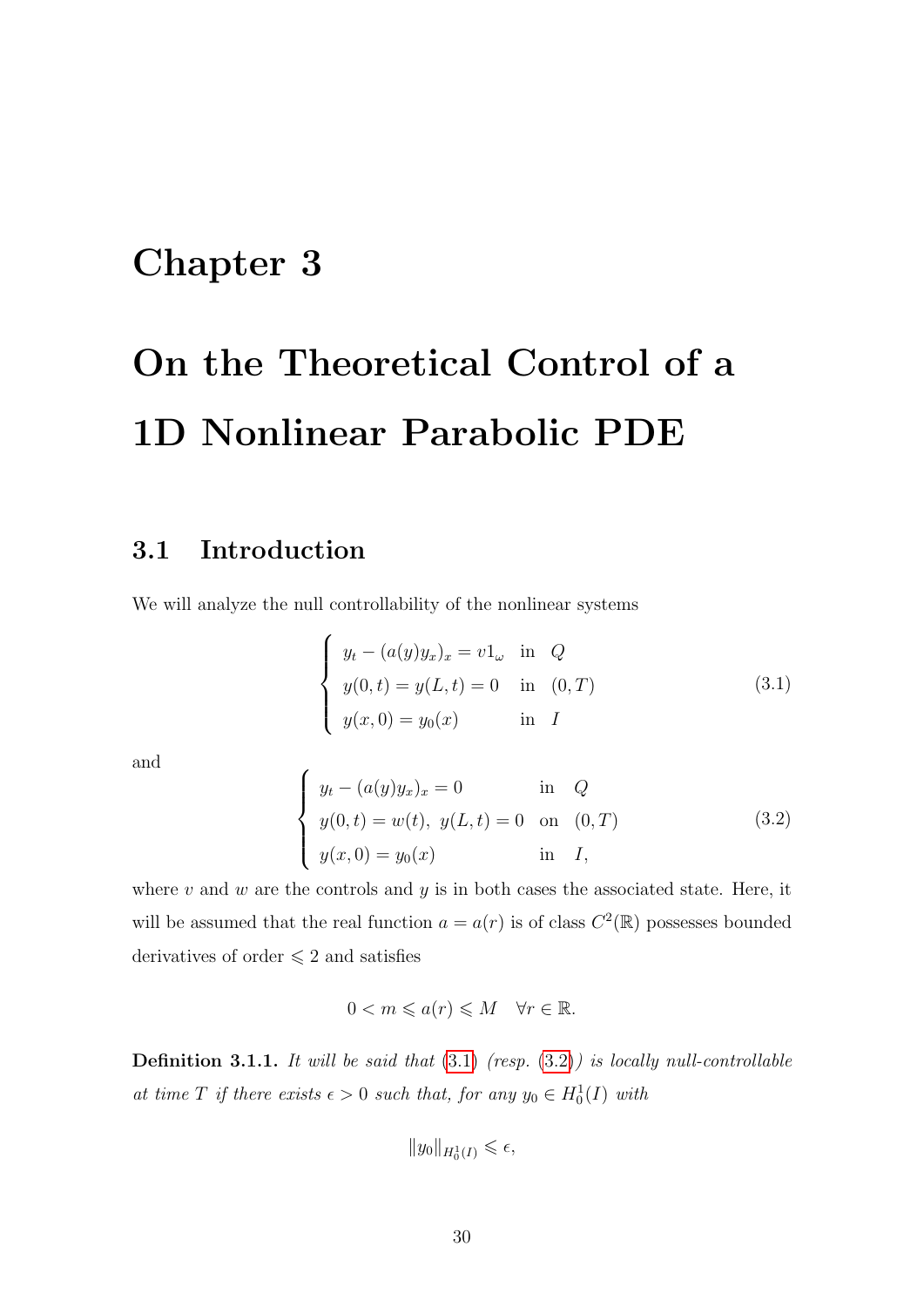# Chapter 3

# On the Theoretical Control of a 1D Nonlinear Parabolic PDE

## 3.1 Introduction

We will analyze the null controllability of the nonlinear systems

$$
\begin{cases}
y_t - (a(y)y_x)_x = v1_\omega & \text{in} \quad Q \\
y(0,t) = y(L,t) = 0 & \text{in} \quad (0,T) \\
y(x,0) = y_0(x) & \text{in} \quad I
\end{cases}
\tag{3.1}
$$

and

$$
\begin{cases}
y_t - (a(y)y_x)_x = 0 & \text{in} \quad Q \\
y(0,t) = w(t), \ y(L,t) = 0 & \text{on} \quad (0,T) \\
y(x,0) = y_0(x) & \text{in} \quad I,
\end{cases}
\tag{3.2}
$$

where $v$ and $w$ are the controls and $y$ is in both cases the associated state. Here, it will be assumed that the real function $a = a(r)$ is of class $C^2(\mathbb{R})$ possesses bounded derivatives of order $\leqslant 2$ and satisfies

$$
0 < m \leqslant a(r) \leqslant M \quad \forall r \in \mathbb{R}.
$$

**Definition 3.1.1.** *It will be said that* (3.1) *(resp.* (3.2)*) is locally null-controllable at time* $T$ *if there exists* $\epsilon > 0$ *such that, for any* $y_0 \in H_0^1(I)$ *with*

$$
\|y_0\|_{H_0^1(I)} \leqslant \epsilon,
$$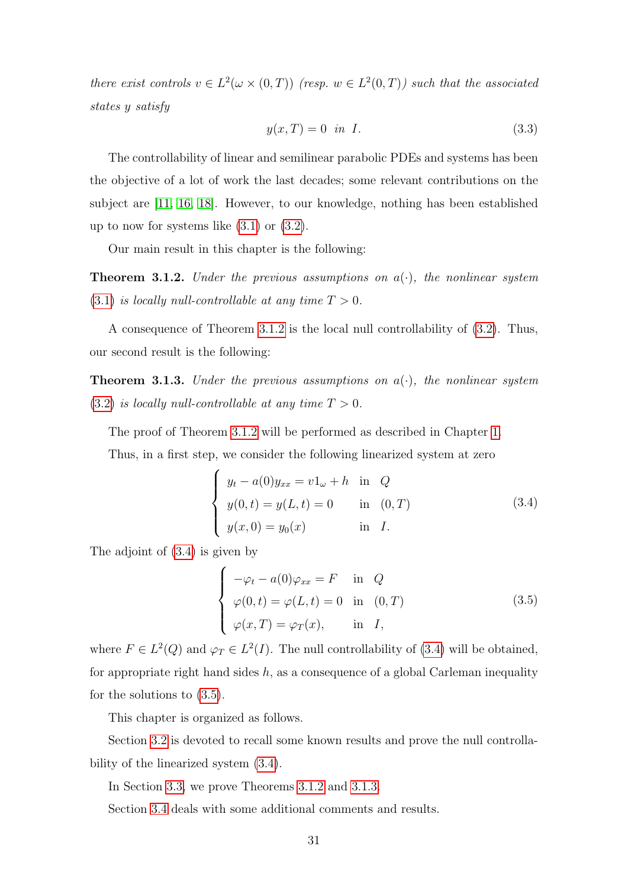*there exist controls $v \in L^2(\omega \times (0,T))$ (resp. $w \in L^2(0,T)$) such that the associated states $y$ satisfy*

$$y(x,T) = 0 \ \text{ in } \ I. \tag{3.3}$$

The controllability of linear and semilinear parabolic PDEs and systems has been the objective of a lot of work the last decades; some relevant contributions on the subject are [11, 16, 18]. However, to our knowledge, nothing has been established up to now for systems like (3.1) or (3.2).

Our main result in this chapter is the following:

**Theorem 3.1.2.** *Under the previous assumptions on $a(\cdot)$, the nonlinear system (3.1) is locally null-controllable at any time $T > 0$.*

A consequence of Theorem 3.1.2 is the local null controllability of (3.2). Thus, our second result is the following:

**Theorem 3.1.3.** *Under the previous assumptions on $a(\cdot)$, the nonlinear system (3.2) is locally null-controllable at any time $T > 0$.*

The proof of Theorem 3.1.2 will be performed as described in Chapter 1.

Thus, in a first step, we consider the following linearized system at zero

$$\begin{cases} y_t - a(0)y_{xx} = v1_\omega + h & \text{in } \ Q \\ y(0,t) = y(L,t) = 0 & \text{in } \ (0,T) \\ y(x,0) = y_0(x) & \text{in } \ I. \end{cases} \tag{3.4}$$

The adjoint of (3.4) is given by

$$\begin{cases} -\varphi_t - a(0)\varphi_{xx} = F & \text{in } \ Q \\ \varphi(0,t) = \varphi(L,t) = 0 & \text{in } \ (0,T) \\ \varphi(x,T) = \varphi_T(x), & \text{in } \ I, \end{cases} \tag{3.5}$$

where $F \in L^2(Q)$ and $\varphi_T \in L^2(I)$. The null controllability of (3.4) will be obtained, for appropriate right hand sides $h$, as a consequence of a global Carleman inequality for the solutions to (3.5).

This chapter is organized as follows.

Section 3.2 is devoted to recall some known results and prove the null controllability of the linearized system (3.4).

In Section 3.3, we prove Theorems 3.1.2 and 3.1.3.

Section 3.4 deals with some additional comments and results.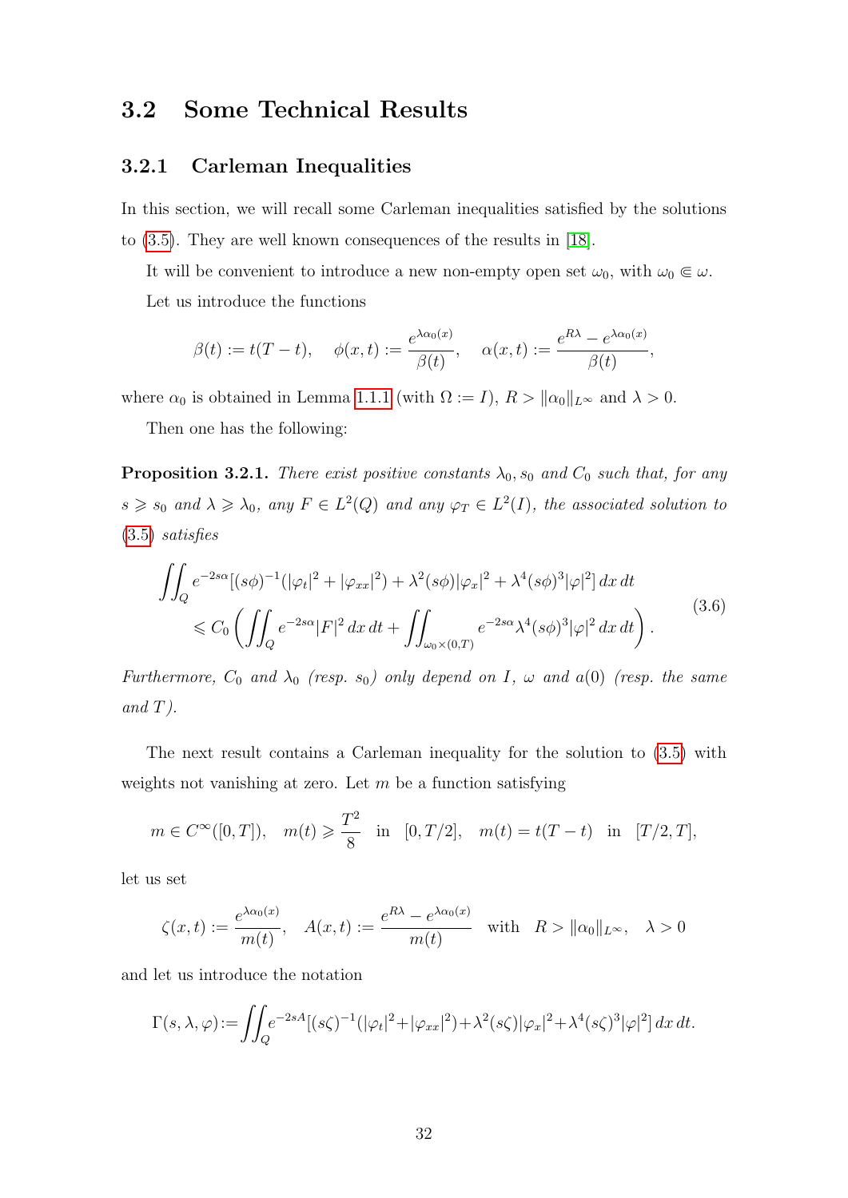## 3.2 Some Technical Results

### 3.2.1 Carleman Inequalities

In this section, we will recall some Carleman inequalities satisfied by the solutions to (3.5). They are well known consequences of the results in [18].

It will be convenient to introduce a new non-empty open set $\omega_0$, with $\omega_0 \Subset \omega$.

Let us introduce the functions

$$\beta(t) := t(T-t), \quad \phi(x,t) := \frac{e^{\lambda\alpha_0(x)}}{\beta(t)}, \quad \alpha(x,t) := \frac{e^{R\lambda} - e^{\lambda\alpha_0(x)}}{\beta(t)},$$

where $\alpha_0$ is obtained in Lemma 1.1.1 (with $\Omega := I$), $R > \|\alpha_0\|_{L^\infty}$ and $\lambda > 0$.

Then one has the following:

**Proposition 3.2.1.** *There exist positive constants $\lambda_0, s_0$ and $C_0$ such that, for any $s \geqslant s_0$ and $\lambda \geqslant \lambda_0$, any $F \in L^2(Q)$ and any $\varphi_T \in L^2(I)$, the associated solution to (3.5) satisfies*

$$\begin{aligned}\iint_Q e^{-2s\alpha}[(s\phi)^{-1}(|\varphi_t|^2 + |\varphi_{xx}|^2) + \lambda^2(s\phi)|\varphi_x|^2 + \lambda^4(s\phi)^3|\varphi|^2]\,dx\,dt \\ \leqslant C_0\left(\iint_Q e^{-2s\alpha}|F|^2\,dx\,dt + \iint_{\omega_0\times(0,T)} e^{-2s\alpha}\lambda^4(s\phi)^3|\varphi|^2\,dx\,dt\right).\end{aligned} \tag{3.6}$$

*Furthermore, $C_0$ and $\lambda_0$ (resp. $s_0$) only depend on $I$, $\omega$ and $a(0)$ (resp. the same and $T$).*

The next result contains a Carleman inequality for the solution to (3.5) with weights not vanishing at zero. Let $m$ be a function satisfying

$$m \in C^\infty([0,T]), \quad m(t) \geqslant \frac{T^2}{8} \quad \text{in} \quad [0,T/2], \quad m(t) = t(T-t) \quad \text{in} \quad [T/2,T],$$

let us set

$$\zeta(x,t) := \frac{e^{\lambda\alpha_0(x)}}{m(t)}, \quad A(x,t) := \frac{e^{R\lambda} - e^{\lambda\alpha_0(x)}}{m(t)} \quad \text{with} \quad R > \|\alpha_0\|_{L^\infty}, \quad \lambda > 0$$

and let us introduce the notation

$$\Gamma(s,\lambda,\varphi) := \iint_Q e^{-2sA}[(s\zeta)^{-1}(|\varphi_t|^2 + |\varphi_{xx}|^2) + \lambda^2(s\zeta)|\varphi_x|^2 + \lambda^4(s\zeta)^3|\varphi|^2]\,dx\,dt.$$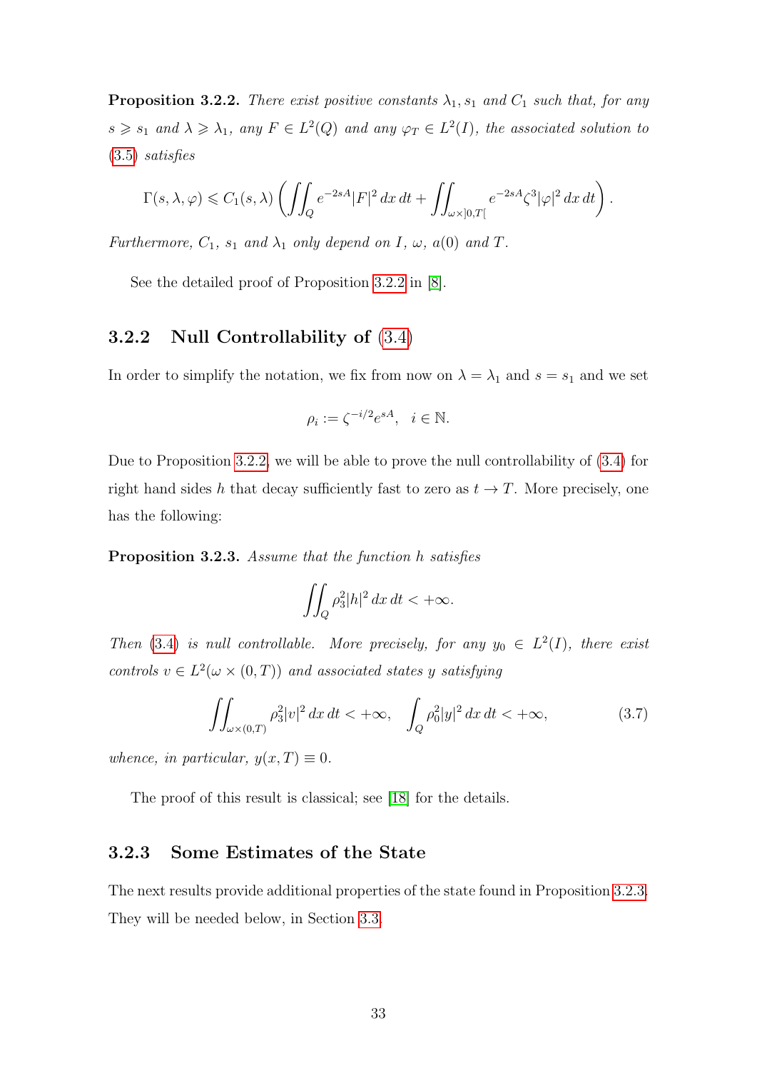**Proposition 3.2.2.** *There exist positive constants $\lambda_1, s_1$ and $C_1$ such that, for any $s \geqslant s_1$ and $\lambda \geqslant \lambda_1$, any $F \in L^2(Q)$ and any $\varphi_T \in L^2(I)$, the associated solution to (3.5) satisfies*

$$\Gamma(s, \lambda, \varphi) \leqslant C_1(s, \lambda) \left( \iint_Q e^{-2sA} |F|^2 \, dx \, dt + \iint_{\omega \times ]0,T[} e^{-2sA} \zeta^3 |\varphi|^2 \, dx \, dt \right).$$

*Furthermore, $C_1$, $s_1$ and $\lambda_1$ only depend on $I$, $\omega$, $a(0)$ and $T$.*

See the detailed proof of Proposition 3.2.2 in [8].

### 3.2.2 Null Controllability of (3.4)

In order to simplify the notation, we fix from now on $\lambda = \lambda_1$ and $s = s_1$ and we set

$$\rho_i := \zeta^{-i/2} e^{sA}, \quad i \in \mathbb{N}.$$

Due to Proposition 3.2.2, we will be able to prove the null controllability of (3.4) for right hand sides $h$ that decay sufficiently fast to zero as $t \to T$. More precisely, one has the following:

**Proposition 3.2.3.** *Assume that the function $h$ satisfies*

$$\iint_Q \rho_3^2 |h|^2 \, dx \, dt < +\infty.$$

*Then (3.4) is null controllable. More precisely, for any $y_0 \in L^2(I)$, there exist controls $v \in L^2(\omega \times (0,T))$ and associated states $y$ satisfying*

$$\iint_{\omega \times (0,T)} \rho_3^2 |v|^2 \, dx \, dt < +\infty, \quad \int_Q \rho_0^2 |y|^2 \, dx \, dt < +\infty, \tag{3.7}$$

*whence, in particular, $y(x, T) \equiv 0$.*

The proof of this result is classical; see [18] for the details.

### 3.2.3 Some Estimates of the State

The next results provide additional properties of the state found in Proposition 3.2.3. They will be needed below, in Section 3.3.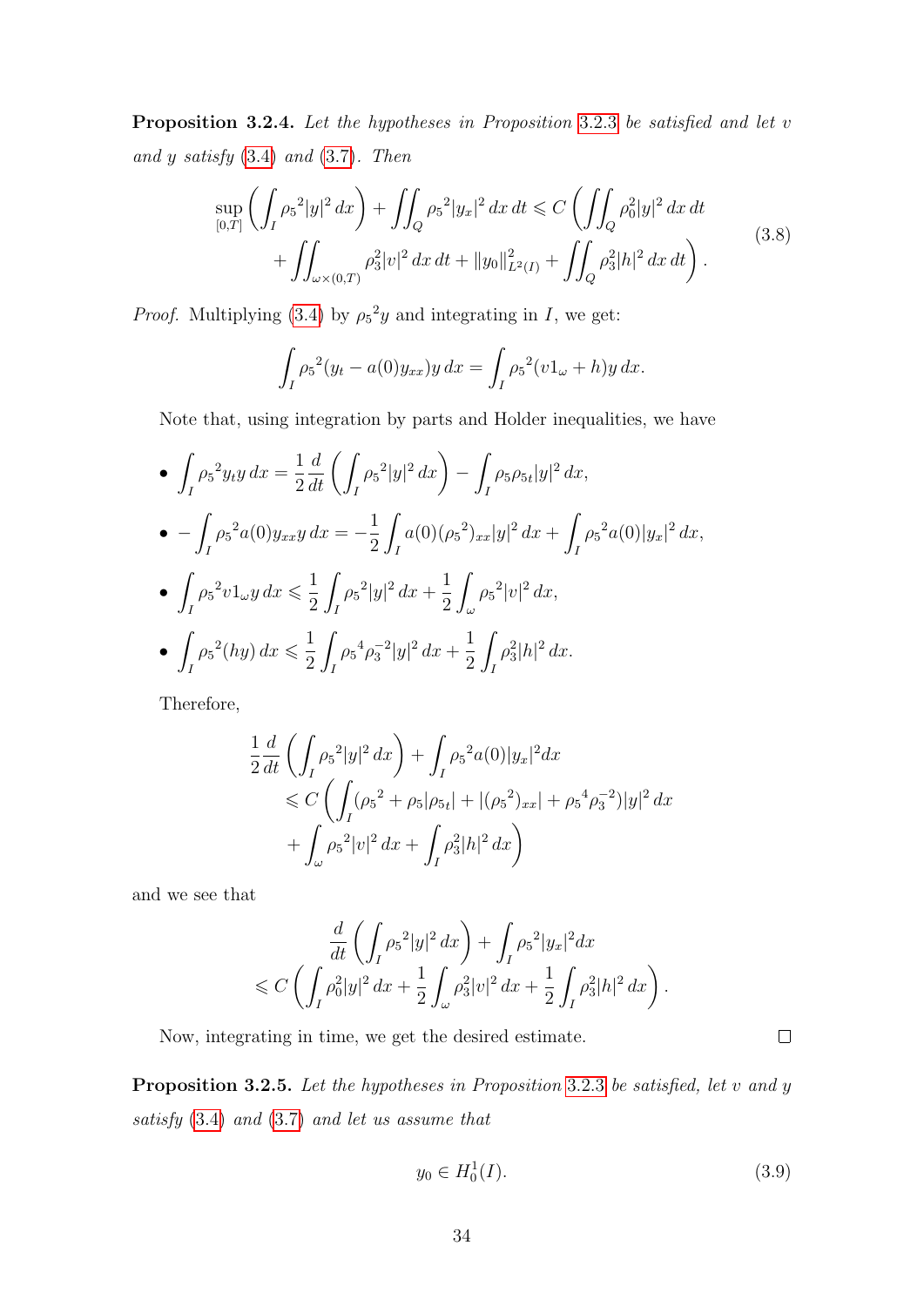**Proposition 3.2.4.** *Let the hypotheses in Proposition 3.2.3 be satisfied and let $v$ and $y$ satisfy (3.4) and (3.7). Then*

$$
\begin{aligned}
\sup_{[0,T]} \left( \int_I {\rho_5}^2 |y|^2 \, dx \right) + \iint_Q {\rho_5}^2 |y_x|^2 \, dx \, dt \leqslant C \Bigg( \iint_Q \rho_0^2 |y|^2 \, dx \, dt \\
+ \iint_{\omega \times (0,T)} \rho_3^2 |v|^2 \, dx \, dt + \|y_0\|^2_{L^2(I)} + \iint_Q \rho_3^2 |h|^2 \, dx \, dt \Bigg).
\end{aligned}
\tag{3.8}
$$

*Proof.* Multiplying (3.4) by ${\rho_5}^2 y$ and integrating in $I$, we get:

$$
\int_I {\rho_5}^2 (y_t - a(0) y_{xx}) y \, dx = \int_I {\rho_5}^2 (v 1_\omega + h) y \, dx.
$$

Note that, using integration by parts and Holder inequalities, we have

- $\displaystyle \int_I {\rho_5}^2 y_t y \, dx = \frac{1}{2} \frac{d}{dt} \left( \int_I {\rho_5}^2 |y|^2 \, dx \right) - \int_I \rho_5 \rho_{5t} |y|^2 \, dx,$
- $\displaystyle -\int_I {\rho_5}^2 a(0) y_{xx} y \, dx = -\frac{1}{2} \int_I a(0) ({\rho_5}^2)_{xx} |y|^2 \, dx + \int_I {\rho_5}^2 a(0) |y_x|^2 \, dx,$
- $\displaystyle \int_I {\rho_5}^2 v 1_\omega y \, dx \leqslant \frac{1}{2} \int_I {\rho_5}^2 |y|^2 \, dx + \frac{1}{2} \int_\omega {\rho_5}^2 |v|^2 \, dx,$
- $\displaystyle \int_I {\rho_5}^2 (hy) \, dx \leqslant \frac{1}{2} \int_I {\rho_5}^4 \rho_3^{-2} |y|^2 \, dx + \frac{1}{2} \int_I \rho_3^2 |h|^2 \, dx.$

Therefore,

$$
\begin{aligned}
&\frac{1}{2} \frac{d}{dt} \left( \int_I {\rho_5}^2 |y|^2 \, dx \right) + \int_I {\rho_5}^2 a(0) |y_x|^2 dx \\
&\quad \leqslant C \Bigg( \int_I ({\rho_5}^2 + \rho_5 |\rho_{5t}| + |({\rho_5}^2)_{xx}| + {\rho_5}^4 \rho_3^{-2}) |y|^2 \, dx \\
&\qquad + \int_\omega {\rho_5}^2 |v|^2 \, dx + \int_I \rho_3^2 |h|^2 \, dx \Bigg)
\end{aligned}
$$

and we see that

$$
\begin{aligned}
&\frac{d}{dt} \left( \int_I {\rho_5}^2 |y|^2 \, dx \right) + \int_I {\rho_5}^2 |y_x|^2 dx \\
&\leqslant C \left( \int_I \rho_0^2 |y|^2 \, dx + \frac{1}{2} \int_\omega \rho_3^2 |v|^2 \, dx + \frac{1}{2} \int_I \rho_3^2 |h|^2 \, dx \right).
\end{aligned}
$$

Now, integrating in time, we get the desired estimate. $\square$

**Proposition 3.2.5.** *Let the hypotheses in Proposition 3.2.3 be satisfied, let $v$ and $y$ satisfy (3.4) and (3.7) and let us assume that*

$$
y_0 \in H_0^1(I). \tag{3.9}
$$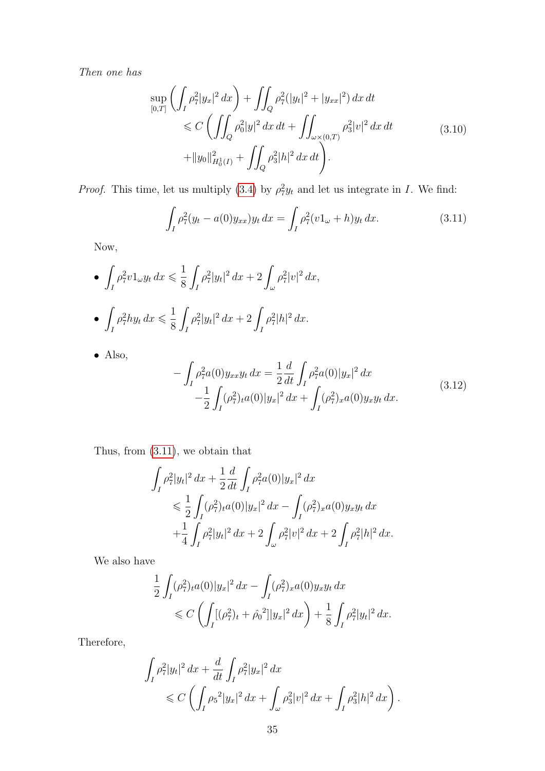*Then one has*

$$
\begin{aligned}
&\sup_{[0,T]}\left(\int_I \rho_7^2|y_x|^2\,dx\right)+\iint_Q \rho_7^2(|y_t|^2+|y_{xx}|^2)\,dx\,dt\\
&\qquad\leqslant C\left(\iint_Q \rho_0^2|y|^2\,dx\,dt+\iint_{\omega\times(0,T)}\rho_3^2|v|^2\,dx\,dt\right.\\
&\qquad\left.+\|y_0\|^2_{H_0^1(I)}+\iint_Q \rho_3^2|h|^2\,dx\,dt\right).
\end{aligned}
\tag{3.10}
$$

*Proof.* This time, let us multiply (3.4) by $\rho_7^2 y_t$ and let us integrate in $I$. We find:

$$
\int_I \rho_7^2(y_t-a(0)y_{xx})y_t\,dx=\int_I \rho_7^2(v1_\omega+h)y_t\,dx. \tag{3.11}
$$

Now,

- $\displaystyle\int_I \rho_7^2 v1_\omega y_t\,dx\leqslant \frac{1}{8}\int_I \rho_7^2|y_t|^2\,dx+2\int_\omega \rho_7^2|v|^2\,dx,$

- $\displaystyle\int_I \rho_7^2 h y_t\,dx\leqslant \frac{1}{8}\int_I \rho_7^2|y_t|^2\,dx+2\int_I \rho_7^2|h|^2\,dx.$

- Also,

$$
\begin{aligned}
-\int_I \rho_7^2 a(0)y_{xx}y_t\,dx&=\frac{1}{2}\frac{d}{dt}\int_I \rho_7^2 a(0)|y_x|^2\,dx\\
&-\frac{1}{2}\int_I(\rho_7^2)_t a(0)|y_x|^2\,dx+\int_I(\rho_7^2)_x a(0)y_x y_t\,dx.
\end{aligned}
\tag{3.12}
$$

Thus, from (3.11), we obtain that

$$
\begin{aligned}
&\int_I \rho_7^2|y_t|^2\,dx+\frac{1}{2}\frac{d}{dt}\int_I \rho_7^2 a(0)|y_x|^2\,dx\\
&\qquad\leqslant \frac{1}{2}\int_I(\rho_7^2)_t a(0)|y_x|^2\,dx-\int_I(\rho_7^2)_x a(0)y_x y_t\,dx\\
&\qquad+\frac{1}{4}\int_I \rho_7^2|y_t|^2\,dx+2\int_\omega \rho_7^2|v|^2\,dx+2\int_I \rho_7^2|h|^2\,dx.
\end{aligned}
$$

We also have

$$
\begin{aligned}
&\frac{1}{2}\int_I(\rho_7^2)_t a(0)|y_x|^2\,dx-\int_I(\rho_7^2)_x a(0)y_x y_t\,dx\\
&\qquad\leqslant C\left(\int_I[(\rho_7^2)_t+\hat{\rho}_0{}^2]|y_x|^2\,dx\right)+\frac{1}{8}\int_I \rho_7^2|y_t|^2\,dx.
\end{aligned}
$$

Therefore,

$$
\begin{aligned}
&\int_I \rho_7^2|y_t|^2\,dx+\frac{d}{dt}\int_I \rho_7^2|y_x|^2\,dx\\
&\qquad\leqslant C\left(\int_I {\rho_5}^2|y_x|^2\,dx+\int_\omega \rho_3^2|v|^2\,dx+\int_I \rho_3^2|h|^2\,dx\right).
\end{aligned}
$$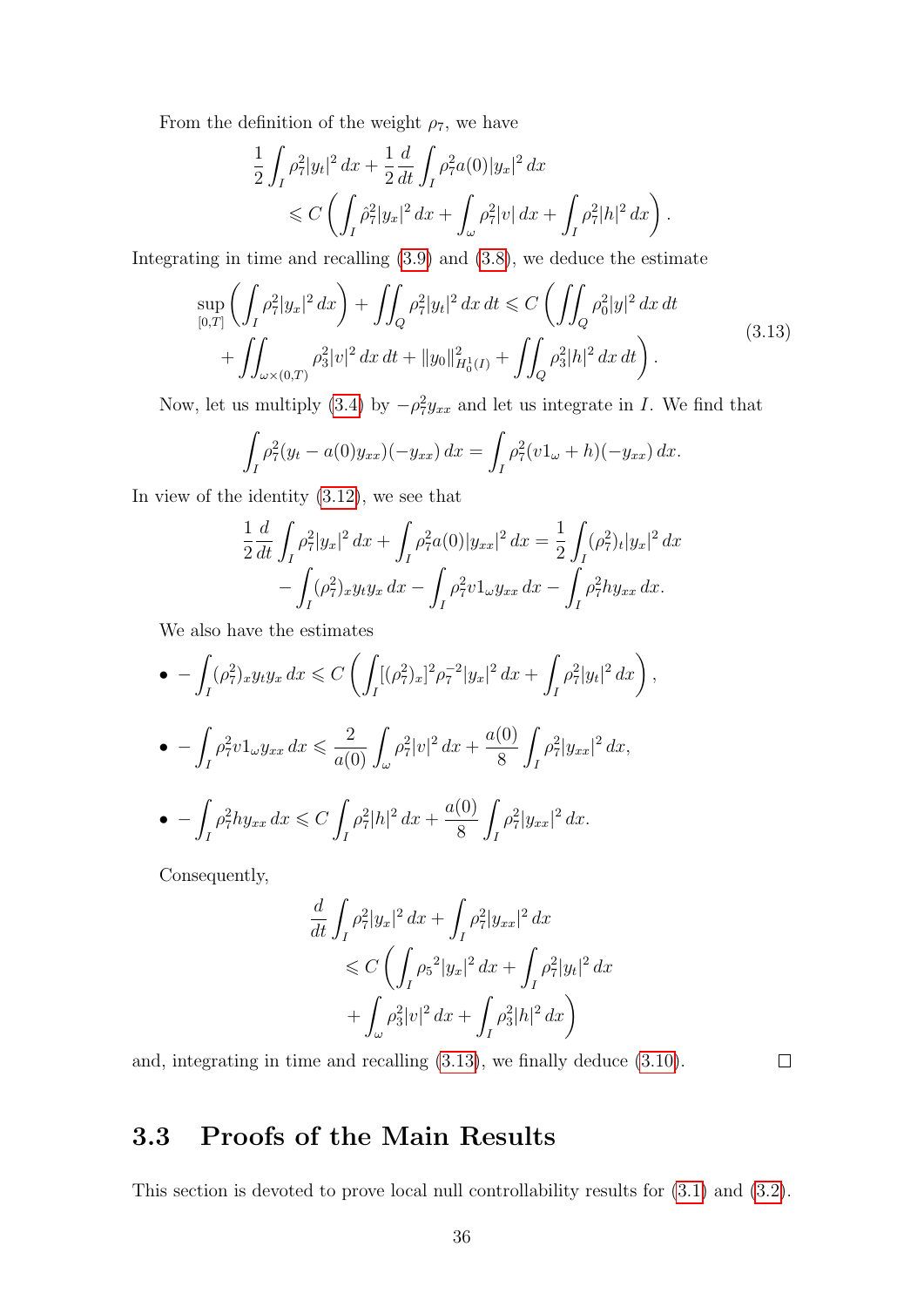From the definition of the weight $\rho_7$, we have

$$
\begin{aligned}
&\frac{1}{2}\int_I \rho_7^2 |y_t|^2\,dx + \frac{1}{2}\frac{d}{dt}\int_I \rho_7^2 a(0)|y_x|^2\,dx \\
&\qquad \leqslant C\left(\int_I \hat{\rho}_7^2 |y_x|^2\,dx + \int_\omega \rho_7^2 |v|\,dx + \int_I \rho_7^2 |h|^2\,dx\right).
\end{aligned}
$$

Integrating in time and recalling (3.9) and (3.8), we deduce the estimate

$$
\begin{aligned}
&\sup_{[0,T]}\left(\int_I \rho_7^2 |y_x|^2\,dx\right) + \iint_Q \rho_7^2 |y_t|^2\,dx\,dt \leqslant C\left(\iint_Q \rho_0^2 |y|^2\,dx\,dt\right. \\
&\quad \left. + \iint_{\omega\times(0,T)} \rho_3^2 |v|^2\,dx\,dt + \|y_0\|^2_{H_0^1(I)} + \iint_Q \rho_3^2 |h|^2\,dx\,dt\right).
\end{aligned}
\tag{3.13}
$$

Now, let us multiply (3.4) by $-\rho_7^2 y_{xx}$ and let us integrate in $I$. We find that

$$
\int_I \rho_7^2 (y_t - a(0)y_{xx})(-y_{xx})\,dx = \int_I \rho_7^2 (v1_\omega + h)(-y_{xx})\,dx.
$$

In view of the identity (3.12), we see that

$$
\begin{aligned}
&\frac{1}{2}\frac{d}{dt}\int_I \rho_7^2 |y_x|^2\,dx + \int_I \rho_7^2 a(0)|y_{xx}|^2\,dx = \frac{1}{2}\int_I (\rho_7^2)_t |y_x|^2\,dx \\
&\quad - \int_I (\rho_7^2)_x y_t y_x\,dx - \int_I \rho_7^2 v 1_\omega y_{xx}\,dx - \int_I \rho_7^2 h y_{xx}\,dx.
\end{aligned}
$$

We also have the estimates

- $\displaystyle -\int_I (\rho_7^2)_x y_t y_x\,dx \leqslant C\left(\int_I [(\rho_7^2)_x]^2 \rho_7^{-2} |y_x|^2\,dx + \int_I \rho_7^2 |y_t|^2\,dx\right),$

- $\displaystyle -\int_I \rho_7^2 v 1_\omega y_{xx}\,dx \leqslant \frac{2}{a(0)}\int_\omega \rho_7^2 |v|^2\,dx + \frac{a(0)}{8}\int_I \rho_7^2 |y_{xx}|^2\,dx,$

- $\displaystyle -\int_I \rho_7^2 h y_{xx}\,dx \leqslant C\int_I \rho_7^2 |h|^2\,dx + \frac{a(0)}{8}\int_I \rho_7^2 |y_{xx}|^2\,dx.$

Consequently,

$$
\begin{aligned}
&\frac{d}{dt}\int_I \rho_7^2 |y_x|^2\,dx + \int_I \rho_7^2 |y_{xx}|^2\,dx \\
&\qquad \leqslant C\left(\int_I {\rho_5}^2 |y_x|^2\,dx + \int_I \rho_7^2 |y_t|^2\,dx\right. \\
&\qquad\quad \left. + \int_\omega \rho_3^2 |v|^2\,dx + \int_I \rho_3^2 |h|^2\,dx\right)
\end{aligned}
$$

and, integrating in time and recalling (3.13), we finally deduce (3.10). □

## 3.3 Proofs of the Main Results

This section is devoted to prove local null controllability results for (3.1) and (3.2).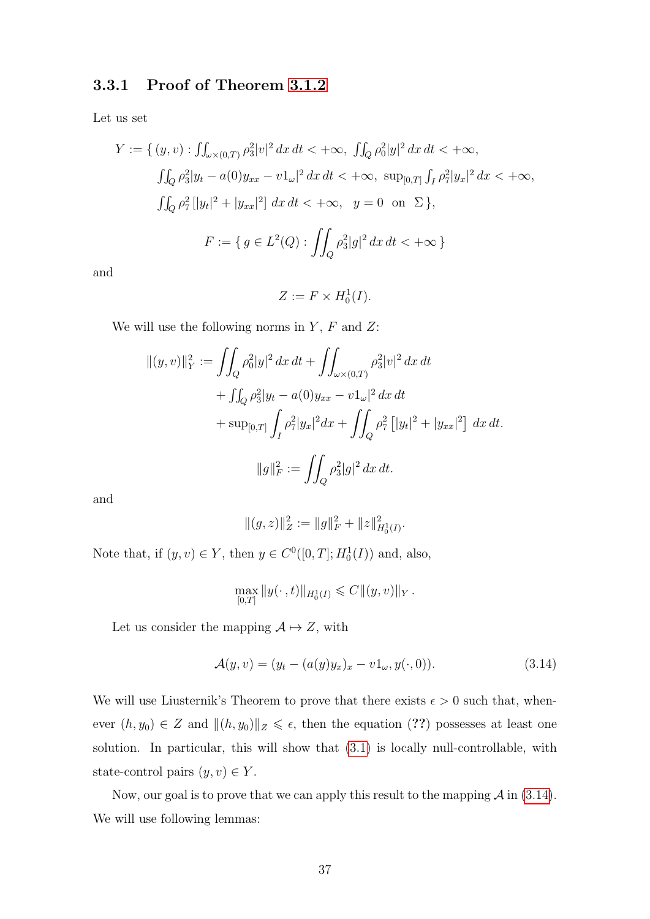### 3.3.1 Proof of Theorem 3.1.2

Let us set

$$
\begin{aligned}
Y := \{\, (y,v) : \textstyle\iint_{\omega\times(0,T)} \rho_3^2|v|^2\,dx\,dt < +\infty,\ \iint_Q \rho_0^2|y|^2\,dx\,dt < +\infty, \\
\textstyle\iint_Q \rho_3^2|y_t - a(0)y_{xx} - v1_\omega|^2\,dx\,dt < +\infty,\ \sup_{[0,T]}\int_I \rho_7^2|y_x|^2\,dx < +\infty, \\
\textstyle\iint_Q \rho_7^2\left[|y_t|^2 + |y_{xx}|^2\right]\,dx\,dt < +\infty, \quad y = 0 \ \text{ on } \ \Sigma \,\},
\end{aligned}
$$

$$
F := \{\, g \in L^2(Q) : \iint_Q \rho_3^2|g|^2\,dx\,dt < +\infty \,\}
$$

and

$$
Z := F \times H_0^1(I).
$$

We will use the following norms in $Y$, $F$ and $Z$:

$$
\begin{aligned}
\|(y,v)\|_Y^2 := & \iint_Q \rho_0^2|y|^2\,dx\,dt + \iint_{\omega\times(0,T)} \rho_3^2|v|^2\,dx\,dt \\
& + \textstyle\iint_Q \rho_3^2|y_t - a(0)y_{xx} - v1_\omega|^2\,dx\,dt \\
& + \sup_{[0,T]} \int_I \rho_7^2|y_x|^2 dx + \iint_Q \rho_7^2\left[|y_t|^2 + |y_{xx}|^2\right]\,dx\,dt.
\end{aligned}
$$

$$
\|g\|_F^2 := \iint_Q \rho_3^2|g|^2\,dx\,dt.
$$

and

$$
\|(g,z)\|_Z^2 := \|g\|_F^2 + \|z\|_{H_0^1(I)}^2.
$$

Note that, if $(y,v) \in Y$, then $y \in C^0([0,T]; H_0^1(I))$ and, also,

$$
\max_{[0,T]} \|y(\cdot\,,t)\|_{H_0^1(I)} \leqslant C\|(y,v)\|_Y\,.
$$

Let us consider the mapping $\mathcal{A} \mapsto Z$, with

$$
\mathcal{A}(y,v) = (y_t - (a(y)y_x)_x - v1_\omega, y(\cdot,0)). \tag{3.14}
$$

We will use Liusternik's Theorem to prove that there exists $\epsilon > 0$ such that, whenever $(h, y_0) \in Z$ and $\|(h,y_0)\|_Z \leqslant \epsilon$, then the equation (??) possesses at least one solution. In particular, this will show that (3.1) is locally null-controllable, with state-control pairs $(y,v) \in Y$.

Now, our goal is to prove that we can apply this result to the mapping $\mathcal{A}$ in (3.14). We will use following lemmas: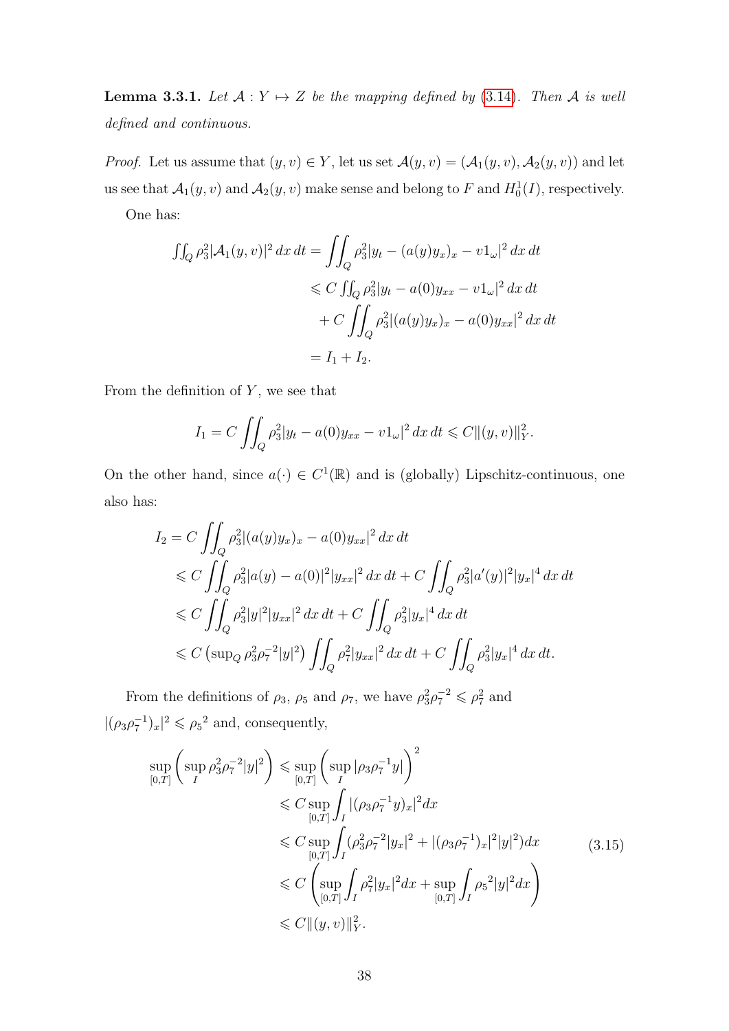**Lemma 3.3.1.** *Let $\mathcal{A} : Y \mapsto Z$ be the mapping defined by (3.14). Then $\mathcal{A}$ is well defined and continuous.*

*Proof.* Let us assume that $(y, v) \in Y$, let us set $\mathcal{A}(y, v) = (\mathcal{A}_1(y, v), \mathcal{A}_2(y, v))$ and let us see that $\mathcal{A}_1(y, v)$ and $\mathcal{A}_2(y, v)$ make sense and belong to $F$ and $H_0^1(I)$, respectively.

One has:

$$
\begin{aligned}
\iint_Q \rho_3^2 |\mathcal{A}_1(y, v)|^2 \, dx \, dt &= \iint_Q \rho_3^2 |y_t - (a(y) y_x)_x - v 1_\omega|^2 \, dx \, dt \\
&\leqslant C \iint_Q \rho_3^2 |y_t - a(0) y_{xx} - v 1_\omega|^2 \, dx \, dt \\
&\quad + C \iint_Q \rho_3^2 |(a(y) y_x)_x - a(0) y_{xx}|^2 \, dx \, dt \\
&= I_1 + I_2.
\end{aligned}
$$

From the definition of $Y$, we see that

$$
I_1 = C \iint_Q \rho_3^2 |y_t - a(0) y_{xx} - v 1_\omega|^2 \, dx \, dt \leqslant C \|(y, v)\|_Y^2.
$$

On the other hand, since $a(\cdot) \in C^1(\mathbb{R})$ and is (globally) Lipschitz-continuous, one also has:

$$
\begin{aligned}
I_2 &= C \iint_Q \rho_3^2 |(a(y) y_x)_x - a(0) y_{xx}|^2 \, dx \, dt \\
&\leqslant C \iint_Q \rho_3^2 |a(y) - a(0)|^2 |y_{xx}|^2 \, dx \, dt + C \iint_Q \rho_3^2 |a'(y)|^2 |y_x|^4 \, dx \, dt \\
&\leqslant C \iint_Q \rho_3^2 |y|^2 |y_{xx}|^2 \, dx \, dt + C \iint_Q \rho_3^2 |y_x|^4 \, dx \, dt \\
&\leqslant C \left( \sup_Q \rho_3^2 \rho_7^{-2} |y|^2 \right) \iint_Q \rho_7^2 |y_{xx}|^2 \, dx \, dt + C \iint_Q \rho_3^2 |y_x|^4 \, dx \, dt.
\end{aligned}
$$

From the definitions of $\rho_3$, $\rho_5$ and $\rho_7$, we have $\rho_3^2 \rho_7^{-2} \leqslant \rho_7^2$ and $|(\rho_3 \rho_7^{-1})_x|^2 \leqslant {\rho_5}^2$ and, consequently,

$$
\begin{aligned}
\sup_{[0,T]} \left( \sup_I \rho_3^2 \rho_7^{-2} |y|^2 \right) &\leqslant \sup_{[0,T]} \left( \sup_I |\rho_3 \rho_7^{-1} y| \right)^2 \\
&\leqslant C \sup_{[0,T]} \int_I |(\rho_3 \rho_7^{-1} y)_x|^2 dx \\
&\leqslant C \sup_{[0,T]} \int_I (\rho_3^2 \rho_7^{-2} |y_x|^2 + |(\rho_3 \rho_7^{-1})_x|^2 |y|^2) dx \\
&\leqslant C \left( \sup_{[0,T]} \int_I \rho_7^2 |y_x|^2 dx + \sup_{[0,T]} \int_I {\rho_5}^2 |y|^2 dx \right) \\
&\leqslant C \|(y, v)\|_Y^2.
\end{aligned}
\tag{3.15}
$$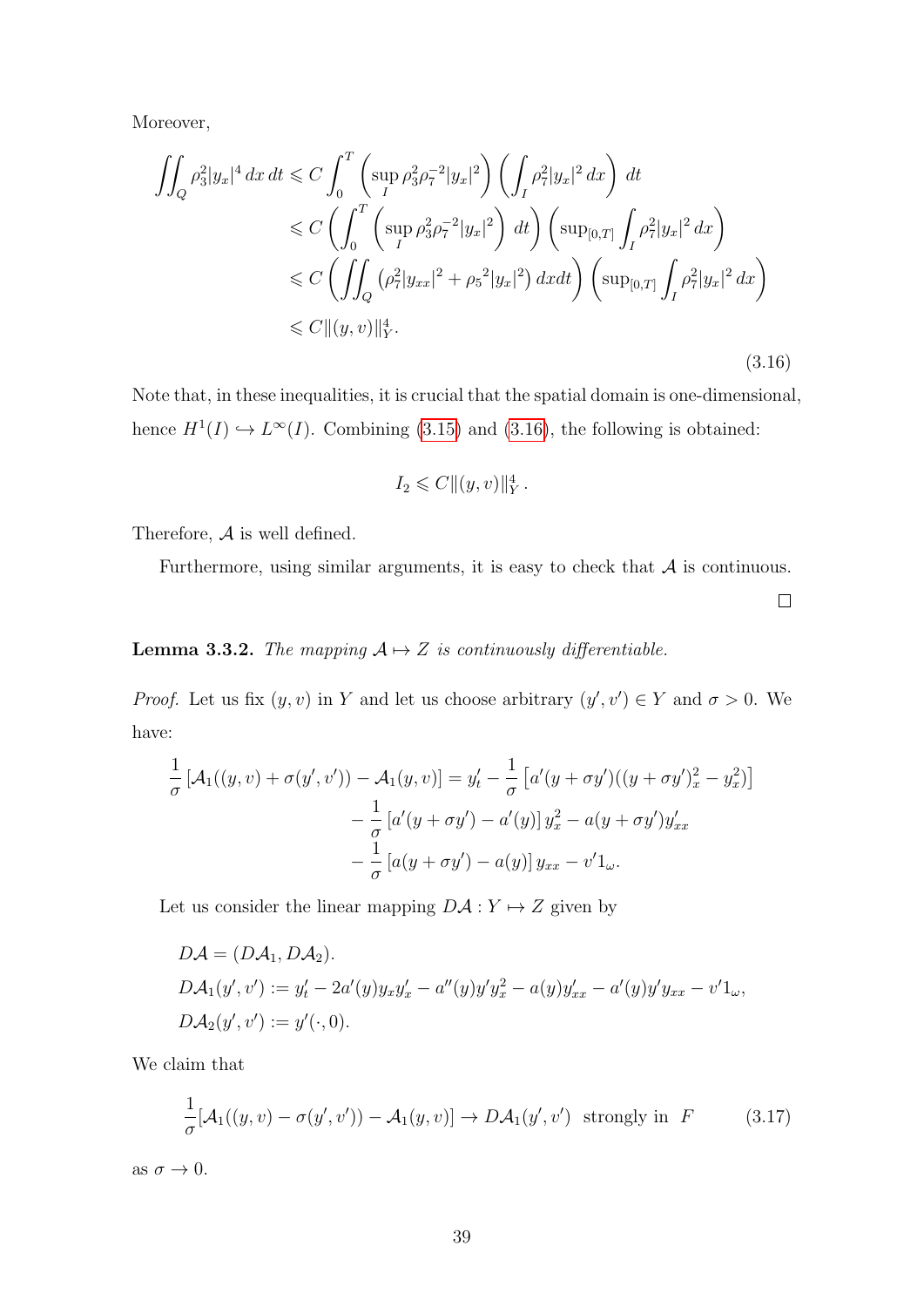Moreover,

$$
\begin{aligned}
\iint_Q \rho_3^2 |y_x|^4 \, dx \, dt &\leqslant C \int_0^T \left( \sup_I \rho_3^2 \rho_7^{-2} |y_x|^2 \right) \left( \int_I \rho_7^2 |y_x|^2 \, dx \right) \, dt \\
&\leqslant C \left( \int_0^T \left( \sup_I \rho_3^2 \rho_7^{-2} |y_x|^2 \right) \, dt \right) \left( \sup_{[0,T]} \int_I \rho_7^2 |y_x|^2 \, dx \right) \\
&\leqslant C \left( \iint_Q \left( \rho_7^2 |y_{xx}|^2 + {\rho_5}^2 |y_x|^2 \right) dx dt \right) \left( \sup_{[0,T]} \int_I \rho_7^2 |y_x|^2 \, dx \right) \\
&\leqslant C \|(y,v)\|_Y^4 .
\end{aligned}
\tag{3.16}
$$

Note that, in these inequalities, it is crucial that the spatial domain is one-dimensional, hence $H^1(I) \hookrightarrow L^\infty(I)$. Combining (3.15) and (3.16), the following is obtained:

$$
I_2 \leqslant C \|(y,v)\|_Y^4 .
$$

Therefore, $\mathcal{A}$ is well defined.

Furthermore, using similar arguments, it is easy to check that $\mathcal{A}$ is continuous.

$\square$

**Lemma 3.3.2.** *The mapping $\mathcal{A} \mapsto Z$ is continuously differentiable.*

*Proof.* Let us fix $(y,v)$ in $Y$ and let us choose arbitrary $(y',v') \in Y$ and $\sigma > 0$. We have:

$$
\begin{aligned}
\frac{1}{\sigma} \left[ \mathcal{A}_1((y,v) + \sigma(y',v')) - \mathcal{A}_1(y,v) \right] = y'_t &- \frac{1}{\sigma} \left[ a'(y + \sigma y')((y + \sigma y')_x^2 - y_x^2) \right] \\
&- \frac{1}{\sigma} \left[ a'(y + \sigma y') - a'(y) \right] y_x^2 - a(y + \sigma y') y'_{xx} \\
&- \frac{1}{\sigma} \left[ a(y + \sigma y') - a(y) \right] y_{xx} - v' 1_\omega .
\end{aligned}
$$

Let us consider the linear mapping $D\mathcal{A} : Y \mapsto Z$ given by

$$
\begin{aligned}
&D\mathcal{A} = (D\mathcal{A}_1, D\mathcal{A}_2). \\
&D\mathcal{A}_1(y',v') := y'_t - 2a'(y) y_x y'_x - a''(y) y' y_x^2 - a(y) y'_{xx} - a'(y) y' y_{xx} - v' 1_\omega , \\
&D\mathcal{A}_2(y',v') := y'(\cdot, 0).
\end{aligned}
$$

We claim that

$$
\frac{1}{\sigma} [\mathcal{A}_1((y,v) - \sigma(y',v')) - \mathcal{A}_1(y,v)] \to D\mathcal{A}_1(y',v') \text{ strongly in } F \tag{3.17}
$$

as $\sigma \to 0$.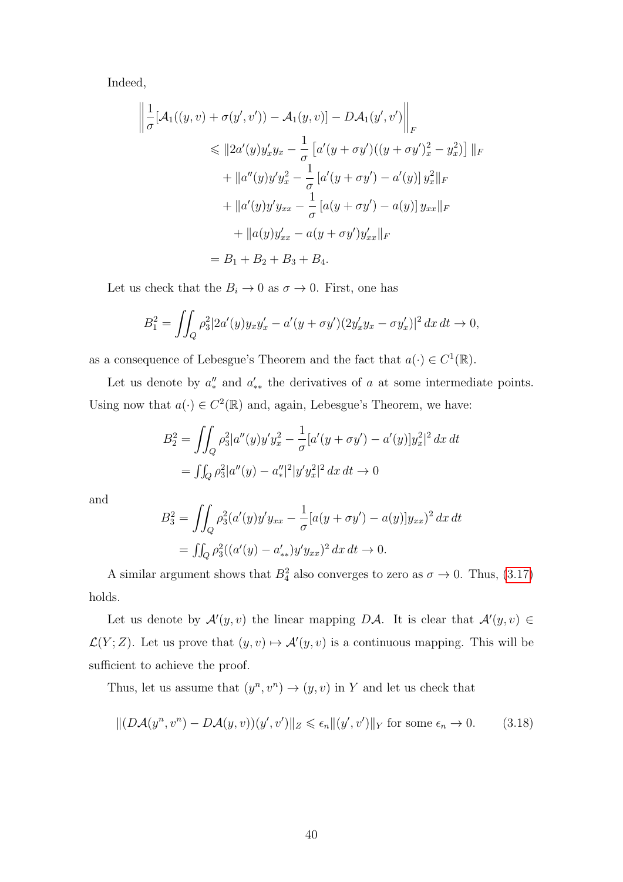Indeed,

$$
\begin{aligned}
\left\| \frac{1}{\sigma}[\mathcal{A}_1((y,v)+\sigma(y',v')) - \mathcal{A}_1(y,v)] - D\mathcal{A}_1(y',v') \right\|_F \\
&\leqslant \| 2a'(y)y'_x y_x - \frac{1}{\sigma}\left[a'(y+\sigma y')((y+\sigma y')_x^2 - y_x^2)\right] \|_F \\
&\quad + \| a''(y)y'y_x^2 - \frac{1}{\sigma}\left[a'(y+\sigma y') - a'(y)\right] y_x^2 \|_F \\
&\quad + \| a'(y)y'y_{xx} - \frac{1}{\sigma}\left[a(y+\sigma y') - a(y)\right] y_{xx} \|_F \\
&\quad + \| a(y)y'_{xx} - a(y+\sigma y')y'_{xx} \|_F \\
&= B_1 + B_2 + B_3 + B_4.
\end{aligned}
$$

Let us check that the $B_i \to 0$ as $\sigma \to 0$. First, one has

$$
B_1^2 = \iint_Q \rho_3^2 |2a'(y)y_x y'_x - a'(y+\sigma y')(2y'_x y_x - \sigma y'_x)|^2 \, dx\, dt \to 0,
$$

as a consequence of Lebesgue's Theorem and the fact that $a(\cdot) \in C^1(\mathbb{R})$.

Let us denote by $a''_*$ and $a'_{**}$ the derivatives of $a$ at some intermediate points. Using now that $a(\cdot) \in C^2(\mathbb{R})$ and, again, Lebesgue's Theorem, we have:

$$
\begin{aligned}
B_2^2 &= \iint_Q \rho_3^2 |a''(y)y'y_x^2 - \frac{1}{\sigma}[a'(y+\sigma y') - a'(y)]y_x^2|^2 \, dx\, dt \\
&= \iint_Q \rho_3^2 |a''(y) - a''_*|^2 |y' y_x^2|^2 \, dx\, dt \to 0
\end{aligned}
$$

and

$$
\begin{aligned}
B_3^2 &= \iint_Q \rho_3^2 (a'(y)y'y_{xx} - \frac{1}{\sigma}[a(y+\sigma y') - a(y)]y_{xx})^2 \, dx\, dt \\
&= \iint_Q \rho_3^2 ((a'(y) - a'_{**})y'y_{xx})^2 \, dx\, dt \to 0.
\end{aligned}
$$

A similar argument shows that $B_4^2$ also converges to zero as $\sigma \to 0$. Thus, (3.17) holds.

Let us denote by $\mathcal{A}'(y,v)$ the linear mapping $D\mathcal{A}$. It is clear that $\mathcal{A}'(y,v) \in \mathcal{L}(Y;Z)$. Let us prove that $(y,v) \mapsto \mathcal{A}'(y,v)$ is a continuous mapping. This will be sufficient to achieve the proof.

Thus, let us assume that $(y^n, v^n) \to (y,v)$ in $Y$ and let us check that

$$
\|(D\mathcal{A}(y^n,v^n) - D\mathcal{A}(y,v))(y',v')\|_Z \leqslant \epsilon_n \|(y',v')\|_Y \text{ for some } \epsilon_n \to 0. \tag{3.18}
$$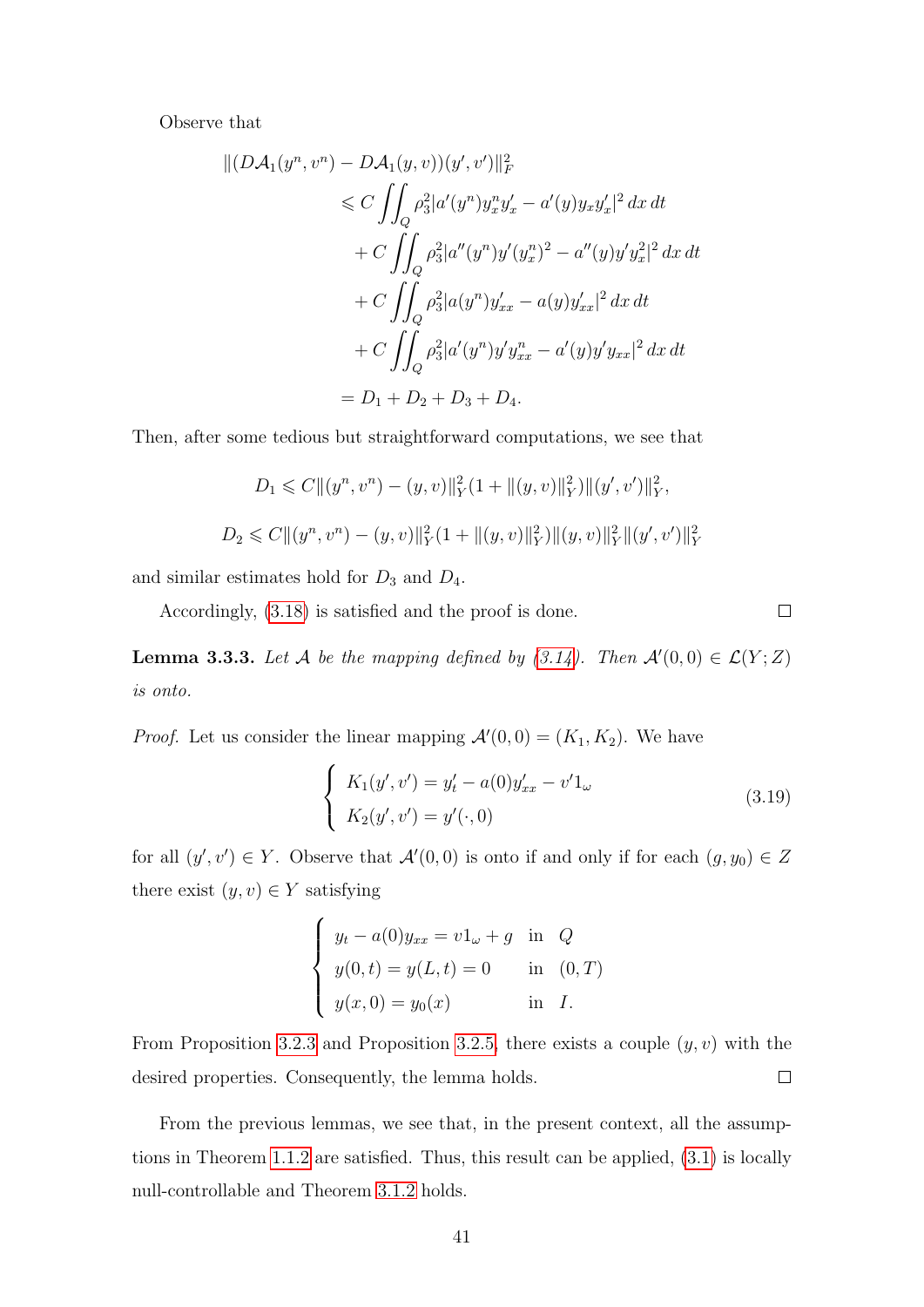Observe that

$$
\begin{aligned}
\|(D\mathcal{A}_1(y^n, v^n) - D\mathcal{A}_1(y, v))(y', v')\|_F^2 \\
&\leqslant C \iint_Q \rho_3^2 |a'(y^n) y_x^n y'_x - a'(y) y_x y'_x|^2 \, dx \, dt \\
&\quad + C \iint_Q \rho_3^2 |a''(y^n) y' (y_x^n)^2 - a''(y) y' y_x^2|^2 \, dx \, dt \\
&\quad + C \iint_Q \rho_3^2 |a(y^n) y'_{xx} - a(y) y'_{xx}|^2 \, dx \, dt \\
&\quad + C \iint_Q \rho_3^2 |a'(y^n) y' y_{xx}^n - a'(y) y' y_{xx}|^2 \, dx \, dt \\
&= D_1 + D_2 + D_3 + D_4.
\end{aligned}
$$

Then, after some tedious but straightforward computations, we see that

$$
D_1 \leqslant C \|(y^n, v^n) - (y, v)\|_Y^2 (1 + \|(y, v)\|_Y^2) \|(y', v')\|_Y^2,
$$

$$
D_2 \leqslant C \|(y^n, v^n) - (y, v)\|_Y^2 (1 + \|(y, v)\|_Y^2) \|(y, v)\|_Y^2 \|(y', v')\|_Y^2
$$

and similar estimates hold for $D_3$ and $D_4$.

Accordingly, (3.18) is satisfied and the proof is done. $\square$

**Lemma 3.3.3.** *Let $\mathcal{A}$ be the mapping defined by (3.14). Then $\mathcal{A}'(0,0) \in \mathcal{L}(Y; Z)$ is onto.*

*Proof.* Let us consider the linear mapping $\mathcal{A}'(0,0) = (K_1, K_2)$. We have

$$
\begin{cases}
K_1(y', v') = y'_t - a(0) y'_{xx} - v' 1_\omega \\
K_2(y', v') = y'(\cdot, 0)
\end{cases}
\tag{3.19}
$$

for all $(y', v') \in Y$. Observe that $\mathcal{A}'(0,0)$ is onto if and only if for each $(g, y_0) \in Z$ there exist $(y, v) \in Y$ satisfying

$$
\begin{cases}
y_t - a(0) y_{xx} = v 1_\omega + g & \text{in} \quad Q \\
y(0, t) = y(L, t) = 0 & \text{in} \quad (0, T) \\
y(x, 0) = y_0(x) & \text{in} \quad I.
\end{cases}
$$

From Proposition 3.2.3 and Proposition 3.2.5, there exists a couple $(y, v)$ with the desired properties. Consequently, the lemma holds. $\square$

From the previous lemmas, we see that, in the present context, all the assumptions in Theorem 1.1.2 are satisfied. Thus, this result can be applied, (3.1) is locally null-controllable and Theorem 3.1.2 holds.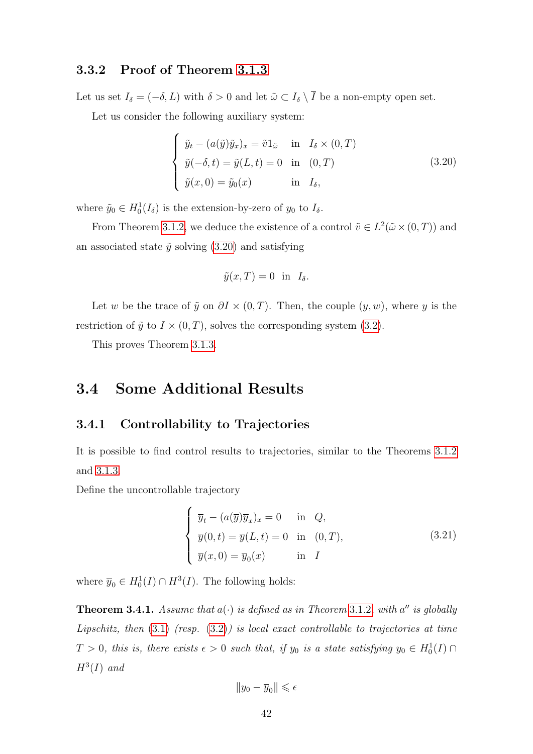### 3.3.2 Proof of Theorem 3.1.3

Let us set $I_\delta = (-\delta, L)$ with $\delta > 0$ and let $\tilde{\omega} \subset I_\delta \setminus \overline{I}$ be a non-empty open set.

Let us consider the following auxiliary system:

$$
\begin{cases}
\tilde{y}_t - (a(\tilde{y})\tilde{y}_x)_x = \tilde{v}1_{\tilde{\omega}} & \text{in} \quad I_\delta \times (0,T) \\
\tilde{y}(-\delta, t) = \tilde{y}(L,t) = 0 & \text{in} \quad (0,T) \\
\tilde{y}(x,0) = \tilde{y}_0(x) & \text{in} \quad I_\delta,
\end{cases}
\tag{3.20}
$$

where $\tilde{y}_0 \in H_0^1(I_\delta)$ is the extension-by-zero of $y_0$ to $I_\delta$.

From Theorem 3.1.2, we deduce the existence of a control $\tilde{v} \in L^2(\tilde{\omega} \times (0,T))$ and an associated state $\tilde{y}$ solving (3.20) and satisfying

$$
\tilde{y}(x,T) = 0 \quad \text{in} \quad I_\delta.
$$

Let $w$ be the trace of $\tilde{y}$ on $\partial I \times (0,T)$. Then, the couple $(y,w)$, where $y$ is the restriction of $\tilde{y}$ to $I \times (0,T)$, solves the corresponding system (3.2).

This proves Theorem 3.1.3.

## 3.4 Some Additional Results

### 3.4.1 Controllability to Trajectories

It is possible to find control results to trajectories, similar to the Theorems 3.1.2 and 3.1.3.

Define the uncontrollable trajectory

$$
\begin{cases}
\overline{y}_t - (a(\overline{y})\overline{y}_x)_x = 0 & \text{in} \quad Q, \\
\overline{y}(0,t) = \overline{y}(L,t) = 0 & \text{in} \quad (0,T), \\
\overline{y}(x,0) = \overline{y}_0(x) & \text{in} \quad I
\end{cases}
\tag{3.21}
$$

where $\overline{y}_0 \in H_0^1(I) \cap H^3(I)$. The following holds:

**Theorem 3.4.1.** *Assume that $a(\cdot)$ is defined as in Theorem 3.1.2, with $a''$ is globally Lipschitz, then (3.1) (resp. (3.2)) is local exact controllable to trajectories at time $T > 0$, this is, there exists $\epsilon > 0$ such that, if $y_0$ is a state satisfying $y_0 \in H_0^1(I) \cap H^3(I)$ and*

$$
\|y_0 - \overline{y}_0\| \leqslant \epsilon
$$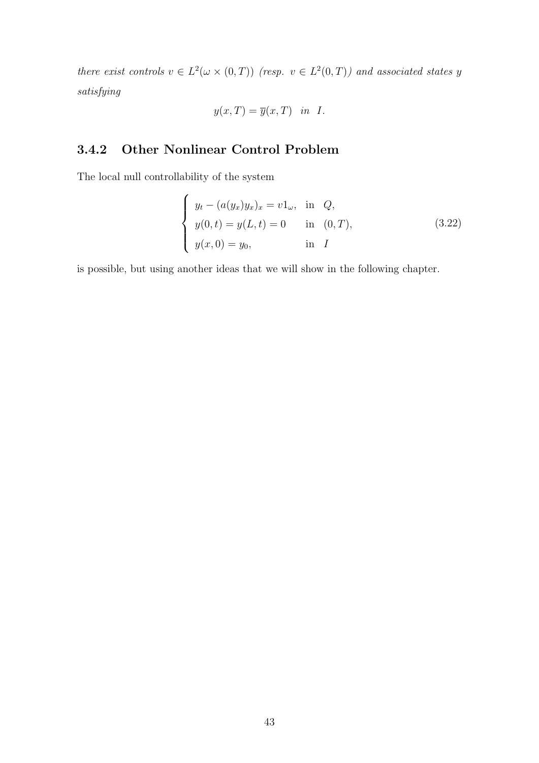*there exist controls $v \in L^2(\omega \times (0,T))$ (resp. $v \in L^2(0,T)$) and associated states $y$ satisfying*

$$y(x,T) = \overline{y}(x,T) \quad in \quad I.$$

### 3.4.2 Other Nonlinear Control Problem

The local null controllability of the system

$$\begin{cases} y_t - (a(y_x)y_x)_x = v1_\omega, & \text{in} \quad Q, \\ y(0,t) = y(L,t) = 0 & \text{in} \quad (0,T), \\ y(x,0) = y_0, & \text{in} \quad I \end{cases} \tag{3.22}$$

is possible, but using another ideas that we will show in the following chapter.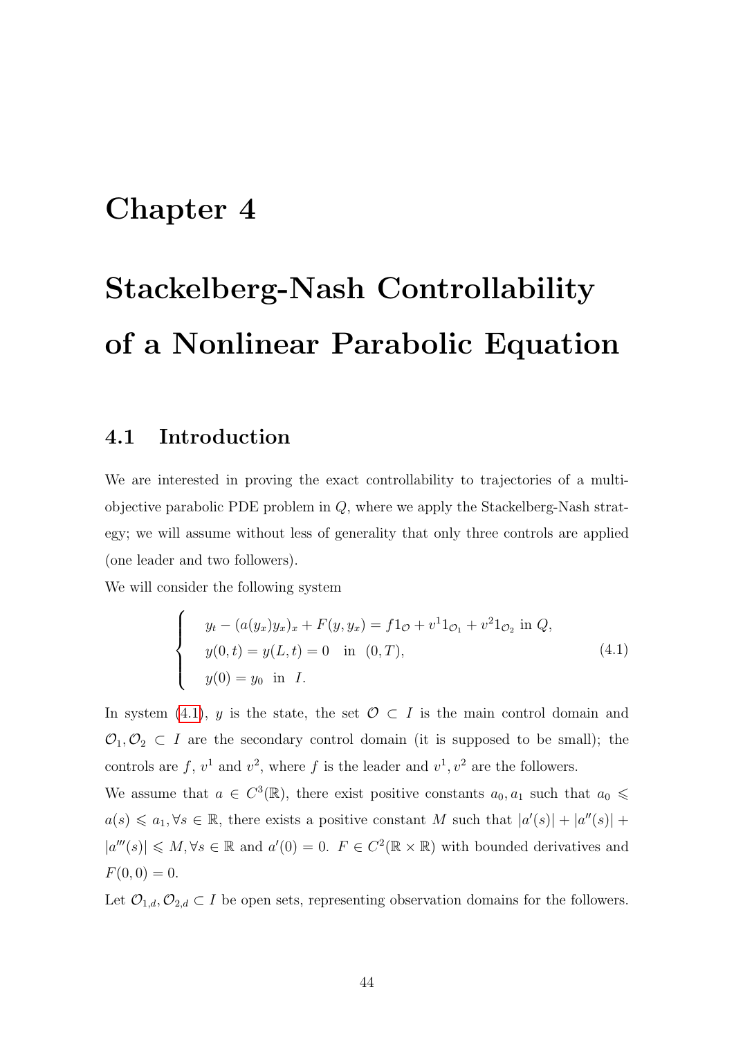# Chapter 4

# Stackelberg-Nash Controllability of a Nonlinear Parabolic Equation

## 4.1 Introduction

We are interested in proving the exact controllability to trajectories of a multi-objective parabolic PDE problem in $Q$, where we apply the Stackelberg-Nash strategy; we will assume without less of generality that only three controls are applied (one leader and two followers).

We will consider the following system

$$
\begin{cases}
y_t - (a(y_x)y_x)_x + F(y, y_x) = f1_{\mathcal{O}} + v^1 1_{\mathcal{O}_1} + v^2 1_{\mathcal{O}_2} \text{ in } Q, \\
y(0,t) = y(L,t) = 0 \quad \text{in} \quad (0,T), \\
y(0) = y_0 \quad \text{in} \quad I.
\end{cases}
\tag{4.1}
$$

In system (4.1), $y$ is the state, the set $\mathcal{O} \subset I$ is the main control domain and $\mathcal{O}_1, \mathcal{O}_2 \subset I$ are the secondary control domain (it is supposed to be small); the controls are $f$, $v^1$ and $v^2$, where $f$ is the leader and $v^1, v^2$ are the followers.

We assume that $a \in C^3(\mathbb{R})$, there exist positive constants $a_0, a_1$ such that $a_0 \leqslant a(s) \leqslant a_1, \forall s \in \mathbb{R}$, there exists a positive constant $M$ such that $|a'(s)| + |a''(s)| + |a'''(s)| \leqslant M, \forall s \in \mathbb{R}$ and $a'(0) = 0$. $F \in C^2(\mathbb{R} \times \mathbb{R})$ with bounded derivatives and $F(0,0) = 0$.

Let $\mathcal{O}_{1,d}, \mathcal{O}_{2,d} \subset I$ be open sets, representing observation domains for the followers.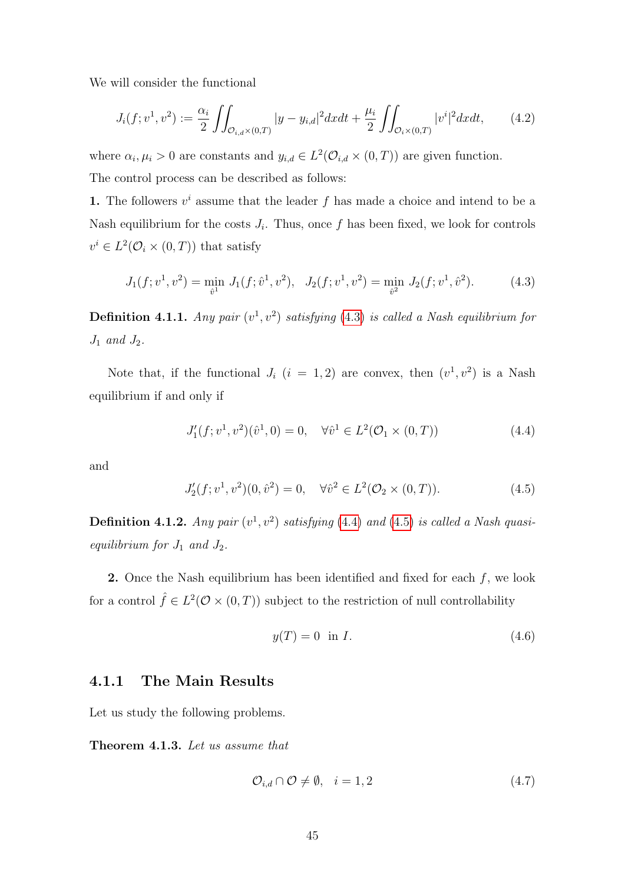We will consider the functional

$$J_i(f; v^1, v^2) := \frac{\alpha_i}{2} \iint_{\mathcal{O}_{i,d}\times(0,T)} |y - y_{i,d}|^2 dxdt + \frac{\mu_i}{2} \iint_{\mathcal{O}_i\times(0,T)} |v^i|^2 dxdt, \tag{4.2}$$

where $\alpha_i, \mu_i > 0$ are constants and $y_{i,d} \in L^2(\mathcal{O}_{i,d} \times (0,T))$ are given function.

The control process can be described as follows:

**1.** The followers $v^i$ assume that the leader $f$ has made a choice and intend to be a Nash equilibrium for the costs $J_i$. Thus, once $f$ has been fixed, we look for controls $v^i \in L^2(\mathcal{O}_i \times (0,T))$ that satisfy

$$J_1(f; v^1, v^2) = \min_{\hat{v}^1} J_1(f; \hat{v}^1, v^2), \quad J_2(f; v^1, v^2) = \min_{\hat{v}^2} J_2(f; v^1, \hat{v}^2). \tag{4.3}$$

**Definition 4.1.1.** *Any pair $(v^1, v^2)$ satisfying (4.3) is called a Nash equilibrium for $J_1$ and $J_2$.*

Note that, if the functional $J_i$ $(i = 1, 2)$ are convex, then $(v^1, v^2)$ is a Nash equilibrium if and only if

$$J_1'(f; v^1, v^2)(\hat{v}^1, 0) = 0, \quad \forall \hat{v}^1 \in L^2(\mathcal{O}_1 \times (0,T)) \tag{4.4}$$

and

$$J_2'(f; v^1, v^2)(0, \hat{v}^2) = 0, \quad \forall \hat{v}^2 \in L^2(\mathcal{O}_2 \times (0,T)). \tag{4.5}$$

**Definition 4.1.2.** *Any pair $(v^1, v^2)$ satisfying (4.4) and (4.5) is called a Nash quasi-equilibrium for $J_1$ and $J_2$.*

**2.** Once the Nash equilibrium has been identified and fixed for each $f$, we look for a control $\hat{f} \in L^2(\mathcal{O} \times (0,T))$ subject to the restriction of null controllability

$$y(T) = 0 \ \text{ in } I. \tag{4.6}$$

### 4.1.1 The Main Results

Let us study the following problems.

**Theorem 4.1.3.** *Let us assume that*

$$\mathcal{O}_{i,d} \cap \mathcal{O} \neq \emptyset, \quad i = 1, 2 \tag{4.7}$$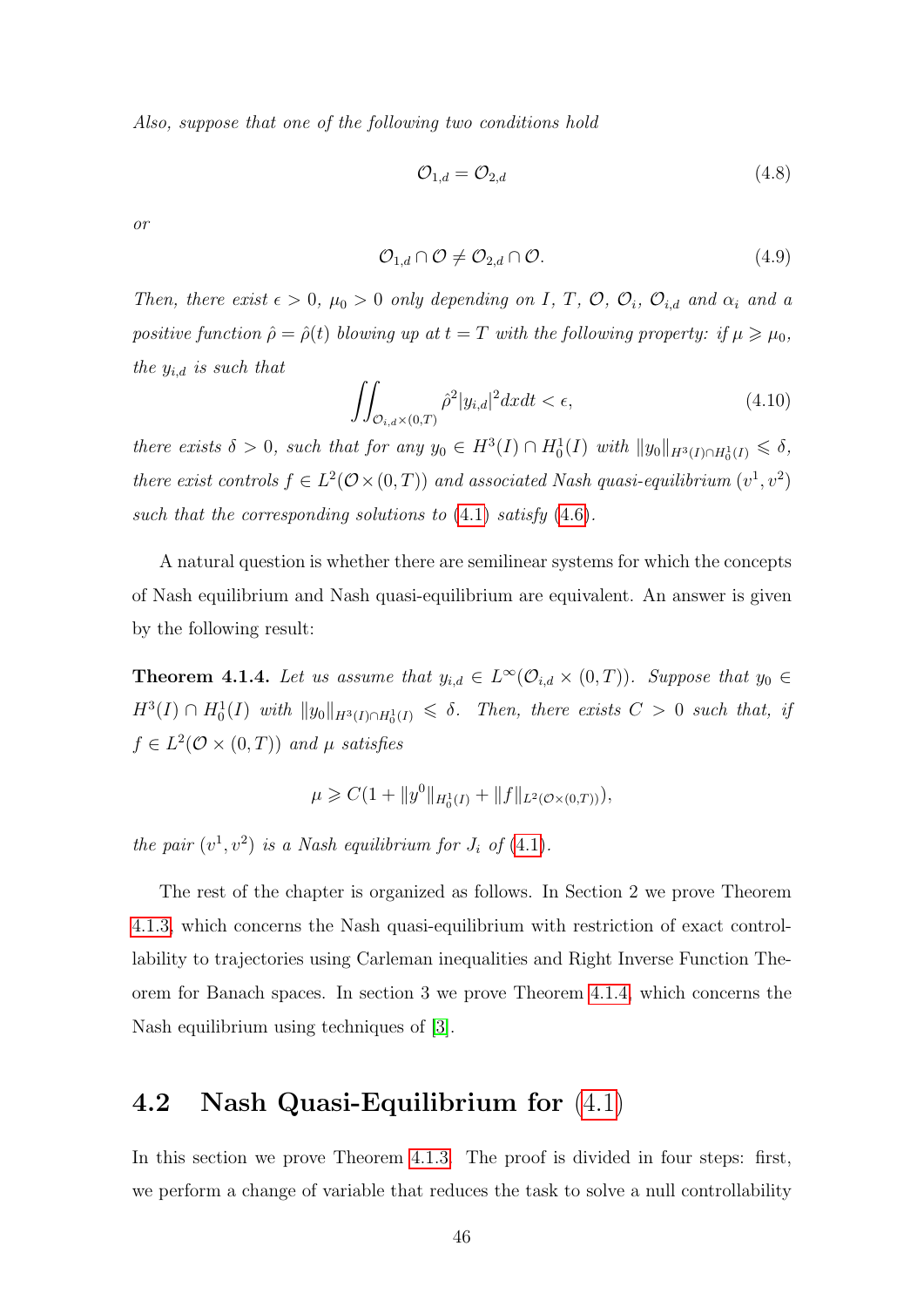*Also, suppose that one of the following two conditions hold*

$$\mathcal{O}_{1,d} = \mathcal{O}_{2,d} \tag{4.8}$$

*or*

$$\mathcal{O}_{1,d} \cap \mathcal{O} \neq \mathcal{O}_{2,d} \cap \mathcal{O}. \tag{4.9}$$

*Then, there exist $\epsilon > 0$, $\mu_0 > 0$ only depending on $I$, $T$, $\mathcal{O}$, $\mathcal{O}_i$, $\mathcal{O}_{i,d}$ and $\alpha_i$ and a positive function $\hat{\rho} = \hat{\rho}(t)$ blowing up at $t = T$ with the following property: if $\mu \geqslant \mu_0$, the $y_{i,d}$ is such that*

$$\iint_{\mathcal{O}_{i,d}\times(0,T)} \hat{\rho}^2 |y_{i,d}|^2 dx dt < \epsilon, \tag{4.10}$$

*there exists $\delta > 0$, such that for any $y_0 \in H^3(I) \cap H_0^1(I)$ with $\|y_0\|_{H^3(I)\cap H_0^1(I)} \leqslant \delta$, there exist controls $f \in L^2(\mathcal{O}\times(0,T))$ and associated Nash quasi-equilibrium $(v^1, v^2)$ such that the corresponding solutions to (4.1) satisfy (4.6).*

A natural question is whether there are semilinear systems for which the concepts of Nash equilibrium and Nash quasi-equilibrium are equivalent. An answer is given by the following result:

**Theorem 4.1.4.** *Let us assume that $y_{i,d} \in L^\infty(\mathcal{O}_{i,d} \times (0,T))$. Suppose that $y_0 \in H^3(I) \cap H_0^1(I)$ with $\|y_0\|_{H^3(I)\cap H_0^1(I)} \leqslant \delta$. Then, there exists $C > 0$ such that, if $f \in L^2(\mathcal{O} \times (0,T))$ and $\mu$ satisfies*

$$\mu \geqslant C(1 + \|y^0\|_{H_0^1(I)} + \|f\|_{L^2(\mathcal{O}\times(0,T))}),$$

*the pair $(v^1, v^2)$ is a Nash equilibrium for $J_i$ of (4.1).*

The rest of the chapter is organized as follows. In Section 2 we prove Theorem 4.1.3, which concerns the Nash quasi-equilibrium with restriction of exact controllability to trajectories using Carleman inequalities and Right Inverse Function Theorem for Banach spaces. In section 3 we prove Theorem 4.1.4, which concerns the Nash equilibrium using techniques of [3].

## 4.2 Nash Quasi-Equilibrium for (4.1)

In this section we prove Theorem 4.1.3. The proof is divided in four steps: first, we perform a change of variable that reduces the task to solve a null controllability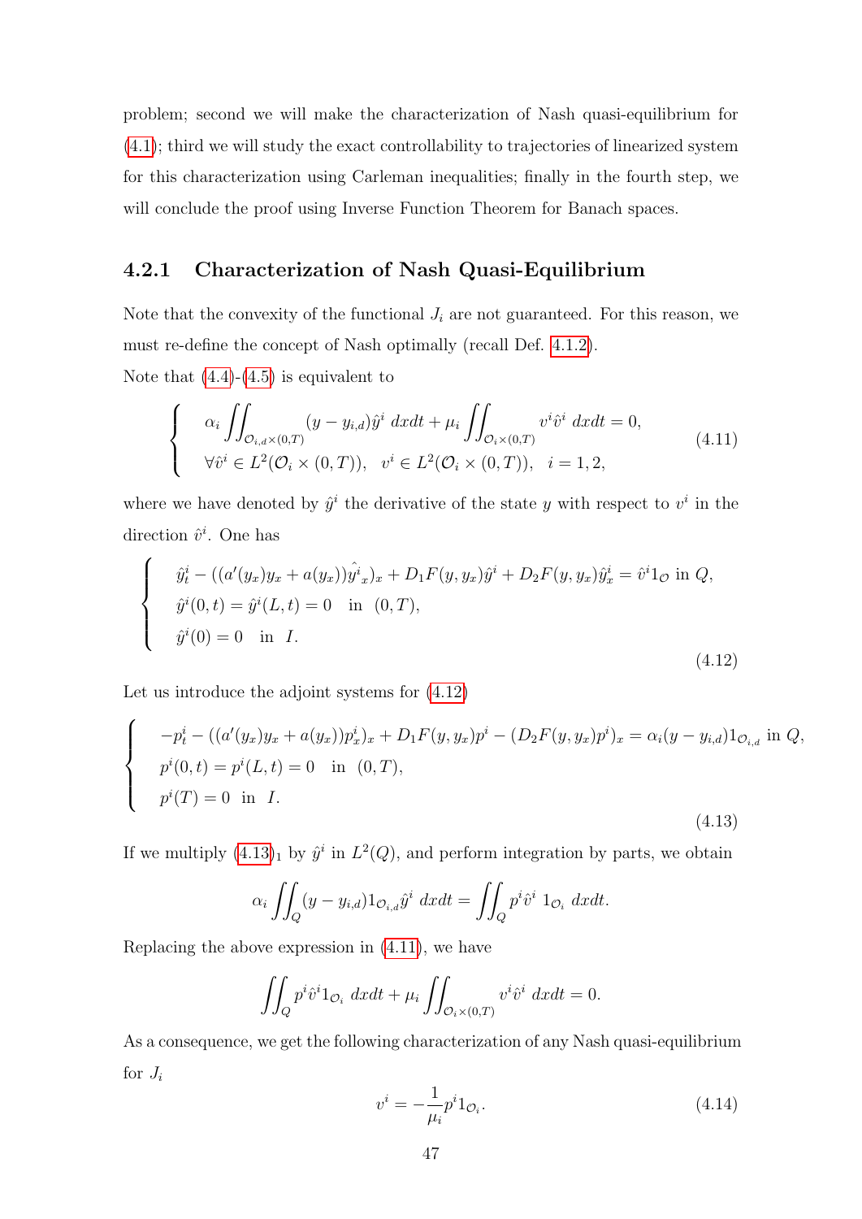problem; second we will make the characterization of Nash quasi-equilibrium for (4.1); third we will study the exact controllability to trajectories of linearized system for this characterization using Carleman inequalities; finally in the fourth step, we will conclude the proof using Inverse Function Theorem for Banach spaces.

### 4.2.1 Characterization of Nash Quasi-Equilibrium

Note that the convexity of the functional $J_i$ are not guaranteed. For this reason, we must re-define the concept of Nash optimally (recall Def. 4.1.2).

Note that (4.4)-(4.5) is equivalent to

$$
\begin{cases}
\alpha_i \displaystyle\iint_{\mathcal{O}_{i,d}\times(0,T)} (y - y_{i,d})\hat{y}^i \; dxdt + \mu_i \displaystyle\iint_{\mathcal{O}_i\times(0,T)} v^i \hat{v}^i \; dxdt = 0, \\
\forall \hat{v}^i \in L^2(\mathcal{O}_i \times (0,T)), \quad v^i \in L^2(\mathcal{O}_i \times (0,T)), \quad i = 1, 2,
\end{cases}
\tag{4.11}
$$

where we have denoted by $\hat{y}^i$ the derivative of the state $y$ with respect to $v^i$ in the direction $\hat{v}^i$. One has

$$
\begin{cases}
\hat{y}^i_t - ((a'(y_x)y_x + a(y_x))\hat{y^i}_x)_x + D_1F(y, y_x)\hat{y}^i + D_2F(y, y_x)\hat{y}^i_x = \hat{v}^i 1_{\mathcal{O}} \text{ in } Q, \\
\hat{y}^i(0,t) = \hat{y}^i(L,t) = 0 \quad \text{in} \quad (0,T), \\
\hat{y}^i(0) = 0 \quad \text{in} \quad I.
\end{cases}
\tag{4.12}
$$

Let us introduce the adjoint systems for (4.12)

$$
\begin{cases}
-p^i_t - ((a'(y_x)y_x + a(y_x))p^i_x)_x + D_1F(y, y_x)p^i - (D_2F(y, y_x)p^i)_x = \alpha_i(y - y_{i,d})1_{\mathcal{O}_{i,d}} \text{ in } Q, \\
p^i(0,t) = p^i(L,t) = 0 \quad \text{in} \quad (0,T), \\
p^i(T) = 0 \quad \text{in} \quad I.
\end{cases}
\tag{4.13}
$$

If we multiply $(4.13)_1$ by $\hat{y}^i$ in $L^2(Q)$, and perform integration by parts, we obtain

$$
\alpha_i \iint_Q (y - y_{i,d})1_{\mathcal{O}_{i,d}}\hat{y}^i \; dxdt = \iint_Q p^i \hat{v}^i \; 1_{\mathcal{O}_i} \; dxdt.
$$

Replacing the above expression in (4.11), we have

$$
\iint_Q p^i \hat{v}^i 1_{\mathcal{O}_i} \; dxdt + \mu_i \iint_{\mathcal{O}_i\times(0,T)} v^i \hat{v}^i \; dxdt = 0.
$$

As a consequence, we get the following characterization of any Nash quasi-equilibrium for $J_i$

$$
v^i = -\frac{1}{\mu_i} p^i 1_{\mathcal{O}_i}.
\tag{4.14}
$$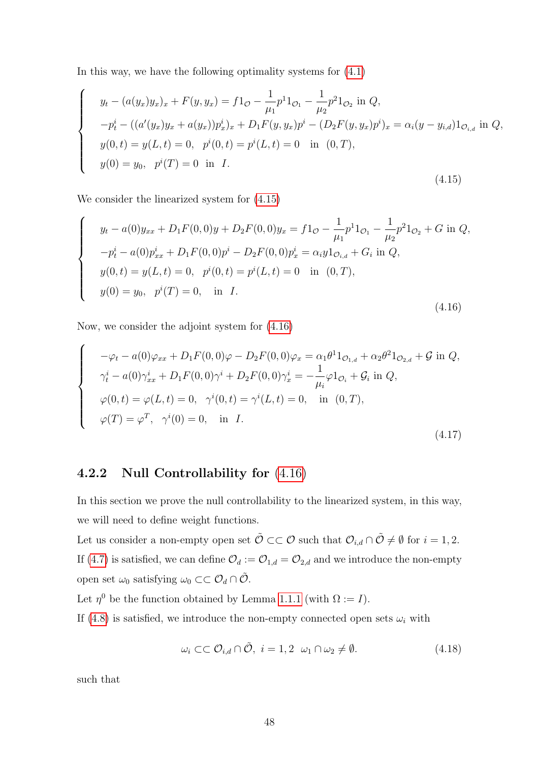In this way, we have the following optimality systems for (4.1)

$$
\begin{cases}
y_t - (a(y_x)y_x)_x + F(y, y_x) = f1_{\mathcal{O}} - \dfrac{1}{\mu_1}p^1 1_{\mathcal{O}_1} - \dfrac{1}{\mu_2}p^2 1_{\mathcal{O}_2} \text{ in } Q, \\
-p^i_t - ((a'(y_x)y_x + a(y_x))p^i_x)_x + D_1F(y, y_x)p^i - (D_2F(y, y_x)p^i)_x = \alpha_i(y - y_{i,d})1_{\mathcal{O}_{i,d}} \text{ in } Q, \\
y(0, t) = y(L, t) = 0, \;\; p^i(0, t) = p^i(L, t) = 0 \quad \text{in } \; (0, T), \\
y(0) = y_0, \;\; p^i(T) = 0 \;\text{ in } \; I.
\end{cases}
\tag{4.15}
$$

We consider the linearized system for (4.15)

$$
\begin{cases}
y_t - a(0)y_{xx} + D_1F(0, 0)y + D_2F(0, 0)y_x = f1_{\mathcal{O}} - \dfrac{1}{\mu_1}p^1 1_{\mathcal{O}_1} - \dfrac{1}{\mu_2}p^2 1_{\mathcal{O}_2} + G \text{ in } Q, \\
-p^i_t - a(0)p^i_{xx} + D_1F(0, 0)p^i - D_2F(0, 0)p^i_x = \alpha_i y 1_{\mathcal{O}_{i,d}} + G_i \text{ in } Q, \\
y(0, t) = y(L, t) = 0, \;\; p^i(0, t) = p^i(L, t) = 0 \quad \text{in } \; (0, T), \\
y(0) = y_0, \;\; p^i(T) = 0, \quad \text{in } \; I.
\end{cases}
\tag{4.16}
$$

Now, we consider the adjoint system for (4.16)

$$
\begin{cases}
-\varphi_t - a(0)\varphi_{xx} + D_1F(0, 0)\varphi - D_2F(0, 0)\varphi_x = \alpha_1\theta^1 1_{\mathcal{O}_{1,d}} + \alpha_2\theta^2 1_{\mathcal{O}_{2,d}} + \mathcal{G} \text{ in } Q, \\
\gamma^i_t - a(0)\gamma^i_{xx} + D_1F(0, 0)\gamma^i + D_2F(0, 0)\gamma^i_x = -\dfrac{1}{\mu_i}\varphi 1_{\mathcal{O}_i} + \mathcal{G}_i \text{ in } Q, \\
\varphi(0, t) = \varphi(L, t) = 0, \;\; \gamma^i(0, t) = \gamma^i(L, t) = 0, \quad \text{in } \; (0, T), \\
\varphi(T) = \varphi^T, \;\; \gamma^i(0) = 0, \quad \text{in } \; I.
\end{cases}
\tag{4.17}
$$

### 4.2.2 Null Controllability for (4.16)

In this section we prove the null controllability to the linearized system, in this way, we will need to define weight functions.

Let us consider a non-empty open set $\tilde{\mathcal{O}} \subset\subset \mathcal{O}$ such that $\mathcal{O}_{i,d} \cap \tilde{\mathcal{O}} \neq \emptyset$ for $i = 1, 2$. If (4.7) is satisfied, we can define $\mathcal{O}_d := \mathcal{O}_{1,d} = \mathcal{O}_{2,d}$ and we introduce the non-empty open set $\omega_0$ satisfying $\omega_0 \subset\subset \mathcal{O}_d \cap \tilde{\mathcal{O}}$.

Let $\eta^0$ be the function obtained by Lemma 1.1.1 (with $\Omega := I$).

If (4.8) is satisfied, we introduce the non-empty connected open sets $\omega_i$ with

$$
\omega_i \subset\subset \mathcal{O}_{i,d} \cap \tilde{\mathcal{O}}, \;\; i = 1, 2 \;\; \omega_1 \cap \omega_2 \neq \emptyset. \tag{4.18}
$$

such that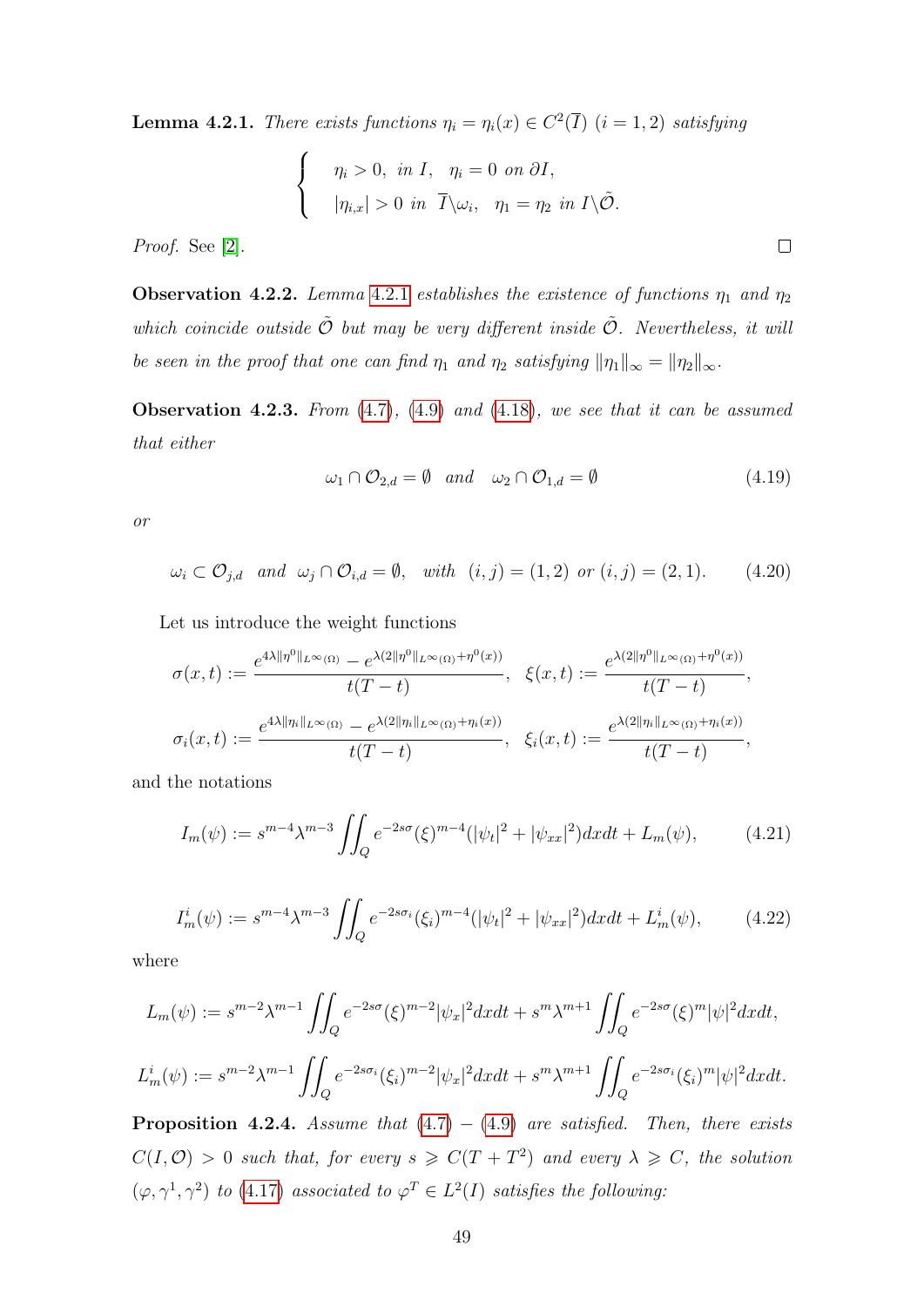**Lemma 4.2.1.** *There exists functions $\eta_i = \eta_i(x) \in C^2(\overline{I})$ $(i = 1, 2)$ satisfying*

$$
\begin{cases}
\eta_i > 0, \text{ in } I, \quad \eta_i = 0 \text{ on } \partial I, \\
|\eta_{i,x}| > 0 \text{ in } \overline{I}\backslash\omega_i, \quad \eta_1 = \eta_2 \text{ in } I\backslash\tilde{\mathcal{O}}.
\end{cases}
$$

*Proof.* See [2]. $\square$

**Observation 4.2.2.** *Lemma 4.2.1 establishes the existence of functions $\eta_1$ and $\eta_2$ which coincide outside $\tilde{\mathcal{O}}$ but may be very different inside $\tilde{\mathcal{O}}$. Nevertheless, it will be seen in the proof that one can find $\eta_1$ and $\eta_2$ satisfying $\|\eta_1\|_\infty = \|\eta_2\|_\infty$.*

**Observation 4.2.3.** *From (4.7), (4.9) and (4.18), we see that it can be assumed that either*

$$
\omega_1 \cap \mathcal{O}_{2,d} = \emptyset \quad \text{and} \quad \omega_2 \cap \mathcal{O}_{1,d} = \emptyset \tag{4.19}
$$

*or*

$$
\omega_i \subset \mathcal{O}_{j,d} \quad \text{and} \quad \omega_j \cap \mathcal{O}_{i,d} = \emptyset, \quad \text{with} \quad (i,j) = (1,2) \text{ or } (i,j) = (2,1). \tag{4.20}
$$

Let us introduce the weight functions

$$
\sigma(x,t) := \frac{e^{4\lambda\|\eta^0\|_{L^\infty(\Omega)}} - e^{\lambda(2\|\eta^0\|_{L^\infty(\Omega)}+\eta^0(x))}}{t(T-t)}, \quad \xi(x,t) := \frac{e^{\lambda(2\|\eta^0\|_{L^\infty(\Omega)}+\eta^0(x))}}{t(T-t)},
$$

$$
\sigma_i(x,t) := \frac{e^{4\lambda\|\eta_i\|_{L^\infty(\Omega)}} - e^{\lambda(2\|\eta_i\|_{L^\infty(\Omega)}+\eta_i(x))}}{t(T-t)}, \quad \xi_i(x,t) := \frac{e^{\lambda(2\|\eta_i\|_{L^\infty(\Omega)}+\eta_i(x))}}{t(T-t)},
$$

and the notations

$$
I_m(\psi) := s^{m-4}\lambda^{m-3}\iint_Q e^{-2s\sigma}(\xi)^{m-4}(|\psi_t|^2 + |\psi_{xx}|^2)dxdt + L_m(\psi), \tag{4.21}
$$

$$
I_m^i(\psi) := s^{m-4}\lambda^{m-3}\iint_Q e^{-2s\sigma_i}(\xi_i)^{m-4}(|\psi_t|^2 + |\psi_{xx}|^2)dxdt + L_m^i(\psi), \tag{4.22}
$$

where

$$
L_m(\psi) := s^{m-2}\lambda^{m-1}\iint_Q e^{-2s\sigma}(\xi)^{m-2}|\psi_x|^2dxdt + s^m\lambda^{m+1}\iint_Q e^{-2s\sigma}(\xi)^m|\psi|^2dxdt,
$$

$$
L_m^i(\psi) := s^{m-2}\lambda^{m-1}\iint_Q e^{-2s\sigma_i}(\xi_i)^{m-2}|\psi_x|^2dxdt + s^m\lambda^{m+1}\iint_Q e^{-2s\sigma_i}(\xi_i)^m|\psi|^2dxdt.
$$

**Proposition 4.2.4.** *Assume that (4.7) − (4.9) are satisfied. Then, there exists $C(I,\mathcal{O}) > 0$ such that, for every $s \geqslant C(T+T^2)$ and every $\lambda \geqslant C$, the solution $(\varphi, \gamma^1, \gamma^2)$ to (4.17) associated to $\varphi^T \in L^2(I)$ satisfies the following:*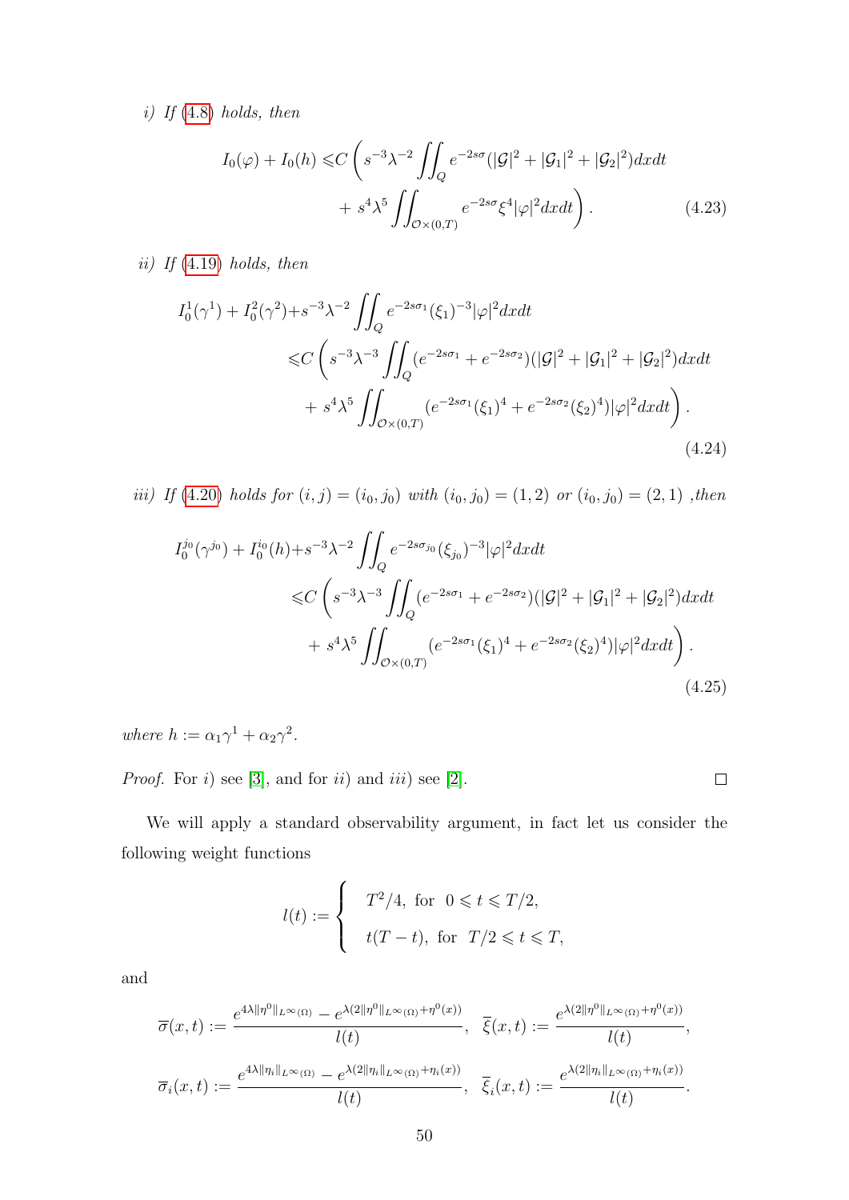*i) If (4.8) holds, then*

$$
\begin{aligned}
I_0(\varphi) + I_0(h) \leqslant & C\left( s^{-3}\lambda^{-2} \iint_Q e^{-2s\sigma}(|\mathcal{G}|^2 + |\mathcal{G}_1|^2 + |\mathcal{G}_2|^2) dxdt \right.\\
& \left. + s^4\lambda^5 \iint_{\mathcal{O}\times(0,T)} e^{-2s\sigma}\xi^4|\varphi|^2 dxdt \right).
\end{aligned}
\tag{4.23}
$$

*ii) If (4.19) holds, then*

$$
\begin{aligned}
I_0^1(\gamma^1) + I_0^2(\gamma^2) + & s^{-3}\lambda^{-2}\iint_Q e^{-2s\sigma_1}(\xi_1)^{-3}|\varphi|^2 dxdt \\
\leqslant & C\left( s^{-3}\lambda^{-3}\iint_Q (e^{-2s\sigma_1} + e^{-2s\sigma_2})(|\mathcal{G}|^2 + |\mathcal{G}_1|^2 + |\mathcal{G}_2|^2) dxdt \right.\\
& \left. + s^4\lambda^5 \iint_{\mathcal{O}\times(0,T)} (e^{-2s\sigma_1}(\xi_1)^4 + e^{-2s\sigma_2}(\xi_2)^4)|\varphi|^2 dxdt \right).
\end{aligned}
\tag{4.24}
$$

*iii) If (4.20) holds for $(i,j) = (i_0, j_0)$ with $(i_0, j_0) = (1,2)$ or $(i_0, j_0) = (2,1)$ ,then*

$$
\begin{aligned}
I_0^{j_0}(\gamma^{j_0}) + I_0^{i_0}(h) + & s^{-3}\lambda^{-2}\iint_Q e^{-2s\sigma_{j_0}}(\xi_{j_0})^{-3}|\varphi|^2 dxdt \\
\leqslant & C\left( s^{-3}\lambda^{-3}\iint_Q (e^{-2s\sigma_1} + e^{-2s\sigma_2})(|\mathcal{G}|^2 + |\mathcal{G}_1|^2 + |\mathcal{G}_2|^2) dxdt \right.\\
& \left. + s^4\lambda^5 \iint_{\mathcal{O}\times(0,T)} (e^{-2s\sigma_1}(\xi_1)^4 + e^{-2s\sigma_2}(\xi_2)^4)|\varphi|^2 dxdt \right).
\end{aligned}
\tag{4.25}
$$

*where $h := \alpha_1\gamma^1 + \alpha_2\gamma^2$.*

*Proof.* For $i)$ see [3], and for $ii)$ and $iii)$ see [2]. □

We will apply a standard observability argument, in fact let us consider the following weight functions

$$
l(t) := \begin{cases} T^2/4, & \text{for } \; 0 \leqslant t \leqslant T/2, \\ t(T-t), & \text{for } \; T/2 \leqslant t \leqslant T, \end{cases}
$$

and

$$
\overline{\sigma}(x,t) := \frac{e^{4\lambda\|\eta^0\|_{L^\infty(\Omega)}} - e^{\lambda(2\|\eta^0\|_{L^\infty(\Omega)} + \eta^0(x))}}{l(t)}, \quad \overline{\xi}(x,t) := \frac{e^{\lambda(2\|\eta^0\|_{L^\infty(\Omega)} + \eta^0(x))}}{l(t)},
$$

$$
\overline{\sigma}_i(x,t) := \frac{e^{4\lambda\|\eta_i\|_{L^\infty(\Omega)}} - e^{\lambda(2\|\eta_i\|_{L^\infty(\Omega)} + \eta_i(x))}}{l(t)}, \quad \overline{\xi}_i(x,t) := \frac{e^{\lambda(2\|\eta_i\|_{L^\infty(\Omega)} + \eta_i(x))}}{l(t)}.
$$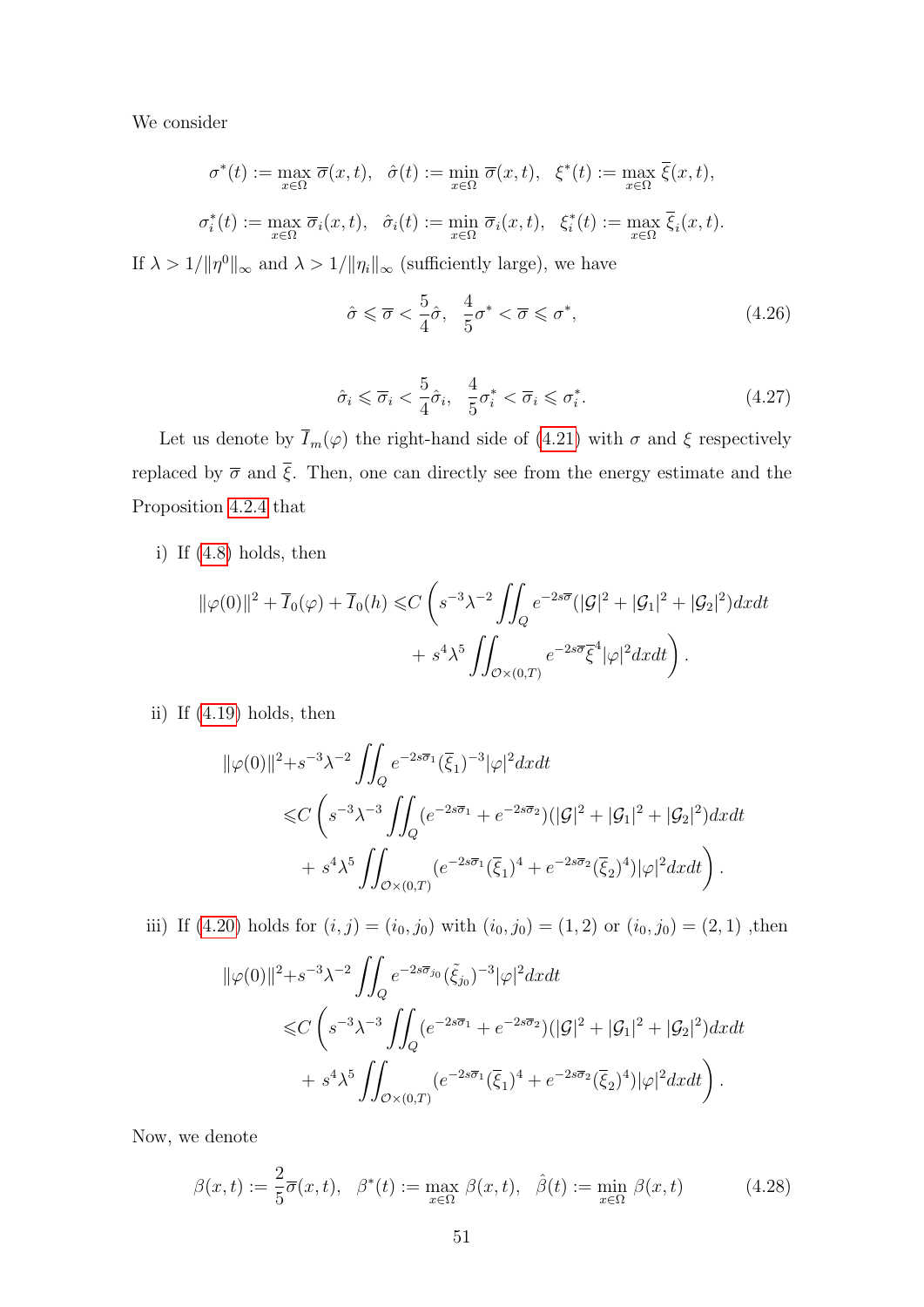We consider

$$\sigma^*(t) := \max_{x\in\Omega} \overline{\sigma}(x,t), \quad \hat{\sigma}(t) := \min_{x\in\Omega} \overline{\sigma}(x,t), \quad \xi^*(t) := \max_{x\in\Omega} \overline{\xi}(x,t),$$

$$\sigma_i^*(t) := \max_{x\in\Omega} \overline{\sigma}_i(x,t), \quad \hat{\sigma}_i(t) := \min_{x\in\Omega} \overline{\sigma}_i(x,t), \quad \xi_i^*(t) := \max_{x\in\Omega} \overline{\xi}_i(x,t).$$

If $\lambda > 1/\|\eta^0\|_\infty$ and $\lambda > 1/\|\eta_i\|_\infty$ (sufficiently large), we have

$$\hat{\sigma} \leqslant \overline{\sigma} < \frac{5}{4}\hat{\sigma}, \quad \frac{4}{5}\sigma^* < \overline{\sigma} \leqslant \sigma^*, \tag{4.26}$$

$$\hat{\sigma}_i \leqslant \overline{\sigma}_i < \frac{5}{4}\hat{\sigma}_i, \quad \frac{4}{5}\sigma_i^* < \overline{\sigma}_i \leqslant \sigma_i^*. \tag{4.27}$$

Let us denote by $\overline{I}_m(\varphi)$ the right-hand side of (4.21) with $\sigma$ and $\xi$ respectively replaced by $\overline{\sigma}$ and $\overline{\xi}$. Then, one can directly see from the energy estimate and the Proposition 4.2.4 that

i) If (4.8) holds, then

$$\|\varphi(0)\|^2 + \overline{I}_0(\varphi) + \overline{I}_0(h) \leqslant C\left(s^{-3}\lambda^{-2}\iint_Q e^{-2s\overline{\sigma}}(|\mathcal{G}|^2 + |\mathcal{G}_1|^2 + |\mathcal{G}_2|^2)dxdt \right.$$
$$\left. + s^4\lambda^5\iint_{\mathcal{O}\times(0,T)} e^{-2s\overline{\sigma}}\overline{\xi}^4|\varphi|^2 dxdt\right).$$

ii) If (4.19) holds, then

$$\|\varphi(0)\|^2 + s^{-3}\lambda^{-2}\iint_Q e^{-2s\overline{\sigma}_1}(\overline{\xi}_1)^{-3}|\varphi|^2 dxdt$$
$$\leqslant C\left(s^{-3}\lambda^{-3}\iint_Q (e^{-2s\overline{\sigma}_1} + e^{-2s\overline{\sigma}_2})(|\mathcal{G}|^2 + |\mathcal{G}_1|^2 + |\mathcal{G}_2|^2)dxdt \right.$$
$$\left. + s^4\lambda^5\iint_{\mathcal{O}\times(0,T)} (e^{-2s\overline{\sigma}_1}(\overline{\xi}_1)^4 + e^{-2s\overline{\sigma}_2}(\overline{\xi}_2)^4)|\varphi|^2 dxdt\right).$$

iii) If (4.20) holds for $(i,j) = (i_0, j_0)$ with $(i_0,j_0) = (1,2)$ or $(i_0,j_0) = (2,1)$ ,then

$$\|\varphi(0)\|^2 + s^{-3}\lambda^{-2}\iint_Q e^{-2s\overline{\sigma}_{j_0}}(\tilde{\xi}_{j_0})^{-3}|\varphi|^2 dxdt$$
$$\leqslant C\left(s^{-3}\lambda^{-3}\iint_Q (e^{-2s\overline{\sigma}_1} + e^{-2s\overline{\sigma}_2})(|\mathcal{G}|^2 + |\mathcal{G}_1|^2 + |\mathcal{G}_2|^2)dxdt \right.$$
$$\left. + s^4\lambda^5\iint_{\mathcal{O}\times(0,T)} (e^{-2s\overline{\sigma}_1}(\overline{\xi}_1)^4 + e^{-2s\overline{\sigma}_2}(\overline{\xi}_2)^4)|\varphi|^2 dxdt\right).$$

Now, we denote

$$\beta(x,t) := \frac{2}{5}\overline{\sigma}(x,t), \quad \beta^*(t) := \max_{x\in\Omega} \beta(x,t), \quad \hat{\beta}(t) := \min_{x\in\Omega} \beta(x,t) \tag{4.28}$$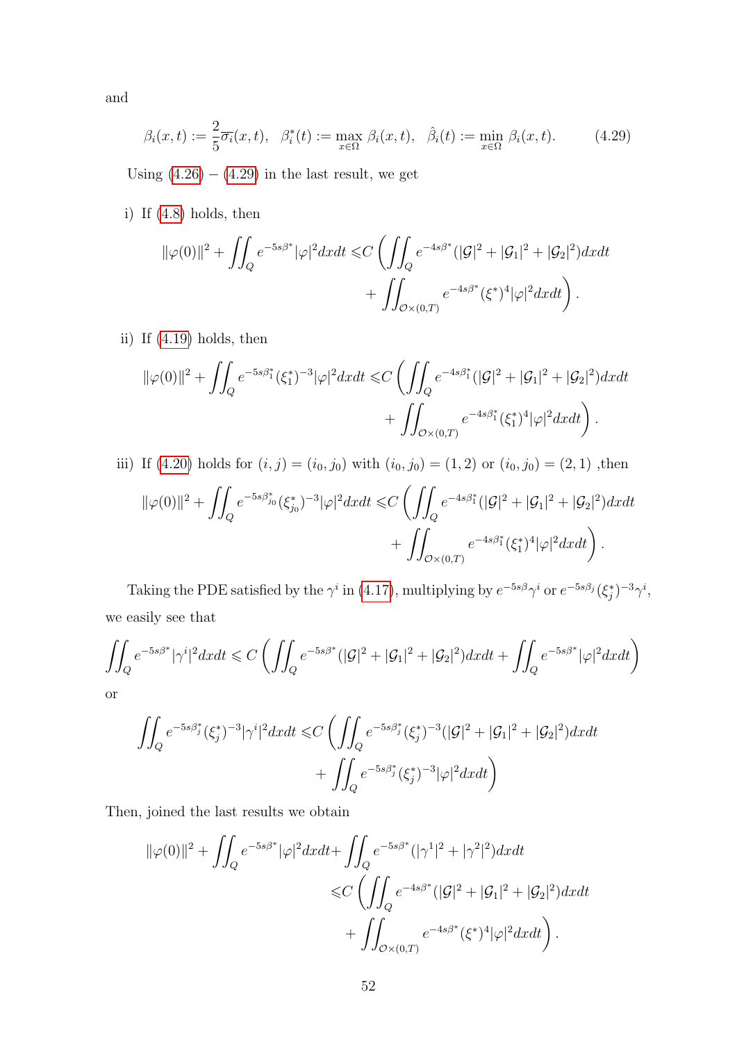and

$$\beta_i(x,t) := \frac{2}{5}\overline{\sigma_i}(x,t), \quad \beta_i^*(t) := \max_{x\in\Omega} \beta_i(x,t), \quad \hat{\beta}_i(t) := \min_{x\in\Omega} \beta_i(x,t). \tag{4.29}$$

Using (4.26) $-$ (4.29) in the last result, we get

i) If (4.8) holds, then

$$\begin{aligned}\|\varphi(0)\|^2 + \iint_Q e^{-5s\beta^*}|\varphi|^2 dxdt \leqslant &C\left(\iint_Q e^{-4s\beta^*}(|\mathcal{G}|^2 + |\mathcal{G}_1|^2 + |\mathcal{G}_2|^2)dxdt\right.\\ &\left.+ \iint_{\mathcal{O}\times(0,T)} e^{-4s\beta^*}(\xi^*)^4|\varphi|^2 dxdt\right).\end{aligned}$$

ii) If (4.19) holds, then

$$\begin{aligned}\|\varphi(0)\|^2 + \iint_Q e^{-5s\beta_1^*}(\xi_1^*)^{-3}|\varphi|^2 dxdt \leqslant &C\left(\iint_Q e^{-4s\beta_1^*}(|\mathcal{G}|^2 + |\mathcal{G}_1|^2 + |\mathcal{G}_2|^2)dxdt\right.\\ &\left.+ \iint_{\mathcal{O}\times(0,T)} e^{-4s\beta_1^*}(\xi_1^*)^4|\varphi|^2 dxdt\right).\end{aligned}$$

iii) If (4.20) holds for $(i,j) = (i_0, j_0)$ with $(i_0,j_0) = (1,2)$ or $(i_0,j_0) = (2,1)$ ,then

$$\begin{aligned}\|\varphi(0)\|^2 + \iint_Q e^{-5s\beta_{j_0}^*}(\xi_{j_0}^*)^{-3}|\varphi|^2 dxdt \leqslant &C\left(\iint_Q e^{-4s\beta_1^*}(|\mathcal{G}|^2 + |\mathcal{G}_1|^2 + |\mathcal{G}_2|^2)dxdt\right.\\ &\left.+ \iint_{\mathcal{O}\times(0,T)} e^{-4s\beta_1^*}(\xi_1^*)^4|\varphi|^2 dxdt\right).\end{aligned}$$

Taking the PDE satisfied by the $\gamma^i$ in (4.17), multiplying by $e^{-5s\beta}\gamma^i$ or $e^{-5s\beta_j}(\xi_j^*)^{-3}\gamma^i$, we easily see that

$$\iint_Q e^{-5s\beta^*}|\gamma^i|^2 dxdt \leqslant C\left(\iint_Q e^{-5s\beta^*}(|\mathcal{G}|^2 + |\mathcal{G}_1|^2 + |\mathcal{G}_2|^2)dxdt + \iint_Q e^{-5s\beta^*}|\varphi|^2 dxdt\right)$$

or

$$\begin{aligned}\iint_Q e^{-5s\beta_j^*}(\xi_j^*)^{-3}|\gamma^i|^2 dxdt \leqslant &C\left(\iint_Q e^{-5s\beta_j^*}(\xi_j^*)^{-3}(|\mathcal{G}|^2 + |\mathcal{G}_1|^2 + |\mathcal{G}_2|^2)dxdt\right.\\ &\left.+ \iint_Q e^{-5s\beta_j^*}(\xi_j^*)^{-3}|\varphi|^2 dxdt\right)\end{aligned}$$

Then, joined the last results we obtain

$$\begin{aligned}\|\varphi(0)\|^2 + \iint_Q e^{-5s\beta^*}|\varphi|^2 dxdt + &\iint_Q e^{-5s\beta^*}(|\gamma^1|^2 + |\gamma^2|^2)dxdt\\ &\leqslant C\left(\iint_Q e^{-4s\beta^*}(|\mathcal{G}|^2 + |\mathcal{G}_1|^2 + |\mathcal{G}_2|^2)dxdt\right.\\ &\quad\left.+ \iint_{\mathcal{O}\times(0,T)} e^{-4s\beta^*}(\xi^*)^4|\varphi|^2 dxdt\right).\end{aligned}$$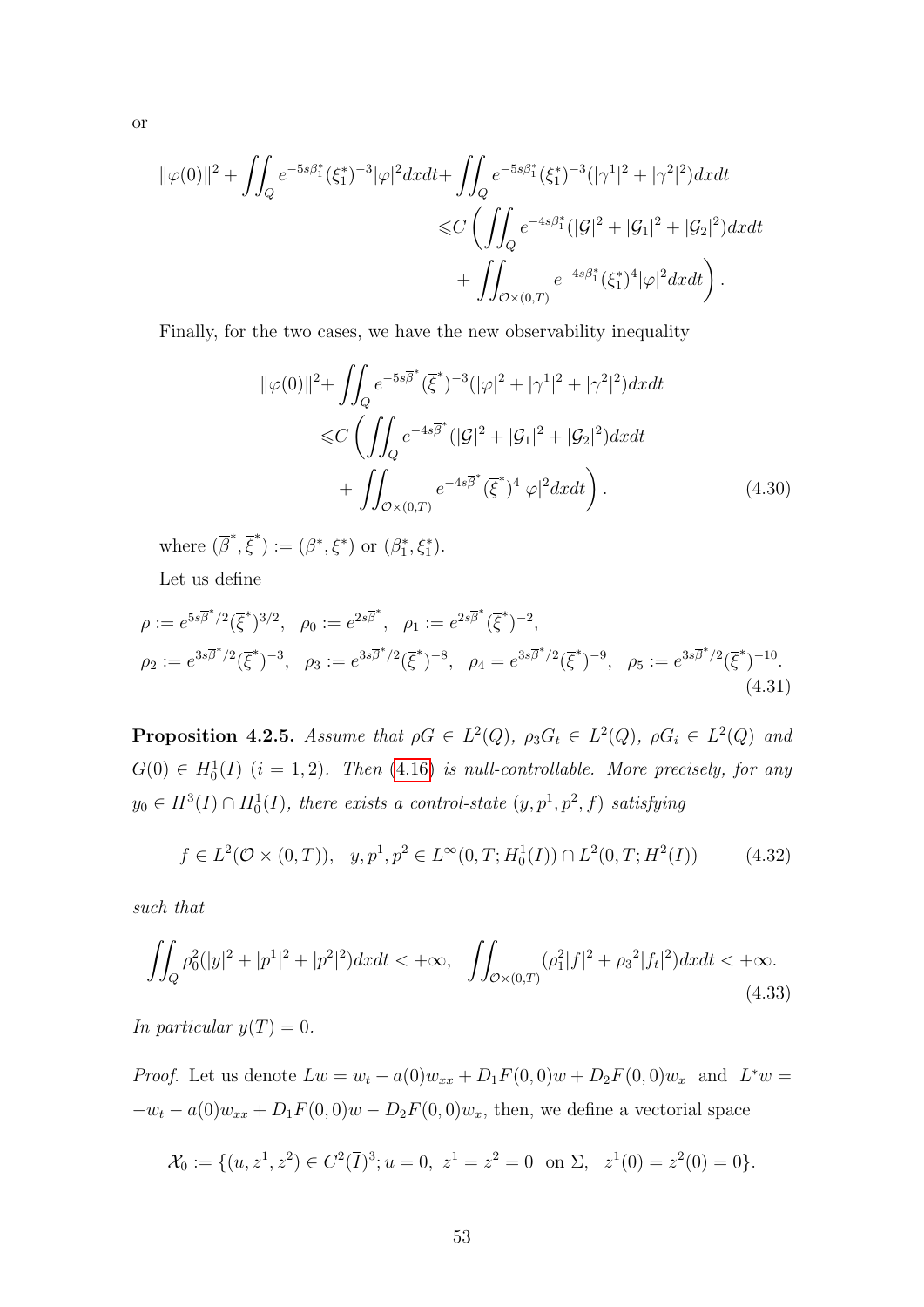or

$$\|\varphi(0)\|^2 + \iint_Q e^{-5s\beta_1^*}(\xi_1^*)^{-3}|\varphi|^2 dxdt + \iint_Q e^{-5s\beta_1^*}(\xi_1^*)^{-3}(|\gamma^1|^2 + |\gamma^2|^2)dxdt$$
$$\leqslant C\left(\iint_Q e^{-4s\beta_1^*}(|\mathcal{G}|^2 + |\mathcal{G}_1|^2 + |\mathcal{G}_2|^2)dxdt + \iint_{\mathcal{O}\times(0,T)} e^{-4s\beta_1^*}(\xi_1^*)^4|\varphi|^2 dxdt\right).$$

Finally, for the two cases, we have the new observability inequality

$$\|\varphi(0)\|^2 + \iint_Q e^{-5s\overline{\beta}^*}(\overline{\xi}^*)^{-3}(|\varphi|^2 + |\gamma^1|^2 + |\gamma^2|^2)dxdt$$
$$\leqslant C\left(\iint_Q e^{-4s\overline{\beta}^*}(|\mathcal{G}|^2 + |\mathcal{G}_1|^2 + |\mathcal{G}_2|^2)dxdt + \iint_{\mathcal{O}\times(0,T)} e^{-4s\overline{\beta}^*}(\overline{\xi}^*)^4|\varphi|^2 dxdt\right). \tag{4.30}$$

where $(\overline{\beta}^*, \overline{\xi}^*) := (\beta^*, \xi^*)$ or $(\beta_1^*, \xi_1^*)$.

Let us define

$$\rho := e^{5s\overline{\beta}^*/2}(\overline{\xi}^*)^{3/2}, \quad \rho_0 := e^{2s\overline{\beta}^*}, \quad \rho_1 := e^{2s\overline{\beta}^*}(\overline{\xi}^*)^{-2},$$
$$\rho_2 := e^{3s\overline{\beta}^*/2}(\overline{\xi}^*)^{-3}, \quad \rho_3 := e^{3s\overline{\beta}^*/2}(\overline{\xi}^*)^{-8}, \quad \rho_4 = e^{3s\overline{\beta}^*/2}(\overline{\xi}^*)^{-9}, \quad \rho_5 := e^{3s\overline{\beta}^*/2}(\overline{\xi}^*)^{-10}. \tag{4.31}$$

**Proposition 4.2.5.** *Assume that $\rho G \in L^2(Q)$, $\rho_3 G_t \in L^2(Q)$, $\rho G_i \in L^2(Q)$ and $G(0) \in H_0^1(I)$ $(i = 1, 2)$. Then (4.16) is null-controllable. More precisely, for any $y_0 \in H^3(I) \cap H_0^1(I)$, there exists a control-state $(y, p^1, p^2, f)$ satisfying*

$$f \in L^2(\mathcal{O}\times(0,T)), \quad y, p^1, p^2 \in L^\infty(0,T; H_0^1(I)) \cap L^2(0,T; H^2(I)) \tag{4.32}$$

*such that*

$$\iint_Q \rho_0^2(|y|^2 + |p^1|^2 + |p^2|^2)dxdt < +\infty, \quad \iint_{\mathcal{O}\times(0,T)} (\rho_1^2|f|^2 + {\rho_3}^2|f_t|^2)dxdt < +\infty. \tag{4.33}$$

*In particular $y(T) = 0$.*

*Proof.* Let us denote $Lw = w_t - a(0)w_{xx} + D_1F(0,0)w + D_2F(0,0)w_x$ and $L^*w = -w_t - a(0)w_{xx} + D_1F(0,0)w - D_2F(0,0)w_x$, then, we define a vectorial space

$$\mathcal{X}_0 := \{(u, z^1, z^2) \in C^2(\overline{I})^3; u = 0,\ z^1 = z^2 = 0 \text{ on } \Sigma,\ \ z^1(0) = z^2(0) = 0\}.$$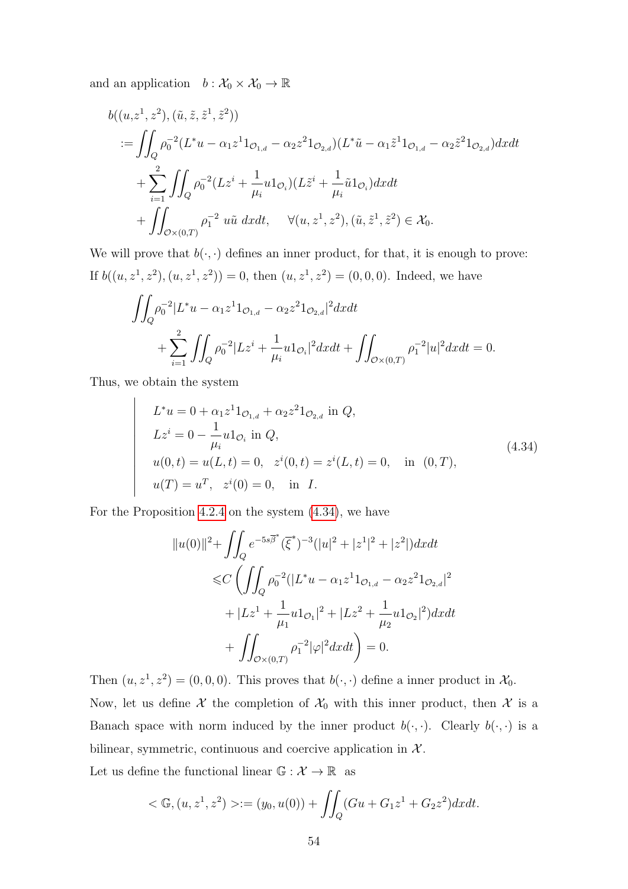and an application $\quad b : \mathcal{X}_0 \times \mathcal{X}_0 \to \mathbb{R}$

$$
\begin{aligned}
&b((u,z^1,z^2),(\tilde{u},\tilde{z},\tilde{z}^1,\tilde{z}^2))\\
&:= \iint_Q \rho_0^{-2}(L^*u - \alpha_1 z^1 1_{\mathcal{O}_{1,d}} - \alpha_2 z^2 1_{\mathcal{O}_{2,d}})(L^*\tilde{u} - \alpha_1 \tilde{z}^1 1_{\mathcal{O}_{1,d}} - \alpha_2 \tilde{z}^2 1_{\mathcal{O}_{2,d}})dxdt\\
&\quad + \sum_{i=1}^{2} \iint_Q \rho_0^{-2}(Lz^i + \frac{1}{\mu_i} u 1_{\mathcal{O}_i})(L\tilde{z}^i + \frac{1}{\mu_i}\tilde{u} 1_{\mathcal{O}_i})dxdt\\
&\quad + \iint_{\mathcal{O}\times(0,T)} \rho_1^{-2}\ u\tilde{u}\ dxdt, \quad \forall (u,z^1,z^2),(\tilde{u},\tilde{z}^1,\tilde{z}^2) \in \mathcal{X}_0.
\end{aligned}
$$

We will prove that $b(\cdot,\cdot)$ defines an inner product, for that, it is enough to prove: If $b((u,z^1,z^2),(u,z^1,z^2)) = 0$, then $(u,z^1,z^2) = (0,0,0)$. Indeed, we have

$$
\begin{aligned}
&\iint_Q \rho_0^{-2}|L^*u - \alpha_1 z^1 1_{\mathcal{O}_{1,d}} - \alpha_2 z^2 1_{\mathcal{O}_{2,d}}|^2 dxdt\\
&\qquad + \sum_{i=1}^{2} \iint_Q \rho_0^{-2}|Lz^i + \frac{1}{\mu_i} u 1_{\mathcal{O}_i}|^2 dxdt + \iint_{\mathcal{O}\times(0,T)} \rho_1^{-2}|u|^2 dxdt = 0.
\end{aligned}
$$

Thus, we obtain the system

$$
\left|
\begin{array}{l}
L^*u = 0 + \alpha_1 z^1 1_{\mathcal{O}_{1,d}} + \alpha_2 z^2 1_{\mathcal{O}_{2,d}} \text{ in } Q,\\
Lz^i = 0 - \dfrac{1}{\mu_i} u 1_{\mathcal{O}_i} \text{ in } Q,\\
u(0,t) = u(L,t) = 0, \quad z^i(0,t) = z^i(L,t) = 0, \quad \text{in } \ (0,T),\\
u(T) = u^T, \quad z^i(0) = 0, \quad \text{in } \ I.
\end{array}
\right. \tag{4.34}
$$

For the Proposition 4.2.4 on the system (4.34), we have

$$
\begin{aligned}
\|u(0)\|^2 + &\iint_Q e^{-5s\overline{\beta}^*}(\overline{\xi}^*)^{-3}(|u|^2 + |z^1|^2 + |z^2|)dxdt\\
\leqslant &C\left(\iint_Q \rho_0^{-2}(|L^*u - \alpha_1 z^1 1_{\mathcal{O}_{1,d}} - \alpha_2 z^2 1_{\mathcal{O}_{2,d}}|^2\right.\\
&+ |Lz^1 + \frac{1}{\mu_1} u 1_{\mathcal{O}_1}|^2 + |Lz^2 + \frac{1}{\mu_2} u 1_{\mathcal{O}_2}|^2)dxdt\\
&\left. + \iint_{\mathcal{O}\times(0,T)} \rho_1^{-2}|\varphi|^2 dxdt\right) = 0.
\end{aligned}
$$

Then $(u,z^1,z^2) = (0,0,0)$. This proves that $b(\cdot,\cdot)$ define a inner product in $\mathcal{X}_0$. Now, let us define $\mathcal{X}$ the completion of $\mathcal{X}_0$ with this inner product, then $\mathcal{X}$ is a Banach space with norm induced by the inner product $b(\cdot,\cdot)$. Clearly $b(\cdot,\cdot)$ is a bilinear, symmetric, continuous and coercive application in $\mathcal{X}$.

Let us define the functional linear $\mathbb{G} : \mathcal{X} \to \mathbb{R}$ as

$$
< \mathbb{G}, (u,z^1,z^2) > := (y_0, u(0)) + \iint_Q (Gu + G_1 z^1 + G_2 z^2)dxdt.
$$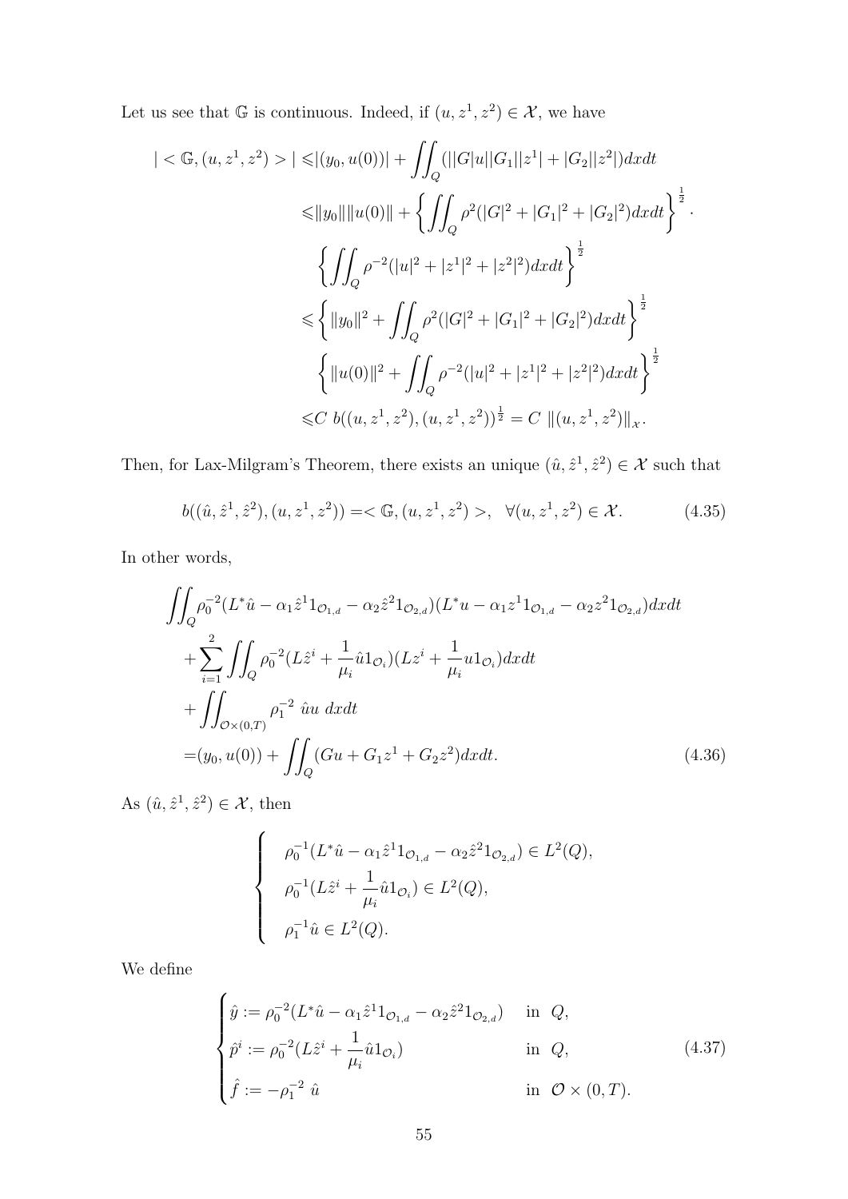Let us see that $\mathbb{G}$ is continuous. Indeed, if $(u, z^1, z^2) \in \mathcal{X}$, we have

$$
\begin{aligned}
| < \mathbb{G}, (u, z^1, z^2) > | \leqslant & |(y_0, u(0))| + \iint_Q (||G|u||G_1||z^1| + |G_2||z^2|) dxdt \\
\leqslant & \|y_0\| \|u(0)\| + \left\{ \iint_Q \rho^2 (|G|^2 + |G_1|^2 + |G_2|^2) dxdt \right\}^{\frac{1}{2}} \cdot \\
& \left\{ \iint_Q \rho^{-2} (|u|^2 + |z^1|^2 + |z^2|^2) dxdt \right\}^{\frac{1}{2}} \\
\leqslant & \left\{ \|y_0\|^2 + \iint_Q \rho^2 (|G|^2 + |G_1|^2 + |G_2|^2) dxdt \right\}^{\frac{1}{2}} \\
& \left\{ \|u(0)\|^2 + \iint_Q \rho^{-2} (|u|^2 + |z^1|^2 + |z^2|^2) dxdt \right\}^{\frac{1}{2}} \\
\leqslant & C \; b((u, z^1, z^2), (u, z^1, z^2))^{\frac{1}{2}} = C \; \|(u, z^1, z^2)\|_{\mathcal{X}}.
\end{aligned}
$$

Then, for Lax-Milgram's Theorem, there exists an unique $(\hat{u}, \hat{z}^1, \hat{z}^2) \in \mathcal{X}$ such that

$$
b((\hat{u}, \hat{z}^1, \hat{z}^2), (u, z^1, z^2)) = < \mathbb{G}, (u, z^1, z^2) >, \quad \forall (u, z^1, z^2) \in \mathcal{X}. \tag{4.35}
$$

In other words,

$$
\begin{aligned}
& \iint_Q \rho_0^{-2} (L^* \hat{u} - \alpha_1 \hat{z}^1 1_{\mathcal{O}_{1,d}} - \alpha_2 \hat{z}^2 1_{\mathcal{O}_{2,d}})(L^* u - \alpha_1 z^1 1_{\mathcal{O}_{1,d}} - \alpha_2 z^2 1_{\mathcal{O}_{2,d}}) dxdt \\
& + \sum_{i=1}^{2} \iint_Q \rho_0^{-2} (L \hat{z}^i + \frac{1}{\mu_i} \hat{u} 1_{\mathcal{O}_i})(L z^i + \frac{1}{\mu_i} u 1_{\mathcal{O}_i}) dxdt \\
& + \iint_{\mathcal{O} \times (0,T)} \rho_1^{-2} \; \hat{u} u \; dxdt \\
& = (y_0, u(0)) + \iint_Q (G u + G_1 z^1 + G_2 z^2) dxdt.
\end{aligned} \tag{4.36}
$$

As $(\hat{u}, \hat{z}^1, \hat{z}^2) \in \mathcal{X}$, then

$$
\left\{
\begin{array}{l}
\rho_0^{-1} (L^* \hat{u} - \alpha_1 \hat{z}^1 1_{\mathcal{O}_{1,d}} - \alpha_2 \hat{z}^2 1_{\mathcal{O}_{2,d}}) \in L^2(Q), \\
\rho_0^{-1} (L \hat{z}^i + \frac{1}{\mu_i} \hat{u} 1_{\mathcal{O}_i}) \in L^2(Q), \\
\rho_1^{-1} \hat{u} \in L^2(Q).
\end{array}
\right.
$$

We define

$$
\begin{cases}
\hat{y} := \rho_0^{-2} (L^* \hat{u} - \alpha_1 \hat{z}^1 1_{\mathcal{O}_{1,d}} - \alpha_2 \hat{z}^2 1_{\mathcal{O}_{2,d}}) & \text{in } \; Q, \\
\hat{p}^i := \rho_0^{-2} (L \hat{z}^i + \dfrac{1}{\mu_i} \hat{u} 1_{\mathcal{O}_i}) & \text{in } \; Q, \\
\hat{f} := -\rho_1^{-2} \; \hat{u} & \text{in } \; \mathcal{O} \times (0, T).
\end{cases} \tag{4.37}
$$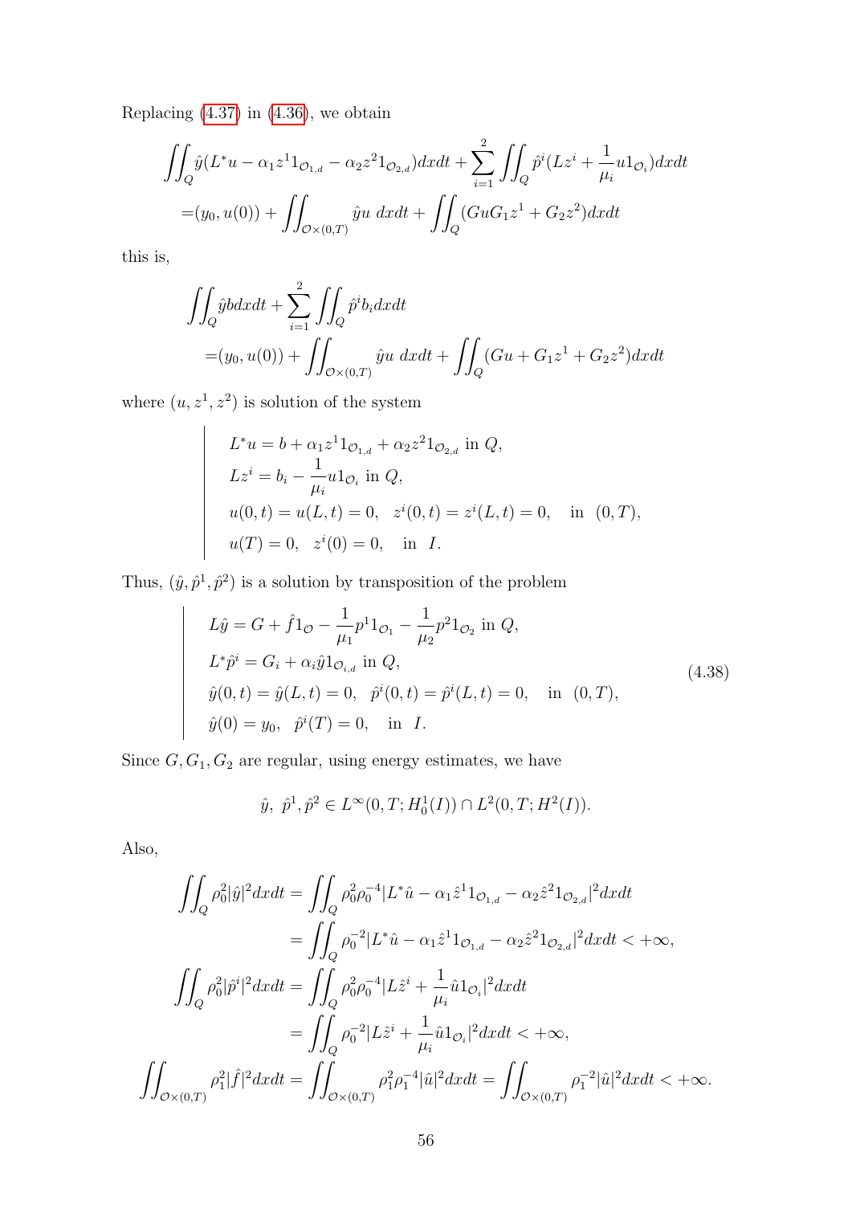Replacing (4.37) in (4.36), we obtain

$$
\begin{aligned}
&\iint_Q \hat{y}(L^*u - \alpha_1 z^1 1_{\mathcal{O}_{1,d}} - \alpha_2 z^2 1_{\mathcal{O}_{2,d}})dxdt + \sum_{i=1}^{2}\iint_Q \hat{p}^i(Lz^i + \frac{1}{\mu_i}u1_{\mathcal{O}_i})dxdt \\
&=(y_0, u(0)) + \iint_{\mathcal{O}\times(0,T)} \hat{y}u \; dxdt + \iint_Q (GuG_1 z^1 + G_2 z^2)dxdt
\end{aligned}
$$

this is,

$$
\begin{aligned}
&\iint_Q \hat{y}bdxdt + \sum_{i=1}^{2}\iint_Q \hat{p}^i b_i dxdt \\
&=(y_0, u(0)) + \iint_{\mathcal{O}\times(0,T)} \hat{y}u \; dxdt + \iint_Q (Gu + G_1 z^1 + G_2 z^2)dxdt
\end{aligned}
$$

where $(u, z^1, z^2)$ is solution of the system

$$
\left|
\begin{array}{l}
L^*u = b + \alpha_1 z^1 1_{\mathcal{O}_{1,d}} + \alpha_2 z^2 1_{\mathcal{O}_{2,d}} \text{ in } Q,\\
Lz^i = b_i - \dfrac{1}{\mu_i} u 1_{\mathcal{O}_i} \text{ in } Q,\\
u(0,t) = u(L,t) = 0, \quad z^i(0,t) = z^i(L,t) = 0, \quad \text{in } (0,T),\\
u(T) = 0, \quad z^i(0) = 0, \quad \text{in } I.
\end{array}
\right.
$$

Thus, $(\hat{y}, \hat{p}^1, \hat{p}^2)$ is a solution by transposition of the problem

$$
\left|
\begin{array}{l}
L\hat{y} = G + \hat{f}1_{\mathcal{O}} - \dfrac{1}{\mu_1}p^1 1_{\mathcal{O}_1} - \dfrac{1}{\mu_2}p^2 1_{\mathcal{O}_2} \text{ in } Q,\\
L^*\hat{p}^i = G_i + \alpha_i \hat{y} 1_{\mathcal{O}_{i,d}} \text{ in } Q,\\
\hat{y}(0,t) = \hat{y}(L,t) = 0, \quad \hat{p}^i(0,t) = \hat{p}^i(L,t) = 0, \quad \text{in } (0,T),\\
\hat{y}(0) = y_0, \quad \hat{p}^i(T) = 0, \quad \text{in } I.
\end{array}
\right.
\tag{4.38}
$$

Since $G, G_1, G_2$ are regular, using energy estimates, we have

$$
\hat{y}, \; \hat{p}^1, \hat{p}^2 \in L^\infty(0,T; H_0^1(I)) \cap L^2(0,T; H^2(I)).
$$

Also,

$$
\begin{aligned}
\iint_Q \rho_0^2 |\hat{y}|^2 dxdt &= \iint_Q \rho_0^2 \rho_0^{-4} |L^*\hat{u} - \alpha_1 \hat{z}^1 1_{\mathcal{O}_{1,d}} - \alpha_2 \hat{z}^2 1_{\mathcal{O}_{2,d}}|^2 dxdt \\
&= \iint_Q \rho_0^{-2} |L^*\hat{u} - \alpha_1 \hat{z}^1 1_{\mathcal{O}_{1,d}} - \alpha_2 \hat{z}^2 1_{\mathcal{O}_{2,d}}|^2 dxdt < +\infty,\\
\iint_Q \rho_0^2 |\hat{p}^i|^2 dxdt &= \iint_Q \rho_0^2 \rho_0^{-4} |L\hat{z}^i + \frac{1}{\mu_i}\hat{u}1_{\mathcal{O}_i}|^2 dxdt \\
&= \iint_Q \rho_0^{-2} |L\hat{z}^i + \frac{1}{\mu_i}\hat{u}1_{\mathcal{O}_i}|^2 dxdt < +\infty,\\
\iint_{\mathcal{O}\times(0,T)} \rho_1^2 |\hat{f}|^2 dxdt &= \iint_{\mathcal{O}\times(0,T)} \rho_1^2 \rho_1^{-4} |\hat{u}|^2 dxdt = \iint_{\mathcal{O}\times(0,T)} \rho_1^{-2} |\hat{u}|^2 dxdt < +\infty.
\end{aligned}
$$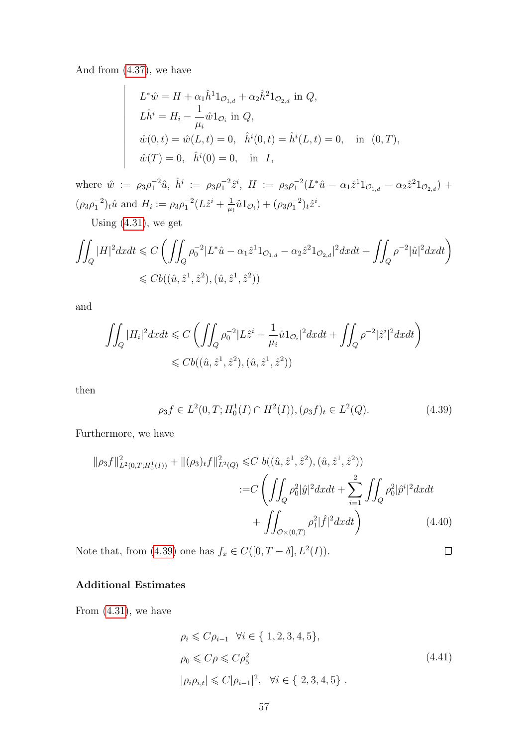And from (4.37), we have

$$
\left|\begin{array}{l}
L^*\hat{w} = H + \alpha_1 \hat{h}^1 1_{\mathcal{O}_{1,d}} + \alpha_2 \hat{h}^2 1_{\mathcal{O}_{2,d}} \text{ in } Q, \\
L\hat{h}^i = H_i - \dfrac{1}{\mu_i}\hat{w}1_{\mathcal{O}_i} \text{ in } Q, \\
\hat{w}(0,t) = \hat{w}(L,t) = 0, \quad \hat{h}^i(0,t) = \hat{h}^i(L,t) = 0, \quad \text{in } (0,T), \\
\hat{w}(T) = 0, \quad \hat{h}^i(0) = 0, \quad \text{in } I,
\end{array}\right.
$$

where $\hat{w} := \rho_3\rho_1^{-2}\hat{u}$, $\hat{h}^i := \rho_3\rho_1^{-2}\hat{z}^i$, $H := \rho_3\rho_1^{-2}(L^*\hat{u} - \alpha_1\hat{z}^1 1_{\mathcal{O}_{1,d}} - \alpha_2\hat{z}^2 1_{\mathcal{O}_{2,d}}) + (\rho_3\rho_1^{-2})_t\hat{u}$ and $H_i := \rho_3\rho_1^{-2}(L\hat{z}^i + \frac{1}{\mu_i}\hat{u}1_{\mathcal{O}_i}) + (\rho_3\rho_1^{-2})_t\hat{z}^i$.

Using (4.31), we get

$$
\begin{aligned}
\iint_Q |H|^2 dxdt &\leqslant C\left(\iint_Q \rho_0^{-2}|L^*\hat{u} - \alpha_1\hat{z}^1 1_{\mathcal{O}_{1,d}} - \alpha_2\hat{z}^2 1_{\mathcal{O}_{2,d}}|^2 dxdt + \iint_Q \rho^{-2}|\hat{u}|^2 dxdt\right) \\
&\leqslant Cb((\hat{u},\hat{z}^1,\hat{z}^2),(\hat{u},\hat{z}^1,\hat{z}^2))
\end{aligned}
$$

and

$$
\begin{aligned}
\iint_Q |H_i|^2 dxdt &\leqslant C\left(\iint_Q \rho_0^{-2}|L\hat{z}^i + \frac{1}{\mu_i}\hat{u}1_{\mathcal{O}_i}|^2 dxdt + \iint_Q \rho^{-2}|\hat{z}^i|^2 dxdt\right) \\
&\leqslant Cb((\hat{u},\hat{z}^1,\hat{z}^2),(\hat{u},\hat{z}^1,\hat{z}^2))
\end{aligned}
$$

then

$$
\rho_3 f \in L^2(0,T;H_0^1(I)\cap H^2(I)), (\rho_3 f)_t \in L^2(Q). \tag{4.39}
$$

Furthermore, we have

$$
\begin{aligned}
\|\rho_3 f\|^2_{L^2(0,T;H_0^1(I))} + \|(\rho_3)_t f\|^2_{L^2(Q)} &\leqslant C\ b((\hat{u},\hat{z}^1,\hat{z}^2),(\hat{u},\hat{z}^1,\hat{z}^2)) \\
&:= C\left(\iint_Q \rho_0^2|\hat{y}|^2 dxdt + \sum_{i=1}^2 \iint_Q \rho_0^2|\hat{p}^i|^2 dxdt\right. \\
&\qquad \left. + \iint_{\mathcal{O}\times(0,T)} \rho_1^2|\hat{f}|^2 dxdt\right)
\end{aligned} \tag{4.40}
$$

Note that, from (4.39) one has $f_x \in C([0,T-\delta],L^2(I))$. $\square$

**Additional Estimates**

From (4.31), we have

$$
\begin{aligned}
&\rho_i \leqslant C\rho_{i-1} \quad \forall i \in \{\, 1,2,3,4,5\}, \\
&\rho_0 \leqslant C\rho \leqslant C\rho_5^2 \\
&|\rho_i\rho_{i,t}| \leqslant C|\rho_{i-1}|^2, \quad \forall i \in \{\, 2,3,4,5\}\ .
\end{aligned} \tag{4.41}
$$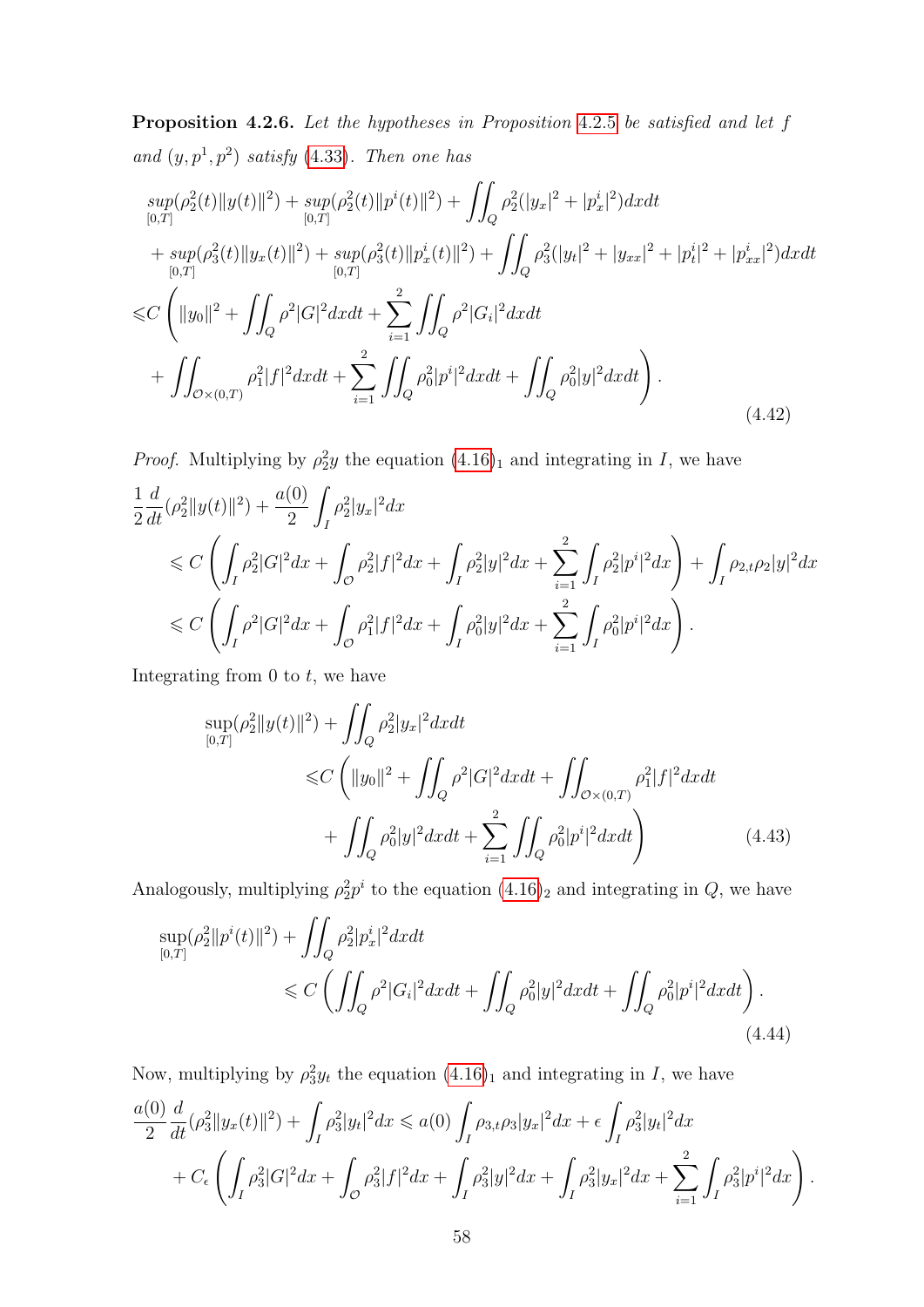**Proposition 4.2.6.** *Let the hypotheses in Proposition 4.2.5 be satisfied and let $f$ and $(y, p^1, p^2)$ satisfy (4.33). Then one has*

$$
\begin{aligned}
&\sup_{[0,T]}(\rho_2^2(t)\|y(t)\|^2) + \sup_{[0,T]}(\rho_2^2(t)\|p^i(t)\|^2) + \iint_Q \rho_2^2(|y_x|^2 + |p_x^i|^2)dxdt \\
&+ \sup_{[0,T]}(\rho_3^2(t)\|y_x(t)\|^2) + \sup_{[0,T]}(\rho_3^2(t)\|p_x^i(t)\|^2) + \iint_Q \rho_3^2(|y_t|^2 + |y_{xx}|^2 + |p_t^i|^2 + |p_{xx}^i|^2)dxdt \\
\leqslant & C\left(\|y_0\|^2 + \iint_Q \rho^2|G|^2dxdt + \sum_{i=1}^{2}\iint_Q \rho^2|G_i|^2dxdt \right. \\
&\left. + \iint_{\mathcal{O}\times(0,T)} \rho_1^2|f|^2dxdt + \sum_{i=1}^{2}\iint_Q \rho_0^2|p^i|^2dxdt + \iint_Q \rho_0^2|y|^2dxdt\right).
\end{aligned}
\tag{4.42}
$$

*Proof.* Multiplying by $\rho_2^2 y$ the equation $(4.16)_1$ and integrating in $I$, we have

$$
\begin{aligned}
&\frac{1}{2}\frac{d}{dt}(\rho_2^2\|y(t)\|^2) + \frac{a(0)}{2}\int_I \rho_2^2|y_x|^2dx \\
&\quad\leqslant C\left(\int_I \rho_2^2|G|^2dx + \int_{\mathcal{O}}\rho_2^2|f|^2dx + \int_I \rho_2^2|y|^2dx + \sum_{i=1}^{2}\int_I \rho_2^2|p^i|^2dx\right) + \int_I \rho_{2,t}\rho_2|y|^2dx \\
&\quad\leqslant C\left(\int_I \rho^2|G|^2dx + \int_{\mathcal{O}}\rho_1^2|f|^2dx + \int_I \rho_0^2|y|^2dx + \sum_{i=1}^{2}\int_I \rho_0^2|p^i|^2dx\right).
\end{aligned}
$$

Integrating from 0 to $t$, we have

$$
\begin{aligned}
\sup_{[0,T]}(\rho_2^2\|y(t)\|^2) &+ \iint_Q \rho_2^2|y_x|^2dxdt \\
&\leqslant C\left(\|y_0\|^2 + \iint_Q \rho^2|G|^2dxdt + \iint_{\mathcal{O}\times(0,T)}\rho_1^2|f|^2dxdt \right. \\
&\quad \left. + \iint_Q \rho_0^2|y|^2dxdt + \sum_{i=1}^{2}\iint_Q \rho_0^2|p^i|^2dxdt\right)
\end{aligned}
\tag{4.43}
$$

Analogously, multiplying $\rho_2^2 p^i$ to the equation $(4.16)_2$ and integrating in $Q$, we have

$$
\begin{aligned}
\sup_{[0,T]}(\rho_2^2\|p^i(t)\|^2) &+ \iint_Q \rho_2^2|p_x^i|^2dxdt \\
&\leqslant C\left(\iint_Q \rho^2|G_i|^2dxdt + \iint_Q \rho_0^2|y|^2dxdt + \iint_Q \rho_0^2|p^i|^2dxdt\right).
\end{aligned}
\tag{4.44}
$$

Now, multiplying by $\rho_3^2 y_t$ the equation $(4.16)_1$ and integrating in $I$, we have

$$
\begin{aligned}
\frac{a(0)}{2}\frac{d}{dt}(\rho_3^2\|y_x(t)\|^2) &+ \int_I \rho_3^2|y_t|^2dx \leqslant a(0)\int_I \rho_{3,t}\rho_3|y_x|^2dx + \epsilon\int_I \rho_3^2|y_t|^2dx \\
&+ C_\epsilon\left(\int_I \rho_3^2|G|^2dx + \int_{\mathcal{O}}\rho_3^2|f|^2dx + \int_I \rho_3^2|y|^2dx + \int_I \rho_3^2|y_x|^2dx + \sum_{i=1}^{2}\int_I \rho_3^2|p^i|^2dx\right).
\end{aligned}
$$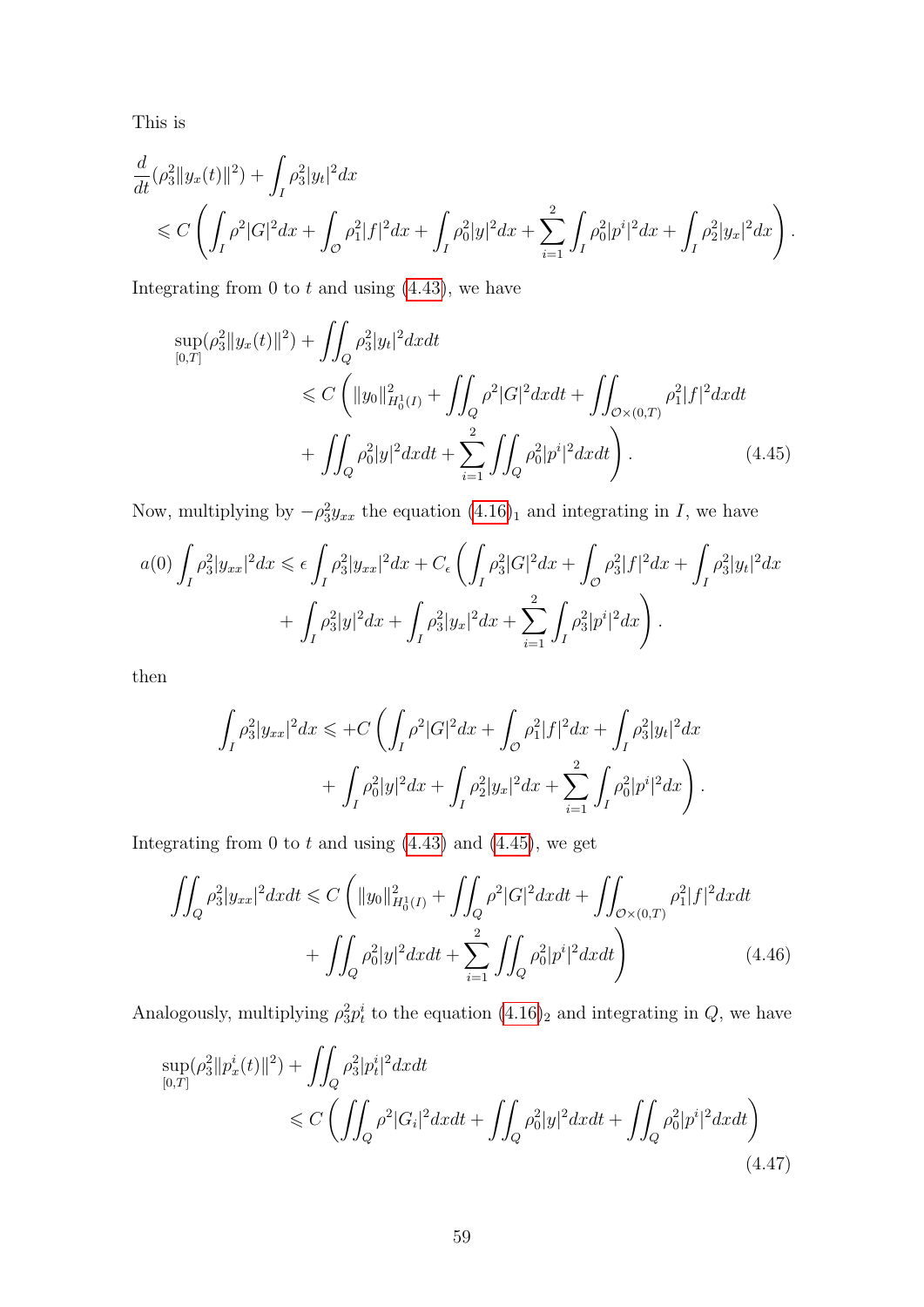This is

$$
\begin{aligned}
&\frac{d}{dt}(\rho_3^2\|y_x(t)\|^2) + \int_I \rho_3^2 |y_t|^2 dx \\
&\quad \leqslant C\left(\int_I \rho^2|G|^2dx + \int_{\mathcal{O}} \rho_1^2|f|^2dx + \int_I \rho_0^2|y|^2dx + \sum_{i=1}^{2}\int_I \rho_0^2|p^i|^2dx + \int_I \rho_2^2|y_x|^2dx\right).
\end{aligned}
$$

Integrating from 0 to $t$ and using (4.43), we have

$$
\begin{aligned}
\sup_{[0,T]}(\rho_3^2\|y_x(t)\|^2) &+ \iint_Q \rho_3^2|y_t|^2dxdt \\
&\leqslant C\left(\|y_0\|^2_{H_0^1(I)} + \iint_Q \rho^2|G|^2dxdt + \iint_{\mathcal{O}\times(0,T)} \rho_1^2|f|^2dxdt \right.\\
&\quad \left. + \iint_Q \rho_0^2|y|^2dxdt + \sum_{i=1}^{2}\iint_Q \rho_0^2|p^i|^2dxdt\right). \qquad (4.45)
\end{aligned}
$$

Now, multiplying by $-\rho_3^2 y_{xx}$ the equation $(4.16)_1$ and integrating in $I$, we have

$$
\begin{aligned}
a(0)\int_I \rho_3^2|y_{xx}|^2dx &\leqslant \epsilon\int_I \rho_3^2|y_{xx}|^2dx + C_\epsilon\left(\int_I \rho_3^2|G|^2dx + \int_{\mathcal{O}} \rho_3^2|f|^2dx + \int_I \rho_3^2|y_t|^2dx\right.\\
&\quad \left. + \int_I \rho_3^2|y|^2dx + \int_I \rho_3^2|y_x|^2dx + \sum_{i=1}^{2}\int_I \rho_3^2|p^i|^2dx\right).
\end{aligned}
$$

then

$$
\begin{aligned}
\int_I \rho_3^2|y_{xx}|^2dx &\leqslant +C\left(\int_I \rho^2|G|^2dx + \int_{\mathcal{O}} \rho_1^2|f|^2dx + \int_I \rho_3^2|y_t|^2dx\right.\\
&\quad \left. + \int_I \rho_0^2|y|^2dx + \int_I \rho_2^2|y_x|^2dx + \sum_{i=1}^{2}\int_I \rho_0^2|p^i|^2dx\right).
\end{aligned}
$$

Integrating from 0 to $t$ and using (4.43) and (4.45), we get

$$
\begin{aligned}
\iint_Q \rho_3^2|y_{xx}|^2dxdt &\leqslant C\left(\|y_0\|^2_{H_0^1(I)} + \iint_Q \rho^2|G|^2dxdt + \iint_{\mathcal{O}\times(0,T)} \rho_1^2|f|^2dxdt\right.\\
&\quad \left. + \iint_Q \rho_0^2|y|^2dxdt + \sum_{i=1}^{2}\iint_Q \rho_0^2|p^i|^2dxdt\right) \qquad (4.46)
\end{aligned}
$$

Analogously, multiplying $\rho_3^2 p_t^i$ to the equation $(4.16)_2$ and integrating in $Q$, we have

$$
\begin{aligned}
\sup_{[0,T]}(\rho_3^2\|p_x^i(t)\|^2) &+ \iint_Q \rho_3^2|p_t^i|^2dxdt \\
&\leqslant C\left(\iint_Q \rho^2|G_i|^2dxdt + \iint_Q \rho_0^2|y|^2dxdt + \iint_Q \rho_0^2|p^i|^2dxdt\right)
\end{aligned}
\qquad (4.47)
$$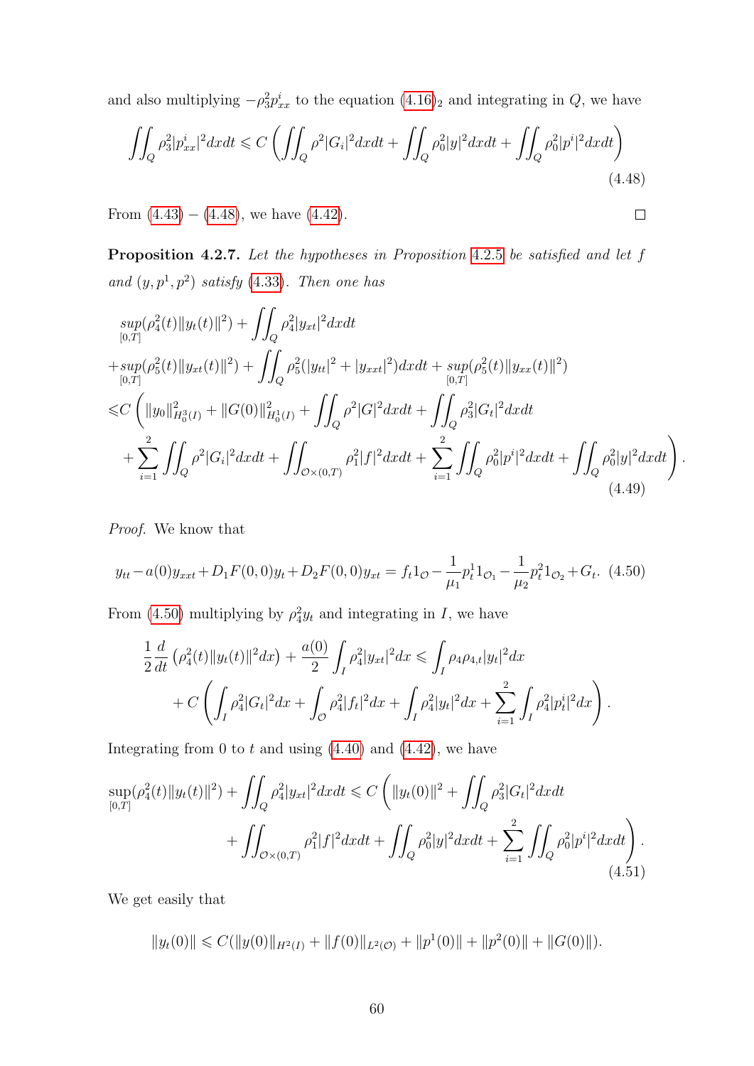and also multiplying $-\rho_3^2 p_{xx}^i$ to the equation (4.16)$_2$ and integrating in $Q$, we have

$$\iint_Q \rho_3^2 |p_{xx}^i|^2 dxdt \leqslant C \left( \iint_Q \rho^2 |G_i|^2 dxdt + \iint_Q \rho_0^2 |y|^2 dxdt + \iint_Q \rho_0^2 |p^i|^2 dxdt \right) \tag{4.48}$$

From (4.43) $-$ (4.48), we have (4.42). $\square$

**Proposition 4.2.7.** *Let the hypotheses in Proposition 4.2.5 be satisfied and let $f$ and $(y, p^1, p^2)$ satisfy (4.33). Then one has*

$$\begin{aligned}
&\sup_{[0,T]}(\rho_4^2(t)\|y_t(t)\|^2) + \iint_Q \rho_4^2 |y_{xt}|^2 dxdt \\
&+\sup_{[0,T]}(\rho_5^2(t)\|y_{xt}(t)\|^2) + \iint_Q \rho_5^2(|y_{tt}|^2 + |y_{xxt}|^2)dxdt + \sup_{[0,T]}(\rho_5^2(t)\|y_{xx}(t)\|^2) \\
&\leqslant C \left( \|y_0\|^2_{H_0^3(I)} + \|G(0)\|^2_{H_0^1(I)} + \iint_Q \rho^2 |G|^2 dxdt + \iint_Q \rho_3^2 |G_t|^2 dxdt \right. \\
&\quad \left. + \sum_{i=1}^2 \iint_Q \rho^2 |G_i|^2 dxdt + \iint_{\mathcal{O}\times(0,T)} \rho_1^2 |f|^2 dxdt + \sum_{i=1}^2 \iint_Q \rho_0^2 |p^i|^2 dxdt + \iint_Q \rho_0^2 |y|^2 dxdt \right).
\end{aligned} \tag{4.49}$$

*Proof.* We know that

$$y_{tt} - a(0)y_{xxt} + D_1F(0,0)y_t + D_2F(0,0)y_{xt} = f_t 1_{\mathcal{O}} - \frac{1}{\mu_1} p_t^1 1_{\mathcal{O}_1} - \frac{1}{\mu_2} p_t^2 1_{\mathcal{O}_2} + G_t. \tag{4.50}$$

From (4.50) multiplying by $\rho_4^2 y_t$ and integrating in $I$, we have

$$\begin{aligned}
\frac{1}{2}\frac{d}{dt}\left(\rho_4^2(t)\|y_t(t)\|^2 dx\right) + \frac{a(0)}{2}\int_I \rho_4^2 |y_{xt}|^2 dx \leqslant \int_I \rho_4 \rho_{4,t} |y_t|^2 dx \\
+ C\left( \int_I \rho_4^2 |G_t|^2 dx + \int_{\mathcal{O}} \rho_4^2 |f_t|^2 dx + \int_I \rho_4^2 |y_t|^2 dx + \sum_{i=1}^2 \int_I \rho_4^2 |p_t^i|^2 dx \right).
\end{aligned}$$

Integrating from 0 to $t$ and using (4.40) and (4.42), we have

$$\begin{aligned}
\sup_{[0,T]}(\rho_4^2(t)\|y_t(t)\|^2) + \iint_Q \rho_4^2 |y_{xt}|^2 dxdt \leqslant C \left( \|y_t(0)\|^2 + \iint_Q \rho_3^2 |G_t|^2 dxdt \right. \\
\left. + \iint_{\mathcal{O}\times(0,T)} \rho_1^2 |f|^2 dxdt + \iint_Q \rho_0^2 |y|^2 dxdt + \sum_{i=1}^2 \iint_Q \rho_0^2 |p^i|^2 dxdt \right).
\end{aligned} \tag{4.51}$$

We get easily that

$$\|y_t(0)\| \leqslant C(\|y(0)\|_{H^2(I)} + \|f(0)\|_{L^2(\mathcal{O})} + \|p^1(0)\| + \|p^2(0)\| + \|G(0)\|).$$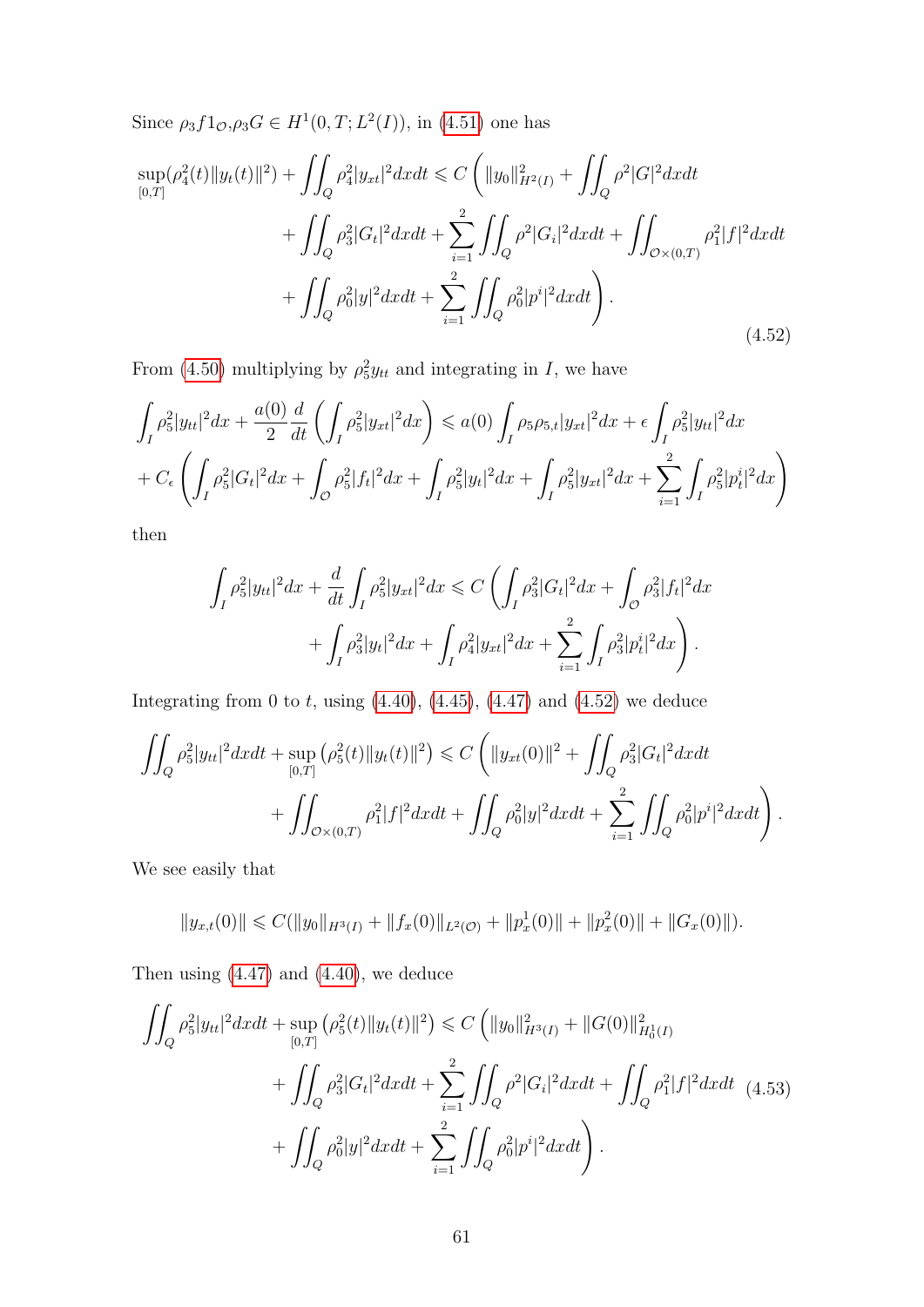Since $\rho_3 f 1_{\mathcal{O}}, \rho_3 G \in H^1(0,T;L^2(I))$, in (4.51) one has

$$
\begin{aligned}
\sup_{[0,T]}(\rho_4^2(t)\|y_t(t)\|^2) + \iint_Q \rho_4^2 |y_{xt}|^2 dxdt \leqslant C \Bigg( \|y_0\|^2_{H^2(I)} + \iint_Q \rho^2 |G|^2 dxdt \\
+ \iint_Q \rho_3^2 |G_t|^2 dxdt + \sum_{i=1}^{2} \iint_Q \rho^2 |G_i|^2 dxdt + \iint_{\mathcal{O}\times(0,T)} \rho_1^2 |f|^2 dxdt \\
+ \iint_Q \rho_0^2 |y|^2 dxdt + \sum_{i=1}^{2} \iint_Q \rho_0^2 |p^i|^2 dxdt \Bigg).
\end{aligned}
\tag{4.52}
$$

From (4.50) multiplying by $\rho_5^2 y_{tt}$ and integrating in $I$, we have

$$
\begin{aligned}
\int_I \rho_5^2 |y_{tt}|^2 dx + \frac{a(0)}{2} \frac{d}{dt} \left( \int_I \rho_5^2 |y_{xt}|^2 dx \right) \leqslant a(0) \int_I \rho_5 \rho_{5,t} |y_{xt}|^2 dx + \epsilon \int_I \rho_5^2 |y_{tt}|^2 dx \\
+ C_\epsilon \left( \int_I \rho_5^2 |G_t|^2 dx + \int_{\mathcal{O}} \rho_5^2 |f_t|^2 dx + \int_I \rho_5^2 |y_t|^2 dx + \int_I \rho_5^2 |y_{xt}|^2 dx + \sum_{i=1}^{2} \int_I \rho_5^2 |p_t^i|^2 dx \right)
\end{aligned}
$$

then

$$
\begin{aligned}
\int_I \rho_5^2 |y_{tt}|^2 dx + \frac{d}{dt} \int_I \rho_5^2 |y_{xt}|^2 dx \leqslant C \Bigg( \int_I \rho_3^2 |G_t|^2 dx + \int_{\mathcal{O}} \rho_3^2 |f_t|^2 dx \\
+ \int_I \rho_3^2 |y_t|^2 dx + \int_I \rho_4^2 |y_{xt}|^2 dx + \sum_{i=1}^{2} \int_I \rho_3^2 |p_t^i|^2 dx \Bigg).
\end{aligned}
$$

Integrating from 0 to $t$, using (4.40), (4.45), (4.47) and (4.52) we deduce

$$
\begin{aligned}
\iint_Q \rho_5^2 |y_{tt}|^2 dxdt + \sup_{[0,T]} \left( \rho_5^2(t) \|y_t(t)\|^2 \right) \leqslant C \Bigg( \|y_{xt}(0)\|^2 + \iint_Q \rho_3^2 |G_t|^2 dxdt \\
+ \iint_{\mathcal{O}\times(0,T)} \rho_1^2 |f|^2 dxdt + \iint_Q \rho_0^2 |y|^2 dxdt + \sum_{i=1}^{2} \iint_Q \rho_0^2 |p^i|^2 dxdt \Bigg).
\end{aligned}
$$

We see easily that

$$
\|y_{x,t}(0)\| \leqslant C(\|y_0\|_{H^3(I)} + \|f_x(0)\|_{L^2(\mathcal{O})} + \|p_x^1(0)\| + \|p_x^2(0)\| + \|G_x(0)\|).
$$

Then using (4.47) and (4.40), we deduce

$$
\begin{aligned}
\iint_Q \rho_5^2 |y_{tt}|^2 dxdt + \sup_{[0,T]} \left( \rho_5^2(t) \|y_t(t)\|^2 \right) \leqslant C \Big( \|y_0\|^2_{H^3(I)} + \|G(0)\|^2_{H_0^1(I)} \\
+ \iint_Q \rho_3^2 |G_t|^2 dxdt + \sum_{i=1}^{2} \iint_Q \rho^2 |G_i|^2 dxdt + \iint_Q \rho_1^2 |f|^2 dxdt \\
+ \iint_Q \rho_0^2 |y|^2 dxdt + \sum_{i=1}^{2} \iint_Q \rho_0^2 |p^i|^2 dxdt \Big).
\end{aligned}
\tag{4.53}
$$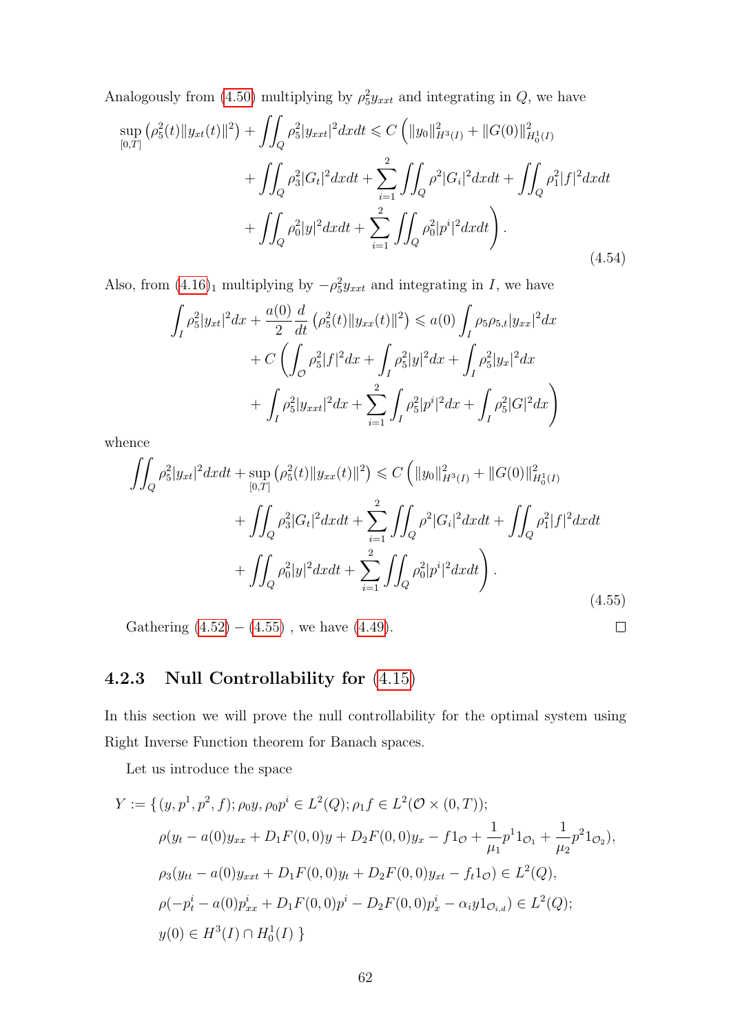Analogously from (4.50) multiplying by $\rho_5^2 y_{xxt}$ and integrating in $Q$, we have

$$
\begin{aligned}
\sup_{[0,T]} \left(\rho_5^2(t)\|y_{xt}(t)\|^2\right) + \iint_Q \rho_5^2 |y_{xxt}|^2 dxdt \leqslant C \Big( & \|y_0\|^2_{H^3(I)} + \|G(0)\|^2_{H_0^1(I)} \\
& + \iint_Q \rho_3^2 |G_t|^2 dxdt + \sum_{i=1}^2 \iint_Q \rho^2 |G_i|^2 dxdt + \iint_Q \rho_1^2 |f|^2 dxdt \\
& + \iint_Q \rho_0^2 |y|^2 dxdt + \sum_{i=1}^2 \iint_Q \rho_0^2 |p^i|^2 dxdt \Big).
\end{aligned} \tag{4.54}
$$

Also, from $(4.16)_1$ multiplying by $-\rho_5^2 y_{xxt}$ and integrating in $I$, we have

$$
\begin{aligned}
\int_I \rho_5^2 |y_{xt}|^2 dx + \frac{a(0)}{2} \frac{d}{dt} \left(\rho_5^2(t)\|y_{xx}(t)\|^2\right) \leqslant & \; a(0) \int_I \rho_5 \rho_{5,t} |y_{xx}|^2 dx \\
& + C \Big( \int_{\mathcal{O}} \rho_5^2 |f|^2 dx + \int_I \rho_5^2 |y|^2 dx + \int_I \rho_5^2 |y_x|^2 dx \\
& + \int_I \rho_5^2 |y_{xxt}|^2 dx + \sum_{i=1}^2 \int_I \rho_5^2 |p^i|^2 dx + \int_I \rho_5^2 |G|^2 dx \Big)
\end{aligned}
$$

whence

$$
\begin{aligned}
\iint_Q \rho_5^2 |y_{xt}|^2 dxdt + \sup_{[0,T]} \left(\rho_5^2(t)\|y_{xx}(t)\|^2\right) \leqslant C \Big( & \|y_0\|^2_{H^3(I)} + \|G(0)\|^2_{H_0^1(I)} \\
& + \iint_Q \rho_3^2 |G_t|^2 dxdt + \sum_{i=1}^2 \iint_Q \rho^2 |G_i|^2 dxdt + \iint_Q \rho_1^2 |f|^2 dxdt \\
& + \iint_Q \rho_0^2 |y|^2 dxdt + \sum_{i=1}^2 \iint_Q \rho_0^2 |p^i|^2 dxdt \Big).
\end{aligned} \tag{4.55}
$$

Gathering (4.52) − (4.55) , we have (4.49). □

### 4.2.3 Null Controllability for (4.15)

In this section we will prove the null controllability for the optimal system using Right Inverse Function theorem for Banach spaces.

Let us introduce the space

$$
\begin{aligned}
Y := \{ & (y, p^1, p^2, f); \rho_0 y, \rho_0 p^i \in L^2(Q); \rho_1 f \in L^2(\mathcal{O} \times (0,T)); \\
& \rho(y_t - a(0)y_{xx} + D_1F(0,0)y + D_2F(0,0)y_x - f1_{\mathcal{O}} + \frac{1}{\mu_1} p^1 1_{\mathcal{O}_1} + \frac{1}{\mu_2} p^2 1_{\mathcal{O}_2}), \\
& \rho_3(y_{tt} - a(0)y_{xxt} + D_1F(0,0)y_t + D_2F(0,0)y_{xt} - f_t 1_{\mathcal{O}}) \in L^2(Q), \\
& \rho(-p^i_t - a(0)p^i_{xx} + D_1F(0,0)p^i - D_2F(0,0)p^i_x - \alpha_i y 1_{\mathcal{O}_{i,d}}) \in L^2(Q); \\
& y(0) \in H^3(I) \cap H_0^1(I) \; \}
\end{aligned}
$$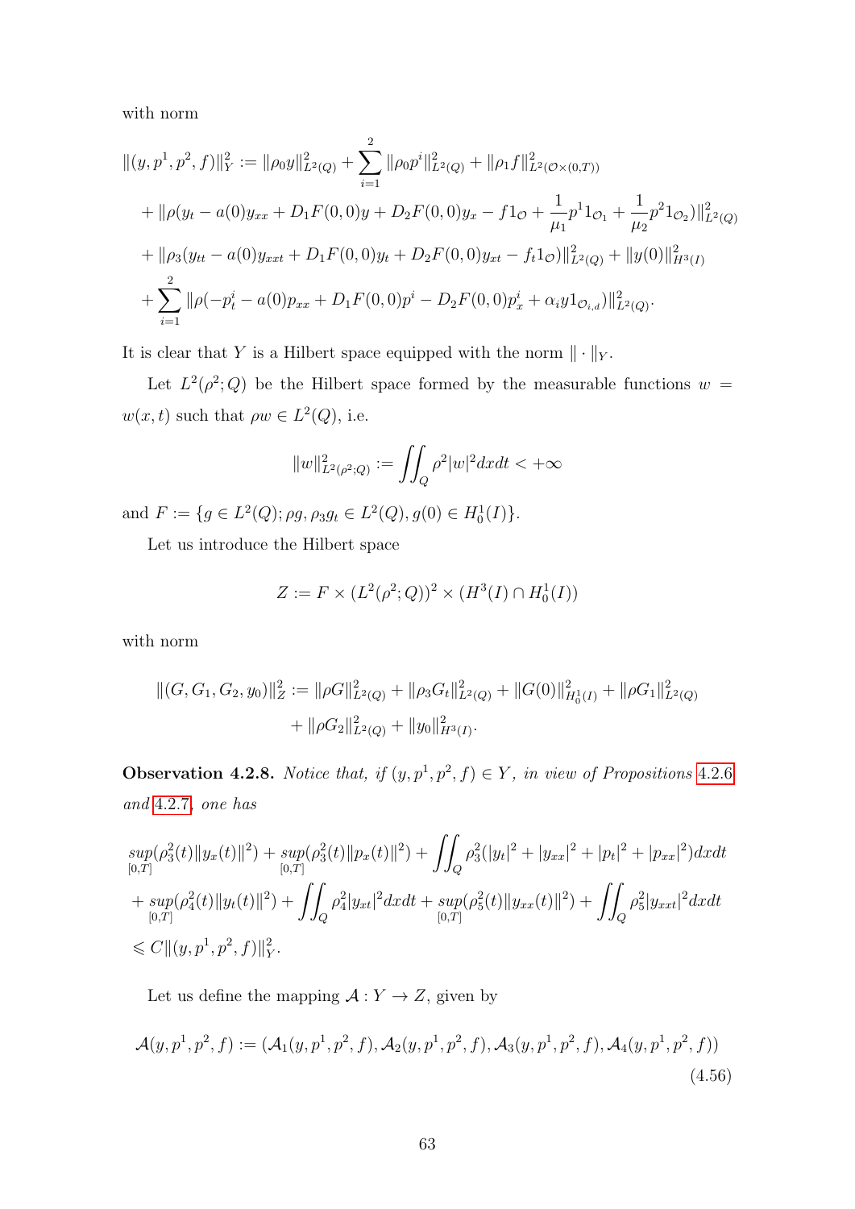with norm

$$
\begin{aligned}
\|(y,p^1,p^2,f)\|_Y^2 &:= \|\rho_0 y\|_{L^2(Q)}^2 + \sum_{i=1}^{2}\|\rho_0 p^i\|_{L^2(Q)}^2 + \|\rho_1 f\|_{L^2(\mathcal{O}\times(0,T))}^2 \\
&+ \|\rho(y_t - a(0)y_{xx} + D_1F(0,0)y + D_2F(0,0)y_x - f1_{\mathcal{O}} + \frac{1}{\mu_1}p^1 1_{\mathcal{O}_1} + \frac{1}{\mu_2}p^2 1_{\mathcal{O}_2})\|_{L^2(Q)}^2 \\
&+ \|\rho_3(y_{tt} - a(0)y_{xxt} + D_1F(0,0)y_t + D_2F(0,0)y_{xt} - f_t 1_{\mathcal{O}})\|_{L^2(Q)}^2 + \|y(0)\|_{H^3(I)}^2 \\
&+ \sum_{i=1}^{2}\|\rho(-p_t^i - a(0)p_{xx} + D_1F(0,0)p^i - D_2F(0,0)p_x^i + \alpha_i y 1_{\mathcal{O}_{i,d}})\|_{L^2(Q)}^2.
\end{aligned}
$$

It is clear that $Y$ is a Hilbert space equipped with the norm $\|\cdot\|_Y$.

Let $L^2(\rho^2;Q)$ be the Hilbert space formed by the measurable functions $w = w(x,t)$ such that $\rho w \in L^2(Q)$, i.e.

$$
\|w\|_{L^2(\rho^2;Q)}^2 := \iint_Q \rho^2|w|^2 dxdt < +\infty
$$

and $F := \{g \in L^2(Q); \rho g, \rho_3 g_t \in L^2(Q), g(0) \in H_0^1(I)\}$.

Let us introduce the Hilbert space

$$
Z := F \times (L^2(\rho^2;Q))^2 \times (H^3(I) \cap H_0^1(I))
$$

with norm

$$
\begin{aligned}
\|(G,G_1,G_2,y_0)\|_Z^2 &:= \|\rho G\|_{L^2(Q)}^2 + \|\rho_3 G_t\|_{L^2(Q)}^2 + \|G(0)\|_{H_0^1(I)}^2 + \|\rho G_1\|_{L^2(Q)}^2 \\
&+ \|\rho G_2\|_{L^2(Q)}^2 + \|y_0\|_{H^3(I)}^2.
\end{aligned}
$$

**Observation 4.2.8.** *Notice that, if $(y,p^1,p^2,f) \in Y$, in view of Propositions 4.2.6 and 4.2.7, one has*

$$
\begin{aligned}
&\sup_{[0,T]}(\rho_3^2(t)\|y_x(t)\|^2) + \sup_{[0,T]}(\rho_3^2(t)\|p_x(t)\|^2) + \iint_Q \rho_3^2(|y_t|^2 + |y_{xx}|^2 + |p_t|^2 + |p_{xx}|^2)dxdt \\
&+ \sup_{[0,T]}(\rho_4^2(t)\|y_t(t)\|^2) + \iint_Q \rho_4^2|y_{xt}|^2 dxdt + \sup_{[0,T]}(\rho_5^2(t)\|y_{xx}(t)\|^2) + \iint_Q \rho_5^2|y_{xxt}|^2 dxdt \\
&\leqslant C\|(y,p^1,p^2,f)\|_Y^2.
\end{aligned}
$$

Let us define the mapping $\mathcal{A}: Y \to Z$, given by

$$
\mathcal{A}(y,p^1,p^2,f) := (\mathcal{A}_1(y,p^1,p^2,f), \mathcal{A}_2(y,p^1,p^2,f), \mathcal{A}_3(y,p^1,p^2,f), \mathcal{A}_4(y,p^1,p^2,f)) \tag{4.56}
$$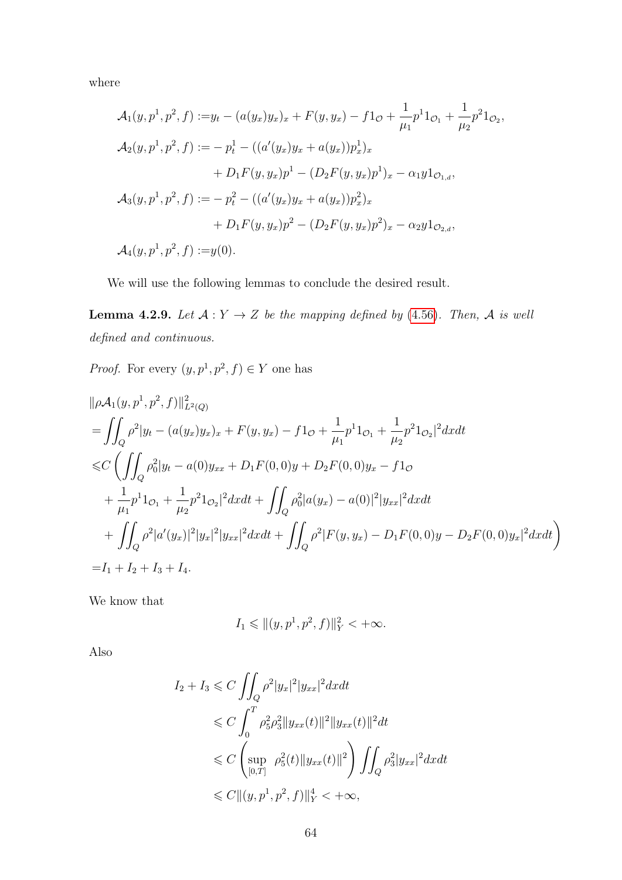where

$$
\begin{aligned}
\mathcal{A}_1(y,p^1,p^2,f) :=& y_t - (a(y_x)y_x)_x + F(y,y_x) - f1_{\mathcal{O}} + \frac{1}{\mu_1}p^1 1_{\mathcal{O}_1} + \frac{1}{\mu_2}p^2 1_{\mathcal{O}_2},\\
\mathcal{A}_2(y,p^1,p^2,f) :=& -p^1_t - ((a'(y_x)y_x + a(y_x))p^1_x)_x\\
&+ D_1F(y,y_x)p^1 - (D_2F(y,y_x)p^1)_x - \alpha_1 y 1_{\mathcal{O}_{1,d}},\\
\mathcal{A}_3(y,p^1,p^2,f) :=& -p^2_t - ((a'(y_x)y_x + a(y_x))p^2_x)_x\\
&+ D_1F(y,y_x)p^2 - (D_2F(y,y_x)p^2)_x - \alpha_2 y 1_{\mathcal{O}_{2,d}},\\
\mathcal{A}_4(y,p^1,p^2,f) :=& y(0).
\end{aligned}
$$

We will use the following lemmas to conclude the desired result.

**Lemma 4.2.9.** *Let $\mathcal{A} : Y \to Z$ be the mapping defined by (4.56). Then, $\mathcal{A}$ is well defined and continuous.*

*Proof.* For every $(y,p^1,p^2,f) \in Y$ one has

$$
\begin{aligned}
&\|\rho\mathcal{A}_1(y,p^1,p^2,f)\|^2_{L^2(Q)}\\
=& \iint_Q \rho^2 |y_t - (a(y_x)y_x)_x + F(y,y_x) - f1_{\mathcal{O}} + \frac{1}{\mu_1}p^1 1_{\mathcal{O}_1} + \frac{1}{\mu_2}p^2 1_{\mathcal{O}_2}|^2 dxdt\\
\leqslant& C\Bigg( \iint_Q \rho_0^2 |y_t - a(0)y_{xx} + D_1F(0,0)y + D_2F(0,0)y_x - f1_{\mathcal{O}}\\
&+ \frac{1}{\mu_1}p^1 1_{\mathcal{O}_1} + \frac{1}{\mu_2}p^2 1_{\mathcal{O}_2}|^2 dxdt + \iint_Q \rho_0^2 |a(y_x) - a(0)|^2 |y_{xx}|^2 dxdt\\
&+ \iint_Q \rho^2 |a'(y_x)|^2 |y_x|^2 |y_{xx}|^2 dxdt + \iint_Q \rho^2 |F(y,y_x) - D_1F(0,0)y - D_2F(0,0)y_x|^2 dxdt \Bigg)\\
=& I_1 + I_2 + I_3 + I_4.
\end{aligned}
$$

We know that

$$
I_1 \leqslant \|(y,p^1,p^2,f)\|^2_Y < +\infty.
$$

Also

$$
\begin{aligned}
I_2 + I_3 &\leqslant C \iint_Q \rho^2 |y_x|^2 |y_{xx}|^2 dxdt\\
&\leqslant C \int_0^T \rho_5^2 \rho_3^2 \|y_{xx}(t)\|^2 \|y_{xx}(t)\|^2 dt\\
&\leqslant C \left( \sup_{[0,T]} \rho_5^2(t) \|y_{xx}(t)\|^2 \right) \iint_Q \rho_3^2 |y_{xx}|^2 dxdt\\
&\leqslant C \|(y,p^1,p^2,f)\|^4_Y < +\infty,
\end{aligned}
$$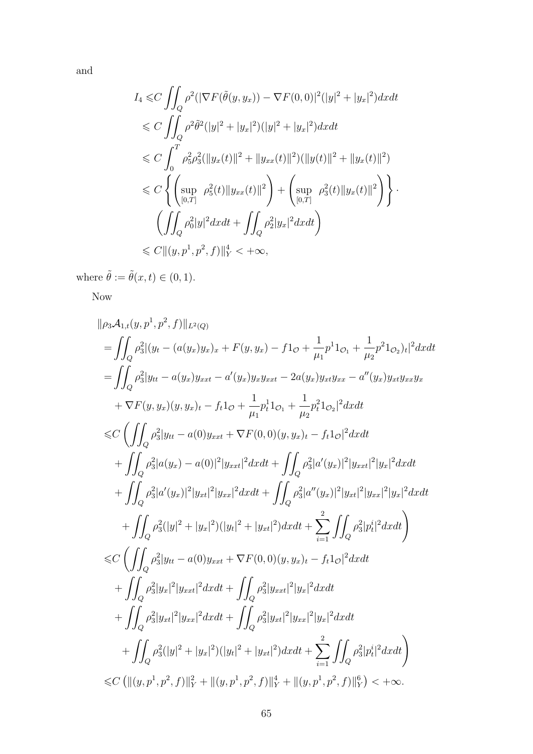and

$$
\begin{aligned}
I_4 \leqslant & C \iint_Q \rho^2 (|\nabla F(\tilde{\theta}(y,y_x)) - \nabla F(0,0)|^2 (|y|^2 + |y_x|^2) dxdt \\
\leqslant & \ C \iint_Q \rho^2 \tilde{\theta}^2 (|y|^2 + |y_x|^2)(|y|^2 + |y_x|^2) dxdt \\
\leqslant & \ C \int_0^T \rho_5^2 \rho_3^2 (\|y_x(t)\|^2 + \|y_{xx}(t)\|^2)(\|y(t)\|^2 + \|y_x(t)\|^2) \\
\leqslant & \ C \left\{ \left( \sup_{[0,T]} \ \rho_5^2(t) \|y_{xx}(t)\|^2 \right) + \left( \sup_{[0,T]} \ \rho_3^2(t) \|y_x(t)\|^2 \right) \right\} \cdot \\
& \left( \iint_Q \rho_0^2 |y|^2 dxdt + \iint_Q \rho_2^2 |y_x|^2 dxdt \right) \\
\leqslant & \ C \|(y, p^1, p^2, f)\|_Y^4 < +\infty,
\end{aligned}
$$

where $\tilde{\theta} := \tilde{\theta}(x,t) \in (0,1)$.

Now

$$
\begin{aligned}
& \|\rho_3 \mathcal{A}_{1,t}(y, p^1, p^2, f)\|_{L^2(Q)} \\
= & \iint_Q \rho_3^2 |(y_t - (a(y_x)y_x)_x + F(y,y_x) - f1_{\mathcal{O}} + \frac{1}{\mu_1} p^1 1_{\mathcal{O}_1} + \frac{1}{\mu_2} p^2 1_{\mathcal{O}_2})_t|^2 dxdt \\
= & \iint_Q \rho_3^2 |y_{tt} - a(y_x) y_{xxt} - a'(y_x) y_x y_{xxt} - 2a(y_x) y_{xt} y_{xx} - a''(y_x) y_{xt} y_{xx} y_x \\
& + \nabla F(y,y_x)(y,y_x)_t - f_t 1_{\mathcal{O}} + \frac{1}{\mu_1} p_t^1 1_{\mathcal{O}_1} + \frac{1}{\mu_2} p_t^2 1_{\mathcal{O}_2}|^2 dxdt \\
\leqslant & C \left( \iint_Q \rho_3^2 |y_{tt} - a(0) y_{xxt} + \nabla F(0,0)(y,y_x)_t - f_t 1_{\mathcal{O}}|^2 dxdt \right. \\
& + \iint_Q \rho_3^2 |a(y_x) - a(0)|^2 |y_{xxt}|^2 dxdt + \iint_Q \rho_3^2 |a'(y_x)|^2 |y_{xxt}|^2 |y_x|^2 dxdt \\
& + \iint_Q \rho_3^2 |a'(y_x)|^2 |y_{xt}|^2 |y_{xx}|^2 dxdt + \iint_Q \rho_3^2 |a''(y_x)|^2 |y_{xt}|^2 |y_{xx}|^2 |y_x|^2 dxdt \\
& \left. + \iint_Q \rho_3^2 (|y|^2 + |y_x|^2)(|y_t|^2 + |y_{xt}|^2) dxdt + \sum_{i=1}^2 \iint_Q \rho_3^2 |p_t^i|^2 dxdt \right) \\
\leqslant & C \left( \iint_Q \rho_3^2 |y_{tt} - a(0) y_{xxt} + \nabla F(0,0)(y,y_x)_t - f_t 1_{\mathcal{O}}|^2 dxdt \right. \\
& + \iint_Q \rho_3^2 |y_x|^2 |y_{xxt}|^2 dxdt + \iint_Q \rho_3^2 |y_{xxt}|^2 |y_x|^2 dxdt \\
& + \iint_Q \rho_3^2 |y_{xt}|^2 |y_{xx}|^2 dxdt + \iint_Q \rho_3^2 |y_{xt}|^2 |y_{xx}|^2 |y_x|^2 dxdt \\
& \left. + \iint_Q \rho_3^2 (|y|^2 + |y_x|^2)(|y_t|^2 + |y_{xt}|^2) dxdt + \sum_{i=1}^2 \iint_Q \rho_3^2 |p_t^i|^2 dxdt \right) \\
\leqslant & C \left( \|(y, p^1, p^2, f)\|_Y^2 + \|(y, p^1, p^2, f)\|_Y^4 + \|(y, p^1, p^2, f)\|_Y^6 \right) < +\infty.
\end{aligned}
$$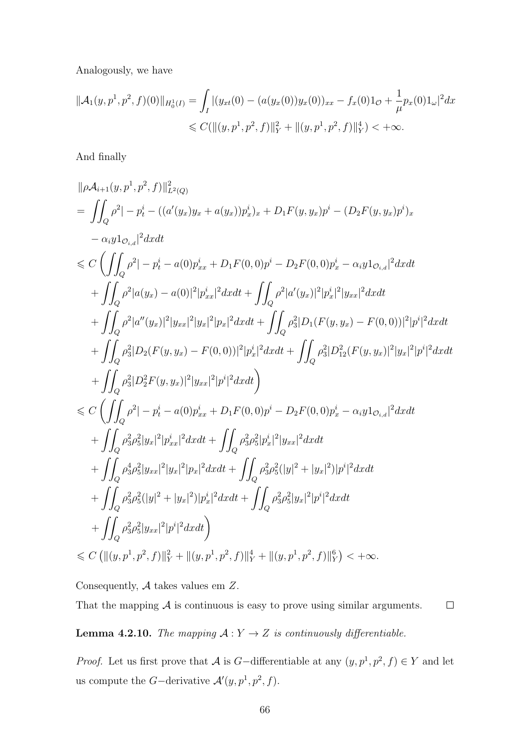Analogously, we have

$$
\begin{aligned}
\|\mathcal{A}_1(y,p^1,p^2,f)(0)\|_{H_0^1(I)} &= \int_I |(y_{xt}(0) - (a(y_x(0))y_x(0))_{xx} - f_x(0)1_{\mathcal{O}} + \frac{1}{\mu}p_x(0)1_\omega|^2 dx \\
&\leqslant C(\|(y,p^1,p^2,f)\|_Y^2 + \|(y,p^1,p^2,f)\|_Y^4) < +\infty.
\end{aligned}
$$

And finally

$$
\begin{aligned}
&\|\rho\mathcal{A}_{i+1}(y,p^1,p^2,f)\|_{L^2(Q)}^2 \\
&= \iint_Q \rho^2 |-p_t^i - ((a'(y_x)y_x + a(y_x))p_x^i)_x + D_1F(y,y_x)p^i - (D_2F(y,y_x)p^i)_x \\
&\quad - \alpha_i y 1_{\mathcal{O}_{i,d}}|^2 dxdt \\
&\leqslant C\bigg(\iint_Q \rho^2 |-p_t^i - a(0)p_{xx}^i + D_1F(0,0)p^i - D_2F(0,0)p_x^i - \alpha_i y 1_{\mathcal{O}_{i,d}}|^2 dxdt \\
&\quad + \iint_Q \rho^2 |a(y_x) - a(0)|^2 |p_{xx}^i|^2 dxdt + \iint_Q \rho^2 |a'(y_x)|^2 |p_x^i|^2 |y_{xx}|^2 dxdt \\
&\quad + \iint_Q \rho^2 |a''(y_x)|^2 |y_{xx}|^2 |y_x|^2 |p_x|^2 dxdt + \iint_Q \rho_3^2 |D_1(F(y,y_x) - F(0,0))|^2 |p^i|^2 dxdt \\
&\quad + \iint_Q \rho_3^2 |D_2(F(y,y_x) - F(0,0))|^2 |p_x^i|^2 dxdt + \iint_Q \rho_3^2 |D_{12}^2(F(y,y_x))|^2 |y_x|^2 |p^i|^2 dxdt \\
&\quad + \iint_Q \rho_3^2 |D_2^2 F(y,y_x)|^2 |y_{xx}|^2 |p^i|^2 dxdt\bigg) \\
&\leqslant C\bigg(\iint_Q \rho^2 |-p_t^i - a(0)p_{xx}^i + D_1F(0,0)p^i - D_2F(0,0)p_x^i - \alpha_i y 1_{\mathcal{O}_{i,d}}|^2 dxdt \\
&\quad + \iint_Q \rho_3^2\rho_5^2 |y_x|^2 |p_{xx}^i|^2 dxdt + \iint_Q \rho_3^2\rho_5^2 |p_x^i|^2 |y_{xx}|^2 dxdt \\
&\quad + \iint_Q \rho_3^4\rho_5^2 |y_{xx}|^2 |y_x|^2 |p_x|^2 dxdt + \iint_Q \rho_3^2\rho_5^2 (|y|^2 + |y_x|^2)|p^i|^2 dxdt \\
&\quad + \iint_Q \rho_3^2\rho_5^2 (|y|^2 + |y_x|^2)|p_x^i|^2 dxdt + \iint_Q \rho_3^2\rho_5^2 |y_x|^2 |p^i|^2 dxdt \\
&\quad + \iint_Q \rho_3^2\rho_5^2 |y_{xx}|^2 |p^i|^2 dxdt\bigg) \\
&\leqslant C\left(\|(y,p^1,p^2,f)\|_Y^2 + \|(y,p^1,p^2,f)\|_Y^4 + \|(y,p^1,p^2,f)\|_Y^6\right) < +\infty.
\end{aligned}
$$

Consequently, $\mathcal{A}$ takes values em $Z$.

That the mapping $\mathcal{A}$ is continuous is easy to prove using similar arguments. □

**Lemma 4.2.10.** *The mapping $\mathcal{A} : Y \to Z$ is continuously differentiable.*

*Proof.* Let us first prove that $\mathcal{A}$ is $G-$differentiable at any $(y,p^1,p^2,f) \in Y$ and let us compute the $G-$derivative $\mathcal{A}'(y,p^1,p^2,f)$.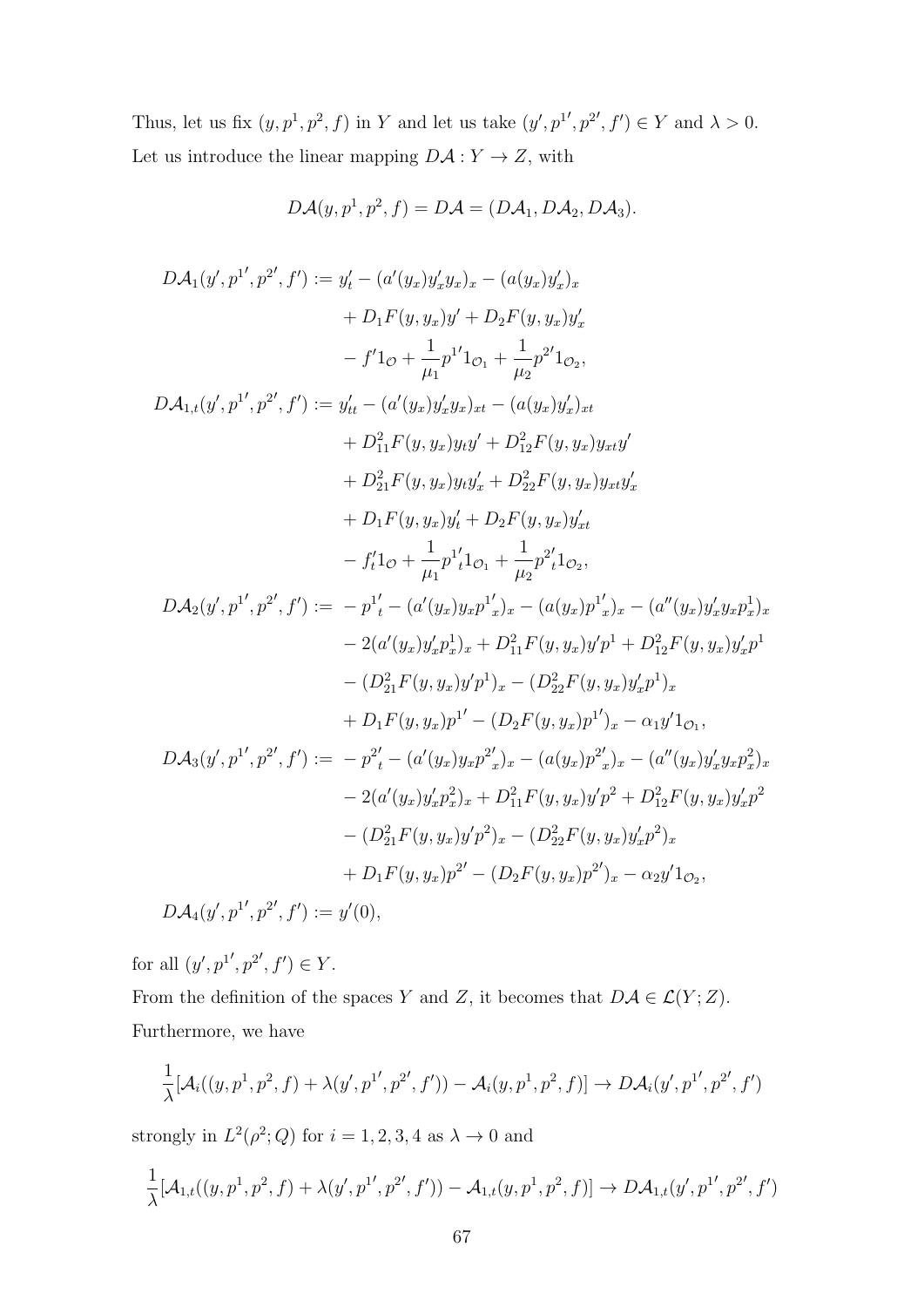Thus, let us fix $(y, p^1, p^2, f)$ in $Y$ and let us take $(y', p^{1'}, p^{2'}, f') \in Y$ and $\lambda > 0$. Let us introduce the linear mapping $D\mathcal{A} : Y \to Z$, with

$$D\mathcal{A}(y, p^1, p^2, f) = D\mathcal{A} = (D\mathcal{A}_1, D\mathcal{A}_2, D\mathcal{A}_3).$$

$$\begin{aligned}
D\mathcal{A}_1(y', p^{1'}, p^{2'}, f') :=\ & y'_t - (a'(y_x)y'_x y_x)_x - (a(y_x)y'_x)_x \\
& + D_1F(y, y_x)y' + D_2F(y, y_x)y'_x \\
& - f'1_{\mathcal{O}} + \frac{1}{\mu_1}p^{1'}1_{\mathcal{O}_1} + \frac{1}{\mu_2}p^{2'}1_{\mathcal{O}_2}, \\
D\mathcal{A}_{1,t}(y', p^{1'}, p^{2'}, f') :=\ & y'_{tt} - (a'(y_x)y'_x y_x)_{xt} - (a(y_x)y'_x)_{xt} \\
& + D^2_{11}F(y, y_x)y_t y' + D^2_{12}F(y, y_x)y_{xt}y' \\
& + D^2_{21}F(y, y_x)y_t y'_x + D^2_{22}F(y, y_x)y_{xt}y'_x \\
& + D_1F(y, y_x)y'_t + D_2F(y, y_x)y'_{xt} \\
& - f'_t 1_{\mathcal{O}} + \frac{1}{\mu_1}{p^{1'}}_t 1_{\mathcal{O}_1} + \frac{1}{\mu_2}{p^{2'}}_t 1_{\mathcal{O}_2}, \\
D\mathcal{A}_2(y', p^{1'}, p^{2'}, f') :=\ & -{p^{1'}}_t - (a'(y_x)y_x {p^{1'}}_x)_x - (a(y_x){p^{1'}}_x)_x - (a''(y_x)y'_x y_x p^1_x)_x \\
& - 2(a'(y_x)y'_x p^1_x)_x + D^2_{11}F(y, y_x)y'p^1 + D^2_{12}F(y, y_x)y'_x p^1 \\
& - (D^2_{21}F(y, y_x)y'p^1)_x - (D^2_{22}F(y, y_x)y'_x p^1)_x \\
& + D_1F(y, y_x)p^{1'} - (D_2F(y, y_x)p^{1'})_x - \alpha_1 y' 1_{\mathcal{O}_1}, \\
D\mathcal{A}_3(y', p^{1'}, p^{2'}, f') :=\ & -{p^{2'}}_t - (a'(y_x)y_x {p^{2'}}_x)_x - (a(y_x){p^{2'}}_x)_x - (a''(y_x)y'_x y_x p^2_x)_x \\
& - 2(a'(y_x)y'_x p^2_x)_x + D^2_{11}F(y, y_x)y'p^2 + D^2_{12}F(y, y_x)y'_x p^2 \\
& - (D^2_{21}F(y, y_x)y'p^2)_x - (D^2_{22}F(y, y_x)y'_x p^2)_x \\
& + D_1F(y, y_x)p^{2'} - (D_2F(y, y_x)p^{2'})_x - \alpha_2 y' 1_{\mathcal{O}_2}, \\
D\mathcal{A}_4(y', p^{1'}, p^{2'}, f') :=\ & y'(0),
\end{aligned}$$

for all $(y', p^{1'}, p^{2'}, f') \in Y$.

From the definition of the spaces $Y$ and $Z$, it becomes that $D\mathcal{A} \in \mathcal{L}(Y; Z)$.

Furthermore, we have

$$\frac{1}{\lambda}[\mathcal{A}_i((y, p^1, p^2, f) + \lambda(y', p^{1'}, p^{2'}, f')) - \mathcal{A}_i(y, p^1, p^2, f)] \to D\mathcal{A}_i(y', p^{1'}, p^{2'}, f')$$

strongly in $L^2(\rho^2; Q)$ for $i = 1, 2, 3, 4$ as $\lambda \to 0$ and

$$\frac{1}{\lambda}[\mathcal{A}_{1,t}((y, p^1, p^2, f) + \lambda(y', p^{1'}, p^{2'}, f')) - \mathcal{A}_{1,t}(y, p^1, p^2, f)] \to D\mathcal{A}_{1,t}(y', p^{1'}, p^{2'}, f')$$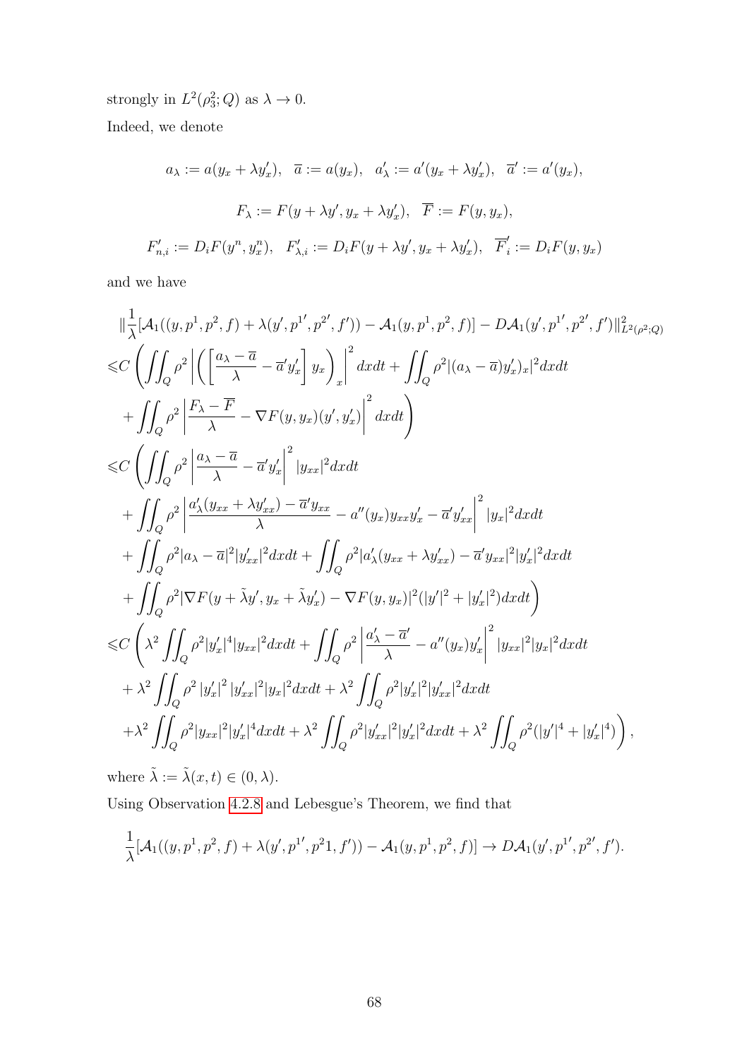strongly in $L^2(\rho_3^2;Q)$ as $\lambda \to 0$.

Indeed, we denote

$$a_\lambda := a(y_x + \lambda y_x'), \quad \overline{a} := a(y_x), \quad a_\lambda' := a'(y_x + \lambda y_x'), \quad \overline{a}' := a'(y_x),$$

$$F_\lambda := F(y + \lambda y', y_x + \lambda y_x'), \quad \overline{F} := F(y, y_x),$$

$$F_{n,i}' := D_i F(y^n, y_x^n), \quad F_{\lambda,i}' := D_i F(y + \lambda y', y_x + \lambda y_x'), \quad \overline{F}_i' := D_i F(y, y_x)$$

and we have

$$\begin{aligned}
&\|\frac{1}{\lambda}[\mathcal{A}_1((y,p^1,p^2,f) + \lambda(y',p^{1'},p^{2'},f')) - \mathcal{A}_1(y,p^1,p^2,f)] - D\mathcal{A}_1(y',p^{1'},p^{2'},f')\|^2_{L^2(\rho^2;Q)} \\
\leqslant & C\left( \iint_Q \rho^2 \left| \left( \left[ \frac{a_\lambda - \overline{a}}{\lambda} - \overline{a}' y_x' \right] y_x \right)_x \right|^2 dxdt + \iint_Q \rho^2 |(a_\lambda - \overline{a}) y_x')_x|^2 dxdt \right. \\
& \left. + \iint_Q \rho^2 \left| \frac{F_\lambda - \overline{F}}{\lambda} - \nabla F(y,y_x)(y',y_x') \right|^2 dxdt \right) \\
\leqslant & C\left( \iint_Q \rho^2 \left| \frac{a_\lambda - \overline{a}}{\lambda} - \overline{a}' y_x' \right|^2 |y_{xx}|^2 dxdt \right. \\
& + \iint_Q \rho^2 \left| \frac{a_\lambda'(y_{xx} + \lambda y_{xx}') - \overline{a}' y_{xx}}{\lambda} - a''(y_x) y_{xx} y_x' - \overline{a}' y_{xx}' \right|^2 |y_x|^2 dxdt \\
& + \iint_Q \rho^2 |a_\lambda - \overline{a}|^2 |y_{xx}'|^2 dxdt + \iint_Q \rho^2 |a_\lambda'(y_{xx} + \lambda y_{xx}') - \overline{a}' y_{xx}|^2 |y_x'|^2 dxdt \\
& \left. + \iint_Q \rho^2 |\nabla F(y + \tilde{\lambda} y', y_x + \tilde{\lambda} y_x') - \nabla F(y,y_x)|^2 (|y'|^2 + |y_x'|^2) dxdt \right) \\
\leqslant & C\left( \lambda^2 \iint_Q \rho^2 |y_x'|^4 |y_{xx}|^2 dxdt + \iint_Q \rho^2 \left| \frac{a_\lambda' - \overline{a}'}{\lambda} - a''(y_x) y_x' \right|^2 |y_{xx}|^2 |y_x|^2 dxdt \right. \\
& + \lambda^2 \iint_Q \rho^2 |y_x'|^2 |y_{xx}'|^2 |y_x|^2 dxdt + \lambda^2 \iint_Q \rho^2 |y_x'|^2 |y_{xx}'|^2 dxdt \\
& \left. + \lambda^2 \iint_Q \rho^2 |y_{xx}|^2 |y_x'|^4 dxdt + \lambda^2 \iint_Q \rho^2 |y_{xx}'|^2 |y_x'|^2 dxdt + \lambda^2 \iint_Q \rho^2 (|y'|^4 + |y_x'|^4) \right),
\end{aligned}$$

where $\tilde{\lambda} := \tilde{\lambda}(x,t) \in (0,\lambda)$.

Using Observation 4.2.8 and Lebesgue's Theorem, we find that

$$\frac{1}{\lambda}[\mathcal{A}_1((y,p^1,p^2,f) + \lambda(y',p^{1'},p^21,f')) - \mathcal{A}_1(y,p^1,p^2,f)] \to D\mathcal{A}_1(y',p^{1'},p^{2'},f').$$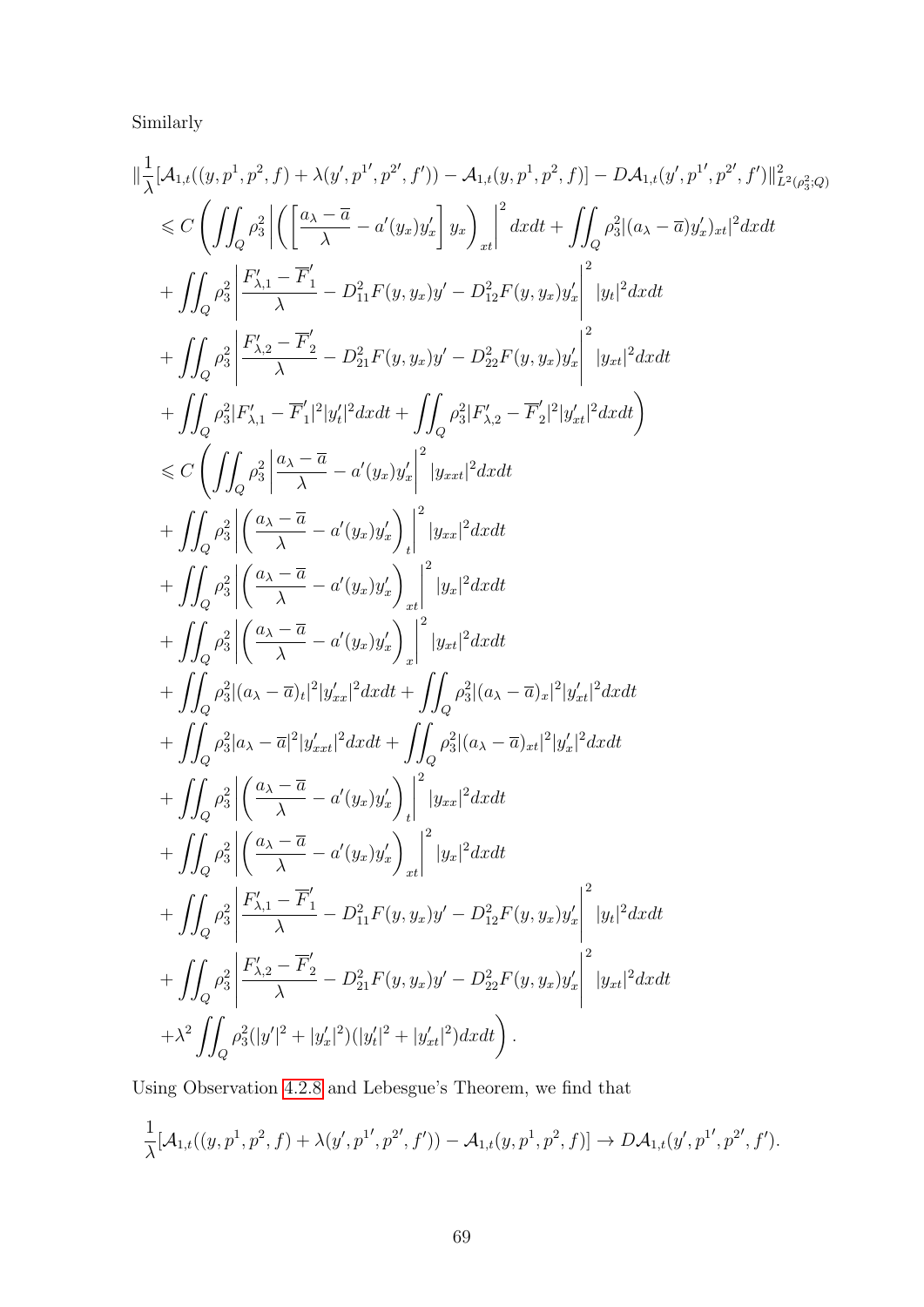Similarly

$$
\begin{aligned}
&\|\frac{1}{\lambda}[\mathcal{A}_{1,t}((y,p^1,p^2,f)+\lambda(y',p^{1'},p^{2'},f'))-\mathcal{A}_{1,t}(y,p^1,p^2,f)]-D\mathcal{A}_{1,t}(y',p^{1'},p^{2'},f')\|^2_{L^2(\rho_3^2;Q)}\\
&\leqslant C\left(\iint_Q \rho_3^2\left|\left(\left[\frac{a_\lambda-\overline{a}}{\lambda}-a'(y_x)y'_x\right]y_x\right)_{xt}\right|^2dxdt+\iint_Q\rho_3^2|(a_\lambda-\overline{a})y'_x)_{xt}|^2dxdt\right.\\
&+\iint_Q\rho_3^2\left|\frac{F'_{\lambda,1}-\overline{F}'_1}{\lambda}-D^2_{11}F(y,y_x)y'-D^2_{12}F(y,y_x)y'_x\right|^2|y_t|^2dxdt\\
&+\iint_Q\rho_3^2\left|\frac{F'_{\lambda,2}-\overline{F}'_2}{\lambda}-D^2_{21}F(y,y_x)y'-D^2_{22}F(y,y_x)y'_x\right|^2|y_{xt}|^2dxdt\\
&\left.+\iint_Q\rho_3^2|F'_{\lambda,1}-\overline{F}'_1|^2|y'_t|^2dxdt+\iint_Q\rho_3^2|F'_{\lambda,2}-\overline{F}'_2|^2|y'_{xt}|^2dxdt\right)\\
&\leqslant C\left(\iint_Q\rho_3^2\left|\frac{a_\lambda-\overline{a}}{\lambda}-a'(y_x)y'_x\right|^2|y_{xxt}|^2dxdt\right.\\
&+\iint_Q\rho_3^2\left|\left(\frac{a_\lambda-\overline{a}}{\lambda}-a'(y_x)y'_x\right)_t\right|^2|y_{xx}|^2dxdt\\
&+\iint_Q\rho_3^2\left|\left(\frac{a_\lambda-\overline{a}}{\lambda}-a'(y_x)y'_x\right)_{xt}\right|^2|y_x|^2dxdt\\
&+\iint_Q\rho_3^2\left|\left(\frac{a_\lambda-\overline{a}}{\lambda}-a'(y_x)y'_x\right)_x\right|^2|y_{xt}|^2dxdt\\
&+\iint_Q\rho_3^2|(a_\lambda-\overline{a})_t|^2|y'_{xx}|^2dxdt+\iint_Q\rho_3^2|(a_\lambda-\overline{a})_x|^2|y'_{xt}|^2dxdt\\
&+\iint_Q\rho_3^2|a_\lambda-\overline{a}|^2|y'_{xxt}|^2dxdt+\iint_Q\rho_3^2|(a_\lambda-\overline{a})_{xt}|^2|y'_x|^2dxdt\\
&+\iint_Q\rho_3^2\left|\left(\frac{a_\lambda-\overline{a}}{\lambda}-a'(y_x)y'_x\right)_t\right|^2|y_{xx}|^2dxdt\\
&+\iint_Q\rho_3^2\left|\left(\frac{a_\lambda-\overline{a}}{\lambda}-a'(y_x)y'_x\right)_{xt}\right|^2|y_x|^2dxdt\\
&+\iint_Q\rho_3^2\left|\frac{F'_{\lambda,1}-\overline{F}'_1}{\lambda}-D^2_{11}F(y,y_x)y'-D^2_{12}F(y,y_x)y'_x\right|^2|y_t|^2dxdt\\
&+\iint_Q\rho_3^2\left|\frac{F'_{\lambda,2}-\overline{F}'_2}{\lambda}-D^2_{21}F(y,y_x)y'-D^2_{22}F(y,y_x)y'_x\right|^2|y_{xt}|^2dxdt\\
&\left.+\lambda^2\iint_Q\rho_3^2(|y'|^2+|y'_x|^2)(|y'_t|^2+|y'_{xt}|^2)dxdt\right).
\end{aligned}
$$

Using Observation 4.2.8 and Lebesgue's Theorem, we find that

$$
\frac{1}{\lambda}[\mathcal{A}_{1,t}((y,p^1,p^2,f)+\lambda(y',p^{1'},p^{2'},f'))-\mathcal{A}_{1,t}(y,p^1,p^2,f)]\to D\mathcal{A}_{1,t}(y',p^{1'},p^{2'},f').
$$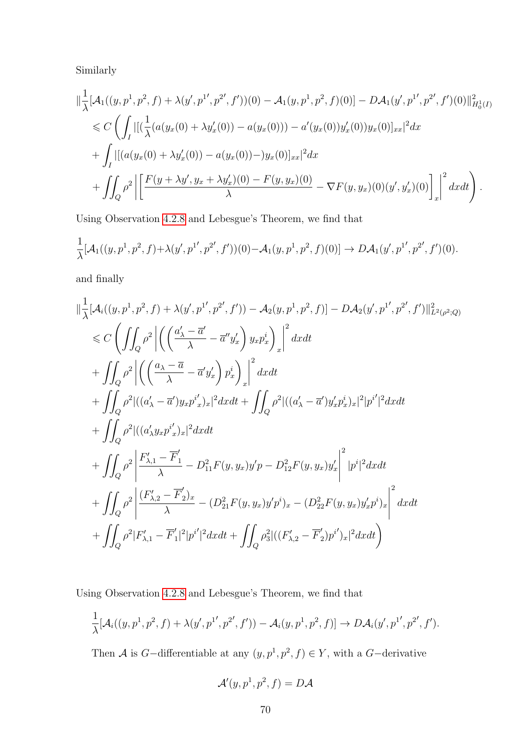Similarly

$$
\begin{aligned}
&\|\frac{1}{\lambda}[\mathcal{A}_1((y,p^1,p^2,f)+\lambda(y',p^{1'},p^{2'},f'))(0)-\mathcal{A}_1(y,p^1,p^2,f)(0)]-D\mathcal{A}_1(y',p^{1'},p^{2'},f')(0)\|^2_{H^1_0(I)}\\
&\leqslant C\left(\int_I |[(\frac{1}{\lambda}(a(y_x(0)+\lambda y_x'(0))-a(y_x(0)))-a'(y_x(0))y_x'(0))y_x(0)]_{xx}|^2dx\right.\\
&+\int_I |[(a(y_x(0)+\lambda y_x'(0))-a(y_x(0))-)y_x(0)]_{xx}|^2dx\\
&\left.+\iint_Q \rho^2\left|\left[\frac{F(y+\lambda y',y_x+\lambda y_x')(0)-F(y,y_x)(0)}{\lambda}-\nabla F(y,y_x)(0)(y',y_x')(0)\right]_x\right|^2dxdt\right).
\end{aligned}
$$

Using Observation 4.2.8 and Lebesgue's Theorem, we find that

$$
\frac{1}{\lambda}[\mathcal{A}_1((y,p^1,p^2,f)+\lambda(y',p^{1'},p^{2'},f'))(0)-\mathcal{A}_1(y,p^1,p^2,f)(0)]\to D\mathcal{A}_1(y',p^{1'},p^{2'},f')(0).
$$

and finally

$$
\begin{aligned}
&\|\frac{1}{\lambda}[\mathcal{A}_i((y,p^1,p^2,f)+\lambda(y',p^{1'},p^{2'},f'))-\mathcal{A}_2(y,p^1,p^2,f)]-D\mathcal{A}_2(y',p^{1'},p^{2'},f')\|^2_{L^2(\rho^2;Q)}\\
&\leqslant C\left(\iint_Q \rho^2\left|\left(\left(\frac{a_\lambda'-\overline{a}'}{\lambda}-\overline{a}''y_x'\right)y_xp_x^i\right)_x\right|^2dxdt\right.\\
&+\iint_Q \rho^2\left|\left(\left(\frac{a_\lambda-\overline{a}}{\lambda}-\overline{a}'y_x'\right)p_x^i\right)_x\right|^2dxdt\\
&+\iint_Q \rho^2|((a_\lambda'-\overline{a}')y_xp^{i'}_x)_x|^2dxdt+\iint_Q \rho^2|((a_\lambda'-\overline{a}')y_x'p_x^i)_x|^2|p^{i'}|^2dxdt\\
&+\iint_Q \rho^2|((a_\lambda'y_xp^{i'}_x)_x|^2dxdt\\
&+\iint_Q \rho^2\left|\frac{F_{\lambda,1}'-\overline{F}_1'}{\lambda}-D^2_{11}F(y,y_x)y'p-D^2_{12}F(y,y_x)y_x'\right|^2|p^i|^2dxdt\\
&+\iint_Q \rho^2\left|\frac{(F_{\lambda,2}'-\overline{F}_2')_x}{\lambda}-(D^2_{21}F(y,y_x)y'p^i)_x-(D^2_{22}F(y,y_x)y_x'p^i)_x\right|^2dxdt\\
&\left.+\iint_Q \rho^2|F_{\lambda,1}'-\overline{F}_1'|^2|p^{i'}|^2dxdt+\iint_Q \rho_3^2|((F_{\lambda,2}'-\overline{F}_2')p^{i'})_x|^2dxdt\right)
\end{aligned}
$$

Using Observation 4.2.8 and Lebesgue's Theorem, we find that

$$
\frac{1}{\lambda}[\mathcal{A}_i((y,p^1,p^2,f)+\lambda(y',p^{1'},p^{2'},f'))-\mathcal{A}_i(y,p^1,p^2,f)]\to D\mathcal{A}_i(y',p^{1'},p^{2'},f').
$$

Then $\mathcal{A}$ is $G-$differentiable at any $(y,p^1,p^2,f)\in Y$, with a $G-$derivative

$$
\mathcal{A}'(y,p^1,p^2,f)=D\mathcal{A}
$$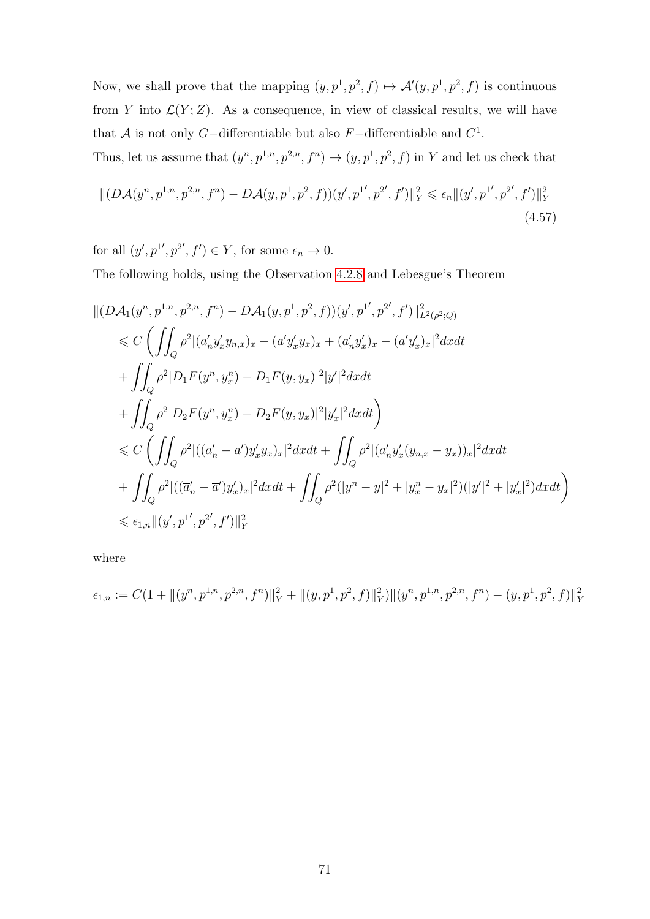Now, we shall prove that the mapping $(y, p^1, p^2, f) \mapsto \mathcal{A}'(y, p^1, p^2, f)$ is continuous from $Y$ into $\mathcal{L}(Y; Z)$. As a consequence, in view of classical results, we will have that $\mathcal{A}$ is not only $G-$differentiable but also $F-$differentiable and $C^1$.

Thus, let us assume that $(y^n, p^{1,n}, p^{2,n}, f^n) \to (y, p^1, p^2, f)$ in $Y$ and let us check that

$$
\|(D\mathcal{A}(y^n, p^{1,n}, p^{2,n}, f^n) - D\mathcal{A}(y, p^1, p^2, f))(y', p^{1'}, p^{2'}, f')\|_Y^2 \leqslant \epsilon_n \|(y', p^{1'}, p^{2'}, f')\|_Y^2 \tag{4.57}
$$

for all $(y', p^{1'}, p^{2'}, f') \in Y$, for some $\epsilon_n \to 0$.

The following holds, using the Observation 4.2.8 and Lebesgue's Theorem

$$
\begin{aligned}
&\|(D\mathcal{A}_1(y^n, p^{1,n}, p^{2,n}, f^n) - D\mathcal{A}_1(y, p^1, p^2, f))(y', p^{1'}, p^{2'}, f')\|_{L^2(\rho^2;Q)}^2 \\
&\leqslant C \left( \iint_Q \rho^2 |(\overline{a}_n' y_x' y_{n,x})_x - (\overline{a}' y_x' y_x)_x + (\overline{a}_n' y_x')_x - (\overline{a}' y_x')_x|^2 dxdt \right. \\
&+ \iint_Q \rho^2 |D_1 F(y^n, y_x^n) - D_1 F(y, y_x)|^2 |y'|^2 dxdt \\
&\left. + \iint_Q \rho^2 |D_2 F(y^n, y_x^n) - D_2 F(y, y_x)|^2 |y_x'|^2 dxdt \right) \\
&\leqslant C \left( \iint_Q \rho^2 |((\overline{a}_n' - \overline{a}') y_x' y_x)_x|^2 dxdt + \iint_Q \rho^2 |(\overline{a}_n' y_x' (y_{n,x} - y_x))_x|^2 dxdt \right. \\
&\left. + \iint_Q \rho^2 |((\overline{a}_n' - \overline{a}') y_x')_x|^2 dxdt + \iint_Q \rho^2 (|y^n - y|^2 + |y_x^n - y_x|^2)(|y'|^2 + |y_x'|^2) dxdt \right) \\
&\leqslant \epsilon_{1,n} \|(y', p^{1'}, p^{2'}, f')\|_Y^2
\end{aligned}
$$

where

$$
\epsilon_{1,n} := C(1 + \|(y^n, p^{1,n}, p^{2,n}, f^n)\|_Y^2 + \|(y, p^1, p^2, f)\|_Y^2) \|(y^n, p^{1,n}, p^{2,n}, f^n) - (y, p^1, p^2, f)\|_Y^2
$$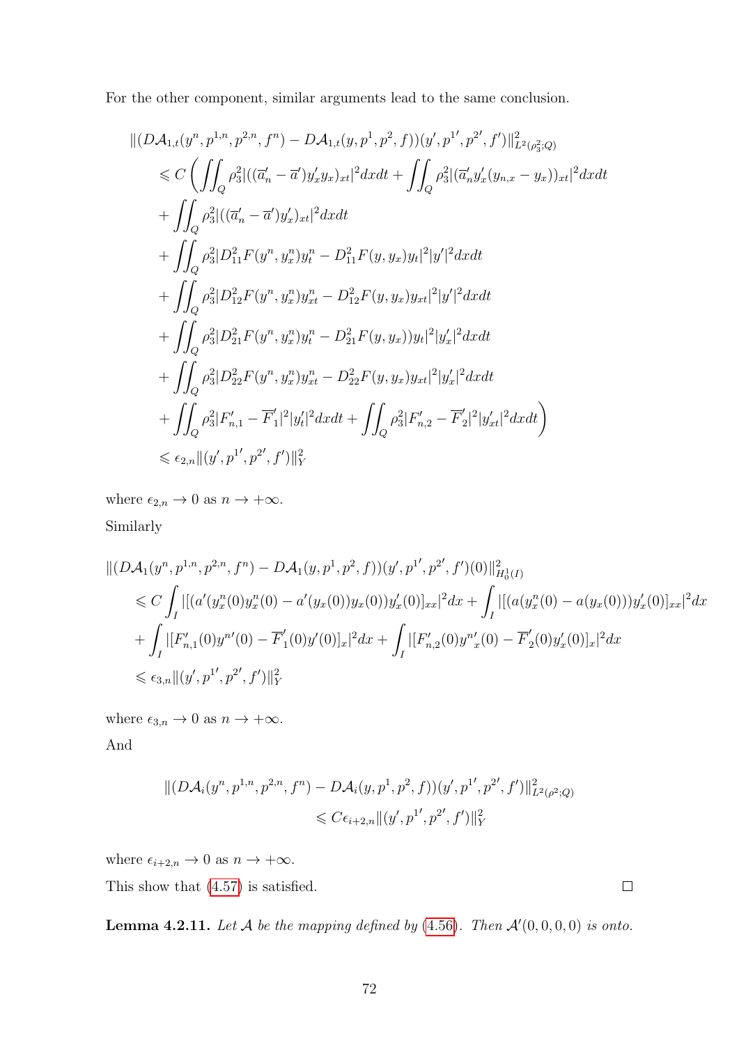For the other component, similar arguments lead to the same conclusion.

$$
\begin{aligned}
&\|(D\mathcal{A}_{1,t}(y^n, p^{1,n}, p^{2,n}, f^n) - D\mathcal{A}_{1,t}(y, p^1, p^2, f))(y', p^{1'}, p^{2'}, f')\|^2_{L^2(\rho_3^2;Q)} \\
&\quad \leqslant C\left( \iint_Q \rho_3^2 |((\overline{a}'_n - \overline{a}') y'_x y_x)_{xt}|^2 dxdt + \iint_Q \rho_3^2 |(\overline{a}'_n y'_x (y_{n,x} - y_x))_{xt}|^2 dxdt \right. \\
&\quad + \iint_Q \rho_3^2 |((\overline{a}'_n - \overline{a}') y'_x)_{xt}|^2 dxdt \\
&\quad + \iint_Q \rho_3^2 |D^2_{11} F(y^n, y^n_x) y^n_t - D^2_{11} F(y, y_x) y_t|^2 |y'|^2 dxdt \\
&\quad + \iint_Q \rho_3^2 |D^2_{12} F(y^n, y^n_x) y^n_{xt} - D^2_{12} F(y, y_x) y_{xt}|^2 |y'|^2 dxdt \\
&\quad + \iint_Q \rho_3^2 |D^2_{21} F(y^n, y^n_x) y^n_t - D^2_{21} F(y, y_x)) y_t|^2 |y'_x|^2 dxdt \\
&\quad + \iint_Q \rho_3^2 |D^2_{22} F(y^n, y^n_x) y^n_{xt} - D^2_{22} F(y, y_x) y_{xt}|^2 |y'_x|^2 dxdt \\
&\quad \left. + \iint_Q \rho_3^2 |F'_{n,1} - \overline{F}'_1|^2 |y'_t|^2 dxdt + \iint_Q \rho_3^2 |F'_{n,2} - \overline{F}'_2|^2 |y'_{xt}|^2 dxdt \right) \\
&\quad \leqslant \epsilon_{2,n} \|(y', p^{1'}, p^{2'}, f')\|^2_Y
\end{aligned}
$$

where $\epsilon_{2,n} \to 0$ as $n \to +\infty$.

Similarly

$$
\begin{aligned}
&\|(D\mathcal{A}_1(y^n, p^{1,n}, p^{2,n}, f^n) - D\mathcal{A}_1(y, p^1, p^2, f))(y', p^{1'}, p^{2'}, f')(0)\|^2_{H^1_0(I)} \\
&\quad \leqslant C \int_I |[(a'(y^n_x(0) y^n_x(0) - a'(y_x(0)) y_x(0)) y'_x(0)]_{xx}|^2 dx + \int_I |[(a(y^n_x(0) - a(y_x(0))) y'_x(0)]_{xx}|^2 dx \\
&\quad + \int_I |[F'_{n,1}(0) y^{n\prime}(0) - \overline{F}'_1(0) y'(0)]_x|^2 dx + \int_I |[F'_{n,2}(0) {y^n}'_x(0) - \overline{F}'_2(0) y'_x(0)]_x|^2 dx \\
&\quad \leqslant \epsilon_{3,n} \|(y', p^{1'}, p^{2'}, f')\|^2_Y
\end{aligned}
$$

where $\epsilon_{3,n} \to 0$ as $n \to +\infty$.

And

$$
\begin{aligned}
\|(D\mathcal{A}_i(y^n, p^{1,n}, p^{2,n}, f^n) &- D\mathcal{A}_i(y, p^1, p^2, f))(y', p^{1'}, p^{2'}, f')\|^2_{L^2(\rho^2;Q)} \\
&\leqslant C\epsilon_{i+2,n} \|(y', p^{1'}, p^{2'}, f')\|^2_Y
\end{aligned}
$$

where $\epsilon_{i+2,n} \to 0$ as $n \to +\infty$.

This show that (4.57) is satisfied. □

**Lemma 4.2.11.** *Let $\mathcal{A}$ be the mapping defined by (4.56). Then $\mathcal{A}'(0,0,0,0)$ is onto.*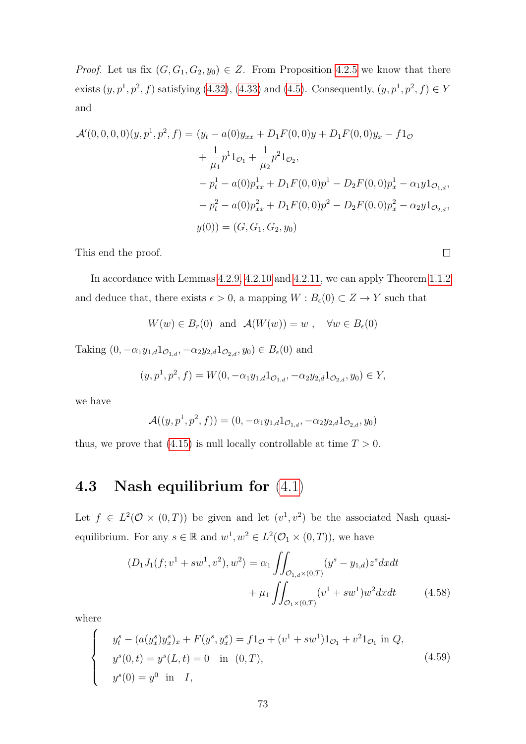*Proof.* Let us fix $(G, G_1, G_2, y_0) \in Z$. From Proposition 4.2.5 we know that there exists $(y, p^1, p^2, f)$ satisfying (4.32), (4.33) and (4.5). Consequently, $(y, p^1, p^2, f) \in Y$ and

$$
\begin{aligned}
\mathcal{A}'(0,0,0,0)(y,p^1,p^2,f) = (&y_t - a(0)y_{xx} + D_1F(0,0)y + D_1F(0,0)y_x - f1_{\mathcal{O}} \\
&+ \frac{1}{\mu_1}p^1 1_{\mathcal{O}_1} + \frac{1}{\mu_2}p^2 1_{\mathcal{O}_2}, \\
&- p^1_t - a(0)p^1_{xx} + D_1F(0,0)p^1 - D_2F(0,0)p^1_x - \alpha_1 y 1_{\mathcal{O}_{1,d}}, \\
&- p^2_t - a(0)p^2_{xx} + D_1F(0,0)p^2 - D_2F(0,0)p^2_x - \alpha_2 y 1_{\mathcal{O}_{2,d}}, \\
&y(0)) = (G, G_1, G_2, y_0)
\end{aligned}
$$

This end the proof. $\square$

In accordance with Lemmas 4.2.9, 4.2.10 and 4.2.11, we can apply Theorem 1.1.2 and deduce that, there exists $\epsilon > 0$, a mapping $W : B_\epsilon(0) \subset Z \to Y$ such that

$$
W(w) \in B_r(0) \;\text{ and }\; \mathcal{A}(W(w)) = w\,, \quad \forall w \in B_\epsilon(0)
$$

Taking $(0, -\alpha_1 y_{1,d}1_{\mathcal{O}_{1,d}}, -\alpha_2 y_{2,d}1_{\mathcal{O}_{2,d}}, y_0) \in B_\epsilon(0)$ and

$$
(y, p^1, p^2, f) = W(0, -\alpha_1 y_{1,d}1_{\mathcal{O}_{1,d}}, -\alpha_2 y_{2,d}1_{\mathcal{O}_{2,d}}, y_0) \in Y,
$$

we have

$$
\mathcal{A}((y, p^1, p^2, f)) = (0, -\alpha_1 y_{1,d}1_{\mathcal{O}_{1,d}}, -\alpha_2 y_{2,d}1_{\mathcal{O}_{2,d}}, y_0)
$$

thus, we prove that (4.15) is null locally controllable at time $T > 0$.

## 4.3 Nash equilibrium for (4.1)

Let $f \in L^2(\mathcal{O} \times (0,T))$ be given and let $(v^1, v^2)$ be the associated Nash quasi-equilibrium. For any $s \in \mathbb{R}$ and $w^1, w^2 \in L^2(\mathcal{O}_1 \times (0,T))$, we have

$$
\begin{aligned}
\langle D_1 J_1(f; v^1 + sw^1, v^2), w^2 \rangle = \alpha_1 &\iint_{\mathcal{O}_{1,d}\times(0,T)} (y^s - y_{1,d}) z^s \, dx dt \\
&+ \mu_1 \iint_{\mathcal{O}_1 \times (0,T)} (v^1 + sw^1) w^2 \, dx dt
\end{aligned}
\tag{4.58}
$$

where

$$
\begin{cases}
y^s_t - (a(y^s_x)y^s_x)_x + F(y^s, y^s_x) = f1_{\mathcal{O}} + (v^1 + sw^1)1_{\mathcal{O}_1} + v^2 1_{\mathcal{O}_1} \text{ in } Q, \\
y^s(0,t) = y^s(L,t) = 0 \quad \text{in} \quad (0,T), \\
y^s(0) = y^0 \quad \text{in} \quad I,
\end{cases}
\tag{4.59}
$$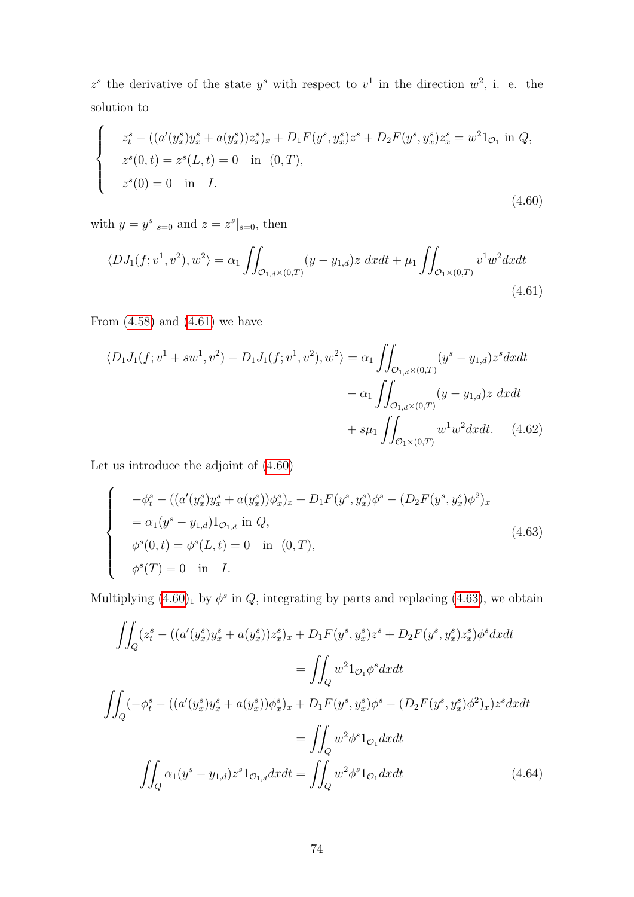$z^s$ the derivative of the state $y^s$ with respect to $v^1$ in the direction $w^2$, i. e. the solution to

$$\left\{\begin{array}{l} z_t^s - ((a'(y_x^s)y_x^s + a(y_x^s))z_x^s)_x + D_1F(y^s, y_x^s)z^s + D_2F(y^s, y_x^s)z_x^s = w^2 1_{\mathcal{O}_1} \text{ in } Q, \\ z^s(0,t) = z^s(L,t) = 0 \quad \text{in} \quad (0,T), \\ z^s(0) = 0 \quad \text{in} \quad I. \end{array}\right. \tag{4.60}$$

with $y = y^s|_{s=0}$ and $z = z^s|_{s=0}$, then

$$\langle DJ_1(f; v^1, v^2), w^2\rangle = \alpha_1 \iint_{\mathcal{O}_{1,d}\times(0,T)} (y - y_{1,d})z \; dxdt + \mu_1 \iint_{\mathcal{O}_1\times(0,T)} v^1 w^2 dxdt \tag{4.61}$$

From (4.58) and (4.61) we have

$$\begin{aligned} \langle D_1J_1(f; v^1 + sw^1, v^2) - D_1J_1(f; v^1, v^2), w^2\rangle = \alpha_1 &\iint_{\mathcal{O}_{1,d}\times(0,T)} (y^s - y_{1,d})z^s dxdt \\ - \alpha_1 &\iint_{\mathcal{O}_{1,d}\times(0,T)} (y - y_{1,d})z \; dxdt \\ + s\mu_1 &\iint_{\mathcal{O}_1\times(0,T)} w^1 w^2 dxdt. \end{aligned} \tag{4.62}$$

Let us introduce the adjoint of (4.60)

$$\left\{\begin{array}{l} -\phi_t^s - ((a'(y_x^s)y_x^s + a(y_x^s))\phi_x^s)_x + D_1F(y^s, y_x^s)\phi^s - (D_2F(y^s, y_x^s)\phi^2)_x \\ = \alpha_1(y^s - y_{1,d})1_{\mathcal{O}_{1,d}} \text{ in } Q, \\ \phi^s(0,t) = \phi^s(L,t) = 0 \quad \text{in} \quad (0,T), \\ \phi^s(T) = 0 \quad \text{in} \quad I. \end{array}\right. \tag{4.63}$$

Multiplying $(4.60)_1$ by $\phi^s$ in $Q$, integrating by parts and replacing (4.63), we obtain

$$\begin{aligned} \iint_Q (z_t^s - ((a'(y_x^s)y_x^s + a(y_x^s))z_x^s)_x + D_1F(y^s, y_x^s)z^s + D_2F(y^s, y_x^s)z_x^s)\phi^s dxdt \\ = \iint_Q w^2 1_{\mathcal{O}_1}\phi^s dxdt \\ \iint_Q (-\phi_t^s - ((a'(y_x^s)y_x^s + a(y_x^s))\phi_x^s)_x + D_1F(y^s, y_x^s)\phi^s - (D_2F(y^s, y_x^s)\phi^2)_x)z^s dxdt \\ = \iint_Q w^2\phi^s 1_{\mathcal{O}_1} dxdt \\ \iint_Q \alpha_1(y^s - y_{1,d})z^s 1_{\mathcal{O}_{1,d}} dxdt = \iint_Q w^2\phi^s 1_{\mathcal{O}_1} dxdt \end{aligned} \tag{4.64}$$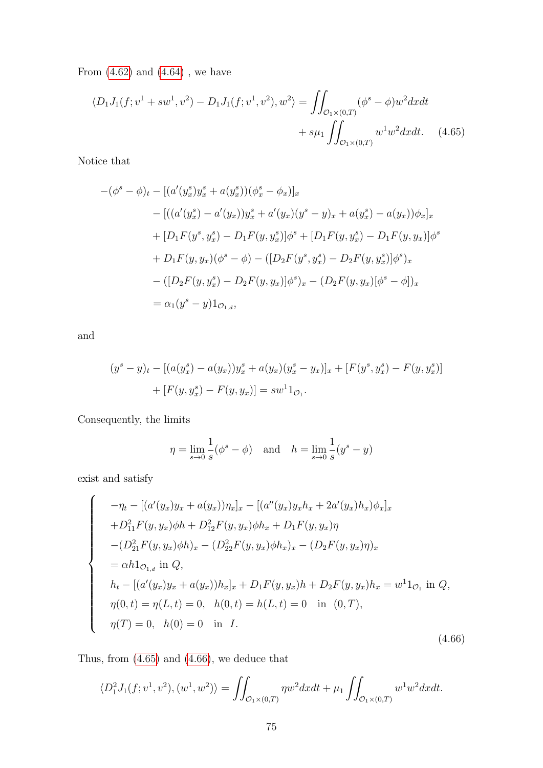From (4.62) and (4.64) , we have

$$
\begin{aligned}
\langle D_1 J_1(f; v^1 + sw^1, v^2) - D_1 J_1(f; v^1, v^2), w^2 \rangle = \iint_{\mathcal{O}_1 \times (0,T)} (\phi^s - \phi) w^2 dx dt \\
+ s\mu_1 \iint_{\mathcal{O}_1 \times (0,T)} w^1 w^2 dx dt. \quad (4.65)
\end{aligned}
$$

Notice that

$$
\begin{aligned}
&-(\phi^s - \phi)_t - [(a'(y_x^s) y_x^s + a(y_x^s))(\phi_x^s - \phi_x)]_x \\
&\quad - [((a'(y_x^s) - a'(y_x)) y_x^s + a'(y_x)(y^s - y)_x + a(y_x^s) - a(y_x))\phi_x]_x \\
&\quad + [D_1 F(y^s, y_x^s) - D_1 F(y, y_x^s)]\phi^s + [D_1 F(y, y_x^s) - D_1 F(y, y_x)]\phi^s \\
&\quad + D_1 F(y, y_x)(\phi^s - \phi) - ([D_2 F(y^s, y_x^s) - D_2 F(y, y_x^s)]\phi^s)_x \\
&\quad - ([D_2 F(y, y_x^s) - D_2 F(y, y_x)]\phi^s)_x - (D_2 F(y, y_x)[\phi^s - \phi])_x \\
&\quad = \alpha_1 (y^s - y) 1_{\mathcal{O}_{1,d}},
\end{aligned}
$$

and

$$
\begin{aligned}
(y^s - y)_t - [(a(y_x^s) - a(y_x)) y_x^s + a(y_x)(y_x^s - y_x)]_x + [F(y^s, y_x^s) - F(y, y_x^s)] \\
+ [F(y, y_x^s) - F(y, y_x)] = s w^1 1_{\mathcal{O}_1}.
\end{aligned}
$$

Consequently, the limits

$$
\eta = \lim_{s \to 0} \frac{1}{s}(\phi^s - \phi) \quad \text{and} \quad h = \lim_{s \to 0} \frac{1}{s}(y^s - y)
$$

exist and satisfy

$$
\begin{cases}
-\eta_t - [(a'(y_x) y_x + a(y_x))\eta_x]_x - [(a''(y_x) y_x h_x + 2a'(y_x) h_x)\phi_x]_x \\
+ D_{11}^2 F(y, y_x)\phi h + D_{12}^2 F(y, y_x)\phi h_x + D_1 F(y, y_x)\eta \\
-(D_{21}^2 F(y, y_x)\phi h)_x - (D_{22}^2 F(y, y_x)\phi h_x)_x - (D_2 F(y, y_x)\eta)_x \\
= \alpha h 1_{\mathcal{O}_{1,d}} \text{ in } Q, \\
h_t - [(a'(y_x) y_x + a(y_x)) h_x]_x + D_1 F(y, y_x) h + D_2 F(y, y_x) h_x = w^1 1_{\mathcal{O}_1} \text{ in } Q, \\
\eta(0,t) = \eta(L,t) = 0, \quad h(0,t) = h(L,t) = 0 \quad \text{in} \quad (0,T), \\
\eta(T) = 0, \quad h(0) = 0 \quad \text{in} \quad I.
\end{cases}
\tag{4.66}
$$

Thus, from (4.65) and (4.66), we deduce that

$$
\langle D_1^2 J_1(f; v^1, v^2), (w^1, w^2) \rangle = \iint_{\mathcal{O}_1 \times (0,T)} \eta w^2 dx dt + \mu_1 \iint_{\mathcal{O}_1 \times (0,T)} w^1 w^2 dx dt.
$$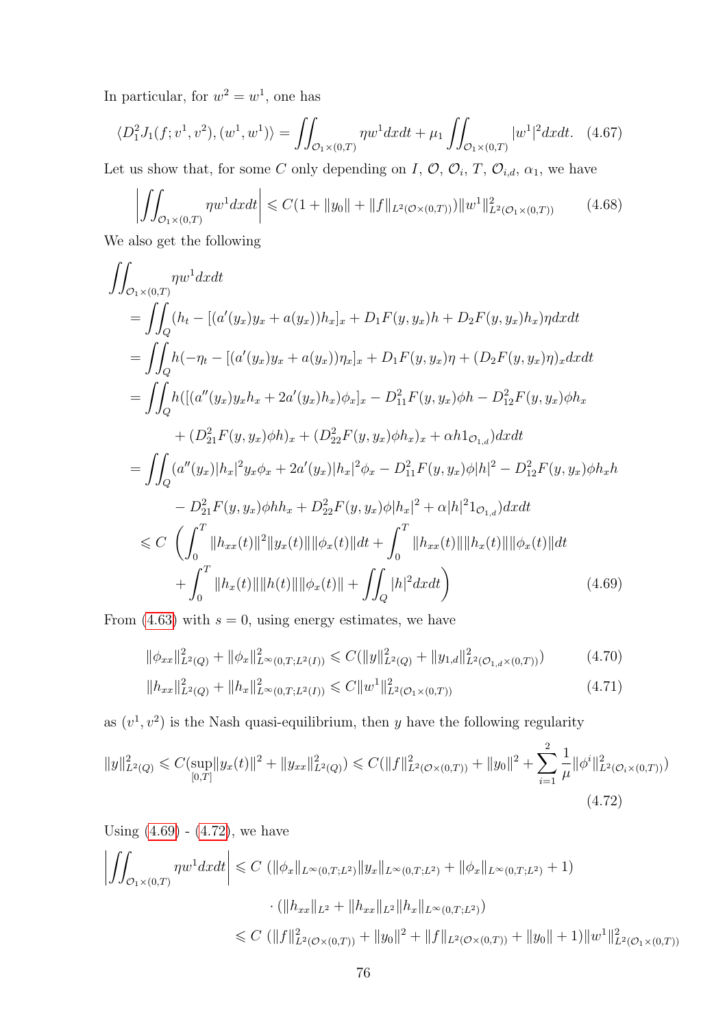In particular, for $w^2 = w^1$, one has

$$\langle D_1^2 J_1(f; v^1, v^2), (w^1, w^1)\rangle = \iint_{\mathcal{O}_1\times(0,T)} \eta w^1 dxdt + \mu_1 \iint_{\mathcal{O}_1\times(0,T)} |w^1|^2 dxdt. \quad (4.67)$$

Let us show that, for some $C$ only depending on $I$, $\mathcal{O}$, $\mathcal{O}_i$, $T$, $\mathcal{O}_{i,d}$, $\alpha_1$, we have

$$\left|\iint_{\mathcal{O}_1\times(0,T)} \eta w^1 dxdt\right| \leqslant C(1 + \|y_0\| + \|f\|_{L^2(\mathcal{O}\times(0,T))})\|w^1\|^2_{L^2(\mathcal{O}_1\times(0,T))} \quad (4.68)$$

We also get the following

$$\begin{aligned}
&\iint_{\mathcal{O}_1\times(0,T)} \eta w^1 dxdt \\
&= \iint_Q (h_t - [(a'(y_x)y_x + a(y_x))h_x]_x + D_1F(y,y_x)h + D_2F(y,y_x)h_x)\eta dxdt \\
&= \iint_Q h(-\eta_t - [(a'(y_x)y_x + a(y_x))\eta_x]_x + D_1F(y,y_x)\eta + (D_2F(y,y_x)\eta)_x dxdt \\
&= \iint_Q h([(a''(y_x)y_xh_x + 2a'(y_x)h_x)\phi_x]_x - D_{11}^2F(y,y_x)\phi h - D_{12}^2F(y,y_x)\phi h_x \\
&\qquad + (D_{21}^2F(y,y_x)\phi h)_x + (D_{22}^2F(y,y_x)\phi h_x)_x + \alpha h 1_{\mathcal{O}_{1,d}})dxdt \\
&= \iint_Q (a''(y_x)|h_x|^2 y_x\phi_x + 2a'(y_x)|h_x|^2\phi_x - D_{11}^2F(y,y_x)\phi|h|^2 - D_{12}^2F(y,y_x)\phi h_x h \\
&\qquad - D_{21}^2F(y,y_x)\phi h h_x + D_{22}^2F(y,y_x)\phi|h_x|^2 + \alpha|h|^2 1_{\mathcal{O}_{1,d}})dxdt \\
&\leqslant C\left(\int_0^T \|h_{xx}(t)\|^2\|y_x(t)\|\|\phi_x(t)\|dt + \int_0^T \|h_{xx}(t)\|\|h_x(t)\|\|\phi_x(t)\|dt\right. \\
&\qquad \left. + \int_0^T \|h_x(t)\|\|h(t)\|\|\phi_x(t)\| + \iint_Q |h|^2 dxdt\right) \qquad (4.69)
\end{aligned}$$

From (4.63) with $s = 0$, using energy estimates, we have

$$\|\phi_{xx}\|^2_{L^2(Q)} + \|\phi_x\|^2_{L^\infty(0,T;L^2(I))} \leqslant C(\|y\|^2_{L^2(Q)} + \|y_{1,d}\|^2_{L^2(\mathcal{O}_{1,d}\times(0,T))}) \quad (4.70)$$

$$\|h_{xx}\|^2_{L^2(Q)} + \|h_x\|^2_{L^\infty(0,T;L^2(I))} \leqslant C\|w^1\|^2_{L^2(\mathcal{O}_1\times(0,T))} \quad (4.71)$$

as $(v^1, v^2)$ is the Nash quasi-equilibrium, then $y$ have the following regularity

$$\|y\|^2_{L^2(Q)} \leqslant C(\sup_{[0,T]}\|y_x(t)\|^2 + \|y_{xx}\|^2_{L^2(Q)}) \leqslant C(\|f\|^2_{L^2(\mathcal{O}\times(0,T))} + \|y_0\|^2 + \sum_{i=1}^{2}\frac{1}{\mu}\|\phi^i\|^2_{L^2(\mathcal{O}_i\times(0,T))}) \quad (4.72)$$

Using (4.69) - (4.72), we have

$$\begin{aligned}
\left|\iint_{\mathcal{O}_1\times(0,T)} \eta w^1 dxdt\right| &\leqslant C\left(\|\phi_x\|_{L^\infty(0,T;L^2)}\|y_x\|_{L^\infty(0,T;L^2)} + \|\phi_x\|_{L^\infty(0,T;L^2)} + 1\right) \\
&\quad \cdot (\|h_{xx}\|_{L^2} + \|h_{xx}\|_{L^2}\|h_x\|_{L^\infty(0,T;L^2)}) \\
&\leqslant C\left(\|f\|^2_{L^2(\mathcal{O}\times(0,T))} + \|y_0\|^2 + \|f\|_{L^2(\mathcal{O}\times(0,T))} + \|y_0\| + 1\right)\|w^1\|^2_{L^2(\mathcal{O}_1\times(0,T))}
\end{aligned}$$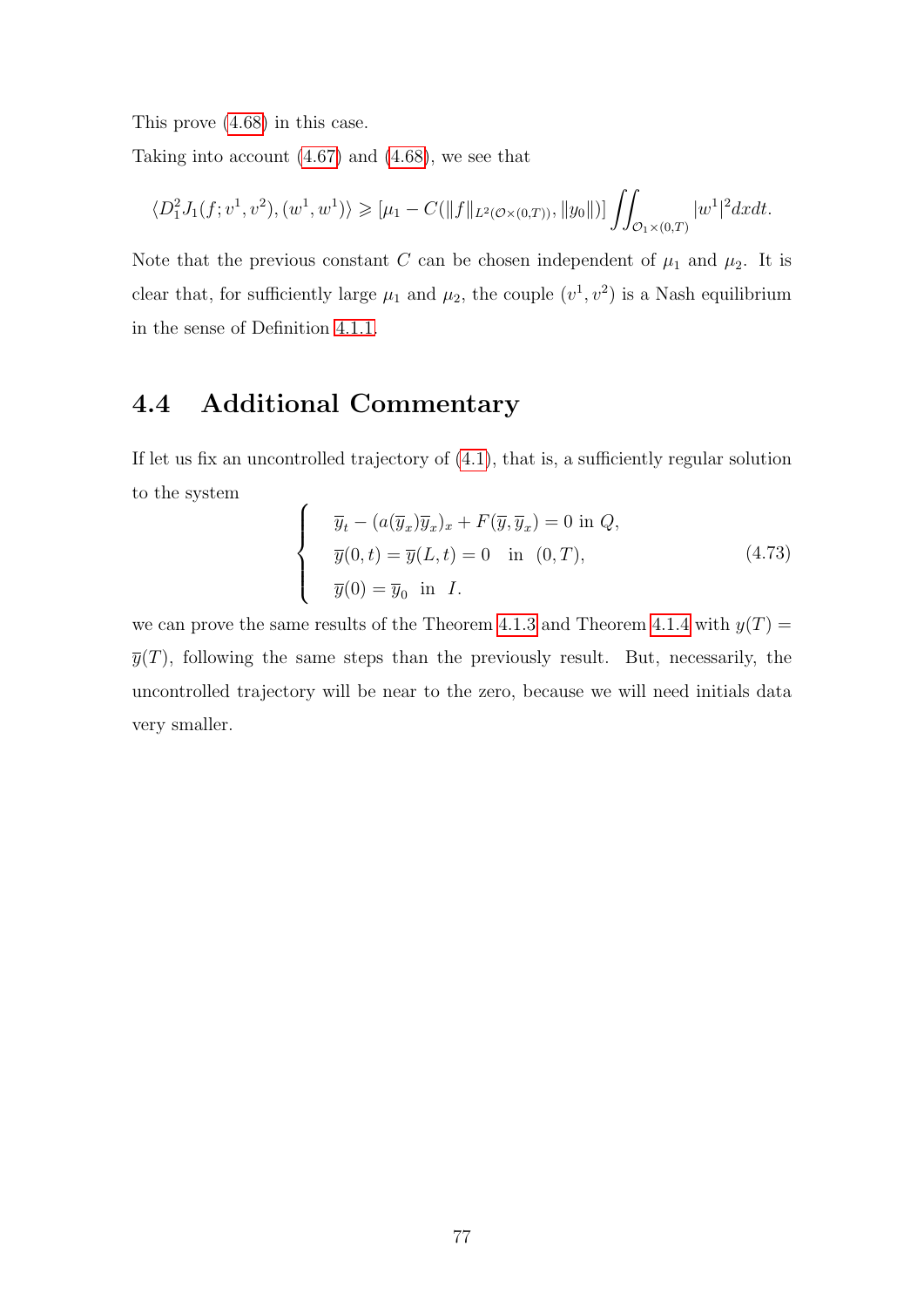This prove (4.68) in this case.

Taking into account (4.67) and (4.68), we see that

$$\langle D_1^2 J_1(f; v^1, v^2), (w^1, w^1)\rangle \geqslant [\mu_1 - C(\|f\|_{L^2(\mathcal{O}\times(0,T))}, \|y_0\|)] \iint_{\mathcal{O}_1\times(0,T)} |w^1|^2 dxdt.$$

Note that the previous constant $C$ can be chosen independent of $\mu_1$ and $\mu_2$. It is clear that, for sufficiently large $\mu_1$ and $\mu_2$, the couple $(v^1, v^2)$ is a Nash equilibrium in the sense of Definition 4.1.1.

## 4.4 Additional Commentary

If let us fix an uncontrolled trajectory of (4.1), that is, a sufficiently regular solution to the system

$$\begin{cases} \overline{y}_t - (a(\overline{y}_x)\overline{y}_x)_x + F(\overline{y}, \overline{y}_x) = 0 \text{ in } Q, \\ \overline{y}(0,t) = \overline{y}(L,t) = 0 \quad \text{in } \ (0,T), \\ \overline{y}(0) = \overline{y}_0 \ \text{ in } \ I. \end{cases} \tag{4.73}$$

we can prove the same results of the Theorem 4.1.3 and Theorem 4.1.4 with $y(T) = \overline{y}(T)$, following the same steps than the previously result. But, necessarily, the uncontrolled trajectory will be near to the zero, because we will need initials data very smaller.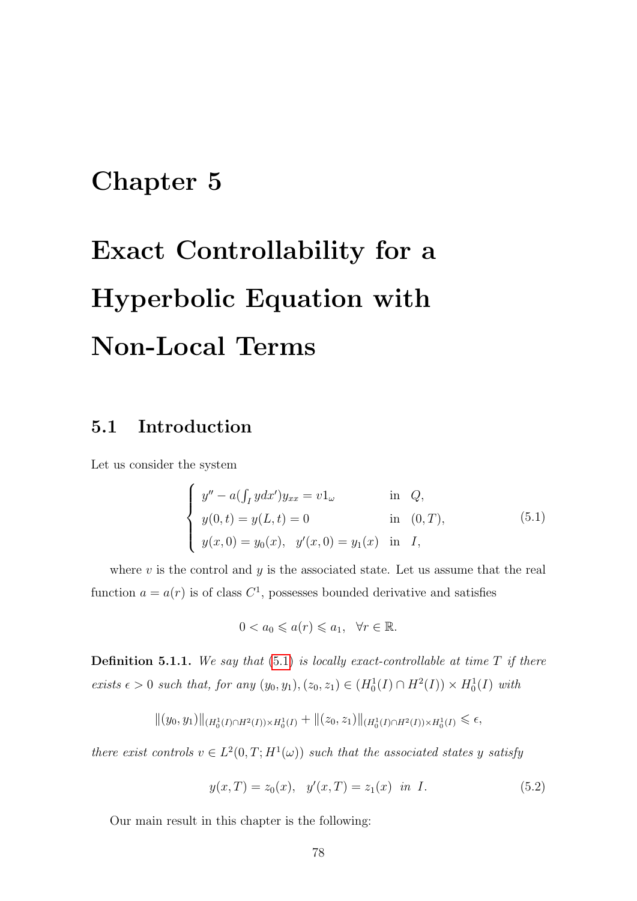# Chapter 5

# Exact Controllability for a Hyperbolic Equation with Non-Local Terms

## 5.1 Introduction

Let us consider the system

$$
\begin{cases}
y'' - a(\int_I y dx') y_{xx} = v 1_\omega & \text{in} \quad Q, \\
y(0,t) = y(L,t) = 0 & \text{in} \quad (0,T), \\
y(x,0) = y_0(x), \quad y'(x,0) = y_1(x) & \text{in} \quad I,
\end{cases}
\tag{5.1}
$$

where $v$ is the control and $y$ is the associated state. Let us assume that the real function $a = a(r)$ is of class $C^1$, possesses bounded derivative and satisfies

$$
0 < a_0 \leqslant a(r) \leqslant a_1, \quad \forall r \in \mathbb{R}.
$$

**Definition 5.1.1.** *We say that (5.1) is locally exact-controllable at time $T$ if there exists $\epsilon > 0$ such that, for any $(y_0, y_1), (z_0, z_1) \in (H_0^1(I) \cap H^2(I)) \times H_0^1(I)$ with*

$$
\|(y_0, y_1)\|_{(H_0^1(I) \cap H^2(I)) \times H_0^1(I)} + \|(z_0, z_1)\|_{(H_0^1(I) \cap H^2(I)) \times H_0^1(I)} \leqslant \epsilon,
$$

*there exist controls $v \in L^2(0,T; H^1(\omega))$ such that the associated states $y$ satisfy*

$$
y(x,T) = z_0(x), \quad y'(x,T) = z_1(x) \quad \text{in } I.
\tag{5.2}
$$

Our main result in this chapter is the following: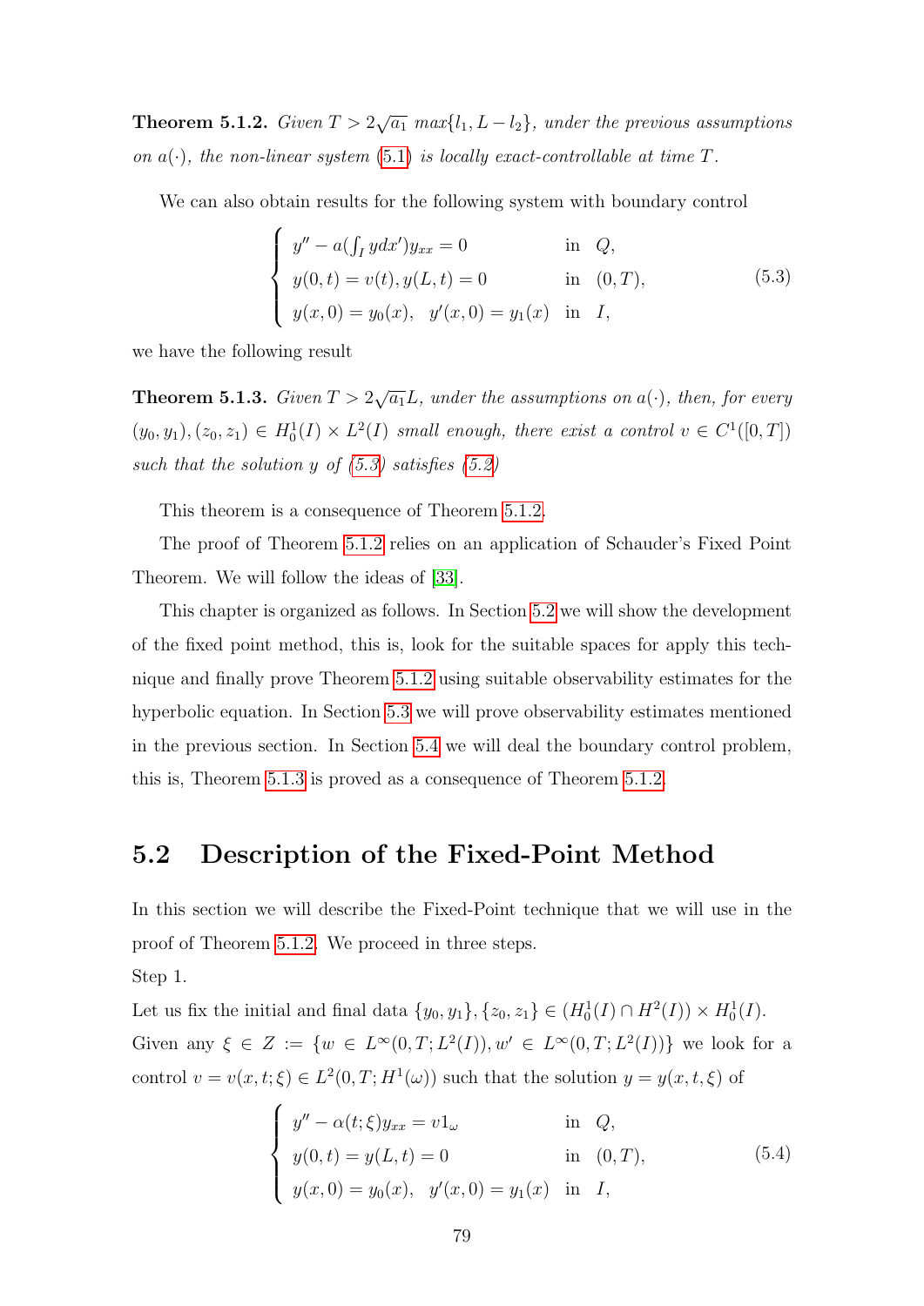**Theorem 5.1.2.** *Given $T > 2\sqrt{a_1}\ max\{l_1, L - l_2\}$, under the previous assumptions on $a(\cdot)$, the non-linear system (5.1) is locally exact-controllable at time $T$.*

We can also obtain results for the following system with boundary control

$$\begin{cases} y'' - a(\int_I y dx') y_{xx} = 0 & \text{in} \quad Q, \\ y(0,t) = v(t), y(L,t) = 0 & \text{in} \quad (0,T), \\ y(x,0) = y_0(x), \quad y'(x,0) = y_1(x) & \text{in} \quad I, \end{cases} \tag{5.3}$$

we have the following result

**Theorem 5.1.3.** *Given $T > 2\sqrt{a_1}L$, under the assumptions on $a(\cdot)$, then, for every $(y_0, y_1), (z_0, z_1) \in H_0^1(I) \times L^2(I)$ small enough, there exist a control $v \in C^1([0,T])$ such that the solution $y$ of (5.3) satisfies (5.2)*

This theorem is a consequence of Theorem 5.1.2.

The proof of Theorem 5.1.2 relies on an application of Schauder's Fixed Point Theorem. We will follow the ideas of [33].

This chapter is organized as follows. In Section 5.2 we will show the development of the fixed point method, this is, look for the suitable spaces for apply this technique and finally prove Theorem 5.1.2 using suitable observability estimates for the hyperbolic equation. In Section 5.3 we will prove observability estimates mentioned in the previous section. In Section 5.4 we will deal the boundary control problem, this is, Theorem 5.1.3 is proved as a consequence of Theorem 5.1.2.

## 5.2 Description of the Fixed-Point Method

In this section we will describe the Fixed-Point technique that we will use in the proof of Theorem 5.1.2. We proceed in three steps.

Step 1.

Let us fix the initial and final data $\{y_0, y_1\}, \{z_0, z_1\} \in (H_0^1(I) \cap H^2(I)) \times H_0^1(I)$. Given any $\xi \in Z := \{w \in L^\infty(0,T; L^2(I)), w' \in L^\infty(0,T; L^2(I))\}$ we look for a control $v = v(x,t;\xi) \in L^2(0,T; H^1(\omega))$ such that the solution $y = y(x,t,\xi)$ of

$$\begin{cases} y'' - \alpha(t;\xi) y_{xx} = v 1_\omega & \text{in} \quad Q, \\ y(0,t) = y(L,t) = 0 & \text{in} \quad (0,T), \\ y(x,0) = y_0(x), \quad y'(x,0) = y_1(x) & \text{in} \quad I, \end{cases} \tag{5.4}$$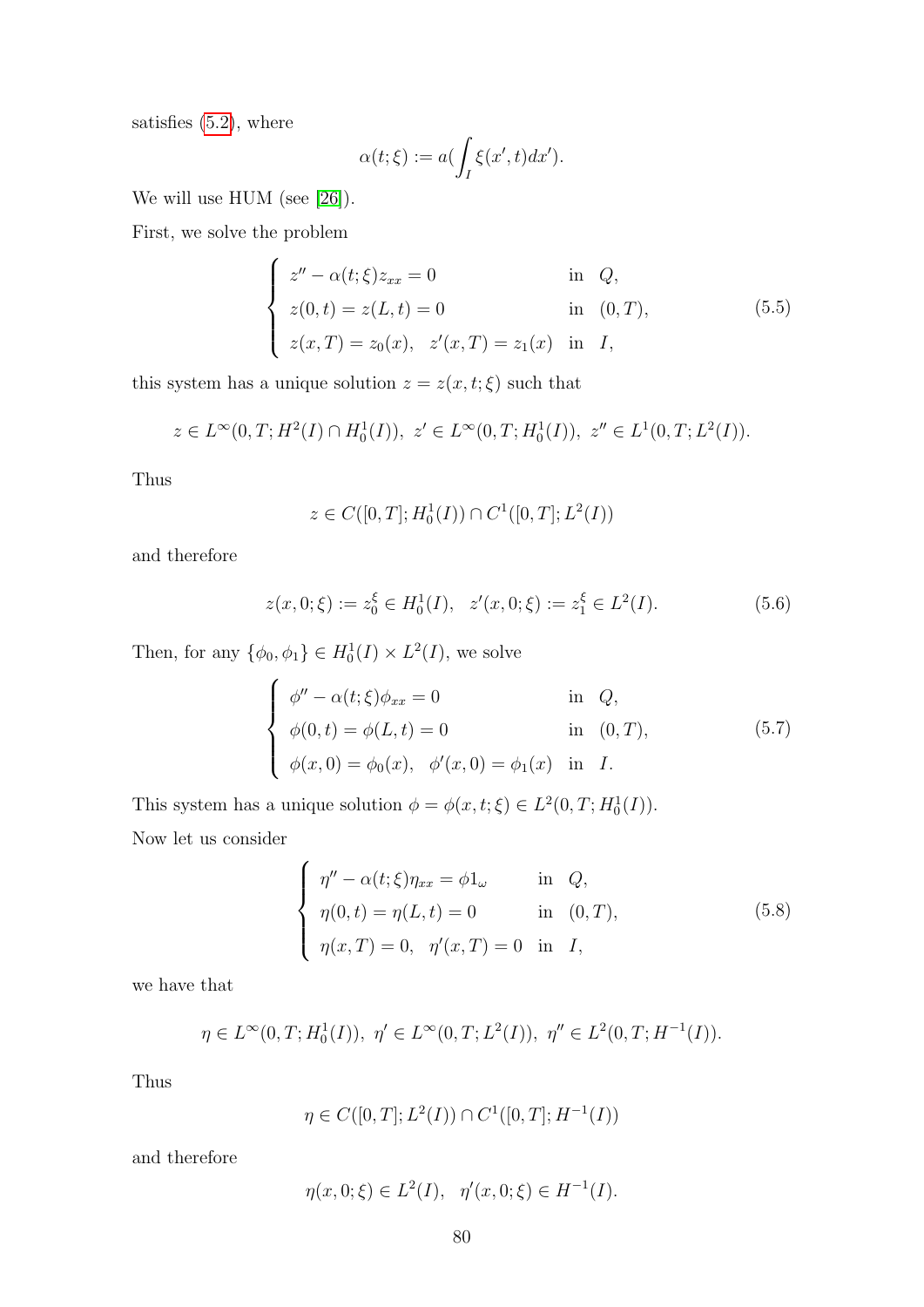satisfies (5.2), where

$$\alpha(t;\xi) := a(\int_I \xi(x',t)dx').$$

We will use HUM (see [26]).

First, we solve the problem

$$\begin{cases} z'' - \alpha(t;\xi)z_{xx} = 0 & \text{in} \quad Q, \\ z(0,t) = z(L,t) = 0 & \text{in} \quad (0,T), \\ z(x,T) = z_0(x), \quad z'(x,T) = z_1(x) & \text{in} \quad I, \end{cases} \tag{5.5}$$

this system has a unique solution $z = z(x,t;\xi)$ such that

$$z \in L^\infty(0,T;H^2(I) \cap H_0^1(I)), \; z' \in L^\infty(0,T;H_0^1(I)), \; z'' \in L^1(0,T;L^2(I)).$$

Thus

$$z \in C([0,T];H_0^1(I)) \cap C^1([0,T];L^2(I))$$

and therefore

$$z(x,0;\xi) := z_0^\xi \in H_0^1(I), \quad z'(x,0;\xi) := z_1^\xi \in L^2(I). \tag{5.6}$$

Then, for any $\{\phi_0, \phi_1\} \in H_0^1(I) \times L^2(I)$, we solve

$$\begin{cases} \phi'' - \alpha(t;\xi)\phi_{xx} = 0 & \text{in} \quad Q, \\ \phi(0,t) = \phi(L,t) = 0 & \text{in} \quad (0,T), \\ \phi(x,0) = \phi_0(x), \quad \phi'(x,0) = \phi_1(x) & \text{in} \quad I. \end{cases} \tag{5.7}$$

This system has a unique solution $\phi = \phi(x,t;\xi) \in L^2(0,T;H_0^1(I))$.

Now let us consider

$$\begin{cases} \eta'' - \alpha(t;\xi)\eta_{xx} = \phi 1_\omega & \text{in} \quad Q, \\ \eta(0,t) = \eta(L,t) = 0 & \text{in} \quad (0,T), \\ \eta(x,T) = 0, \quad \eta'(x,T) = 0 & \text{in} \quad I, \end{cases} \tag{5.8}$$

we have that

$$\eta \in L^\infty(0,T;H_0^1(I)), \; \eta' \in L^\infty(0,T;L^2(I)), \; \eta'' \in L^2(0,T;H^{-1}(I)).$$

Thus

$$\eta \in C([0,T];L^2(I)) \cap C^1([0,T];H^{-1}(I))$$

and therefore

$$\eta(x,0;\xi) \in L^2(I), \quad \eta'(x,0;\xi) \in H^{-1}(I).$$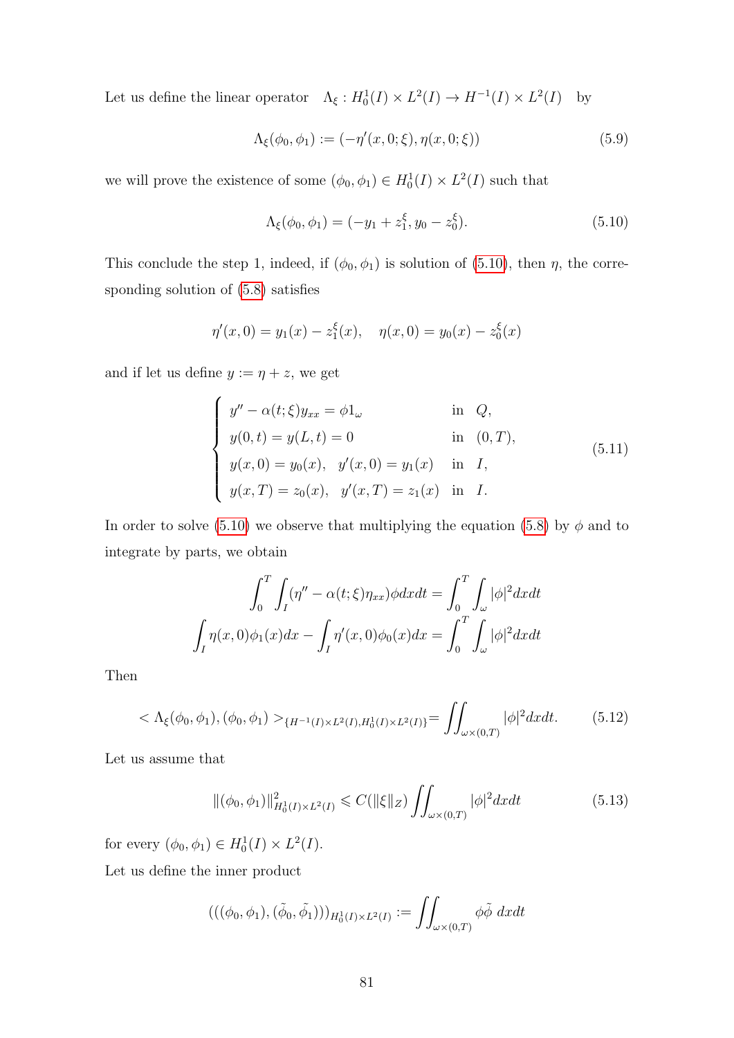Let us define the linear operator $\quad \Lambda_\xi : H_0^1(I) \times L^2(I) \to H^{-1}(I) \times L^2(I) \quad$ by

$$\Lambda_\xi(\phi_0, \phi_1) := (-\eta'(x, 0; \xi), \eta(x, 0; \xi)) \tag{5.9}$$

we will prove the existence of some $(\phi_0, \phi_1) \in H_0^1(I) \times L^2(I)$ such that

$$\Lambda_\xi(\phi_0, \phi_1) = (-y_1 + z_1^\xi, y_0 - z_0^\xi). \tag{5.10}$$

This conclude the step 1, indeed, if $(\phi_0, \phi_1)$ is solution of (5.10), then $\eta$, the corresponding solution of (5.8) satisfies

$$\eta'(x, 0) = y_1(x) - z_1^\xi(x), \quad \eta(x, 0) = y_0(x) - z_0^\xi(x)$$

and if let us define $y := \eta + z$, we get

$$\begin{cases} y'' - \alpha(t; \xi) y_{xx} = \phi 1_\omega & \text{in} \quad Q, \\ y(0, t) = y(L, t) = 0 & \text{in} \quad (0, T), \\ y(x, 0) = y_0(x), \quad y'(x, 0) = y_1(x) & \text{in} \quad I, \\ y(x, T) = z_0(x), \quad y'(x, T) = z_1(x) & \text{in} \quad I. \end{cases} \tag{5.11}$$

In order to solve (5.10) we observe that multiplying the equation (5.8) by $\phi$ and to integrate by parts, we obtain

$$\int_0^T \int_I (\eta'' - \alpha(t; \xi)\eta_{xx})\phi dx dt = \int_0^T \int_\omega |\phi|^2 dx dt$$

$$\int_I \eta(x, 0)\phi_1(x) dx - \int_I \eta'(x, 0)\phi_0(x) dx = \int_0^T \int_\omega |\phi|^2 dx dt$$

Then

$$< \Lambda_\xi(\phi_0, \phi_1), (\phi_0, \phi_1) >_{\{H^{-1}(I) \times L^2(I), H_0^1(I) \times L^2(I)\}} = \iint_{\omega \times (0,T)} |\phi|^2 dx dt. \tag{5.12}$$

Let us assume that

$$\|(\phi_0, \phi_1)\|^2_{H_0^1(I) \times L^2(I)} \leqslant C(\|\xi\|_Z) \iint_{\omega \times (0,T)} |\phi|^2 dx dt \tag{5.13}$$

for every $(\phi_0, \phi_1) \in H_0^1(I) \times L^2(I)$.

Let us define the inner product

$$(((\phi_0, \phi_1), (\tilde{\phi_0}, \tilde{\phi_1})))_{H_0^1(I) \times L^2(I)} := \iint_{\omega \times (0,T)} \phi \tilde{\phi} \; dx dt$$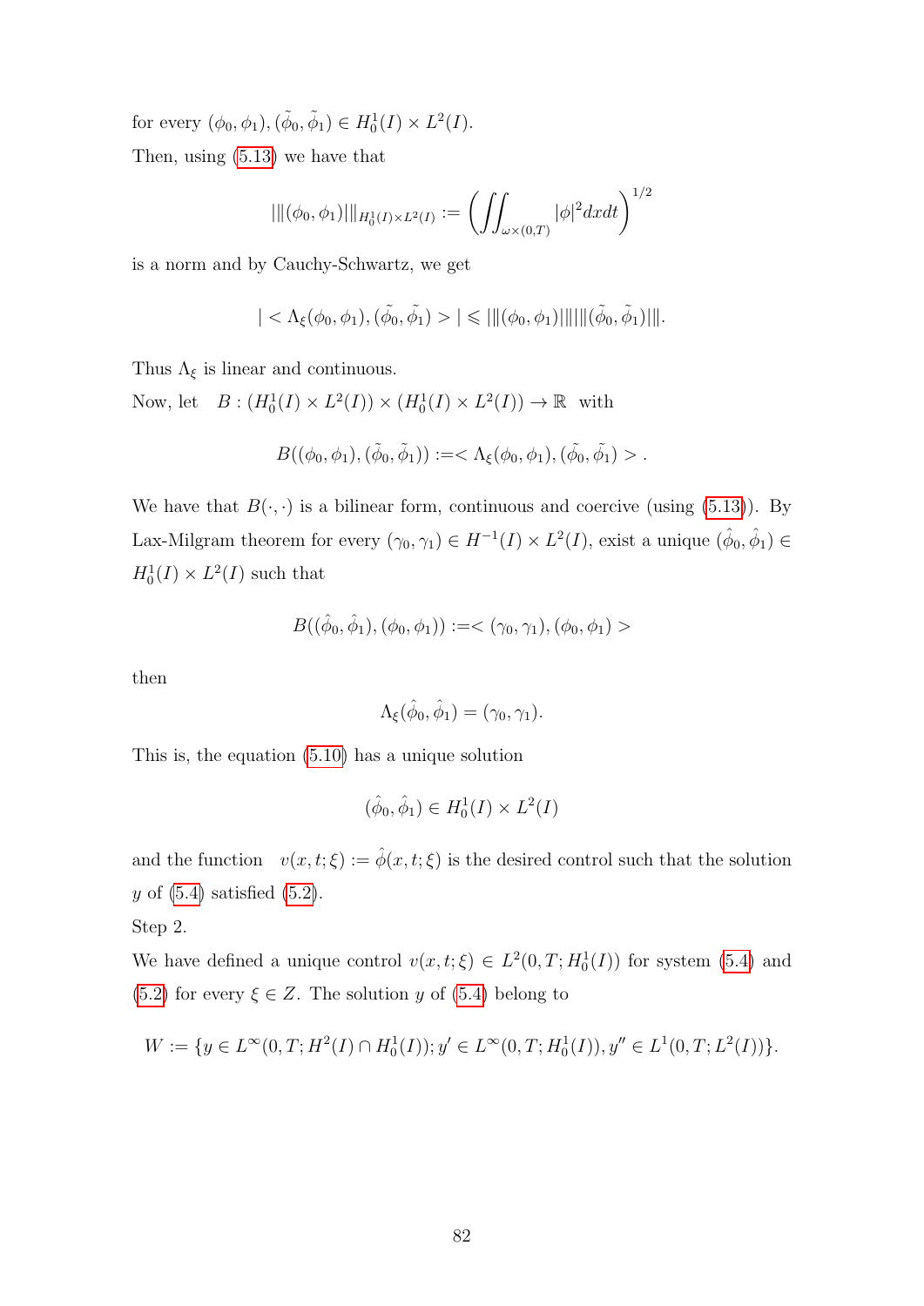for every $(\phi_0, \phi_1), (\tilde{\phi_0}, \tilde{\phi_1}) \in H_0^1(I) \times L^2(I)$.

Then, using (5.13) we have that

$$|||(\phi_0, \phi_1)|||_{H_0^1(I)\times L^2(I)} := \left( \iint_{\omega\times(0,T)} |\phi|^2 dxdt \right)^{1/2}$$

is a norm and by Cauchy-Schwartz, we get

$$| < \Lambda_\xi(\phi_0, \phi_1), (\tilde{\phi_0}, \tilde{\phi_1}) > | \leqslant |||(\phi_0, \phi_1)||| \, |||(\tilde{\phi_0}, \tilde{\phi_1})|||.$$

Thus $\Lambda_\xi$ is linear and continuous.

Now, let $\quad B : (H_0^1(I) \times L^2(I)) \times (H_0^1(I) \times L^2(I)) \to \mathbb{R}$ with

$$B((\phi_0, \phi_1), (\tilde{\phi_0}, \tilde{\phi_1})) := < \Lambda_\xi(\phi_0, \phi_1), (\tilde{\phi_0}, \tilde{\phi_1}) > .$$

We have that $B(\cdot, \cdot)$ is a bilinear form, continuous and coercive (using (5.13)). By Lax-Milgram theorem for every $(\gamma_0, \gamma_1) \in H^{-1}(I) \times L^2(I)$, exist a unique $(\hat{\phi_0}, \hat{\phi_1}) \in H_0^1(I) \times L^2(I)$ such that

$$B((\hat{\phi_0}, \hat{\phi_1}), (\phi_0, \phi_1)) := < (\gamma_0, \gamma_1), (\phi_0, \phi_1) >$$

then

$$\Lambda_\xi(\hat{\phi_0}, \hat{\phi_1}) = (\gamma_0, \gamma_1).$$

This is, the equation (5.10) has a unique solution

$$(\hat{\phi_0}, \hat{\phi_1}) \in H_0^1(I) \times L^2(I)$$

and the function $\quad v(x, t; \xi) := \hat{\phi}(x, t; \xi)$ is the desired control such that the solution $y$ of (5.4) satisfied (5.2).

Step 2.

We have defined a unique control $v(x, t; \xi) \in L^2(0, T; H_0^1(I))$ for system (5.4) and (5.2) for every $\xi \in Z$. The solution $y$ of (5.4) belong to

$$W := \{y \in L^\infty(0, T; H^2(I) \cap H_0^1(I)); y' \in L^\infty(0, T; H_0^1(I)), y'' \in L^1(0, T; L^2(I))\}.$$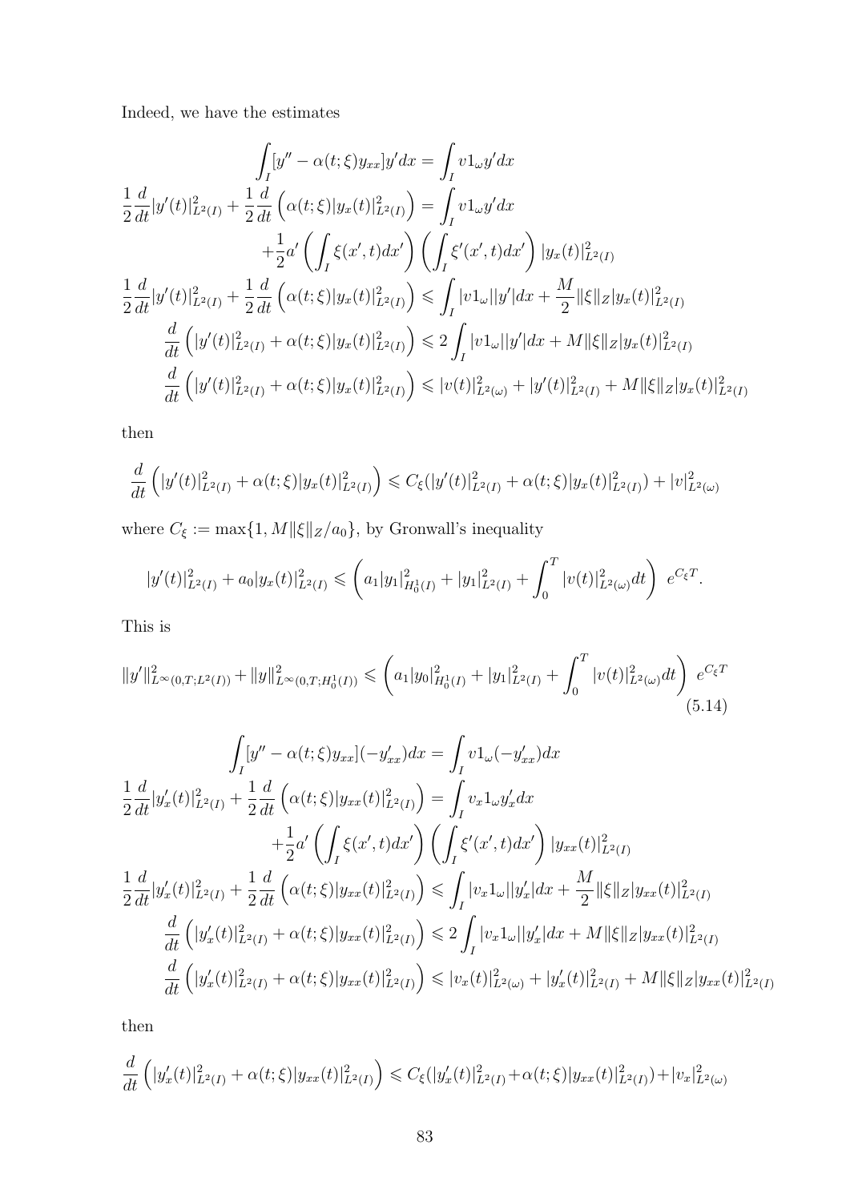Indeed, we have the estimates

$$
\begin{aligned}
\int_I [y'' - \alpha(t;\xi) y_{xx}] y' dx &= \int_I v 1_\omega y' dx \\
\frac{1}{2}\frac{d}{dt}|y'(t)|^2_{L^2(I)} + \frac{1}{2}\frac{d}{dt}\left(\alpha(t;\xi)|y_x(t)|^2_{L^2(I)}\right) &= \int_I v 1_\omega y' dx \\
&\quad + \frac{1}{2} a'\left(\int_I \xi(x',t)dx'\right)\left(\int_I \xi'(x',t)dx'\right)|y_x(t)|^2_{L^2(I)} \\
\frac{1}{2}\frac{d}{dt}|y'(t)|^2_{L^2(I)} + \frac{1}{2}\frac{d}{dt}\left(\alpha(t;\xi)|y_x(t)|^2_{L^2(I)}\right) &\leqslant \int_I |v 1_\omega||y'| dx + \frac{M}{2}\|\xi\|_Z |y_x(t)|^2_{L^2(I)} \\
\frac{d}{dt}\left(|y'(t)|^2_{L^2(I)} + \alpha(t;\xi)|y_x(t)|^2_{L^2(I)}\right) &\leqslant 2\int_I |v 1_\omega||y'| dx + M\|\xi\|_Z |y_x(t)|^2_{L^2(I)} \\
\frac{d}{dt}\left(|y'(t)|^2_{L^2(I)} + \alpha(t;\xi)|y_x(t)|^2_{L^2(I)}\right) &\leqslant |v(t)|^2_{L^2(\omega)} + |y'(t)|^2_{L^2(I)} + M\|\xi\|_Z |y_x(t)|^2_{L^2(I)}
\end{aligned}
$$

then

$$
\frac{d}{dt}\left(|y'(t)|^2_{L^2(I)} + \alpha(t;\xi)|y_x(t)|^2_{L^2(I)}\right) \leqslant C_\xi(|y'(t)|^2_{L^2(I)} + \alpha(t;\xi)|y_x(t)|^2_{L^2(I)}) + |v|^2_{L^2(\omega)}
$$

where $C_\xi := \max\{1, M\|\xi\|_Z/a_0\}$, by Gronwall's inequality

$$
|y'(t)|^2_{L^2(I)} + a_0|y_x(t)|^2_{L^2(I)} \leqslant \left(a_1|y_1|^2_{H^1_0(I)} + |y_1|^2_{L^2(I)} + \int_0^T |v(t)|^2_{L^2(\omega)} dt\right) e^{C_\xi T}.
$$

This is

$$
\|y'\|^2_{L^\infty(0,T;L^2(I))} + \|y\|^2_{L^\infty(0,T;H^1_0(I))} \leqslant \left(a_1|y_0|^2_{H^1_0(I)} + |y_1|^2_{L^2(I)} + \int_0^T |v(t)|^2_{L^2(\omega)} dt\right) e^{C_\xi T} \tag{5.14}
$$

$$
\begin{aligned}
\int_I [y'' - \alpha(t;\xi) y_{xx}](-y'_{xx}) dx &= \int_I v 1_\omega (-y'_{xx}) dx \\
\frac{1}{2}\frac{d}{dt}|y'_x(t)|^2_{L^2(I)} + \frac{1}{2}\frac{d}{dt}\left(\alpha(t;\xi)|y_{xx}(t)|^2_{L^2(I)}\right) &= \int_I v_x 1_\omega y'_x dx \\
&\quad + \frac{1}{2} a'\left(\int_I \xi(x',t)dx'\right)\left(\int_I \xi'(x',t)dx'\right)|y_{xx}(t)|^2_{L^2(I)} \\
\frac{1}{2}\frac{d}{dt}|y'_x(t)|^2_{L^2(I)} + \frac{1}{2}\frac{d}{dt}\left(\alpha(t;\xi)|y_{xx}(t)|^2_{L^2(I)}\right) &\leqslant \int_I |v_x 1_\omega||y'_x| dx + \frac{M}{2}\|\xi\|_Z |y_{xx}(t)|^2_{L^2(I)} \\
\frac{d}{dt}\left(|y'_x(t)|^2_{L^2(I)} + \alpha(t;\xi)|y_{xx}(t)|^2_{L^2(I)}\right) &\leqslant 2\int_I |v_x 1_\omega||y'_x| dx + M\|\xi\|_Z |y_{xx}(t)|^2_{L^2(I)} \\
\frac{d}{dt}\left(|y'_x(t)|^2_{L^2(I)} + \alpha(t;\xi)|y_{xx}(t)|^2_{L^2(I)}\right) &\leqslant |v_x(t)|^2_{L^2(\omega)} + |y'_x(t)|^2_{L^2(I)} + M\|\xi\|_Z |y_{xx}(t)|^2_{L^2(I)}
\end{aligned}
$$

then

$$
\frac{d}{dt}\left(|y'_x(t)|^2_{L^2(I)} + \alpha(t;\xi)|y_{xx}(t)|^2_{L^2(I)}\right) \leqslant C_\xi(|y'_x(t)|^2_{L^2(I)} + \alpha(t;\xi)|y_{xx}(t)|^2_{L^2(I)}) + |v_x|^2_{L^2(\omega)}
$$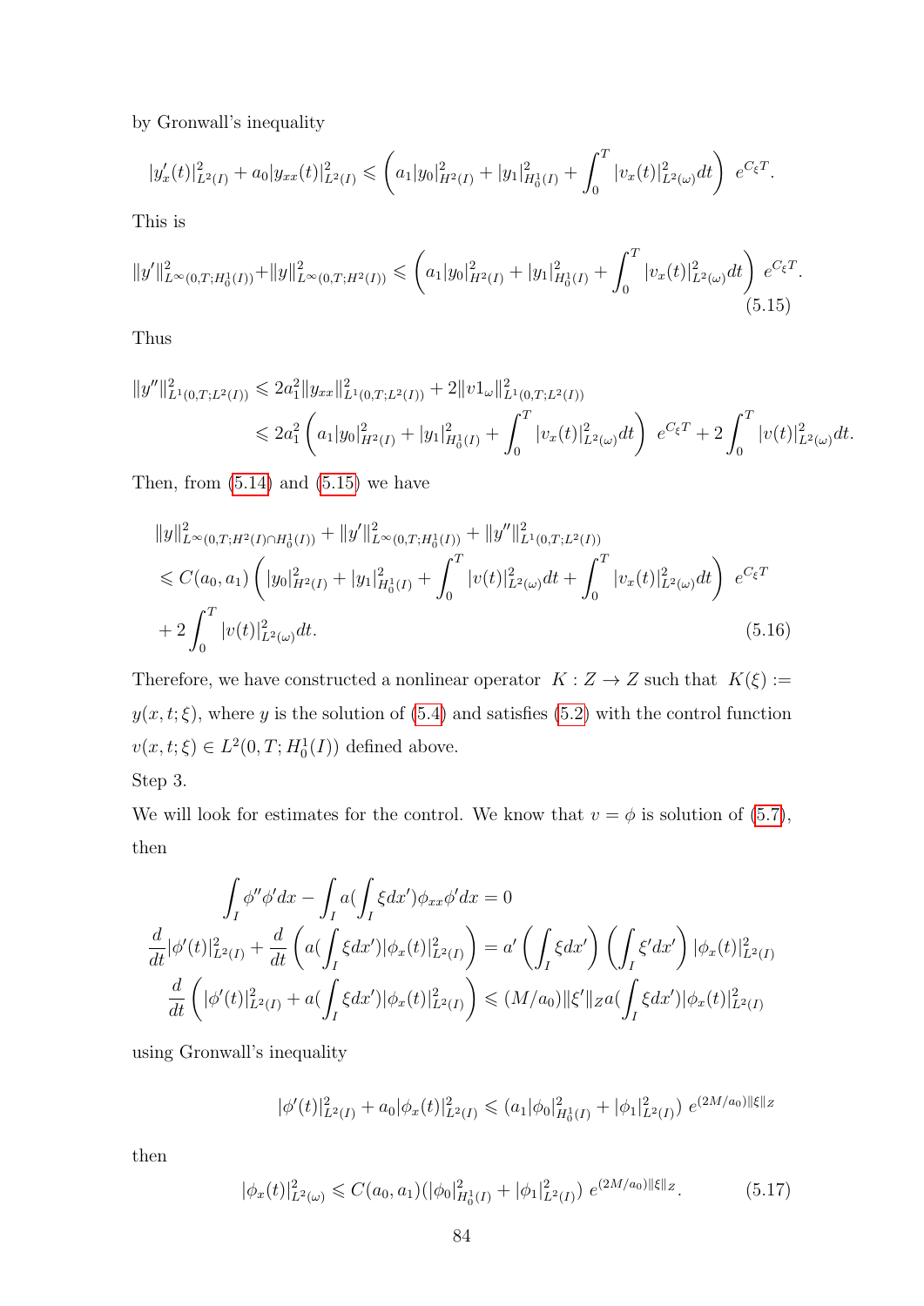by Gronwall's inequality

$$|y_x'(t)|^2_{L^2(I)} + a_0|y_{xx}(t)|^2_{L^2(I)} \leqslant \left(a_1|y_0|^2_{H^2(I)} + |y_1|^2_{H_0^1(I)} + \int_0^T |v_x(t)|^2_{L^2(\omega)}dt\right)\ e^{C_\xi T}.$$

This is

$$\|y'\|^2_{L^\infty(0,T;H_0^1(I))} + \|y\|^2_{L^\infty(0,T;H^2(I))} \leqslant \left(a_1|y_0|^2_{H^2(I)} + |y_1|^2_{H_0^1(I)} + \int_0^T |v_x(t)|^2_{L^2(\omega)}dt\right)\ e^{C_\xi T}. \tag{5.15}$$

Thus

$$\begin{aligned}\|y''\|^2_{L^1(0,T;L^2(I))} &\leqslant 2a_1^2\|y_{xx}\|^2_{L^1(0,T;L^2(I))} + 2\|v1_\omega\|^2_{L^1(0,T;L^2(I))}\\ &\leqslant 2a_1^2\left(a_1|y_0|^2_{H^2(I)} + |y_1|^2_{H_0^1(I)} + \int_0^T |v_x(t)|^2_{L^2(\omega)}dt\right)\ e^{C_\xi T} + 2\int_0^T |v(t)|^2_{L^2(\omega)}dt.\end{aligned}$$

Then, from (5.14) and (5.15) we have

$$\begin{aligned}&\|y\|^2_{L^\infty(0,T;H^2(I)\cap H_0^1(I))} + \|y'\|^2_{L^\infty(0,T;H_0^1(I))} + \|y''\|^2_{L^1(0,T;L^2(I))}\\ &\leqslant C(a_0,a_1)\left(|y_0|^2_{H^2(I)} + |y_1|^2_{H_0^1(I)} + \int_0^T |v(t)|^2_{L^2(\omega)}dt + \int_0^T |v_x(t)|^2_{L^2(\omega)}dt\right)\ e^{C_\xi T}\\ &+ 2\int_0^T |v(t)|^2_{L^2(\omega)}dt.\end{aligned} \tag{5.16}$$

Therefore, we have constructed a nonlinear operator $K : Z \to Z$ such that $K(\xi) := y(x,t;\xi)$, where $y$ is the solution of (5.4) and satisfies (5.2) with the control function $v(x,t;\xi) \in L^2(0,T;H_0^1(I))$ defined above.

Step 3.

We will look for estimates for the control. We know that $v = \phi$ is solution of (5.7), then

$$\begin{aligned}\int_I \phi''\phi' dx - \int_I a(\int_I \xi dx')\phi_{xx}\phi' dx = 0\\ \frac{d}{dt}|\phi'(t)|^2_{L^2(I)} + \frac{d}{dt}\left(a(\int_I \xi dx')|\phi_x(t)|^2_{L^2(I)}\right) = a'\left(\int_I \xi dx'\right)\left(\int_I \xi' dx'\right)|\phi_x(t)|^2_{L^2(I)}\\ \frac{d}{dt}\left(|\phi'(t)|^2_{L^2(I)} + a(\int_I \xi dx')|\phi_x(t)|^2_{L^2(I)}\right) \leqslant (M/a_0)\|\xi'\|_Z a(\int_I \xi dx')|\phi_x(t)|^2_{L^2(I)}\end{aligned}$$

using Gronwall's inequality

$$|\phi'(t)|^2_{L^2(I)} + a_0|\phi_x(t)|^2_{L^2(I)} \leqslant (a_1|\phi_0|^2_{H_0^1(I)} + |\phi_1|^2_{L^2(I)})\ e^{(2M/a_0)\|\xi\|_Z}$$

then

$$|\phi_x(t)|^2_{L^2(\omega)} \leqslant C(a_0,a_1)(|\phi_0|^2_{H_0^1(I)} + |\phi_1|^2_{L^2(I)})\ e^{(2M/a_0)\|\xi\|_Z}. \tag{5.17}$$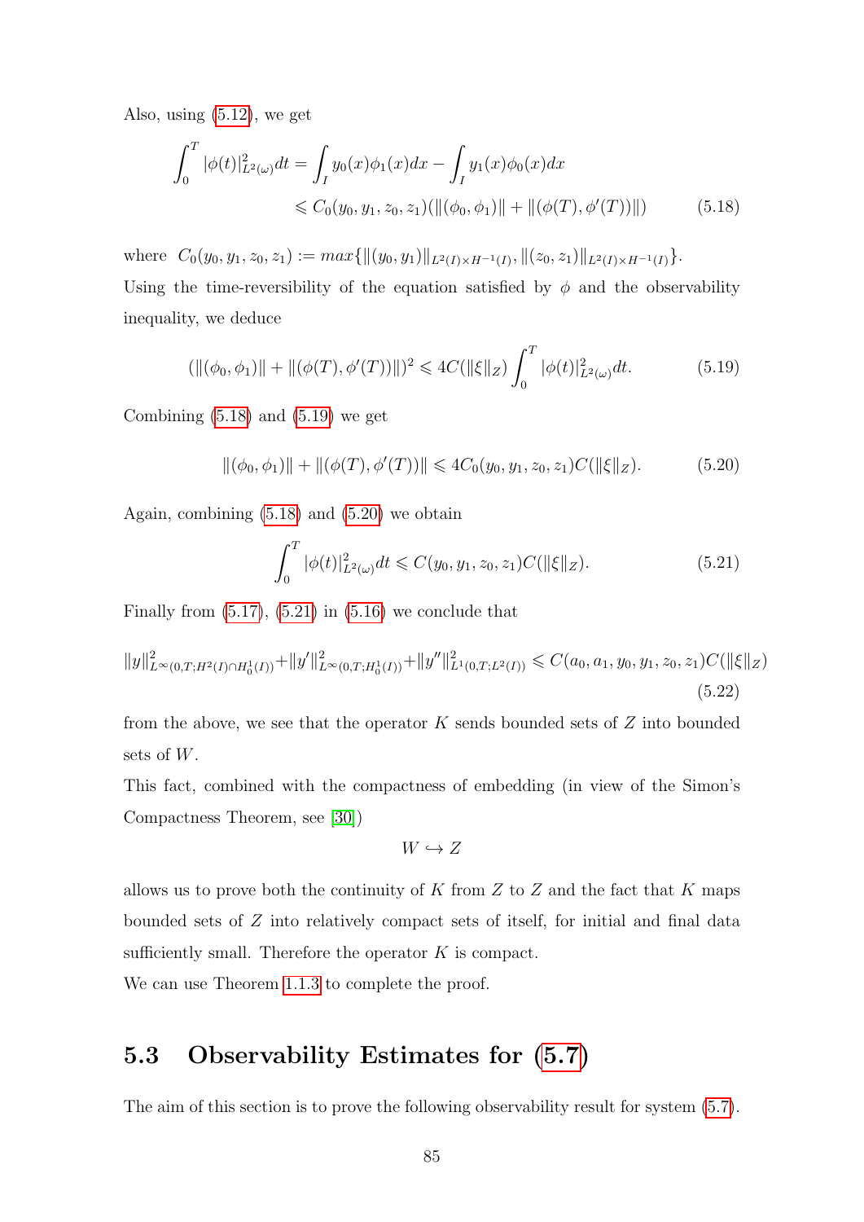Also, using (5.12), we get

$$\int_0^T |\phi(t)|^2_{L^2(\omega)} dt = \int_I y_0(x)\phi_1(x)dx - \int_I y_1(x)\phi_0(x)dx$$
$$\leqslant C_0(y_0, y_1, z_0, z_1)(\|(\phi_0, \phi_1)\| + \|(\phi(T), \phi'(T))\|) \tag{5.18}$$

where $C_0(y_0, y_1, z_0, z_1) := max\{\|(y_0, y_1)\|_{L^2(I)\times H^{-1}(I)}, \|(z_0, z_1)\|_{L^2(I)\times H^{-1}(I)}\}$.

Using the time-reversibility of the equation satisfied by $\phi$ and the observability inequality, we deduce

$$(\|(\phi_0, \phi_1)\| + \|(\phi(T), \phi'(T))\|)^2 \leqslant 4C(\|\xi\|_Z) \int_0^T |\phi(t)|^2_{L^2(\omega)} dt. \tag{5.19}$$

Combining (5.18) and (5.19) we get

$$\|(\phi_0, \phi_1)\| + \|(\phi(T), \phi'(T))\| \leqslant 4C_0(y_0, y_1, z_0, z_1)C(\|\xi\|_Z). \tag{5.20}$$

Again, combining (5.18) and (5.20) we obtain

$$\int_0^T |\phi(t)|^2_{L^2(\omega)} dt \leqslant C(y_0, y_1, z_0, z_1)C(\|\xi\|_Z). \tag{5.21}$$

Finally from (5.17), (5.21) in (5.16) we conclude that

$$\|y\|^2_{L^\infty(0,T;H^2(I)\cap H^1_0(I))} + \|y'\|^2_{L^\infty(0,T;H^1_0(I))} + \|y''\|^2_{L^1(0,T;L^2(I))} \leqslant C(a_0, a_1, y_0, y_1, z_0, z_1)C(\|\xi\|_Z) \tag{5.22}$$

from the above, we see that the operator $K$ sends bounded sets of $Z$ into bounded sets of $W$.

This fact, combined with the compactness of embedding (in view of the Simon's Compactness Theorem, see [30])

$$W \hookrightarrow Z$$

allows us to prove both the continuity of $K$ from $Z$ to $Z$ and the fact that $K$ maps bounded sets of $Z$ into relatively compact sets of itself, for initial and final data sufficiently small. Therefore the operator $K$ is compact.

We can use Theorem 1.1.3 to complete the proof.

## 5.3 Observability Estimates for (5.7)

The aim of this section is to prove the following observability result for system (5.7).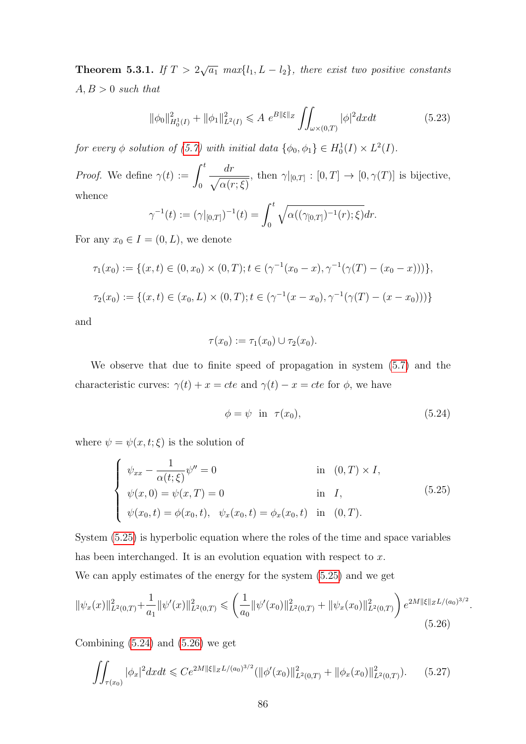**Theorem 5.3.1.** *If $T > 2\sqrt{a_1}\ max\{l_1, L - l_2\}$, there exist two positive constants $A, B > 0$ such that*

$$\|\phi_0\|^2_{H_0^1(I)} + \|\phi_1\|^2_{L^2(I)} \leqslant A\ e^{B\|\xi\|_Z} \iint_{\omega\times(0,T)} |\phi|^2 dxdt \tag{5.23}$$

*for every $\phi$ solution of (5.7) with initial data $\{\phi_0, \phi_1\} \in H_0^1(I) \times L^2(I)$.*

*Proof.* We define $\gamma(t) := \displaystyle\int_0^t \frac{dr}{\sqrt{\alpha(r;\xi)}}$, then $\gamma|_{[0,T]} : [0,T] \to [0, \gamma(T)]$ is bijective, whence

$$\gamma^{-1}(t) := (\gamma|_{[0,T]})^{-1}(t) = \int_0^t \sqrt{\alpha((\gamma_{[0,T]})^{-1}(r);\xi)}dr.$$

For any $x_0 \in I = (0, L)$, we denote

$$\tau_1(x_0) := \{(x,t) \in (0, x_0) \times (0,T); t \in (\gamma^{-1}(x_0 - x), \gamma^{-1}(\gamma(T) - (x_0 - x)))\},$$

$$\tau_2(x_0) := \{(x,t) \in (x_0, L) \times (0,T); t \in (\gamma^{-1}(x - x_0), \gamma^{-1}(\gamma(T) - (x - x_0)))\}$$

and

$$\tau(x_0) := \tau_1(x_0) \cup \tau_2(x_0).$$

We observe that due to finite speed of propagation in system (5.7) and the characteristic curves: $\gamma(t) + x = cte$ and $\gamma(t) - x = cte$ for $\phi$, we have

$$\phi = \psi \quad \text{in} \quad \tau(x_0), \tag{5.24}$$

where $\psi = \psi(x,t;\xi)$ is the solution of

$$\begin{cases} \psi_{xx} - \dfrac{1}{\alpha(t;\xi)}\psi'' = 0 & \text{in} \quad (0,T) \times I, \\ \psi(x,0) = \psi(x,T) = 0 & \text{in} \quad I, \\ \psi(x_0,t) = \phi(x_0,t), \quad \psi_x(x_0,t) = \phi_x(x_0,t) & \text{in} \quad (0,T). \end{cases} \tag{5.25}$$

System (5.25) is hyperbolic equation where the roles of the time and space variables has been interchanged. It is an evolution equation with respect to $x$.

We can apply estimates of the energy for the system (5.25) and we get

$$\|\psi_x(x)\|^2_{L^2(0,T)} + \frac{1}{a_1}\|\psi'(x)\|^2_{L^2(0,T)} \leqslant \left(\frac{1}{a_0}\|\psi'(x_0)\|^2_{L^2(0,T)} + \|\psi_x(x_0)\|^2_{L^2(0,T)}\right) e^{2M\|\xi\|_Z L/(a_0)^{3/2}}. \tag{5.26}$$

Combining (5.24) and (5.26) we get

$$\iint_{\tau(x_0)} |\phi_x|^2 dxdt \leqslant Ce^{2M\|\xi\|_Z L/(a_0)^{3/2}} (\|\phi'(x_0)\|^2_{L^2(0,T)} + \|\phi_x(x_0)\|^2_{L^2(0,T)}). \tag{5.27}$$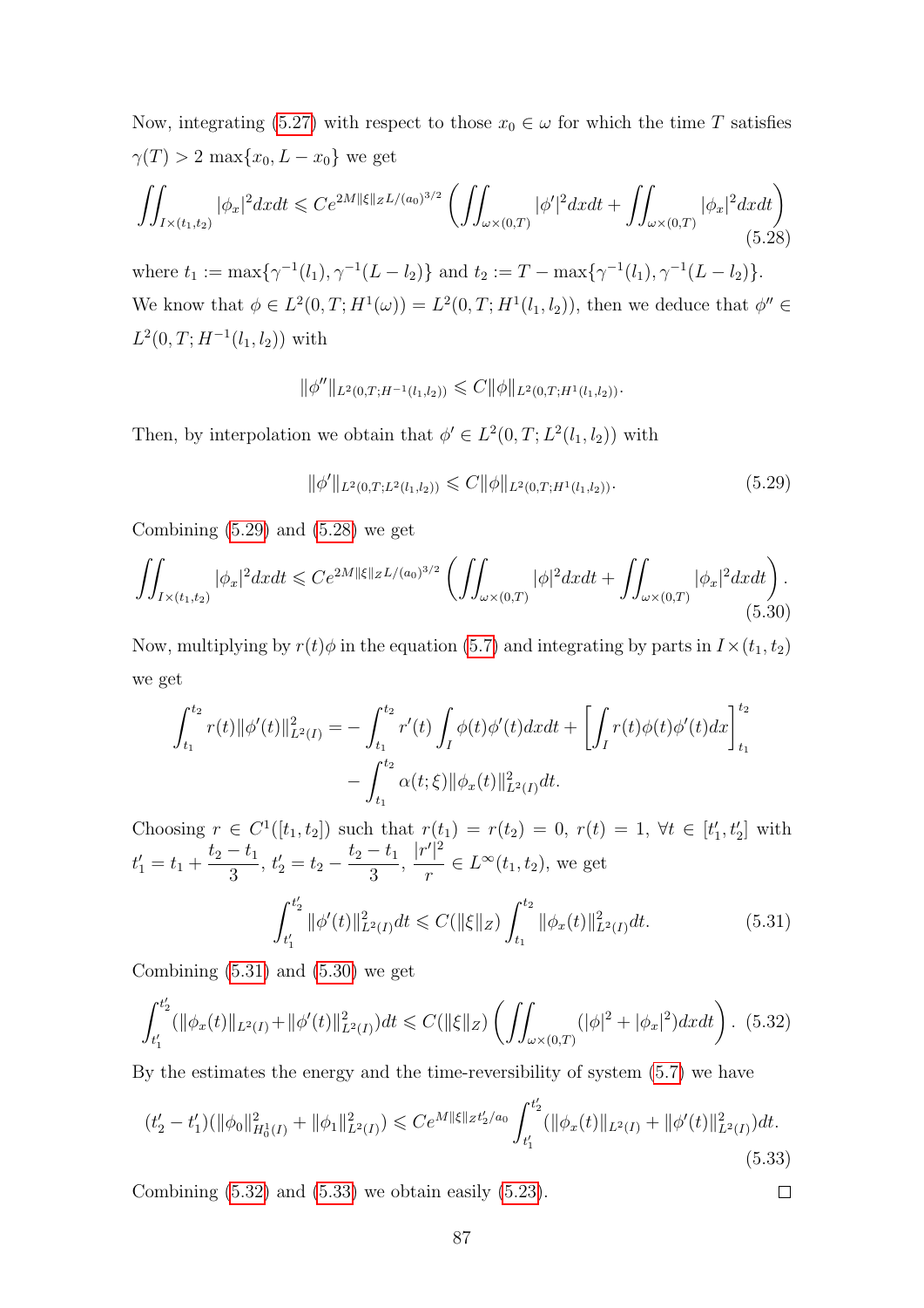Now, integrating (5.27) with respect to those $x_0 \in \omega$ for which the time $T$ satisfies $\gamma(T) > 2\,\max\{x_0, L - x_0\}$ we get

$$\iint_{I\times(t_1,t_2)} |\phi_x|^2 dxdt \leqslant Ce^{2M\|\xi\|_Z L/(a_0)^{3/2}} \left( \iint_{\omega\times(0,T)} |\phi'|^2 dxdt + \iint_{\omega\times(0,T)} |\phi_x|^2 dxdt \right) \tag{5.28}$$

where $t_1 := \max\{\gamma^{-1}(l_1), \gamma^{-1}(L - l_2)\}$ and $t_2 := T - \max\{\gamma^{-1}(l_1), \gamma^{-1}(L - l_2)\}$.

We know that $\phi \in L^2(0,T; H^1(\omega)) = L^2(0,T; H^1(l_1,l_2))$, then we deduce that $\phi'' \in L^2(0,T; H^{-1}(l_1,l_2))$ with

$$\|\phi''\|_{L^2(0,T;H^{-1}(l_1,l_2))} \leqslant C\|\phi\|_{L^2(0,T;H^1(l_1,l_2))}.$$

Then, by interpolation we obtain that $\phi' \in L^2(0,T; L^2(l_1,l_2))$ with

$$\|\phi'\|_{L^2(0,T;L^2(l_1,l_2))} \leqslant C\|\phi\|_{L^2(0,T;H^1(l_1,l_2))}. \tag{5.29}$$

Combining (5.29) and (5.28) we get

$$\iint_{I\times(t_1,t_2)} |\phi_x|^2 dxdt \leqslant Ce^{2M\|\xi\|_Z L/(a_0)^{3/2}} \left( \iint_{\omega\times(0,T)} |\phi|^2 dxdt + \iint_{\omega\times(0,T)} |\phi_x|^2 dxdt \right). \tag{5.30}$$

Now, multiplying by $r(t)\phi$ in the equation (5.7) and integrating by parts in $I \times (t_1,t_2)$ we get

$$\begin{aligned}\int_{t_1}^{t_2} r(t)\|\phi'(t)\|^2_{L^2(I)} = &-\int_{t_1}^{t_2} r'(t)\int_I \phi(t)\phi'(t)dxdt + \left[\int_I r(t)\phi(t)\phi'(t)dx\right]_{t_1}^{t_2} \\ &- \int_{t_1}^{t_2} \alpha(t;\xi)\|\phi_x(t)\|^2_{L^2(I)}dt.\end{aligned}$$

Choosing $r \in C^1([t_1,t_2])$ such that $r(t_1) = r(t_2) = 0$, $r(t) = 1$, $\forall t \in [t_1', t_2']$ with $t_1' = t_1 + \dfrac{t_2 - t_1}{3}$, $t_2' = t_2 - \dfrac{t_2 - t_1}{3}$, $\dfrac{|r'|^2}{r} \in L^\infty(t_1,t_2)$, we get

$$\int_{t_1'}^{t_2'} \|\phi'(t)\|^2_{L^2(I)}dt \leqslant C(\|\xi\|_Z)\int_{t_1}^{t_2} \|\phi_x(t)\|^2_{L^2(I)}dt. \tag{5.31}$$

Combining (5.31) and (5.30) we get

$$\int_{t_1'}^{t_2'} (\|\phi_x(t)\|_{L^2(I)} + \|\phi'(t)\|^2_{L^2(I)})dt \leqslant C(\|\xi\|_Z)\left(\iint_{\omega\times(0,T)} (|\phi|^2 + |\phi_x|^2)dxdt\right). \tag{5.32}$$

By the estimates the energy and the time-reversibility of system (5.7) we have

$$(t_2' - t_1')(\|\phi_0\|^2_{H_0^1(I)} + \|\phi_1\|^2_{L^2(I)}) \leqslant Ce^{M\|\xi\|_Z t_2'/a_0}\int_{t_1'}^{t_2'} (\|\phi_x(t)\|_{L^2(I)} + \|\phi'(t)\|^2_{L^2(I)})dt. \tag{5.33}$$

Combining (5.32) and (5.33) we obtain easily (5.23). $\square$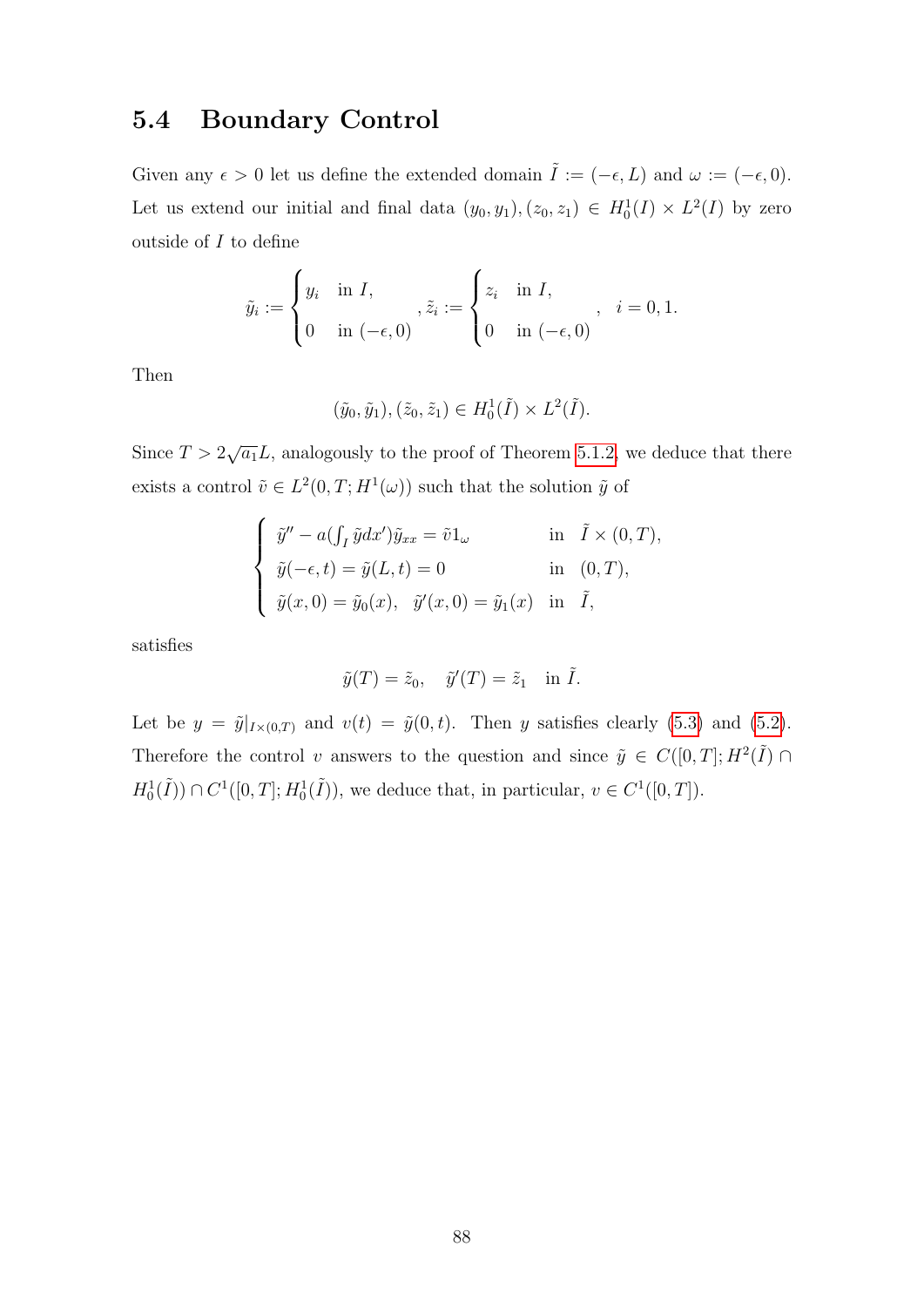## 5.4 Boundary Control

Given any $\epsilon > 0$ let us define the extended domain $\tilde{I} := (-\epsilon, L)$ and $\omega := (-\epsilon, 0)$. Let us extend our initial and final data $(y_0, y_1), (z_0, z_1) \in H_0^1(I) \times L^2(I)$ by zero outside of $I$ to define

$$\tilde{y}_i := \begin{cases} y_i & \text{in } I, \\ 0 & \text{in } (-\epsilon, 0) \end{cases}, \tilde{z}_i := \begin{cases} z_i & \text{in } I, \\ 0 & \text{in } (-\epsilon, 0) \end{cases}, \quad i = 0, 1.$$

Then

$$(\tilde{y}_0, \tilde{y}_1), (\tilde{z}_0, \tilde{z}_1) \in H_0^1(\tilde{I}) \times L^2(\tilde{I}).$$

Since $T > 2\sqrt{a_1}L$, analogously to the proof of Theorem 5.1.2, we deduce that there exists a control $\tilde{v} \in L^2(0, T; H^1(\omega))$ such that the solution $\tilde{y}$ of

$$\begin{cases} \tilde{y}'' - a(\int_I \tilde{y} dx')\tilde{y}_{xx} = \tilde{v} 1_\omega & \text{in } \tilde{I} \times (0, T), \\ \tilde{y}(-\epsilon, t) = \tilde{y}(L, t) = 0 & \text{in } (0, T), \\ \tilde{y}(x, 0) = \tilde{y}_0(x), \quad \tilde{y}'(x, 0) = \tilde{y}_1(x) & \text{in } \tilde{I}, \end{cases}$$

satisfies

$$\tilde{y}(T) = \tilde{z}_0, \quad \tilde{y}'(T) = \tilde{z}_1 \quad \text{in } \tilde{I}.$$

Let be $y = \tilde{y}|_{I \times (0,T)}$ and $v(t) = \tilde{y}(0, t)$. Then $y$ satisfies clearly (5.3) and (5.2). Therefore the control $v$ answers to the question and since $\tilde{y} \in C([0, T]; H^2(\tilde{I}) \cap H_0^1(\tilde{I})) \cap C^1([0, T]; H_0^1(\tilde{I}))$, we deduce that, in particular, $v \in C^1([0, T])$.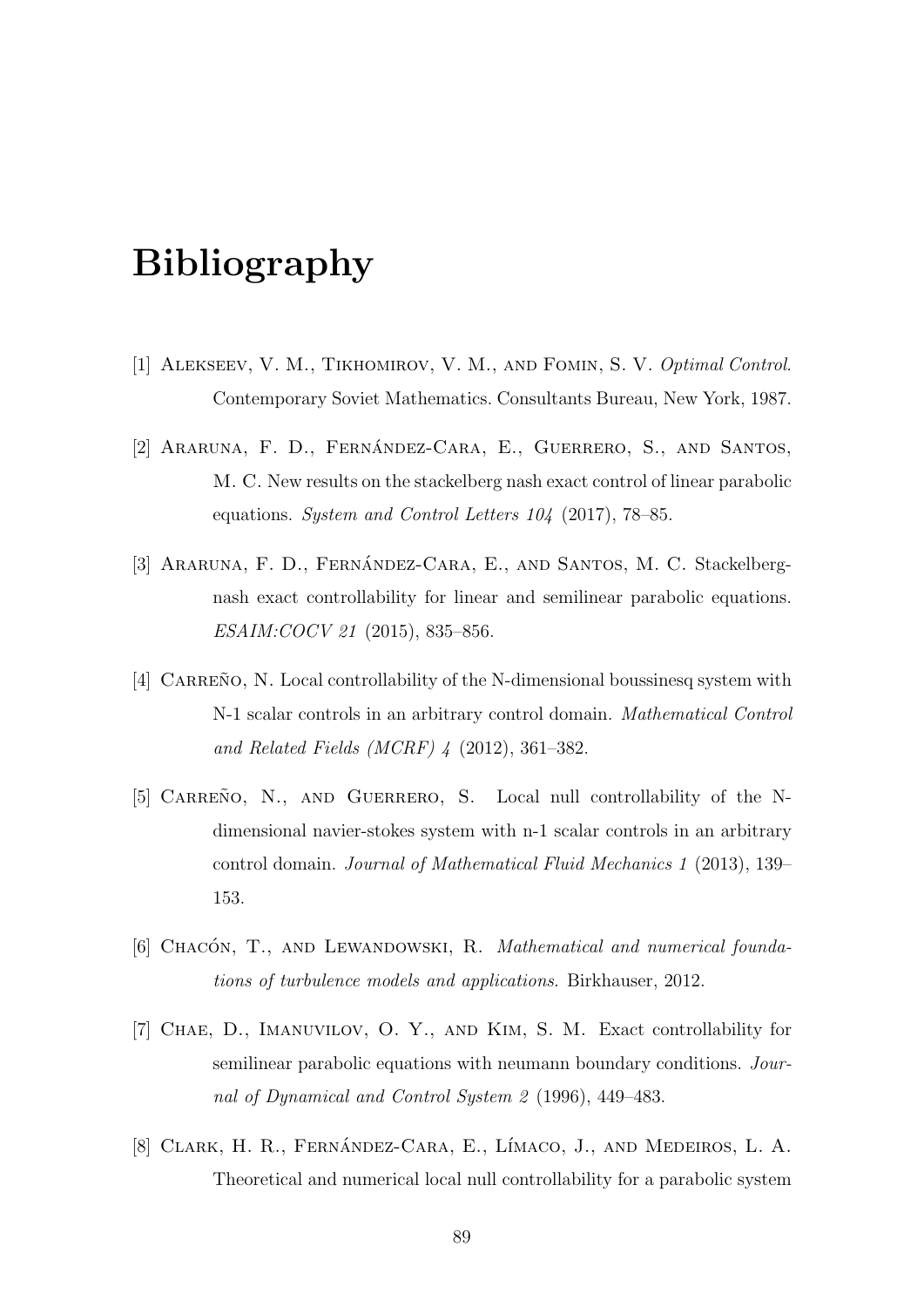# Bibliography

[1] Alekseev, V. M., Tikhomirov, V. M., and Fomin, S. V. *Optimal Control*. Contemporary Soviet Mathematics. Consultants Bureau, New York, 1987.

[2] Araruna, F. D., Fernández-Cara, E., Guerrero, S., and Santos, M. C. New results on the stackelberg nash exact control of linear parabolic equations. *System and Control Letters 104* (2017), 78–85.

[3] Araruna, F. D., Fernández-Cara, E., and Santos, M. C. Stackelberg-nash exact controllability for linear and semilinear parabolic equations. *ESAIM:COCV 21* (2015), 835–856.

[4] Carreño, N. Local controllability of the N-dimensional boussinesq system with N-1 scalar controls in an arbitrary control domain. *Mathematical Control and Related Fields (MCRF) 4* (2012), 361–382.

[5] Carreño, N., and Guerrero, S. Local null controllability of the N-dimensional navier-stokes system with n-1 scalar controls in an arbitrary control domain. *Journal of Mathematical Fluid Mechanics 1* (2013), 139–153.

[6] Chacón, T., and Lewandowski, R. *Mathematical and numerical foundations of turbulence models and applications*. Birkhauser, 2012.

[7] Chae, D., Imanuvilov, O. Y., and Kim, S. M. Exact controllability for semilinear parabolic equations with neumann boundary conditions. *Journal of Dynamical and Control System 2* (1996), 449–483.

[8] Clark, H. R., Fernández-Cara, E., Límaco, J., and Medeiros, L. A. Theoretical and numerical local null controllability for a parabolic system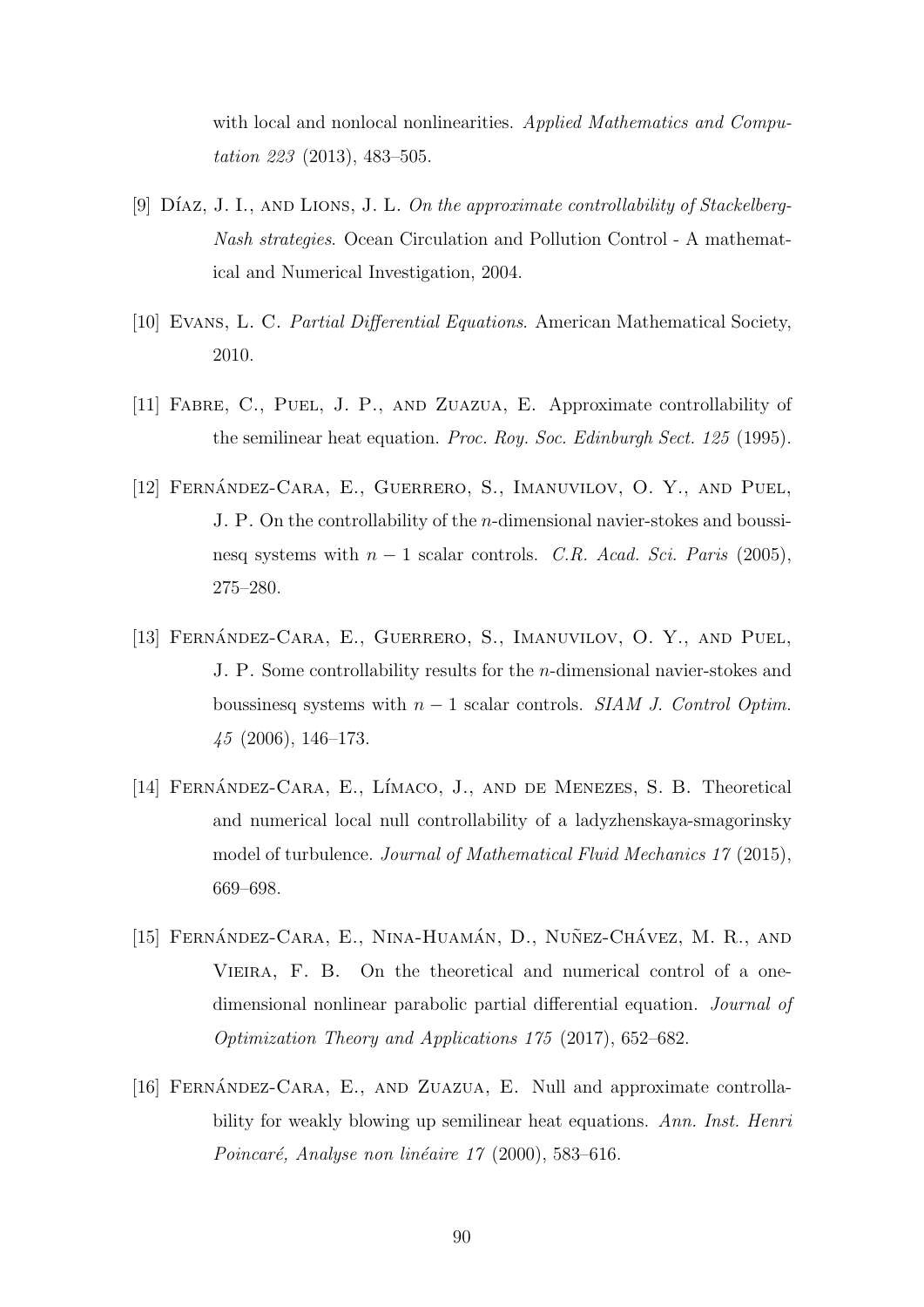with local and nonlocal nonlinearities. *Applied Mathematics and Computation 223* (2013), 483–505.

[9] Díaz, J. I., and Lions, J. L. *On the approximate controllability of Stackelberg-Nash strategies*. Ocean Circulation and Pollution Control - A mathematical and Numerical Investigation, 2004.

[10] Evans, L. C. *Partial Differential Equations*. American Mathematical Society, 2010.

[11] Fabre, C., Puel, J. P., and Zuazua, E. Approximate controllability of the semilinear heat equation. *Proc. Roy. Soc. Edinburgh Sect. 125* (1995).

[12] Fernández-Cara, E., Guerrero, S., Imanuvilov, O. Y., and Puel, J. P. On the controllability of the $n$-dimensional navier-stokes and boussinesq systems with $n-1$ scalar controls. *C.R. Acad. Sci. Paris* (2005), 275–280.

[13] Fernández-Cara, E., Guerrero, S., Imanuvilov, O. Y., and Puel, J. P. Some controllability results for the $n$-dimensional navier-stokes and boussinesq systems with $n-1$ scalar controls. *SIAM J. Control Optim. 45* (2006), 146–173.

[14] Fernández-Cara, E., Límaco, J., and de Menezes, S. B. Theoretical and numerical local null controllability of a ladyzhenskaya-smagorinsky model of turbulence. *Journal of Mathematical Fluid Mechanics 17* (2015), 669–698.

[15] Fernández-Cara, E., Nina-Huamán, D., Nuñez-Chávez, M. R., and Vieira, F. B. On the theoretical and numerical control of a one-dimensional nonlinear parabolic partial differential equation. *Journal of Optimization Theory and Applications 175* (2017), 652–682.

[16] Fernández-Cara, E., and Zuazua, E. Null and approximate controllability for weakly blowing up semilinear heat equations. *Ann. Inst. Henri Poincaré, Analyse non linéaire 17* (2000), 583–616.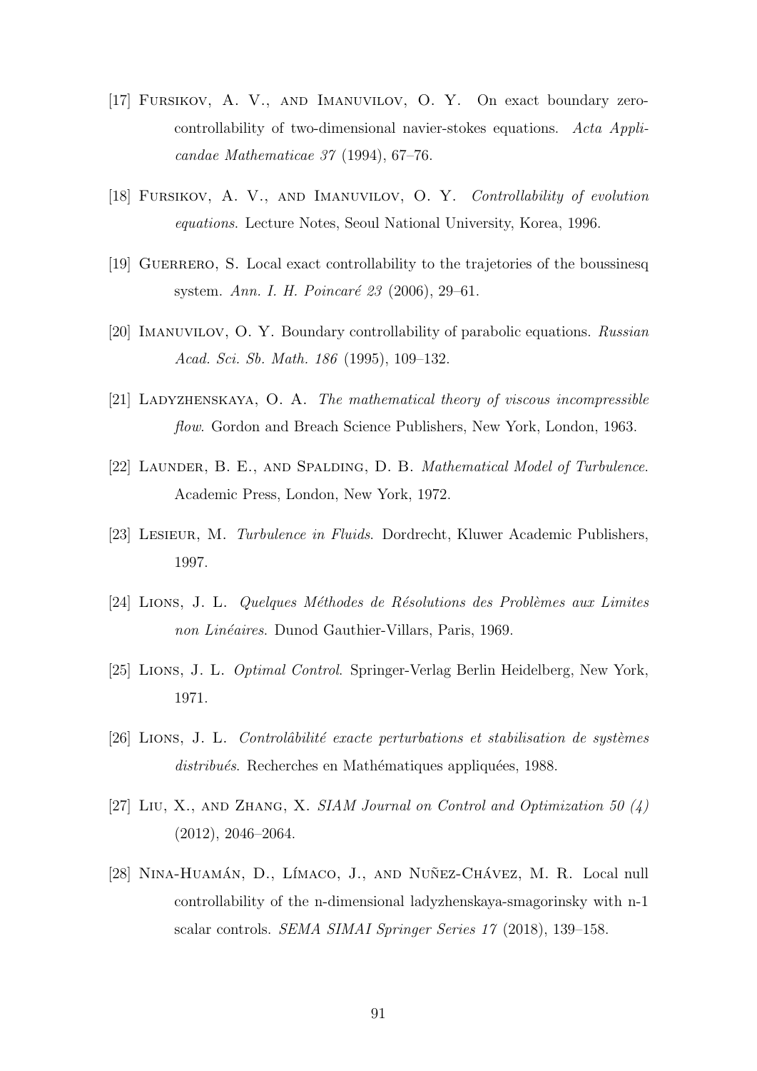[17] Fursikov, A. V., and Imanuvilov, O. Y. On exact boundary zero-controllability of two-dimensional navier-stokes equations. *Acta Applicandae Mathematicae 37* (1994), 67–76.

[18] Fursikov, A. V., and Imanuvilov, O. Y. *Controllability of evolution equations*. Lecture Notes, Seoul National University, Korea, 1996.

[19] Guerrero, S. Local exact controllability to the trajetories of the boussinesq system. *Ann. I. H. Poincaré 23* (2006), 29–61.

[20] Imanuvilov, O. Y. Boundary controllability of parabolic equations. *Russian Acad. Sci. Sb. Math. 186* (1995), 109–132.

[21] Ladyzhenskaya, O. A. *The mathematical theory of viscous incompressible flow*. Gordon and Breach Science Publishers, New York, London, 1963.

[22] Launder, B. E., and Spalding, D. B. *Mathematical Model of Turbulence*. Academic Press, London, New York, 1972.

[23] Lesieur, M. *Turbulence in Fluids*. Dordrecht, Kluwer Academic Publishers, 1997.

[24] Lions, J. L. *Quelques Méthodes de Résolutions des Problèmes aux Limites non Linéaires*. Dunod Gauthier-Villars, Paris, 1969.

[25] Lions, J. L. *Optimal Control*. Springer-Verlag Berlin Heidelberg, New York, 1971.

[26] Lions, J. L. *Controlâbilité exacte perturbations et stabilisation de systèmes distribués*. Recherches en Mathématiques appliquées, 1988.

[27] Liu, X., and Zhang, X. *SIAM Journal on Control and Optimization 50 (4)* (2012), 2046–2064.

[28] Nina-Huamán, D., Límaco, J., and Nuñez-Chávez, M. R. Local null controllability of the n-dimensional ladyzhenskaya-smagorinsky with n-1 scalar controls. *SEMA SIMAI Springer Series 17* (2018), 139–158.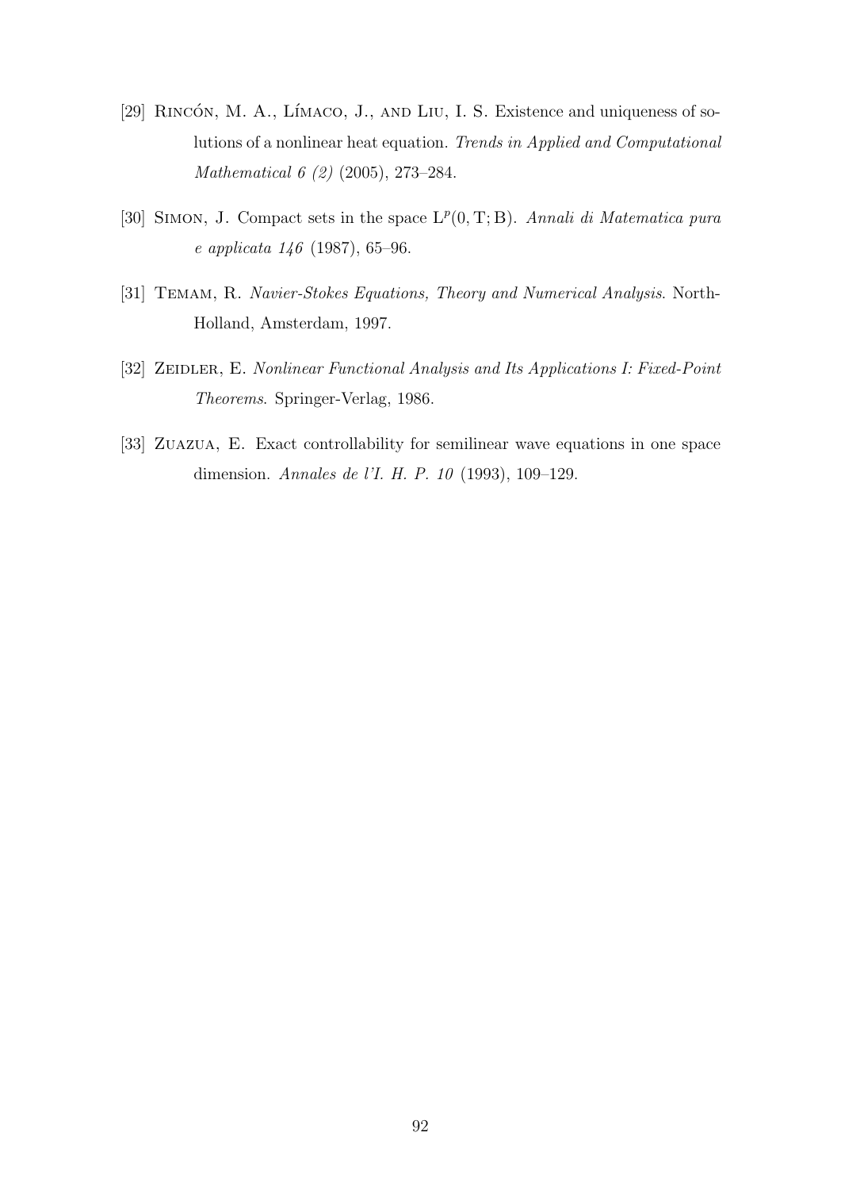[29] Rincón, M. A., Límaco, J., and Liu, I. S. Existence and uniqueness of solutions of a nonlinear heat equation. *Trends in Applied and Computational Mathematical 6 (2)* (2005), 273–284.

[30] Simon, J. Compact sets in the space $\mathrm{L}^p(0, \mathrm{T}; \mathrm{B})$. *Annali di Matematica pura e applicata 146* (1987), 65–96.

[31] Temam, R. *Navier-Stokes Equations, Theory and Numerical Analysis*. North-Holland, Amsterdam, 1997.

[32] Zeidler, E. *Nonlinear Functional Analysis and Its Applications I: Fixed-Point Theorems*. Springer-Verlag, 1986.

[33] Zuazua, E. Exact controllability for semilinear wave equations in one space dimension. *Annales de l'I. H. P. 10* (1993), 109–129.